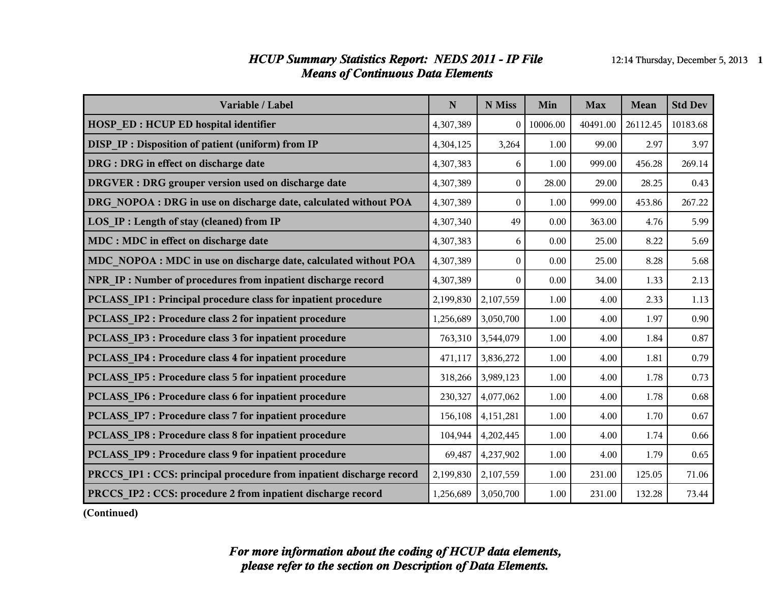# *HCUP Summary Statistics Report: NEDS 2011 - IP File*

## *Means of Continuous Data Elements*

| Variable / Label | N | N Miss | Min | Max | Mean | Std Dev |
|---|---|---|---|---|---|---|
| HOSP_ED : HCUP ED hospital identifier | 4,307,389 | 0 | 10006.00 | 40491.00 | 26112.45 | 10183.68 |
| DISP_IP : Disposition of patient (uniform) from IP | 4,304,125 | 3,264 | 1.00 | 99.00 | 2.97 | 3.97 |
| DRG : DRG in effect on discharge date | 4,307,383 | 6 | 1.00 | 999.00 | 456.28 | 269.14 |
| DRGVER : DRG grouper version used on discharge date | 4,307,389 | 0 | 28.00 | 29.00 | 28.25 | 0.43 |
| DRG_NOPOA : DRG in use on discharge date, calculated without POA | 4,307,389 | 0 | 1.00 | 999.00 | 453.86 | 267.22 |
| LOS_IP : Length of stay (cleaned) from IP | 4,307,340 | 49 | 0.00 | 363.00 | 4.76 | 5.99 |
| MDC : MDC in effect on discharge date | 4,307,383 | 6 | 0.00 | 25.00 | 8.22 | 5.69 |
| MDC_NOPOA : MDC in use on discharge date, calculated without POA | 4,307,389 | 0 | 0.00 | 25.00 | 8.28 | 5.68 |
| NPR_IP : Number of procedures from inpatient discharge record | 4,307,389 | 0 | 0.00 | 34.00 | 1.33 | 2.13 |
| PCLASS_IP1 : Principal procedure class for inpatient procedure | 2,199,830 | 2,107,559 | 1.00 | 4.00 | 2.33 | 1.13 |
| PCLASS_IP2 : Procedure class 2 for inpatient procedure | 1,256,689 | 3,050,700 | 1.00 | 4.00 | 1.97 | 0.90 |
| PCLASS_IP3 : Procedure class 3 for inpatient procedure | 763,310 | 3,544,079 | 1.00 | 4.00 | 1.84 | 0.87 |
| PCLASS_IP4 : Procedure class 4 for inpatient procedure | 471,117 | 3,836,272 | 1.00 | 4.00 | 1.81 | 0.79 |
| PCLASS_IP5 : Procedure class 5 for inpatient procedure | 318,266 | 3,989,123 | 1.00 | 4.00 | 1.78 | 0.73 |
| PCLASS_IP6 : Procedure class 6 for inpatient procedure | 230,327 | 4,077,062 | 1.00 | 4.00 | 1.78 | 0.68 |
| PCLASS_IP7 : Procedure class 7 for inpatient procedure | 156,108 | 4,151,281 | 1.00 | 4.00 | 1.70 | 0.67 |
| PCLASS_IP8 : Procedure class 8 for inpatient procedure | 104,944 | 4,202,445 | 1.00 | 4.00 | 1.74 | 0.66 |
| PCLASS_IP9 : Procedure class 9 for inpatient procedure | 69,487 | 4,237,902 | 1.00 | 4.00 | 1.79 | 0.65 |
| PRCCS_IP1 : CCS: principal procedure from inpatient discharge record | 2,199,830 | 2,107,559 | 1.00 | 231.00 | 125.05 | 71.06 |
| PRCCS_IP2 : CCS: procedure 2 from inpatient discharge record | 1,256,689 | 3,050,700 | 1.00 | 231.00 | 132.28 | 73.44 |

**(Continued)**

***For more information about the coding of HCUP data elements, please refer to the section on Description of Data Elements.***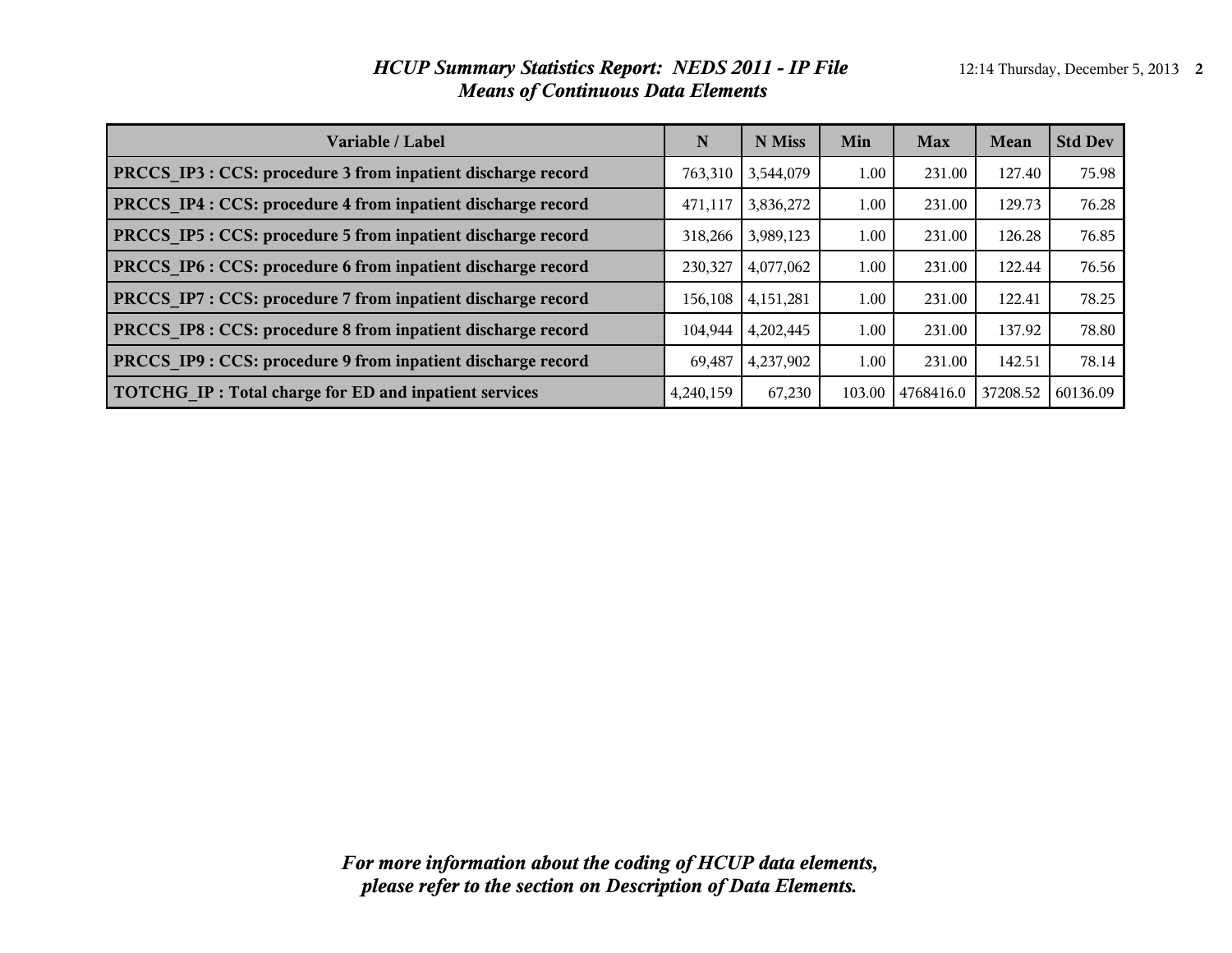*HCUP Summary Statistics Report: NEDS 2011 - IP File*
*Means of Continuous Data Elements*

| Variable / Label | N | N Miss | Min | Max | Mean | Std Dev |
|---|---|---|---|---|---|---|
| **PRCCS_IP3 : CCS: procedure 3 from inpatient discharge record** | 763,310 | 3,544,079 | 1.00 | 231.00 | 127.40 | 75.98 |
| **PRCCS_IP4 : CCS: procedure 4 from inpatient discharge record** | 471,117 | 3,836,272 | 1.00 | 231.00 | 129.73 | 76.28 |
| **PRCCS_IP5 : CCS: procedure 5 from inpatient discharge record** | 318,266 | 3,989,123 | 1.00 | 231.00 | 126.28 | 76.85 |
| **PRCCS_IP6 : CCS: procedure 6 from inpatient discharge record** | 230,327 | 4,077,062 | 1.00 | 231.00 | 122.44 | 76.56 |
| **PRCCS_IP7 : CCS: procedure 7 from inpatient discharge record** | 156,108 | 4,151,281 | 1.00 | 231.00 | 122.41 | 78.25 |
| **PRCCS_IP8 : CCS: procedure 8 from inpatient discharge record** | 104,944 | 4,202,445 | 1.00 | 231.00 | 137.92 | 78.80 |
| **PRCCS_IP9 : CCS: procedure 9 from inpatient discharge record** | 69,487 | 4,237,902 | 1.00 | 231.00 | 142.51 | 78.14 |
| **TOTCHG_IP : Total charge for ED and inpatient services** | 4,240,159 | 67,230 | 103.00 | 4768416.0 | 37208.52 | 60136.09 |

***For more information about the coding of HCUP data elements, please refer to the section on Description of Data Elements.***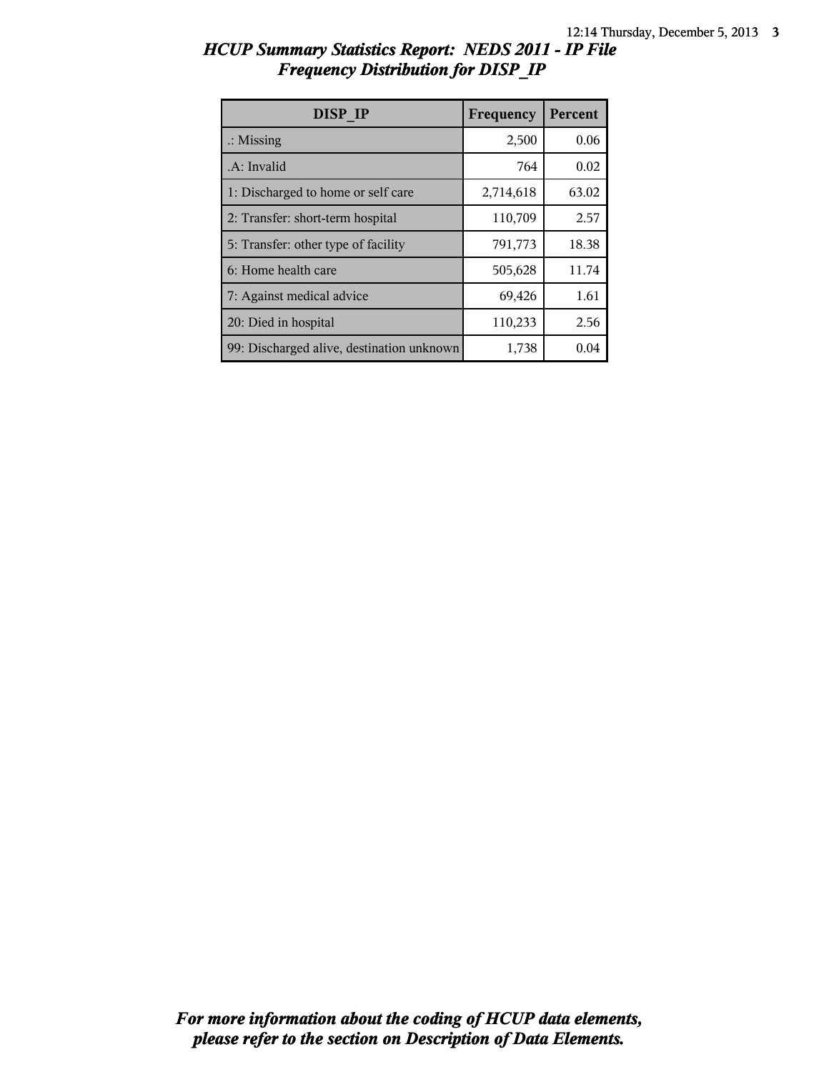# HCUP Summary Statistics Report: NEDS 2011 - IP File
## Frequency Distribution for DISP_IP

| DISP_IP | Frequency | Percent |
|---|---|---|
| .: Missing | 2,500 | 0.06 |
| .A: Invalid | 764 | 0.02 |
| 1: Discharged to home or self care | 2,714,618 | 63.02 |
| 2: Transfer: short-term hospital | 110,709 | 2.57 |
| 5: Transfer: other type of facility | 791,773 | 18.38 |
| 6: Home health care | 505,628 | 11.74 |
| 7: Against medical advice | 69,426 | 1.61 |
| 20: Died in hospital | 110,233 | 2.56 |
| 99: Discharged alive, destination unknown | 1,738 | 0.04 |

*For more information about the coding of HCUP data elements, please refer to the section on Description of Data Elements.*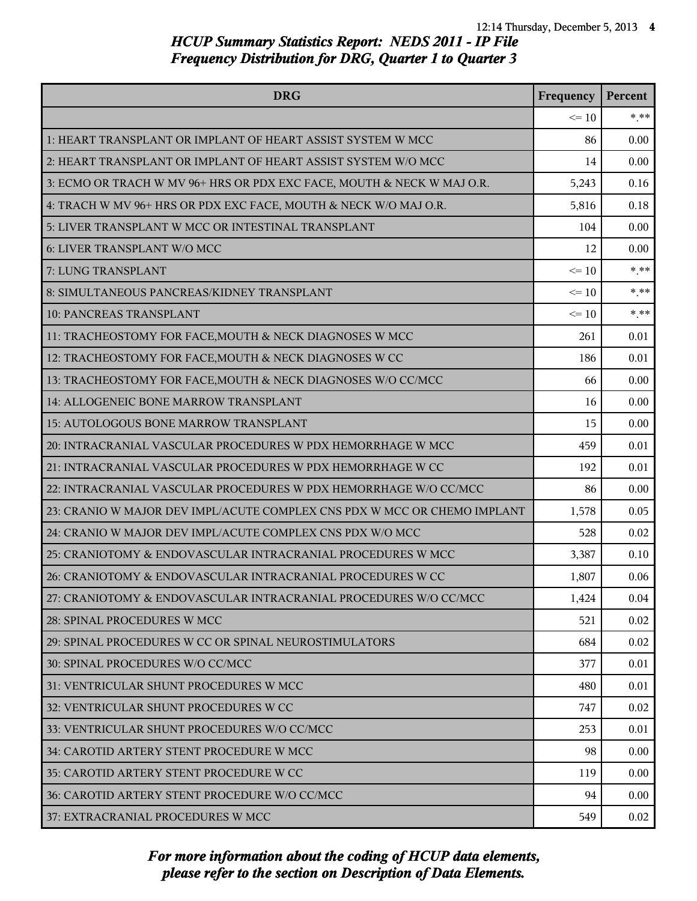## HCUP Summary Statistics Report: NEDS 2011 - IP File
## Frequency Distribution for DRG, Quarter 1 to Quarter 3

| DRG | Frequency | Percent |
|---|---|---|
| | <= 10 | *.** |
| 1: HEART TRANSPLANT OR IMPLANT OF HEART ASSIST SYSTEM W MCC | 86 | 0.00 |
| 2: HEART TRANSPLANT OR IMPLANT OF HEART ASSIST SYSTEM W/O MCC | 14 | 0.00 |
| 3: ECMO OR TRACH W MV 96+ HRS OR PDX EXC FACE, MOUTH & NECK W MAJ O.R. | 5,243 | 0.16 |
| 4: TRACH W MV 96+ HRS OR PDX EXC FACE, MOUTH & NECK W/O MAJ O.R. | 5,816 | 0.18 |
| 5: LIVER TRANSPLANT W MCC OR INTESTINAL TRANSPLANT | 104 | 0.00 |
| 6: LIVER TRANSPLANT W/O MCC | 12 | 0.00 |
| 7: LUNG TRANSPLANT | <= 10 | *.** |
| 8: SIMULTANEOUS PANCREAS/KIDNEY TRANSPLANT | <= 10 | *.** |
| 10: PANCREAS TRANSPLANT | <= 10 | *.** |
| 11: TRACHEOSTOMY FOR FACE,MOUTH & NECK DIAGNOSES W MCC | 261 | 0.01 |
| 12: TRACHEOSTOMY FOR FACE,MOUTH & NECK DIAGNOSES W CC | 186 | 0.01 |
| 13: TRACHEOSTOMY FOR FACE,MOUTH & NECK DIAGNOSES W/O CC/MCC | 66 | 0.00 |
| 14: ALLOGENEIC BONE MARROW TRANSPLANT | 16 | 0.00 |
| 15: AUTOLOGOUS BONE MARROW TRANSPLANT | 15 | 0.00 |
| 20: INTRACRANIAL VASCULAR PROCEDURES W PDX HEMORRHAGE W MCC | 459 | 0.01 |
| 21: INTRACRANIAL VASCULAR PROCEDURES W PDX HEMORRHAGE W CC | 192 | 0.01 |
| 22: INTRACRANIAL VASCULAR PROCEDURES W PDX HEMORRHAGE W/O CC/MCC | 86 | 0.00 |
| 23: CRANIO W MAJOR DEV IMPL/ACUTE COMPLEX CNS PDX W MCC OR CHEMO IMPLANT | 1,578 | 0.05 |
| 24: CRANIO W MAJOR DEV IMPL/ACUTE COMPLEX CNS PDX W/O MCC | 528 | 0.02 |
| 25: CRANIOTOMY & ENDOVASCULAR INTRACRANIAL PROCEDURES W MCC | 3,387 | 0.10 |
| 26: CRANIOTOMY & ENDOVASCULAR INTRACRANIAL PROCEDURES W CC | 1,807 | 0.06 |
| 27: CRANIOTOMY & ENDOVASCULAR INTRACRANIAL PROCEDURES W/O CC/MCC | 1,424 | 0.04 |
| 28: SPINAL PROCEDURES W MCC | 521 | 0.02 |
| 29: SPINAL PROCEDURES W CC OR SPINAL NEUROSTIMULATORS | 684 | 0.02 |
| 30: SPINAL PROCEDURES W/O CC/MCC | 377 | 0.01 |
| 31: VENTRICULAR SHUNT PROCEDURES W MCC | 480 | 0.01 |
| 32: VENTRICULAR SHUNT PROCEDURES W CC | 747 | 0.02 |
| 33: VENTRICULAR SHUNT PROCEDURES W/O CC/MCC | 253 | 0.01 |
| 34: CAROTID ARTERY STENT PROCEDURE W MCC | 98 | 0.00 |
| 35: CAROTID ARTERY STENT PROCEDURE W CC | 119 | 0.00 |
| 36: CAROTID ARTERY STENT PROCEDURE W/O CC/MCC | 94 | 0.00 |
| 37: EXTRACRANIAL PROCEDURES W MCC | 549 | 0.02 |

*For more information about the coding of HCUP data elements, please refer to the section on Description of Data Elements.*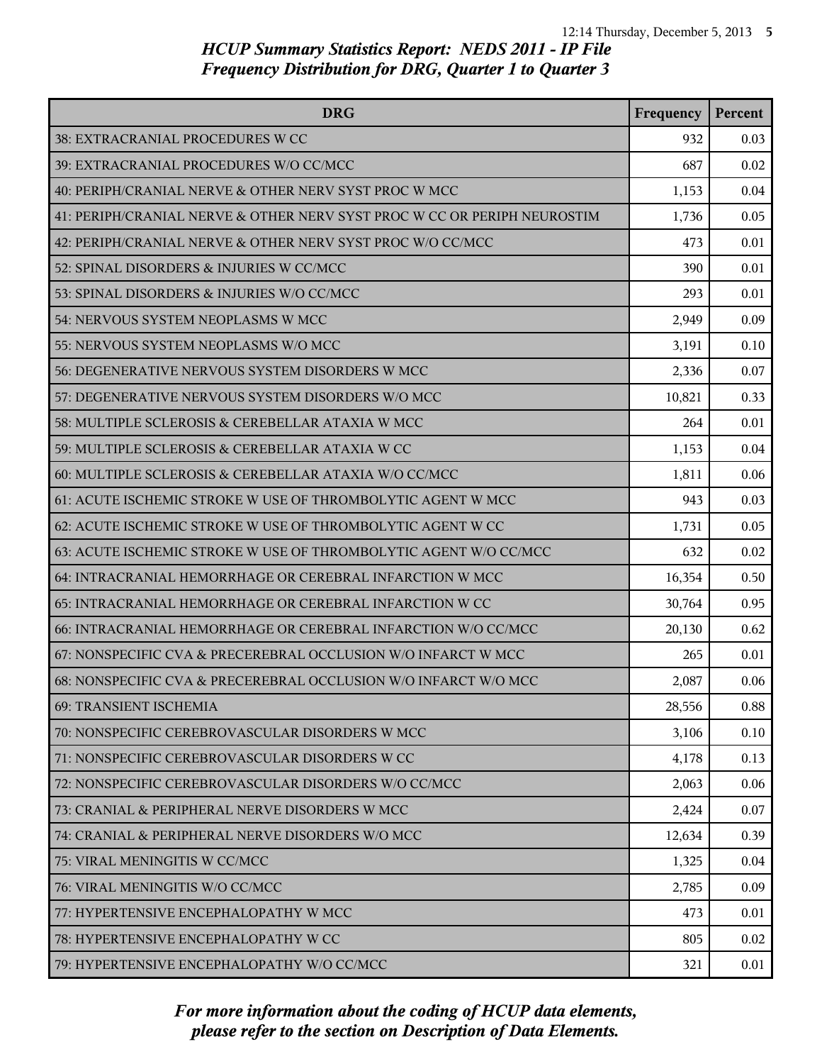## HCUP Summary Statistics Report: NEDS 2011 - IP File
## Frequency Distribution for DRG, Quarter 1 to Quarter 3

| DRG | Frequency | Percent |
|---|---|---|
| 38: EXTRACRANIAL PROCEDURES W CC | 932 | 0.03 |
| 39: EXTRACRANIAL PROCEDURES W/O CC/MCC | 687 | 0.02 |
| 40: PERIPH/CRANIAL NERVE & OTHER NERV SYST PROC W MCC | 1,153 | 0.04 |
| 41: PERIPH/CRANIAL NERVE & OTHER NERV SYST PROC W CC OR PERIPH NEUROSTIM | 1,736 | 0.05 |
| 42: PERIPH/CRANIAL NERVE & OTHER NERV SYST PROC W/O CC/MCC | 473 | 0.01 |
| 52: SPINAL DISORDERS & INJURIES W CC/MCC | 390 | 0.01 |
| 53: SPINAL DISORDERS & INJURIES W/O CC/MCC | 293 | 0.01 |
| 54: NERVOUS SYSTEM NEOPLASMS W MCC | 2,949 | 0.09 |
| 55: NERVOUS SYSTEM NEOPLASMS W/O MCC | 3,191 | 0.10 |
| 56: DEGENERATIVE NERVOUS SYSTEM DISORDERS W MCC | 2,336 | 0.07 |
| 57: DEGENERATIVE NERVOUS SYSTEM DISORDERS W/O MCC | 10,821 | 0.33 |
| 58: MULTIPLE SCLEROSIS & CEREBELLAR ATAXIA W MCC | 264 | 0.01 |
| 59: MULTIPLE SCLEROSIS & CEREBELLAR ATAXIA W CC | 1,153 | 0.04 |
| 60: MULTIPLE SCLEROSIS & CEREBELLAR ATAXIA W/O CC/MCC | 1,811 | 0.06 |
| 61: ACUTE ISCHEMIC STROKE W USE OF THROMBOLYTIC AGENT W MCC | 943 | 0.03 |
| 62: ACUTE ISCHEMIC STROKE W USE OF THROMBOLYTIC AGENT W CC | 1,731 | 0.05 |
| 63: ACUTE ISCHEMIC STROKE W USE OF THROMBOLYTIC AGENT W/O CC/MCC | 632 | 0.02 |
| 64: INTRACRANIAL HEMORRHAGE OR CEREBRAL INFARCTION W MCC | 16,354 | 0.50 |
| 65: INTRACRANIAL HEMORRHAGE OR CEREBRAL INFARCTION W CC | 30,764 | 0.95 |
| 66: INTRACRANIAL HEMORRHAGE OR CEREBRAL INFARCTION W/O CC/MCC | 20,130 | 0.62 |
| 67: NONSPECIFIC CVA & PRECEREBRAL OCCLUSION W/O INFARCT W MCC | 265 | 0.01 |
| 68: NONSPECIFIC CVA & PRECEREBRAL OCCLUSION W/O INFARCT W/O MCC | 2,087 | 0.06 |
| 69: TRANSIENT ISCHEMIA | 28,556 | 0.88 |
| 70: NONSPECIFIC CEREBROVASCULAR DISORDERS W MCC | 3,106 | 0.10 |
| 71: NONSPECIFIC CEREBROVASCULAR DISORDERS W CC | 4,178 | 0.13 |
| 72: NONSPECIFIC CEREBROVASCULAR DISORDERS W/O CC/MCC | 2,063 | 0.06 |
| 73: CRANIAL & PERIPHERAL NERVE DISORDERS W MCC | 2,424 | 0.07 |
| 74: CRANIAL & PERIPHERAL NERVE DISORDERS W/O MCC | 12,634 | 0.39 |
| 75: VIRAL MENINGITIS W CC/MCC | 1,325 | 0.04 |
| 76: VIRAL MENINGITIS W/O CC/MCC | 2,785 | 0.09 |
| 77: HYPERTENSIVE ENCEPHALOPATHY W MCC | 473 | 0.01 |
| 78: HYPERTENSIVE ENCEPHALOPATHY W CC | 805 | 0.02 |
| 79: HYPERTENSIVE ENCEPHALOPATHY W/O CC/MCC | 321 | 0.01 |

*For more information about the coding of HCUP data elements, please refer to the section on Description of Data Elements.*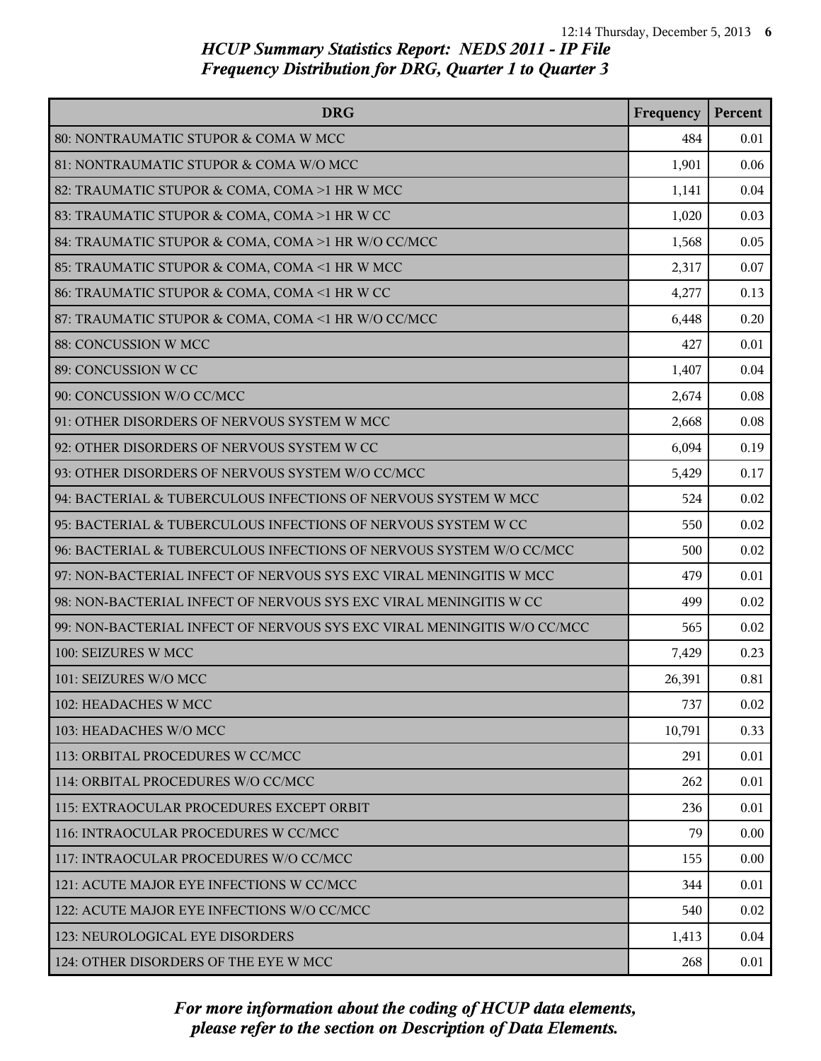## HCUP Summary Statistics Report: NEDS 2011 - IP File
## Frequency Distribution for DRG, Quarter 1 to Quarter 3

| DRG | Frequency | Percent |
|---|---|---|
| 80: NONTRAUMATIC STUPOR & COMA W MCC | 484 | 0.01 |
| 81: NONTRAUMATIC STUPOR & COMA W/O MCC | 1,901 | 0.06 |
| 82: TRAUMATIC STUPOR & COMA, COMA >1 HR W MCC | 1,141 | 0.04 |
| 83: TRAUMATIC STUPOR & COMA, COMA >1 HR W CC | 1,020 | 0.03 |
| 84: TRAUMATIC STUPOR & COMA, COMA >1 HR W/O CC/MCC | 1,568 | 0.05 |
| 85: TRAUMATIC STUPOR & COMA, COMA <1 HR W MCC | 2,317 | 0.07 |
| 86: TRAUMATIC STUPOR & COMA, COMA <1 HR W CC | 4,277 | 0.13 |
| 87: TRAUMATIC STUPOR & COMA, COMA <1 HR W/O CC/MCC | 6,448 | 0.20 |
| 88: CONCUSSION W MCC | 427 | 0.01 |
| 89: CONCUSSION W CC | 1,407 | 0.04 |
| 90: CONCUSSION W/O CC/MCC | 2,674 | 0.08 |
| 91: OTHER DISORDERS OF NERVOUS SYSTEM W MCC | 2,668 | 0.08 |
| 92: OTHER DISORDERS OF NERVOUS SYSTEM W CC | 6,094 | 0.19 |
| 93: OTHER DISORDERS OF NERVOUS SYSTEM W/O CC/MCC | 5,429 | 0.17 |
| 94: BACTERIAL & TUBERCULOUS INFECTIONS OF NERVOUS SYSTEM W MCC | 524 | 0.02 |
| 95: BACTERIAL & TUBERCULOUS INFECTIONS OF NERVOUS SYSTEM W CC | 550 | 0.02 |
| 96: BACTERIAL & TUBERCULOUS INFECTIONS OF NERVOUS SYSTEM W/O CC/MCC | 500 | 0.02 |
| 97: NON-BACTERIAL INFECT OF NERVOUS SYS EXC VIRAL MENINGITIS W MCC | 479 | 0.01 |
| 98: NON-BACTERIAL INFECT OF NERVOUS SYS EXC VIRAL MENINGITIS W CC | 499 | 0.02 |
| 99: NON-BACTERIAL INFECT OF NERVOUS SYS EXC VIRAL MENINGITIS W/O CC/MCC | 565 | 0.02 |
| 100: SEIZURES W MCC | 7,429 | 0.23 |
| 101: SEIZURES W/O MCC | 26,391 | 0.81 |
| 102: HEADACHES W MCC | 737 | 0.02 |
| 103: HEADACHES W/O MCC | 10,791 | 0.33 |
| 113: ORBITAL PROCEDURES W CC/MCC | 291 | 0.01 |
| 114: ORBITAL PROCEDURES W/O CC/MCC | 262 | 0.01 |
| 115: EXTRAOCULAR PROCEDURES EXCEPT ORBIT | 236 | 0.01 |
| 116: INTRAOCULAR PROCEDURES W CC/MCC | 79 | 0.00 |
| 117: INTRAOCULAR PROCEDURES W/O CC/MCC | 155 | 0.00 |
| 121: ACUTE MAJOR EYE INFECTIONS W CC/MCC | 344 | 0.01 |
| 122: ACUTE MAJOR EYE INFECTIONS W/O CC/MCC | 540 | 0.02 |
| 123: NEUROLOGICAL EYE DISORDERS | 1,413 | 0.04 |
| 124: OTHER DISORDERS OF THE EYE W MCC | 268 | 0.01 |

*For more information about the coding of HCUP data elements, please refer to the section on Description of Data Elements.*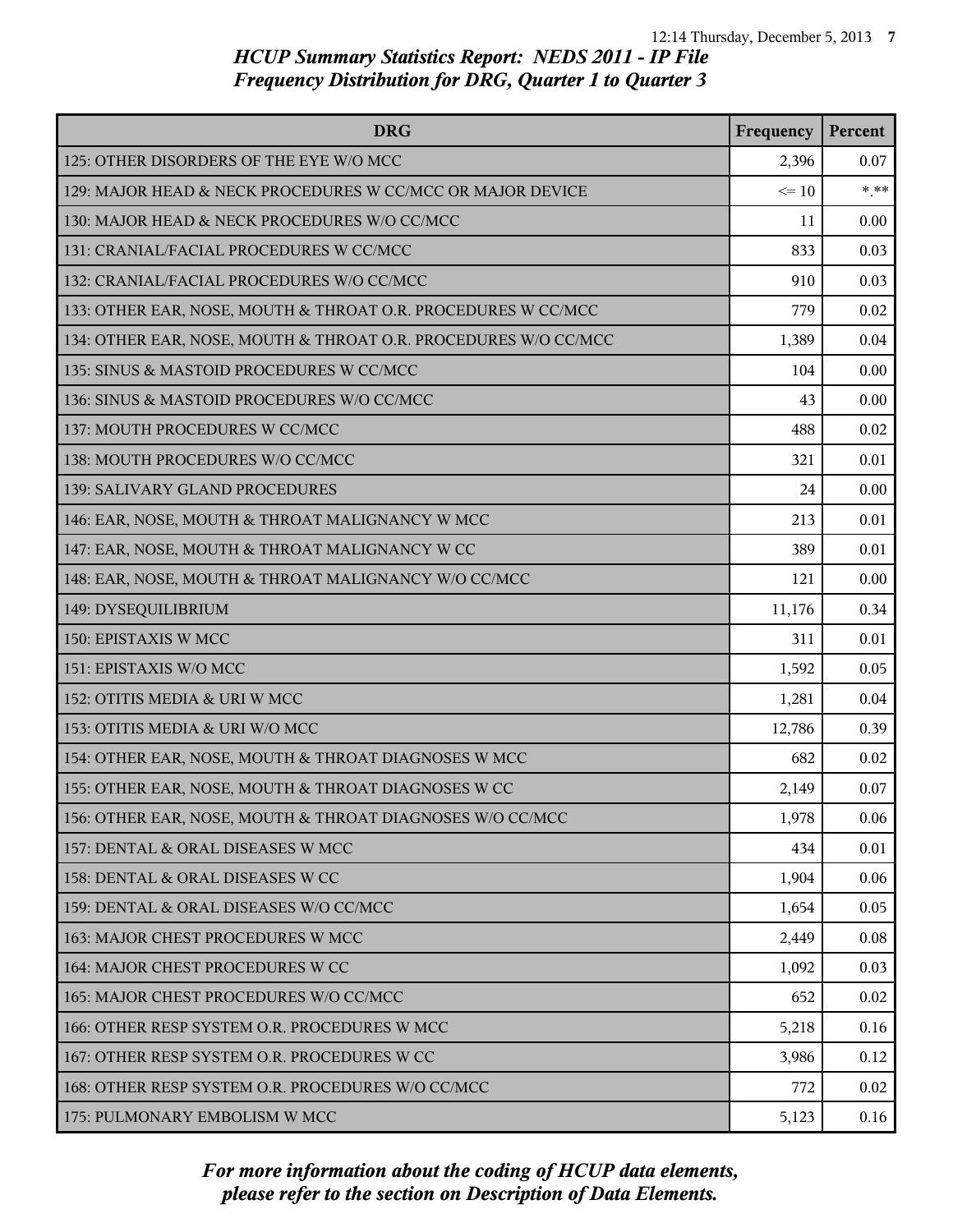## HCUP Summary Statistics Report: NEDS 2011 - IP File
## Frequency Distribution for DRG, Quarter 1 to Quarter 3

| DRG | Frequency | Percent |
|---|---|---|
| 125: OTHER DISORDERS OF THE EYE W/O MCC | 2,396 | 0.07 |
| 129: MAJOR HEAD & NECK PROCEDURES W CC/MCC OR MAJOR DEVICE | <= 10 | *.** |
| 130: MAJOR HEAD & NECK PROCEDURES W/O CC/MCC | 11 | 0.00 |
| 131: CRANIAL/FACIAL PROCEDURES W CC/MCC | 833 | 0.03 |
| 132: CRANIAL/FACIAL PROCEDURES W/O CC/MCC | 910 | 0.03 |
| 133: OTHER EAR, NOSE, MOUTH & THROAT O.R. PROCEDURES W CC/MCC | 779 | 0.02 |
| 134: OTHER EAR, NOSE, MOUTH & THROAT O.R. PROCEDURES W/O CC/MCC | 1,389 | 0.04 |
| 135: SINUS & MASTOID PROCEDURES W CC/MCC | 104 | 0.00 |
| 136: SINUS & MASTOID PROCEDURES W/O CC/MCC | 43 | 0.00 |
| 137: MOUTH PROCEDURES W CC/MCC | 488 | 0.02 |
| 138: MOUTH PROCEDURES W/O CC/MCC | 321 | 0.01 |
| 139: SALIVARY GLAND PROCEDURES | 24 | 0.00 |
| 146: EAR, NOSE, MOUTH & THROAT MALIGNANCY W MCC | 213 | 0.01 |
| 147: EAR, NOSE, MOUTH & THROAT MALIGNANCY W CC | 389 | 0.01 |
| 148: EAR, NOSE, MOUTH & THROAT MALIGNANCY W/O CC/MCC | 121 | 0.00 |
| 149: DYSEQUILIBRIUM | 11,176 | 0.34 |
| 150: EPISTAXIS W MCC | 311 | 0.01 |
| 151: EPISTAXIS W/O MCC | 1,592 | 0.05 |
| 152: OTITIS MEDIA & URI W MCC | 1,281 | 0.04 |
| 153: OTITIS MEDIA & URI W/O MCC | 12,786 | 0.39 |
| 154: OTHER EAR, NOSE, MOUTH & THROAT DIAGNOSES W MCC | 682 | 0.02 |
| 155: OTHER EAR, NOSE, MOUTH & THROAT DIAGNOSES W CC | 2,149 | 0.07 |
| 156: OTHER EAR, NOSE, MOUTH & THROAT DIAGNOSES W/O CC/MCC | 1,978 | 0.06 |
| 157: DENTAL & ORAL DISEASES W MCC | 434 | 0.01 |
| 158: DENTAL & ORAL DISEASES W CC | 1,904 | 0.06 |
| 159: DENTAL & ORAL DISEASES W/O CC/MCC | 1,654 | 0.05 |
| 163: MAJOR CHEST PROCEDURES W MCC | 2,449 | 0.08 |
| 164: MAJOR CHEST PROCEDURES W CC | 1,092 | 0.03 |
| 165: MAJOR CHEST PROCEDURES W/O CC/MCC | 652 | 0.02 |
| 166: OTHER RESP SYSTEM O.R. PROCEDURES W MCC | 5,218 | 0.16 |
| 167: OTHER RESP SYSTEM O.R. PROCEDURES W CC | 3,986 | 0.12 |
| 168: OTHER RESP SYSTEM O.R. PROCEDURES W/O CC/MCC | 772 | 0.02 |
| 175: PULMONARY EMBOLISM W MCC | 5,123 | 0.16 |

*For more information about the coding of HCUP data elements, please refer to the section on Description of Data Elements.*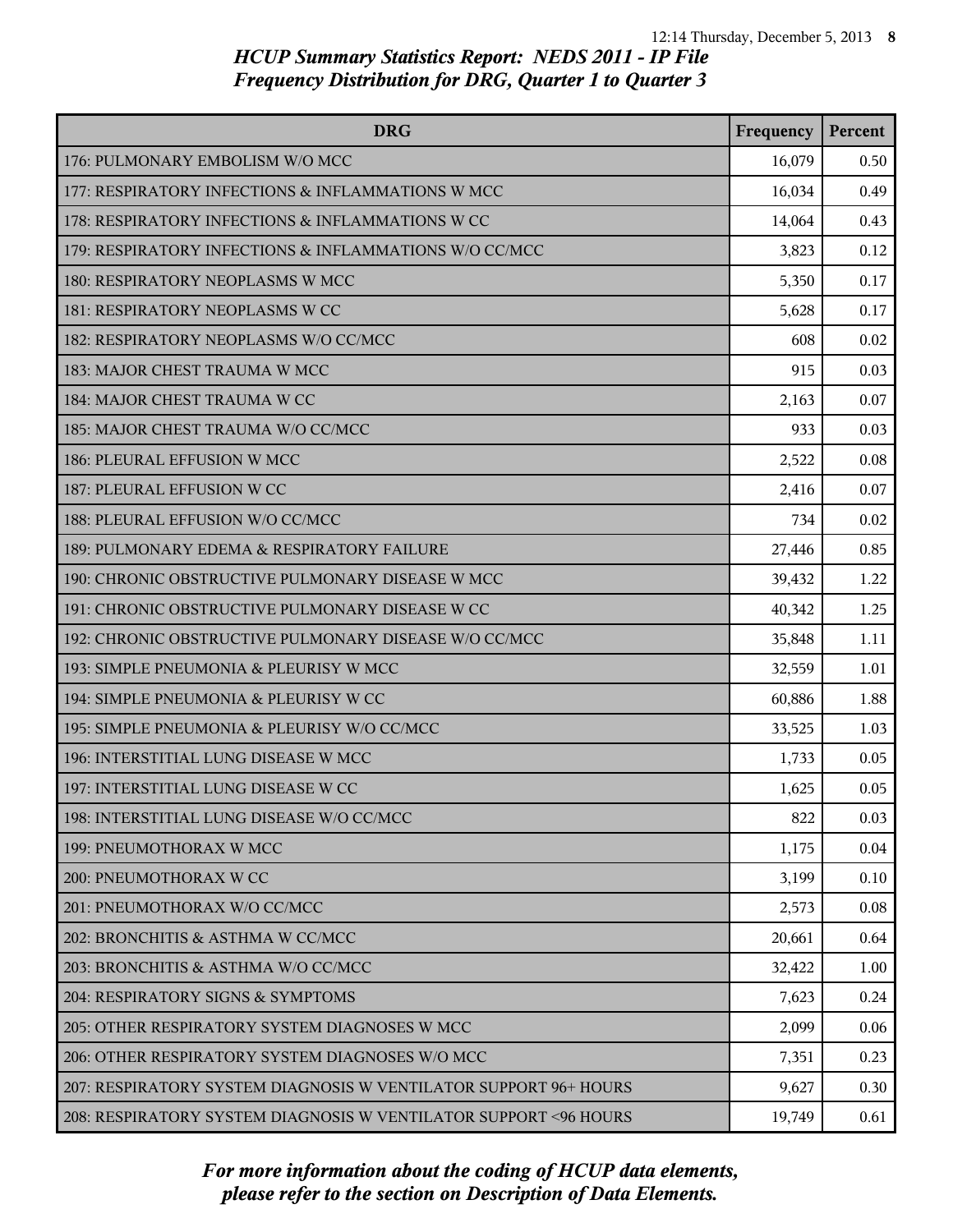## HCUP Summary Statistics Report: NEDS 2011 - IP File
## Frequency Distribution for DRG, Quarter 1 to Quarter 3

| DRG | Frequency | Percent |
|---|---|---|
| 176: PULMONARY EMBOLISM W/O MCC | 16,079 | 0.50 |
| 177: RESPIRATORY INFECTIONS & INFLAMMATIONS W MCC | 16,034 | 0.49 |
| 178: RESPIRATORY INFECTIONS & INFLAMMATIONS W CC | 14,064 | 0.43 |
| 179: RESPIRATORY INFECTIONS & INFLAMMATIONS W/O CC/MCC | 3,823 | 0.12 |
| 180: RESPIRATORY NEOPLASMS W MCC | 5,350 | 0.17 |
| 181: RESPIRATORY NEOPLASMS W CC | 5,628 | 0.17 |
| 182: RESPIRATORY NEOPLASMS W/O CC/MCC | 608 | 0.02 |
| 183: MAJOR CHEST TRAUMA W MCC | 915 | 0.03 |
| 184: MAJOR CHEST TRAUMA W CC | 2,163 | 0.07 |
| 185: MAJOR CHEST TRAUMA W/O CC/MCC | 933 | 0.03 |
| 186: PLEURAL EFFUSION W MCC | 2,522 | 0.08 |
| 187: PLEURAL EFFUSION W CC | 2,416 | 0.07 |
| 188: PLEURAL EFFUSION W/O CC/MCC | 734 | 0.02 |
| 189: PULMONARY EDEMA & RESPIRATORY FAILURE | 27,446 | 0.85 |
| 190: CHRONIC OBSTRUCTIVE PULMONARY DISEASE W MCC | 39,432 | 1.22 |
| 191: CHRONIC OBSTRUCTIVE PULMONARY DISEASE W CC | 40,342 | 1.25 |
| 192: CHRONIC OBSTRUCTIVE PULMONARY DISEASE W/O CC/MCC | 35,848 | 1.11 |
| 193: SIMPLE PNEUMONIA & PLEURISY W MCC | 32,559 | 1.01 |
| 194: SIMPLE PNEUMONIA & PLEURISY W CC | 60,886 | 1.88 |
| 195: SIMPLE PNEUMONIA & PLEURISY W/O CC/MCC | 33,525 | 1.03 |
| 196: INTERSTITIAL LUNG DISEASE W MCC | 1,733 | 0.05 |
| 197: INTERSTITIAL LUNG DISEASE W CC | 1,625 | 0.05 |
| 198: INTERSTITIAL LUNG DISEASE W/O CC/MCC | 822 | 0.03 |
| 199: PNEUMOTHORAX W MCC | 1,175 | 0.04 |
| 200: PNEUMOTHORAX W CC | 3,199 | 0.10 |
| 201: PNEUMOTHORAX W/O CC/MCC | 2,573 | 0.08 |
| 202: BRONCHITIS & ASTHMA W CC/MCC | 20,661 | 0.64 |
| 203: BRONCHITIS & ASTHMA W/O CC/MCC | 32,422 | 1.00 |
| 204: RESPIRATORY SIGNS & SYMPTOMS | 7,623 | 0.24 |
| 205: OTHER RESPIRATORY SYSTEM DIAGNOSES W MCC | 2,099 | 0.06 |
| 206: OTHER RESPIRATORY SYSTEM DIAGNOSES W/O MCC | 7,351 | 0.23 |
| 207: RESPIRATORY SYSTEM DIAGNOSIS W VENTILATOR SUPPORT 96+ HOURS | 9,627 | 0.30 |
| 208: RESPIRATORY SYSTEM DIAGNOSIS W VENTILATOR SUPPORT <96 HOURS | 19,749 | 0.61 |

*For more information about the coding of HCUP data elements, please refer to the section on Description of Data Elements.*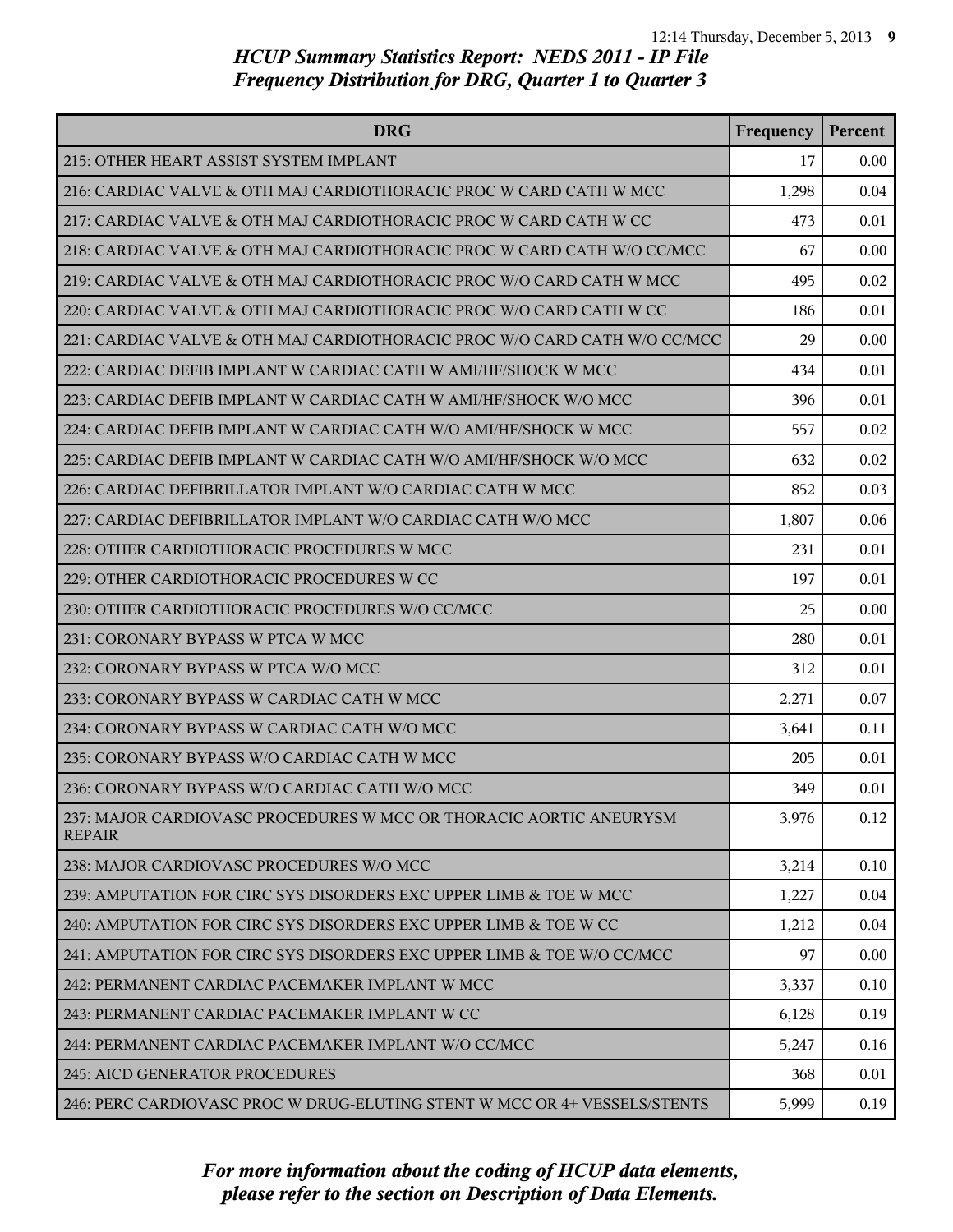# HCUP Summary Statistics Report: NEDS 2011 - IP File
## Frequency Distribution for DRG, Quarter 1 to Quarter 3

| DRG | Frequency | Percent |
|---|---|---|
| 215: OTHER HEART ASSIST SYSTEM IMPLANT | 17 | 0.00 |
| 216: CARDIAC VALVE & OTH MAJ CARDIOTHORACIC PROC W CARD CATH W MCC | 1,298 | 0.04 |
| 217: CARDIAC VALVE & OTH MAJ CARDIOTHORACIC PROC W CARD CATH W CC | 473 | 0.01 |
| 218: CARDIAC VALVE & OTH MAJ CARDIOTHORACIC PROC W CARD CATH W/O CC/MCC | 67 | 0.00 |
| 219: CARDIAC VALVE & OTH MAJ CARDIOTHORACIC PROC W/O CARD CATH W MCC | 495 | 0.02 |
| 220: CARDIAC VALVE & OTH MAJ CARDIOTHORACIC PROC W/O CARD CATH W CC | 186 | 0.01 |
| 221: CARDIAC VALVE & OTH MAJ CARDIOTHORACIC PROC W/O CARD CATH W/O CC/MCC | 29 | 0.00 |
| 222: CARDIAC DEFIB IMPLANT W CARDIAC CATH W AMI/HF/SHOCK W MCC | 434 | 0.01 |
| 223: CARDIAC DEFIB IMPLANT W CARDIAC CATH W AMI/HF/SHOCK W/O MCC | 396 | 0.01 |
| 224: CARDIAC DEFIB IMPLANT W CARDIAC CATH W/O AMI/HF/SHOCK W MCC | 557 | 0.02 |
| 225: CARDIAC DEFIB IMPLANT W CARDIAC CATH W/O AMI/HF/SHOCK W/O MCC | 632 | 0.02 |
| 226: CARDIAC DEFIBRILLATOR IMPLANT W/O CARDIAC CATH W MCC | 852 | 0.03 |
| 227: CARDIAC DEFIBRILLATOR IMPLANT W/O CARDIAC CATH W/O MCC | 1,807 | 0.06 |
| 228: OTHER CARDIOTHORACIC PROCEDURES W MCC | 231 | 0.01 |
| 229: OTHER CARDIOTHORACIC PROCEDURES W CC | 197 | 0.01 |
| 230: OTHER CARDIOTHORACIC PROCEDURES W/O CC/MCC | 25 | 0.00 |
| 231: CORONARY BYPASS W PTCA W MCC | 280 | 0.01 |
| 232: CORONARY BYPASS W PTCA W/O MCC | 312 | 0.01 |
| 233: CORONARY BYPASS W CARDIAC CATH W MCC | 2,271 | 0.07 |
| 234: CORONARY BYPASS W CARDIAC CATH W/O MCC | 3,641 | 0.11 |
| 235: CORONARY BYPASS W/O CARDIAC CATH W MCC | 205 | 0.01 |
| 236: CORONARY BYPASS W/O CARDIAC CATH W/O MCC | 349 | 0.01 |
| 237: MAJOR CARDIOVASC PROCEDURES W MCC OR THORACIC AORTIC ANEURYSM REPAIR | 3,976 | 0.12 |
| 238: MAJOR CARDIOVASC PROCEDURES W/O MCC | 3,214 | 0.10 |
| 239: AMPUTATION FOR CIRC SYS DISORDERS EXC UPPER LIMB & TOE W MCC | 1,227 | 0.04 |
| 240: AMPUTATION FOR CIRC SYS DISORDERS EXC UPPER LIMB & TOE W CC | 1,212 | 0.04 |
| 241: AMPUTATION FOR CIRC SYS DISORDERS EXC UPPER LIMB & TOE W/O CC/MCC | 97 | 0.00 |
| 242: PERMANENT CARDIAC PACEMAKER IMPLANT W MCC | 3,337 | 0.10 |
| 243: PERMANENT CARDIAC PACEMAKER IMPLANT W CC | 6,128 | 0.19 |
| 244: PERMANENT CARDIAC PACEMAKER IMPLANT W/O CC/MCC | 5,247 | 0.16 |
| 245: AICD GENERATOR PROCEDURES | 368 | 0.01 |
| 246: PERC CARDIOVASC PROC W DRUG-ELUTING STENT W MCC OR 4+ VESSELS/STENTS | 5,999 | 0.19 |

*For more information about the coding of HCUP data elements, please refer to the section on Description of Data Elements.*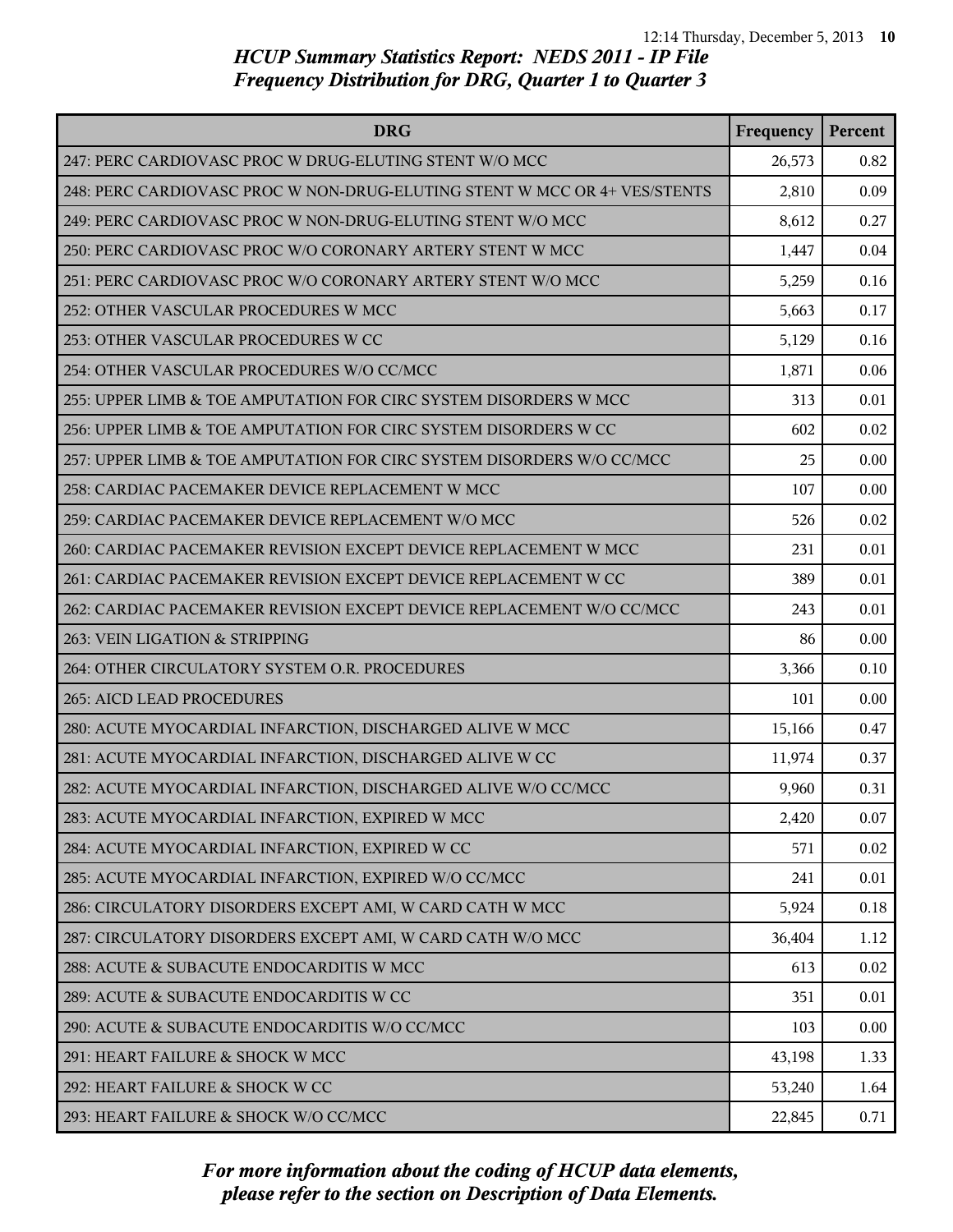## HCUP Summary Statistics Report: NEDS 2011 - IP File
## Frequency Distribution for DRG, Quarter 1 to Quarter 3

| DRG | Frequency | Percent |
|---|---|---|
| 247: PERC CARDIOVASC PROC W DRUG-ELUTING STENT W/O MCC | 26,573 | 0.82 |
| 248: PERC CARDIOVASC PROC W NON-DRUG-ELUTING STENT W MCC OR 4+ VES/STENTS | 2,810 | 0.09 |
| 249: PERC CARDIOVASC PROC W NON-DRUG-ELUTING STENT W/O MCC | 8,612 | 0.27 |
| 250: PERC CARDIOVASC PROC W/O CORONARY ARTERY STENT W MCC | 1,447 | 0.04 |
| 251: PERC CARDIOVASC PROC W/O CORONARY ARTERY STENT W/O MCC | 5,259 | 0.16 |
| 252: OTHER VASCULAR PROCEDURES W MCC | 5,663 | 0.17 |
| 253: OTHER VASCULAR PROCEDURES W CC | 5,129 | 0.16 |
| 254: OTHER VASCULAR PROCEDURES W/O CC/MCC | 1,871 | 0.06 |
| 255: UPPER LIMB & TOE AMPUTATION FOR CIRC SYSTEM DISORDERS W MCC | 313 | 0.01 |
| 256: UPPER LIMB & TOE AMPUTATION FOR CIRC SYSTEM DISORDERS W CC | 602 | 0.02 |
| 257: UPPER LIMB & TOE AMPUTATION FOR CIRC SYSTEM DISORDERS W/O CC/MCC | 25 | 0.00 |
| 258: CARDIAC PACEMAKER DEVICE REPLACEMENT W MCC | 107 | 0.00 |
| 259: CARDIAC PACEMAKER DEVICE REPLACEMENT W/O MCC | 526 | 0.02 |
| 260: CARDIAC PACEMAKER REVISION EXCEPT DEVICE REPLACEMENT W MCC | 231 | 0.01 |
| 261: CARDIAC PACEMAKER REVISION EXCEPT DEVICE REPLACEMENT W CC | 389 | 0.01 |
| 262: CARDIAC PACEMAKER REVISION EXCEPT DEVICE REPLACEMENT W/O CC/MCC | 243 | 0.01 |
| 263: VEIN LIGATION & STRIPPING | 86 | 0.00 |
| 264: OTHER CIRCULATORY SYSTEM O.R. PROCEDURES | 3,366 | 0.10 |
| 265: AICD LEAD PROCEDURES | 101 | 0.00 |
| 280: ACUTE MYOCARDIAL INFARCTION, DISCHARGED ALIVE W MCC | 15,166 | 0.47 |
| 281: ACUTE MYOCARDIAL INFARCTION, DISCHARGED ALIVE W CC | 11,974 | 0.37 |
| 282: ACUTE MYOCARDIAL INFARCTION, DISCHARGED ALIVE W/O CC/MCC | 9,960 | 0.31 |
| 283: ACUTE MYOCARDIAL INFARCTION, EXPIRED W MCC | 2,420 | 0.07 |
| 284: ACUTE MYOCARDIAL INFARCTION, EXPIRED W CC | 571 | 0.02 |
| 285: ACUTE MYOCARDIAL INFARCTION, EXPIRED W/O CC/MCC | 241 | 0.01 |
| 286: CIRCULATORY DISORDERS EXCEPT AMI, W CARD CATH W MCC | 5,924 | 0.18 |
| 287: CIRCULATORY DISORDERS EXCEPT AMI, W CARD CATH W/O MCC | 36,404 | 1.12 |
| 288: ACUTE & SUBACUTE ENDOCARDITIS W MCC | 613 | 0.02 |
| 289: ACUTE & SUBACUTE ENDOCARDITIS W CC | 351 | 0.01 |
| 290: ACUTE & SUBACUTE ENDOCARDITIS W/O CC/MCC | 103 | 0.00 |
| 291: HEART FAILURE & SHOCK W MCC | 43,198 | 1.33 |
| 292: HEART FAILURE & SHOCK W CC | 53,240 | 1.64 |
| 293: HEART FAILURE & SHOCK W/O CC/MCC | 22,845 | 0.71 |

*For more information about the coding of HCUP data elements, please refer to the section on Description of Data Elements.*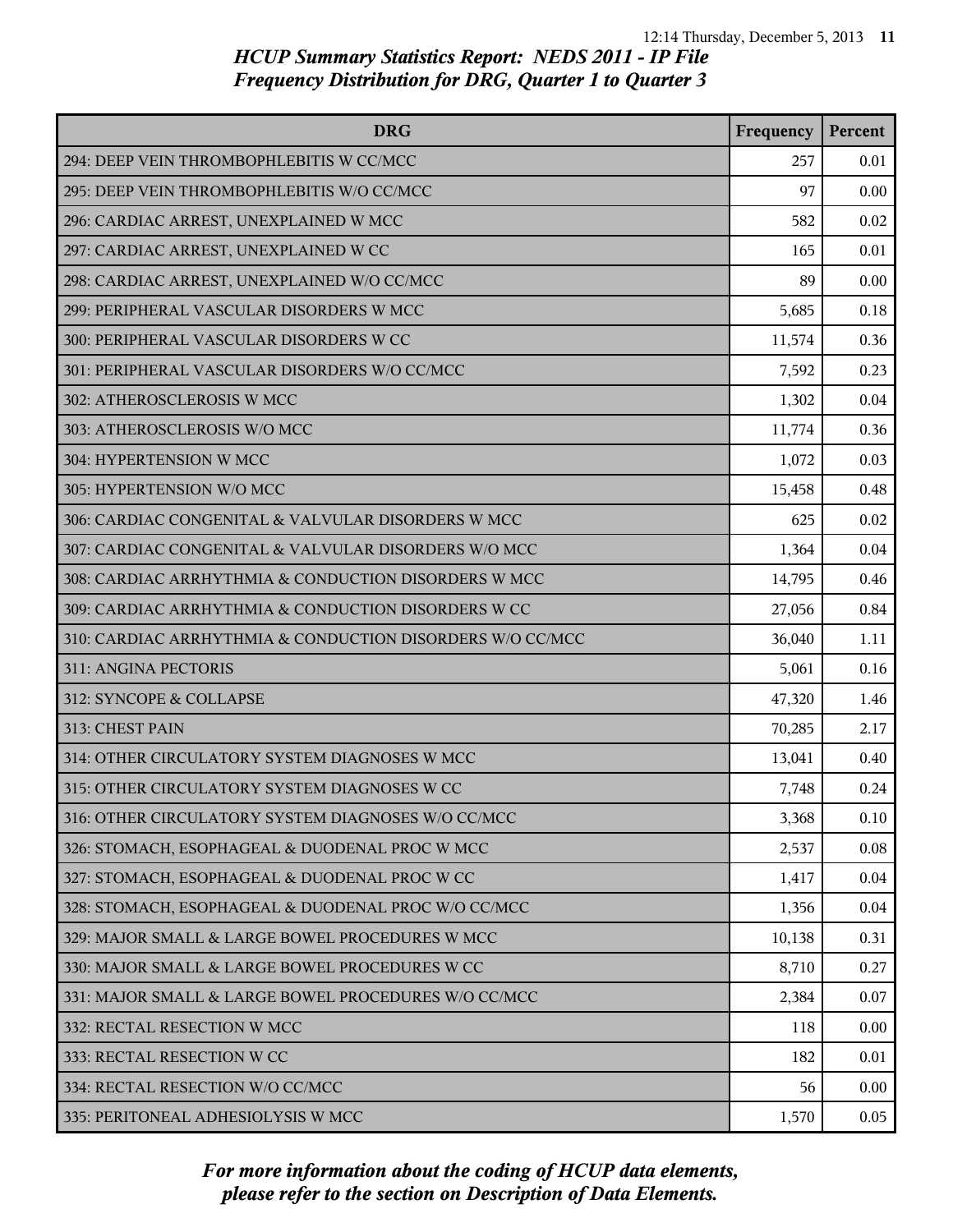## HCUP Summary Statistics Report: NEDS 2011 - IP File
## Frequency Distribution for DRG, Quarter 1 to Quarter 3

| DRG | Frequency | Percent |
|---|---|---|
| 294: DEEP VEIN THROMBOPHLEBITIS W CC/MCC | 257 | 0.01 |
| 295: DEEP VEIN THROMBOPHLEBITIS W/O CC/MCC | 97 | 0.00 |
| 296: CARDIAC ARREST, UNEXPLAINED W MCC | 582 | 0.02 |
| 297: CARDIAC ARREST, UNEXPLAINED W CC | 165 | 0.01 |
| 298: CARDIAC ARREST, UNEXPLAINED W/O CC/MCC | 89 | 0.00 |
| 299: PERIPHERAL VASCULAR DISORDERS W MCC | 5,685 | 0.18 |
| 300: PERIPHERAL VASCULAR DISORDERS W CC | 11,574 | 0.36 |
| 301: PERIPHERAL VASCULAR DISORDERS W/O CC/MCC | 7,592 | 0.23 |
| 302: ATHEROSCLEROSIS W MCC | 1,302 | 0.04 |
| 303: ATHEROSCLEROSIS W/O MCC | 11,774 | 0.36 |
| 304: HYPERTENSION W MCC | 1,072 | 0.03 |
| 305: HYPERTENSION W/O MCC | 15,458 | 0.48 |
| 306: CARDIAC CONGENITAL & VALVULAR DISORDERS W MCC | 625 | 0.02 |
| 307: CARDIAC CONGENITAL & VALVULAR DISORDERS W/O MCC | 1,364 | 0.04 |
| 308: CARDIAC ARRHYTHMIA & CONDUCTION DISORDERS W MCC | 14,795 | 0.46 |
| 309: CARDIAC ARRHYTHMIA & CONDUCTION DISORDERS W CC | 27,056 | 0.84 |
| 310: CARDIAC ARRHYTHMIA & CONDUCTION DISORDERS W/O CC/MCC | 36,040 | 1.11 |
| 311: ANGINA PECTORIS | 5,061 | 0.16 |
| 312: SYNCOPE & COLLAPSE | 47,320 | 1.46 |
| 313: CHEST PAIN | 70,285 | 2.17 |
| 314: OTHER CIRCULATORY SYSTEM DIAGNOSES W MCC | 13,041 | 0.40 |
| 315: OTHER CIRCULATORY SYSTEM DIAGNOSES W CC | 7,748 | 0.24 |
| 316: OTHER CIRCULATORY SYSTEM DIAGNOSES W/O CC/MCC | 3,368 | 0.10 |
| 326: STOMACH, ESOPHAGEAL & DUODENAL PROC W MCC | 2,537 | 0.08 |
| 327: STOMACH, ESOPHAGEAL & DUODENAL PROC W CC | 1,417 | 0.04 |
| 328: STOMACH, ESOPHAGEAL & DUODENAL PROC W/O CC/MCC | 1,356 | 0.04 |
| 329: MAJOR SMALL & LARGE BOWEL PROCEDURES W MCC | 10,138 | 0.31 |
| 330: MAJOR SMALL & LARGE BOWEL PROCEDURES W CC | 8,710 | 0.27 |
| 331: MAJOR SMALL & LARGE BOWEL PROCEDURES W/O CC/MCC | 2,384 | 0.07 |
| 332: RECTAL RESECTION W MCC | 118 | 0.00 |
| 333: RECTAL RESECTION W CC | 182 | 0.01 |
| 334: RECTAL RESECTION W/O CC/MCC | 56 | 0.00 |
| 335: PERITONEAL ADHESIOLYSIS W MCC | 1,570 | 0.05 |

*For more information about the coding of HCUP data elements, please refer to the section on Description of Data Elements.*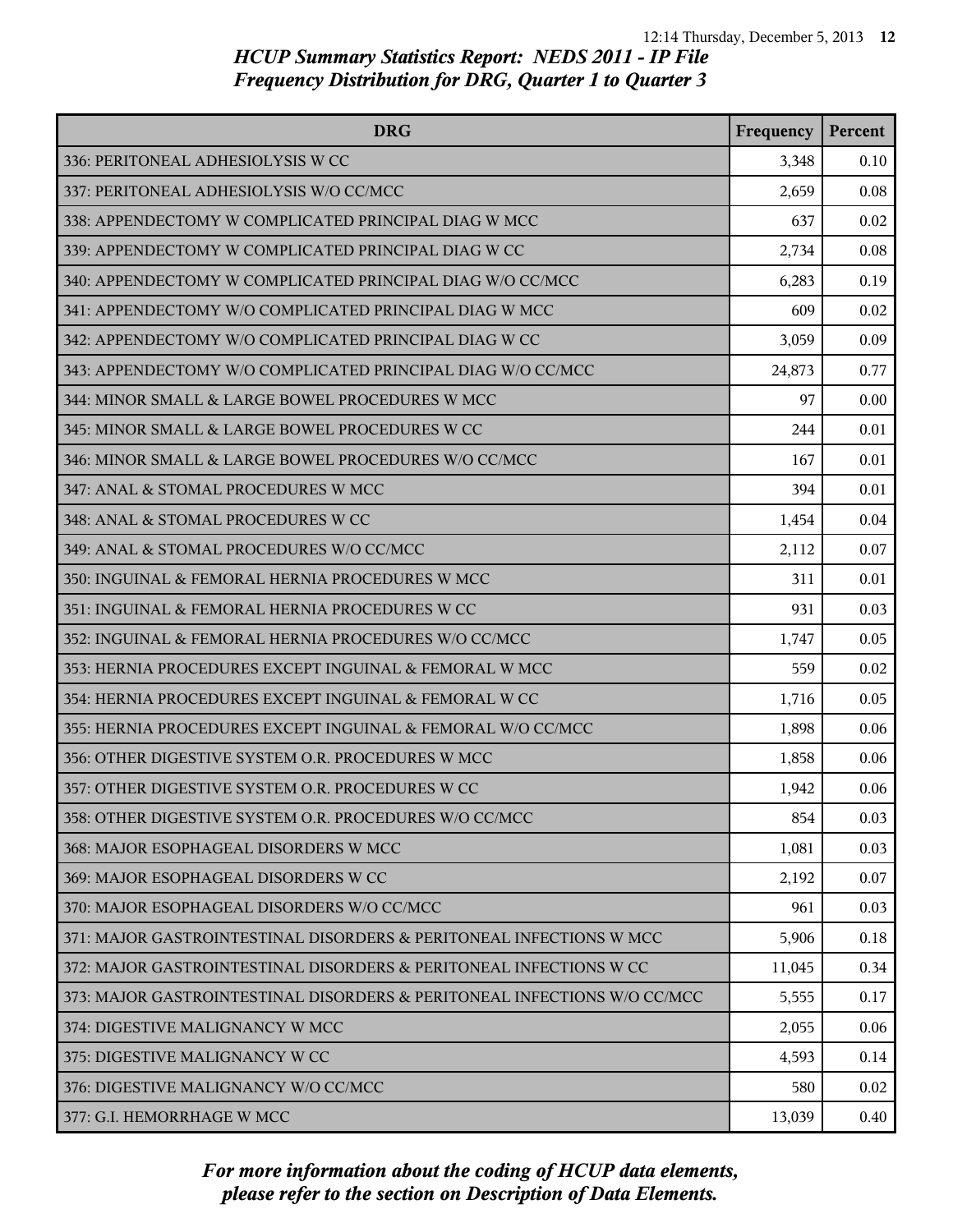*HCUP Summary Statistics Report: NEDS 2011 - IP File*
*Frequency Distribution for DRG, Quarter 1 to Quarter 3*

| DRG | Frequency | Percent |
|---|---|---|
| 336: PERITONEAL ADHESIOLYSIS W CC | 3,348 | 0.10 |
| 337: PERITONEAL ADHESIOLYSIS W/O CC/MCC | 2,659 | 0.08 |
| 338: APPENDECTOMY W COMPLICATED PRINCIPAL DIAG W MCC | 637 | 0.02 |
| 339: APPENDECTOMY W COMPLICATED PRINCIPAL DIAG W CC | 2,734 | 0.08 |
| 340: APPENDECTOMY W COMPLICATED PRINCIPAL DIAG W/O CC/MCC | 6,283 | 0.19 |
| 341: APPENDECTOMY W/O COMPLICATED PRINCIPAL DIAG W MCC | 609 | 0.02 |
| 342: APPENDECTOMY W/O COMPLICATED PRINCIPAL DIAG W CC | 3,059 | 0.09 |
| 343: APPENDECTOMY W/O COMPLICATED PRINCIPAL DIAG W/O CC/MCC | 24,873 | 0.77 |
| 344: MINOR SMALL & LARGE BOWEL PROCEDURES W MCC | 97 | 0.00 |
| 345: MINOR SMALL & LARGE BOWEL PROCEDURES W CC | 244 | 0.01 |
| 346: MINOR SMALL & LARGE BOWEL PROCEDURES W/O CC/MCC | 167 | 0.01 |
| 347: ANAL & STOMAL PROCEDURES W MCC | 394 | 0.01 |
| 348: ANAL & STOMAL PROCEDURES W CC | 1,454 | 0.04 |
| 349: ANAL & STOMAL PROCEDURES W/O CC/MCC | 2,112 | 0.07 |
| 350: INGUINAL & FEMORAL HERNIA PROCEDURES W MCC | 311 | 0.01 |
| 351: INGUINAL & FEMORAL HERNIA PROCEDURES W CC | 931 | 0.03 |
| 352: INGUINAL & FEMORAL HERNIA PROCEDURES W/O CC/MCC | 1,747 | 0.05 |
| 353: HERNIA PROCEDURES EXCEPT INGUINAL & FEMORAL W MCC | 559 | 0.02 |
| 354: HERNIA PROCEDURES EXCEPT INGUINAL & FEMORAL W CC | 1,716 | 0.05 |
| 355: HERNIA PROCEDURES EXCEPT INGUINAL & FEMORAL W/O CC/MCC | 1,898 | 0.06 |
| 356: OTHER DIGESTIVE SYSTEM O.R. PROCEDURES W MCC | 1,858 | 0.06 |
| 357: OTHER DIGESTIVE SYSTEM O.R. PROCEDURES W CC | 1,942 | 0.06 |
| 358: OTHER DIGESTIVE SYSTEM O.R. PROCEDURES W/O CC/MCC | 854 | 0.03 |
| 368: MAJOR ESOPHAGEAL DISORDERS W MCC | 1,081 | 0.03 |
| 369: MAJOR ESOPHAGEAL DISORDERS W CC | 2,192 | 0.07 |
| 370: MAJOR ESOPHAGEAL DISORDERS W/O CC/MCC | 961 | 0.03 |
| 371: MAJOR GASTROINTESTINAL DISORDERS & PERITONEAL INFECTIONS W MCC | 5,906 | 0.18 |
| 372: MAJOR GASTROINTESTINAL DISORDERS & PERITONEAL INFECTIONS W CC | 11,045 | 0.34 |
| 373: MAJOR GASTROINTESTINAL DISORDERS & PERITONEAL INFECTIONS W/O CC/MCC | 5,555 | 0.17 |
| 374: DIGESTIVE MALIGNANCY W MCC | 2,055 | 0.06 |
| 375: DIGESTIVE MALIGNANCY W CC | 4,593 | 0.14 |
| 376: DIGESTIVE MALIGNANCY W/O CC/MCC | 580 | 0.02 |
| 377: G.I. HEMORRHAGE W MCC | 13,039 | 0.40 |

*For more information about the coding of HCUP data elements, please refer to the section on Description of Data Elements.*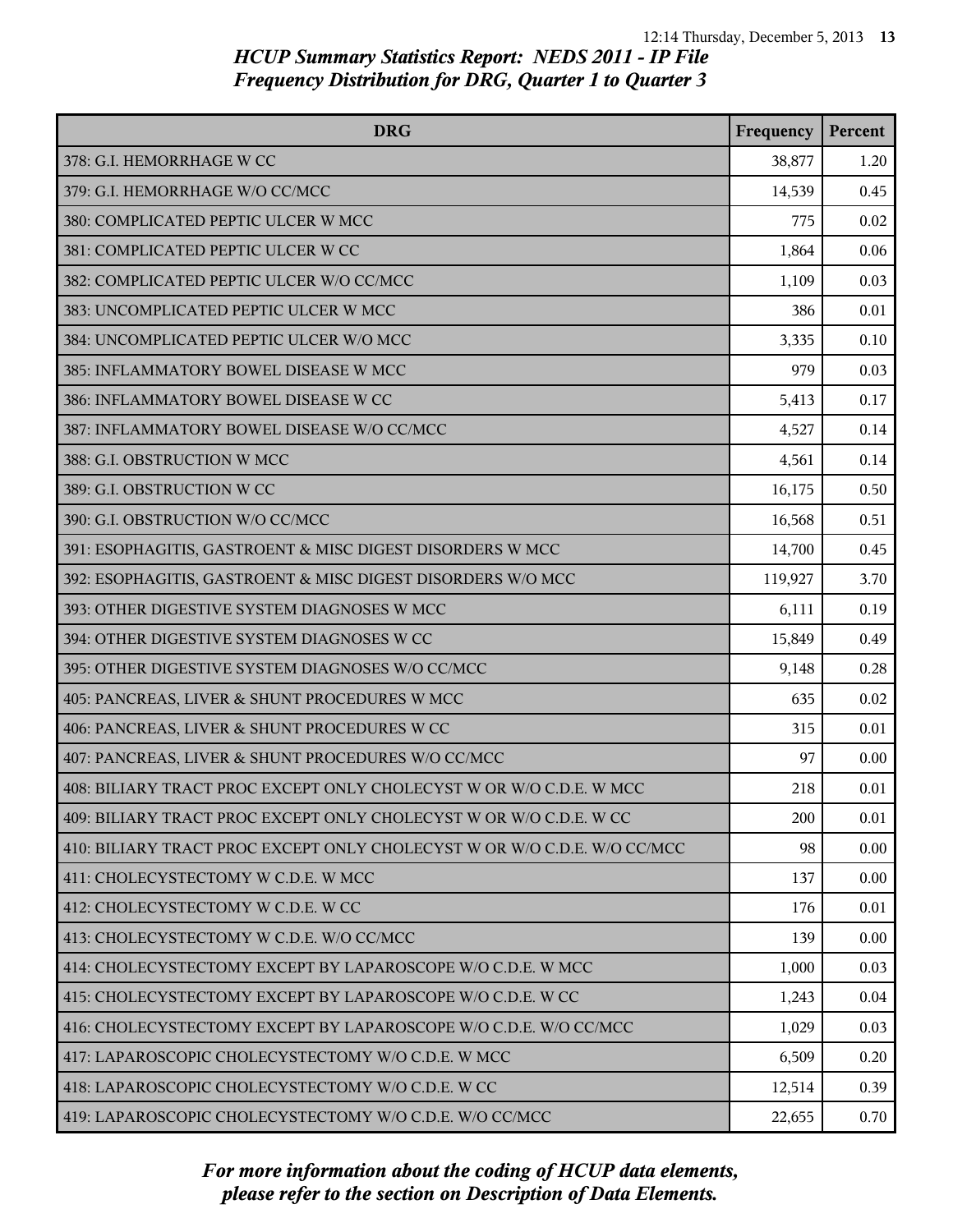*HCUP Summary Statistics Report: NEDS 2011 - IP File*
*Frequency Distribution for DRG, Quarter 1 to Quarter 3*

| DRG | Frequency | Percent |
| --- | --- | --- |
| 378: G.I. HEMORRHAGE W CC | 38,877 | 1.20 |
| 379: G.I. HEMORRHAGE W/O CC/MCC | 14,539 | 0.45 |
| 380: COMPLICATED PEPTIC ULCER W MCC | 775 | 0.02 |
| 381: COMPLICATED PEPTIC ULCER W CC | 1,864 | 0.06 |
| 382: COMPLICATED PEPTIC ULCER W/O CC/MCC | 1,109 | 0.03 |
| 383: UNCOMPLICATED PEPTIC ULCER W MCC | 386 | 0.01 |
| 384: UNCOMPLICATED PEPTIC ULCER W/O MCC | 3,335 | 0.10 |
| 385: INFLAMMATORY BOWEL DISEASE W MCC | 979 | 0.03 |
| 386: INFLAMMATORY BOWEL DISEASE W CC | 5,413 | 0.17 |
| 387: INFLAMMATORY BOWEL DISEASE W/O CC/MCC | 4,527 | 0.14 |
| 388: G.I. OBSTRUCTION W MCC | 4,561 | 0.14 |
| 389: G.I. OBSTRUCTION W CC | 16,175 | 0.50 |
| 390: G.I. OBSTRUCTION W/O CC/MCC | 16,568 | 0.51 |
| 391: ESOPHAGITIS, GASTROENT & MISC DIGEST DISORDERS W MCC | 14,700 | 0.45 |
| 392: ESOPHAGITIS, GASTROENT & MISC DIGEST DISORDERS W/O MCC | 119,927 | 3.70 |
| 393: OTHER DIGESTIVE SYSTEM DIAGNOSES W MCC | 6,111 | 0.19 |
| 394: OTHER DIGESTIVE SYSTEM DIAGNOSES W CC | 15,849 | 0.49 |
| 395: OTHER DIGESTIVE SYSTEM DIAGNOSES W/O CC/MCC | 9,148 | 0.28 |
| 405: PANCREAS, LIVER & SHUNT PROCEDURES W MCC | 635 | 0.02 |
| 406: PANCREAS, LIVER & SHUNT PROCEDURES W CC | 315 | 0.01 |
| 407: PANCREAS, LIVER & SHUNT PROCEDURES W/O CC/MCC | 97 | 0.00 |
| 408: BILIARY TRACT PROC EXCEPT ONLY CHOLECYST W OR W/O C.D.E. W MCC | 218 | 0.01 |
| 409: BILIARY TRACT PROC EXCEPT ONLY CHOLECYST W OR W/O C.D.E. W CC | 200 | 0.01 |
| 410: BILIARY TRACT PROC EXCEPT ONLY CHOLECYST W OR W/O C.D.E. W/O CC/MCC | 98 | 0.00 |
| 411: CHOLECYSTECTOMY W C.D.E. W MCC | 137 | 0.00 |
| 412: CHOLECYSTECTOMY W C.D.E. W CC | 176 | 0.01 |
| 413: CHOLECYSTECTOMY W C.D.E. W/O CC/MCC | 139 | 0.00 |
| 414: CHOLECYSTECTOMY EXCEPT BY LAPAROSCOPE W/O C.D.E. W MCC | 1,000 | 0.03 |
| 415: CHOLECYSTECTOMY EXCEPT BY LAPAROSCOPE W/O C.D.E. W CC | 1,243 | 0.04 |
| 416: CHOLECYSTECTOMY EXCEPT BY LAPAROSCOPE W/O C.D.E. W/O CC/MCC | 1,029 | 0.03 |
| 417: LAPAROSCOPIC CHOLECYSTECTOMY W/O C.D.E. W MCC | 6,509 | 0.20 |
| 418: LAPAROSCOPIC CHOLECYSTECTOMY W/O C.D.E. W CC | 12,514 | 0.39 |
| 419: LAPAROSCOPIC CHOLECYSTECTOMY W/O C.D.E. W/O CC/MCC | 22,655 | 0.70 |

*For more information about the coding of HCUP data elements, please refer to the section on Description of Data Elements.*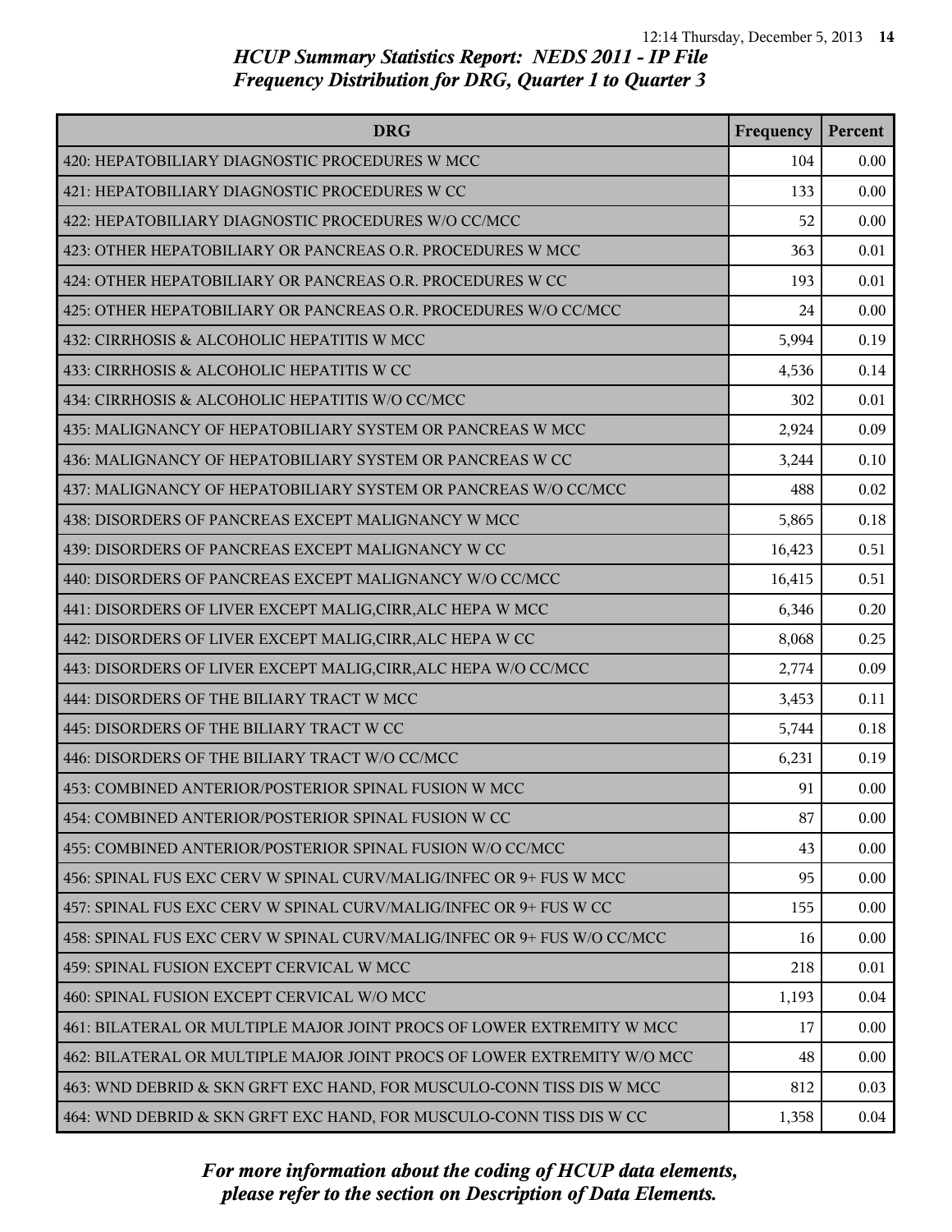*HCUP Summary Statistics Report: NEDS 2011 - IP File*
*Frequency Distribution for DRG, Quarter 1 to Quarter 3*

| DRG | Frequency | Percent |
|---|---|---|
| 420: HEPATOBILIARY DIAGNOSTIC PROCEDURES W MCC | 104 | 0.00 |
| 421: HEPATOBILIARY DIAGNOSTIC PROCEDURES W CC | 133 | 0.00 |
| 422: HEPATOBILIARY DIAGNOSTIC PROCEDURES W/O CC/MCC | 52 | 0.00 |
| 423: OTHER HEPATOBILIARY OR PANCREAS O.R. PROCEDURES W MCC | 363 | 0.01 |
| 424: OTHER HEPATOBILIARY OR PANCREAS O.R. PROCEDURES W CC | 193 | 0.01 |
| 425: OTHER HEPATOBILIARY OR PANCREAS O.R. PROCEDURES W/O CC/MCC | 24 | 0.00 |
| 432: CIRRHOSIS & ALCOHOLIC HEPATITIS W MCC | 5,994 | 0.19 |
| 433: CIRRHOSIS & ALCOHOLIC HEPATITIS W CC | 4,536 | 0.14 |
| 434: CIRRHOSIS & ALCOHOLIC HEPATITIS W/O CC/MCC | 302 | 0.01 |
| 435: MALIGNANCY OF HEPATOBILIARY SYSTEM OR PANCREAS W MCC | 2,924 | 0.09 |
| 436: MALIGNANCY OF HEPATOBILIARY SYSTEM OR PANCREAS W CC | 3,244 | 0.10 |
| 437: MALIGNANCY OF HEPATOBILIARY SYSTEM OR PANCREAS W/O CC/MCC | 488 | 0.02 |
| 438: DISORDERS OF PANCREAS EXCEPT MALIGNANCY W MCC | 5,865 | 0.18 |
| 439: DISORDERS OF PANCREAS EXCEPT MALIGNANCY W CC | 16,423 | 0.51 |
| 440: DISORDERS OF PANCREAS EXCEPT MALIGNANCY W/O CC/MCC | 16,415 | 0.51 |
| 441: DISORDERS OF LIVER EXCEPT MALIG,CIRR,ALC HEPA W MCC | 6,346 | 0.20 |
| 442: DISORDERS OF LIVER EXCEPT MALIG,CIRR,ALC HEPA W CC | 8,068 | 0.25 |
| 443: DISORDERS OF LIVER EXCEPT MALIG,CIRR,ALC HEPA W/O CC/MCC | 2,774 | 0.09 |
| 444: DISORDERS OF THE BILIARY TRACT W MCC | 3,453 | 0.11 |
| 445: DISORDERS OF THE BILIARY TRACT W CC | 5,744 | 0.18 |
| 446: DISORDERS OF THE BILIARY TRACT W/O CC/MCC | 6,231 | 0.19 |
| 453: COMBINED ANTERIOR/POSTERIOR SPINAL FUSION W MCC | 91 | 0.00 |
| 454: COMBINED ANTERIOR/POSTERIOR SPINAL FUSION W CC | 87 | 0.00 |
| 455: COMBINED ANTERIOR/POSTERIOR SPINAL FUSION W/O CC/MCC | 43 | 0.00 |
| 456: SPINAL FUS EXC CERV W SPINAL CURV/MALIG/INFEC OR 9+ FUS W MCC | 95 | 0.00 |
| 457: SPINAL FUS EXC CERV W SPINAL CURV/MALIG/INFEC OR 9+ FUS W CC | 155 | 0.00 |
| 458: SPINAL FUS EXC CERV W SPINAL CURV/MALIG/INFEC OR 9+ FUS W/O CC/MCC | 16 | 0.00 |
| 459: SPINAL FUSION EXCEPT CERVICAL W MCC | 218 | 0.01 |
| 460: SPINAL FUSION EXCEPT CERVICAL W/O MCC | 1,193 | 0.04 |
| 461: BILATERAL OR MULTIPLE MAJOR JOINT PROCS OF LOWER EXTREMITY W MCC | 17 | 0.00 |
| 462: BILATERAL OR MULTIPLE MAJOR JOINT PROCS OF LOWER EXTREMITY W/O MCC | 48 | 0.00 |
| 463: WND DEBRID & SKN GRFT EXC HAND, FOR MUSCULO-CONN TISS DIS W MCC | 812 | 0.03 |
| 464: WND DEBRID & SKN GRFT EXC HAND, FOR MUSCULO-CONN TISS DIS W CC | 1,358 | 0.04 |

*For more information about the coding of HCUP data elements, please refer to the section on Description of Data Elements.*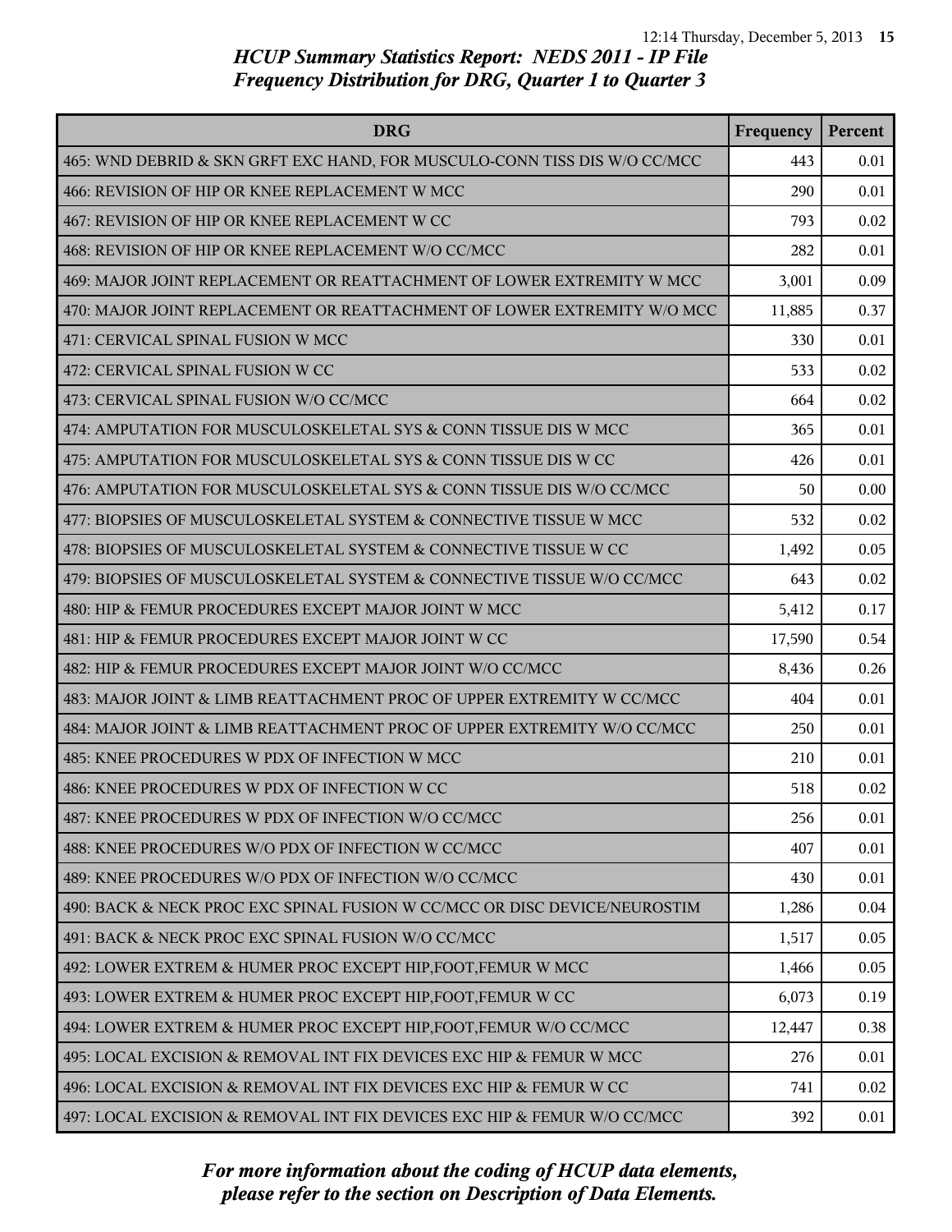# HCUP Summary Statistics Report: NEDS 2011 - IP File
## Frequency Distribution for DRG, Quarter 1 to Quarter 3

| DRG | Frequency | Percent |
|---|---|---|
| 465: WND DEBRID & SKN GRFT EXC HAND, FOR MUSCULO-CONN TISS DIS W/O CC/MCC | 443 | 0.01 |
| 466: REVISION OF HIP OR KNEE REPLACEMENT W MCC | 290 | 0.01 |
| 467: REVISION OF HIP OR KNEE REPLACEMENT W CC | 793 | 0.02 |
| 468: REVISION OF HIP OR KNEE REPLACEMENT W/O CC/MCC | 282 | 0.01 |
| 469: MAJOR JOINT REPLACEMENT OR REATTACHMENT OF LOWER EXTREMITY W MCC | 3,001 | 0.09 |
| 470: MAJOR JOINT REPLACEMENT OR REATTACHMENT OF LOWER EXTREMITY W/O MCC | 11,885 | 0.37 |
| 471: CERVICAL SPINAL FUSION W MCC | 330 | 0.01 |
| 472: CERVICAL SPINAL FUSION W CC | 533 | 0.02 |
| 473: CERVICAL SPINAL FUSION W/O CC/MCC | 664 | 0.02 |
| 474: AMPUTATION FOR MUSCULOSKELETAL SYS & CONN TISSUE DIS W MCC | 365 | 0.01 |
| 475: AMPUTATION FOR MUSCULOSKELETAL SYS & CONN TISSUE DIS W CC | 426 | 0.01 |
| 476: AMPUTATION FOR MUSCULOSKELETAL SYS & CONN TISSUE DIS W/O CC/MCC | 50 | 0.00 |
| 477: BIOPSIES OF MUSCULOSKELETAL SYSTEM & CONNECTIVE TISSUE W MCC | 532 | 0.02 |
| 478: BIOPSIES OF MUSCULOSKELETAL SYSTEM & CONNECTIVE TISSUE W CC | 1,492 | 0.05 |
| 479: BIOPSIES OF MUSCULOSKELETAL SYSTEM & CONNECTIVE TISSUE W/O CC/MCC | 643 | 0.02 |
| 480: HIP & FEMUR PROCEDURES EXCEPT MAJOR JOINT W MCC | 5,412 | 0.17 |
| 481: HIP & FEMUR PROCEDURES EXCEPT MAJOR JOINT W CC | 17,590 | 0.54 |
| 482: HIP & FEMUR PROCEDURES EXCEPT MAJOR JOINT W/O CC/MCC | 8,436 | 0.26 |
| 483: MAJOR JOINT & LIMB REATTACHMENT PROC OF UPPER EXTREMITY W CC/MCC | 404 | 0.01 |
| 484: MAJOR JOINT & LIMB REATTACHMENT PROC OF UPPER EXTREMITY W/O CC/MCC | 250 | 0.01 |
| 485: KNEE PROCEDURES W PDX OF INFECTION W MCC | 210 | 0.01 |
| 486: KNEE PROCEDURES W PDX OF INFECTION W CC | 518 | 0.02 |
| 487: KNEE PROCEDURES W PDX OF INFECTION W/O CC/MCC | 256 | 0.01 |
| 488: KNEE PROCEDURES W/O PDX OF INFECTION W CC/MCC | 407 | 0.01 |
| 489: KNEE PROCEDURES W/O PDX OF INFECTION W/O CC/MCC | 430 | 0.01 |
| 490: BACK & NECK PROC EXC SPINAL FUSION W CC/MCC OR DISC DEVICE/NEUROSTIM | 1,286 | 0.04 |
| 491: BACK & NECK PROC EXC SPINAL FUSION W/O CC/MCC | 1,517 | 0.05 |
| 492: LOWER EXTREM & HUMER PROC EXCEPT HIP,FOOT,FEMUR W MCC | 1,466 | 0.05 |
| 493: LOWER EXTREM & HUMER PROC EXCEPT HIP,FOOT,FEMUR W CC | 6,073 | 0.19 |
| 494: LOWER EXTREM & HUMER PROC EXCEPT HIP,FOOT,FEMUR W/O CC/MCC | 12,447 | 0.38 |
| 495: LOCAL EXCISION & REMOVAL INT FIX DEVICES EXC HIP & FEMUR W MCC | 276 | 0.01 |
| 496: LOCAL EXCISION & REMOVAL INT FIX DEVICES EXC HIP & FEMUR W CC | 741 | 0.02 |
| 497: LOCAL EXCISION & REMOVAL INT FIX DEVICES EXC HIP & FEMUR W/O CC/MCC | 392 | 0.01 |

*For more information about the coding of HCUP data elements, please refer to the section on Description of Data Elements.*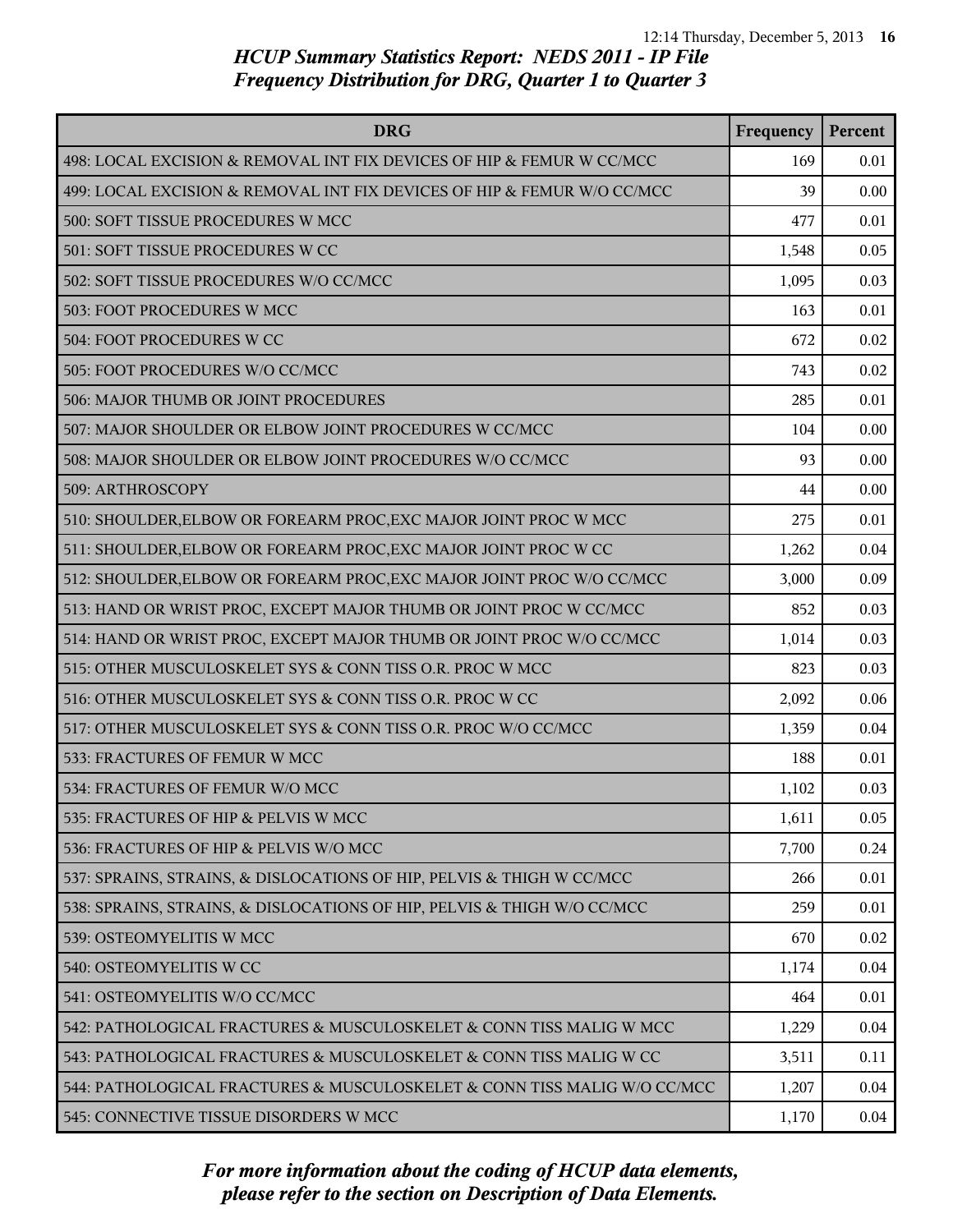## HCUP Summary Statistics Report: NEDS 2011 - IP File
## Frequency Distribution for DRG, Quarter 1 to Quarter 3

| DRG | Frequency | Percent |
|---|---|---|
| 498: LOCAL EXCISION & REMOVAL INT FIX DEVICES OF HIP & FEMUR W CC/MCC | 169 | 0.01 |
| 499: LOCAL EXCISION & REMOVAL INT FIX DEVICES OF HIP & FEMUR W/O CC/MCC | 39 | 0.00 |
| 500: SOFT TISSUE PROCEDURES W MCC | 477 | 0.01 |
| 501: SOFT TISSUE PROCEDURES W CC | 1,548 | 0.05 |
| 502: SOFT TISSUE PROCEDURES W/O CC/MCC | 1,095 | 0.03 |
| 503: FOOT PROCEDURES W MCC | 163 | 0.01 |
| 504: FOOT PROCEDURES W CC | 672 | 0.02 |
| 505: FOOT PROCEDURES W/O CC/MCC | 743 | 0.02 |
| 506: MAJOR THUMB OR JOINT PROCEDURES | 285 | 0.01 |
| 507: MAJOR SHOULDER OR ELBOW JOINT PROCEDURES W CC/MCC | 104 | 0.00 |
| 508: MAJOR SHOULDER OR ELBOW JOINT PROCEDURES W/O CC/MCC | 93 | 0.00 |
| 509: ARTHROSCOPY | 44 | 0.00 |
| 510: SHOULDER,ELBOW OR FOREARM PROC,EXC MAJOR JOINT PROC W MCC | 275 | 0.01 |
| 511: SHOULDER,ELBOW OR FOREARM PROC,EXC MAJOR JOINT PROC W CC | 1,262 | 0.04 |
| 512: SHOULDER,ELBOW OR FOREARM PROC,EXC MAJOR JOINT PROC W/O CC/MCC | 3,000 | 0.09 |
| 513: HAND OR WRIST PROC, EXCEPT MAJOR THUMB OR JOINT PROC W CC/MCC | 852 | 0.03 |
| 514: HAND OR WRIST PROC, EXCEPT MAJOR THUMB OR JOINT PROC W/O CC/MCC | 1,014 | 0.03 |
| 515: OTHER MUSCULOSKELET SYS & CONN TISS O.R. PROC W MCC | 823 | 0.03 |
| 516: OTHER MUSCULOSKELET SYS & CONN TISS O.R. PROC W CC | 2,092 | 0.06 |
| 517: OTHER MUSCULOSKELET SYS & CONN TISS O.R. PROC W/O CC/MCC | 1,359 | 0.04 |
| 533: FRACTURES OF FEMUR W MCC | 188 | 0.01 |
| 534: FRACTURES OF FEMUR W/O MCC | 1,102 | 0.03 |
| 535: FRACTURES OF HIP & PELVIS W MCC | 1,611 | 0.05 |
| 536: FRACTURES OF HIP & PELVIS W/O MCC | 7,700 | 0.24 |
| 537: SPRAINS, STRAINS, & DISLOCATIONS OF HIP, PELVIS & THIGH W CC/MCC | 266 | 0.01 |
| 538: SPRAINS, STRAINS, & DISLOCATIONS OF HIP, PELVIS & THIGH W/O CC/MCC | 259 | 0.01 |
| 539: OSTEOMYELITIS W MCC | 670 | 0.02 |
| 540: OSTEOMYELITIS W CC | 1,174 | 0.04 |
| 541: OSTEOMYELITIS W/O CC/MCC | 464 | 0.01 |
| 542: PATHOLOGICAL FRACTURES & MUSCULOSKELET & CONN TISS MALIG W MCC | 1,229 | 0.04 |
| 543: PATHOLOGICAL FRACTURES & MUSCULOSKELET & CONN TISS MALIG W CC | 3,511 | 0.11 |
| 544: PATHOLOGICAL FRACTURES & MUSCULOSKELET & CONN TISS MALIG W/O CC/MCC | 1,207 | 0.04 |
| 545: CONNECTIVE TISSUE DISORDERS W MCC | 1,170 | 0.04 |

*For more information about the coding of HCUP data elements, please refer to the section on Description of Data Elements.*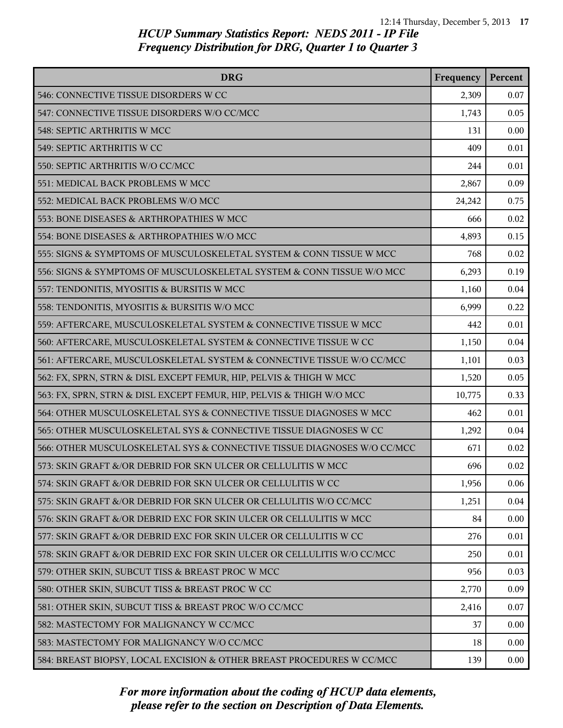## HCUP Summary Statistics Report: NEDS 2011 - IP File
## Frequency Distribution for DRG, Quarter 1 to Quarter 3

| DRG | Frequency | Percent |
|---|---|---|
| 546: CONNECTIVE TISSUE DISORDERS W CC | 2,309 | 0.07 |
| 547: CONNECTIVE TISSUE DISORDERS W/O CC/MCC | 1,743 | 0.05 |
| 548: SEPTIC ARTHRITIS W MCC | 131 | 0.00 |
| 549: SEPTIC ARTHRITIS W CC | 409 | 0.01 |
| 550: SEPTIC ARTHRITIS W/O CC/MCC | 244 | 0.01 |
| 551: MEDICAL BACK PROBLEMS W MCC | 2,867 | 0.09 |
| 552: MEDICAL BACK PROBLEMS W/O MCC | 24,242 | 0.75 |
| 553: BONE DISEASES & ARTHROPATHIES W MCC | 666 | 0.02 |
| 554: BONE DISEASES & ARTHROPATHIES W/O MCC | 4,893 | 0.15 |
| 555: SIGNS & SYMPTOMS OF MUSCULOSKELETAL SYSTEM & CONN TISSUE W MCC | 768 | 0.02 |
| 556: SIGNS & SYMPTOMS OF MUSCULOSKELETAL SYSTEM & CONN TISSUE W/O MCC | 6,293 | 0.19 |
| 557: TENDONITIS, MYOSITIS & BURSITIS W MCC | 1,160 | 0.04 |
| 558: TENDONITIS, MYOSITIS & BURSITIS W/O MCC | 6,999 | 0.22 |
| 559: AFTERCARE, MUSCULOSKELETAL SYSTEM & CONNECTIVE TISSUE W MCC | 442 | 0.01 |
| 560: AFTERCARE, MUSCULOSKELETAL SYSTEM & CONNECTIVE TISSUE W CC | 1,150 | 0.04 |
| 561: AFTERCARE, MUSCULOSKELETAL SYSTEM & CONNECTIVE TISSUE W/O CC/MCC | 1,101 | 0.03 |
| 562: FX, SPRN, STRN & DISL EXCEPT FEMUR, HIP, PELVIS & THIGH W MCC | 1,520 | 0.05 |
| 563: FX, SPRN, STRN & DISL EXCEPT FEMUR, HIP, PELVIS & THIGH W/O MCC | 10,775 | 0.33 |
| 564: OTHER MUSCULOSKELETAL SYS & CONNECTIVE TISSUE DIAGNOSES W MCC | 462 | 0.01 |
| 565: OTHER MUSCULOSKELETAL SYS & CONNECTIVE TISSUE DIAGNOSES W CC | 1,292 | 0.04 |
| 566: OTHER MUSCULOSKELETAL SYS & CONNECTIVE TISSUE DIAGNOSES W/O CC/MCC | 671 | 0.02 |
| 573: SKIN GRAFT &/OR DEBRID FOR SKN ULCER OR CELLULITIS W MCC | 696 | 0.02 |
| 574: SKIN GRAFT &/OR DEBRID FOR SKN ULCER OR CELLULITIS W CC | 1,956 | 0.06 |
| 575: SKIN GRAFT &/OR DEBRID FOR SKN ULCER OR CELLULITIS W/O CC/MCC | 1,251 | 0.04 |
| 576: SKIN GRAFT &/OR DEBRID EXC FOR SKIN ULCER OR CELLULITIS W MCC | 84 | 0.00 |
| 577: SKIN GRAFT &/OR DEBRID EXC FOR SKIN ULCER OR CELLULITIS W CC | 276 | 0.01 |
| 578: SKIN GRAFT &/OR DEBRID EXC FOR SKIN ULCER OR CELLULITIS W/O CC/MCC | 250 | 0.01 |
| 579: OTHER SKIN, SUBCUT TISS & BREAST PROC W MCC | 956 | 0.03 |
| 580: OTHER SKIN, SUBCUT TISS & BREAST PROC W CC | 2,770 | 0.09 |
| 581: OTHER SKIN, SUBCUT TISS & BREAST PROC W/O CC/MCC | 2,416 | 0.07 |
| 582: MASTECTOMY FOR MALIGNANCY W CC/MCC | 37 | 0.00 |
| 583: MASTECTOMY FOR MALIGNANCY W/O CC/MCC | 18 | 0.00 |
| 584: BREAST BIOPSY, LOCAL EXCISION & OTHER BREAST PROCEDURES W CC/MCC | 139 | 0.00 |

*For more information about the coding of HCUP data elements, please refer to the section on Description of Data Elements.*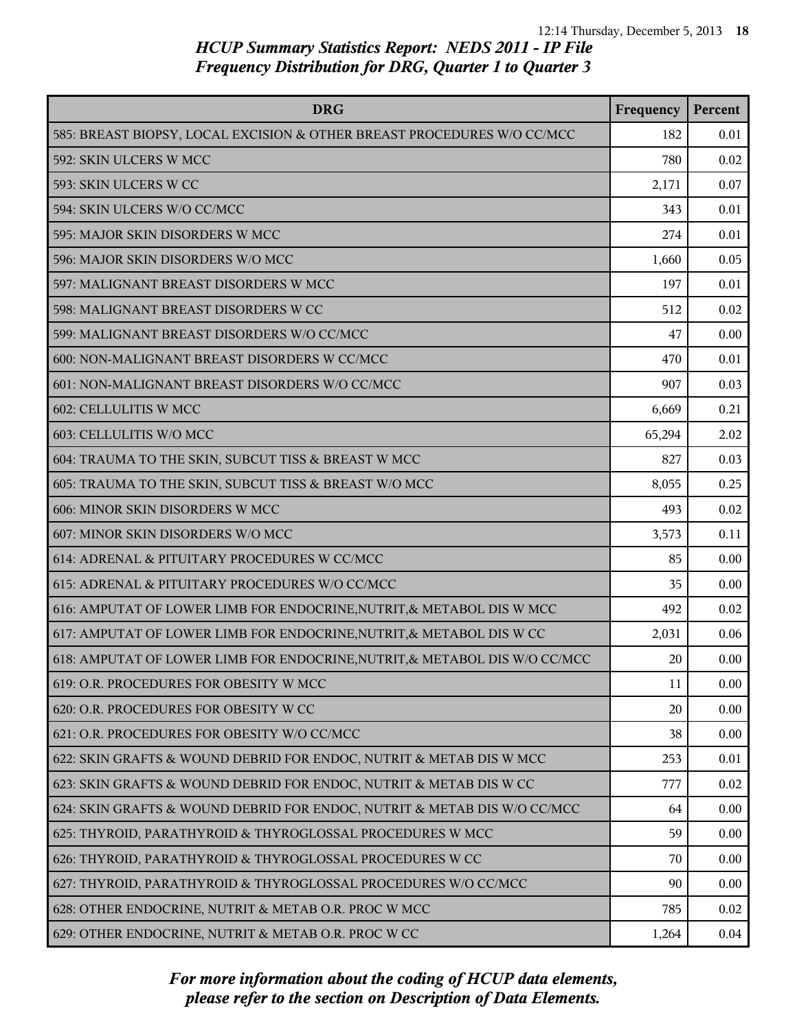# HCUP Summary Statistics Report: NEDS 2011 - IP File
## Frequency Distribution for DRG, Quarter 1 to Quarter 3

| DRG | Frequency | Percent |
|---|---|---|
| 585: BREAST BIOPSY, LOCAL EXCISION & OTHER BREAST PROCEDURES W/O CC/MCC | 182 | 0.01 |
| 592: SKIN ULCERS W MCC | 780 | 0.02 |
| 593: SKIN ULCERS W CC | 2,171 | 0.07 |
| 594: SKIN ULCERS W/O CC/MCC | 343 | 0.01 |
| 595: MAJOR SKIN DISORDERS W MCC | 274 | 0.01 |
| 596: MAJOR SKIN DISORDERS W/O MCC | 1,660 | 0.05 |
| 597: MALIGNANT BREAST DISORDERS W MCC | 197 | 0.01 |
| 598: MALIGNANT BREAST DISORDERS W CC | 512 | 0.02 |
| 599: MALIGNANT BREAST DISORDERS W/O CC/MCC | 47 | 0.00 |
| 600: NON-MALIGNANT BREAST DISORDERS W CC/MCC | 470 | 0.01 |
| 601: NON-MALIGNANT BREAST DISORDERS W/O CC/MCC | 907 | 0.03 |
| 602: CELLULITIS W MCC | 6,669 | 0.21 |
| 603: CELLULITIS W/O MCC | 65,294 | 2.02 |
| 604: TRAUMA TO THE SKIN, SUBCUT TISS & BREAST W MCC | 827 | 0.03 |
| 605: TRAUMA TO THE SKIN, SUBCUT TISS & BREAST W/O MCC | 8,055 | 0.25 |
| 606: MINOR SKIN DISORDERS W MCC | 493 | 0.02 |
| 607: MINOR SKIN DISORDERS W/O MCC | 3,573 | 0.11 |
| 614: ADRENAL & PITUITARY PROCEDURES W CC/MCC | 85 | 0.00 |
| 615: ADRENAL & PITUITARY PROCEDURES W/O CC/MCC | 35 | 0.00 |
| 616: AMPUTAT OF LOWER LIMB FOR ENDOCRINE,NUTRIT,& METABOL DIS W MCC | 492 | 0.02 |
| 617: AMPUTAT OF LOWER LIMB FOR ENDOCRINE,NUTRIT,& METABOL DIS W CC | 2,031 | 0.06 |
| 618: AMPUTAT OF LOWER LIMB FOR ENDOCRINE,NUTRIT,& METABOL DIS W/O CC/MCC | 20 | 0.00 |
| 619: O.R. PROCEDURES FOR OBESITY W MCC | 11 | 0.00 |
| 620: O.R. PROCEDURES FOR OBESITY W CC | 20 | 0.00 |
| 621: O.R. PROCEDURES FOR OBESITY W/O CC/MCC | 38 | 0.00 |
| 622: SKIN GRAFTS & WOUND DEBRID FOR ENDOC, NUTRIT & METAB DIS W MCC | 253 | 0.01 |
| 623: SKIN GRAFTS & WOUND DEBRID FOR ENDOC, NUTRIT & METAB DIS W CC | 777 | 0.02 |
| 624: SKIN GRAFTS & WOUND DEBRID FOR ENDOC, NUTRIT & METAB DIS W/O CC/MCC | 64 | 0.00 |
| 625: THYROID, PARATHYROID & THYROGLOSSAL PROCEDURES W MCC | 59 | 0.00 |
| 626: THYROID, PARATHYROID & THYROGLOSSAL PROCEDURES W CC | 70 | 0.00 |
| 627: THYROID, PARATHYROID & THYROGLOSSAL PROCEDURES W/O CC/MCC | 90 | 0.00 |
| 628: OTHER ENDOCRINE, NUTRIT & METAB O.R. PROC W MCC | 785 | 0.02 |
| 629: OTHER ENDOCRINE, NUTRIT & METAB O.R. PROC W CC | 1,264 | 0.04 |

*For more information about the coding of HCUP data elements, please refer to the section on Description of Data Elements.*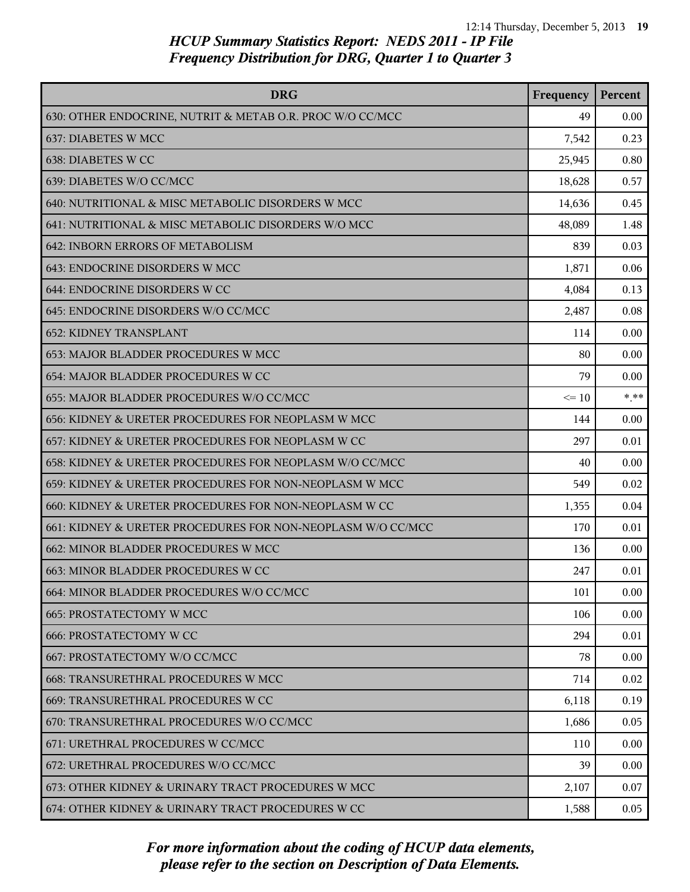## HCUP Summary Statistics Report: NEDS 2011 - IP File
## Frequency Distribution for DRG, Quarter 1 to Quarter 3

| DRG | Frequency | Percent |
|---|---|---|
| 630: OTHER ENDOCRINE, NUTRIT & METAB O.R. PROC W/O CC/MCC | 49 | 0.00 |
| 637: DIABETES W MCC | 7,542 | 0.23 |
| 638: DIABETES W CC | 25,945 | 0.80 |
| 639: DIABETES W/O CC/MCC | 18,628 | 0.57 |
| 640: NUTRITIONAL & MISC METABOLIC DISORDERS W MCC | 14,636 | 0.45 |
| 641: NUTRITIONAL & MISC METABOLIC DISORDERS W/O MCC | 48,089 | 1.48 |
| 642: INBORN ERRORS OF METABOLISM | 839 | 0.03 |
| 643: ENDOCRINE DISORDERS W MCC | 1,871 | 0.06 |
| 644: ENDOCRINE DISORDERS W CC | 4,084 | 0.13 |
| 645: ENDOCRINE DISORDERS W/O CC/MCC | 2,487 | 0.08 |
| 652: KIDNEY TRANSPLANT | 114 | 0.00 |
| 653: MAJOR BLADDER PROCEDURES W MCC | 80 | 0.00 |
| 654: MAJOR BLADDER PROCEDURES W CC | 79 | 0.00 |
| 655: MAJOR BLADDER PROCEDURES W/O CC/MCC | <= 10 | *.** |
| 656: KIDNEY & URETER PROCEDURES FOR NEOPLASM W MCC | 144 | 0.00 |
| 657: KIDNEY & URETER PROCEDURES FOR NEOPLASM W CC | 297 | 0.01 |
| 658: KIDNEY & URETER PROCEDURES FOR NEOPLASM W/O CC/MCC | 40 | 0.00 |
| 659: KIDNEY & URETER PROCEDURES FOR NON-NEOPLASM W MCC | 549 | 0.02 |
| 660: KIDNEY & URETER PROCEDURES FOR NON-NEOPLASM W CC | 1,355 | 0.04 |
| 661: KIDNEY & URETER PROCEDURES FOR NON-NEOPLASM W/O CC/MCC | 170 | 0.01 |
| 662: MINOR BLADDER PROCEDURES W MCC | 136 | 0.00 |
| 663: MINOR BLADDER PROCEDURES W CC | 247 | 0.01 |
| 664: MINOR BLADDER PROCEDURES W/O CC/MCC | 101 | 0.00 |
| 665: PROSTATECTOMY W MCC | 106 | 0.00 |
| 666: PROSTATECTOMY W CC | 294 | 0.01 |
| 667: PROSTATECTOMY W/O CC/MCC | 78 | 0.00 |
| 668: TRANSURETHRAL PROCEDURES W MCC | 714 | 0.02 |
| 669: TRANSURETHRAL PROCEDURES W CC | 6,118 | 0.19 |
| 670: TRANSURETHRAL PROCEDURES W/O CC/MCC | 1,686 | 0.05 |
| 671: URETHRAL PROCEDURES W CC/MCC | 110 | 0.00 |
| 672: URETHRAL PROCEDURES W/O CC/MCC | 39 | 0.00 |
| 673: OTHER KIDNEY & URINARY TRACT PROCEDURES W MCC | 2,107 | 0.07 |
| 674: OTHER KIDNEY & URINARY TRACT PROCEDURES W CC | 1,588 | 0.05 |

*For more information about the coding of HCUP data elements, please refer to the section on Description of Data Elements.*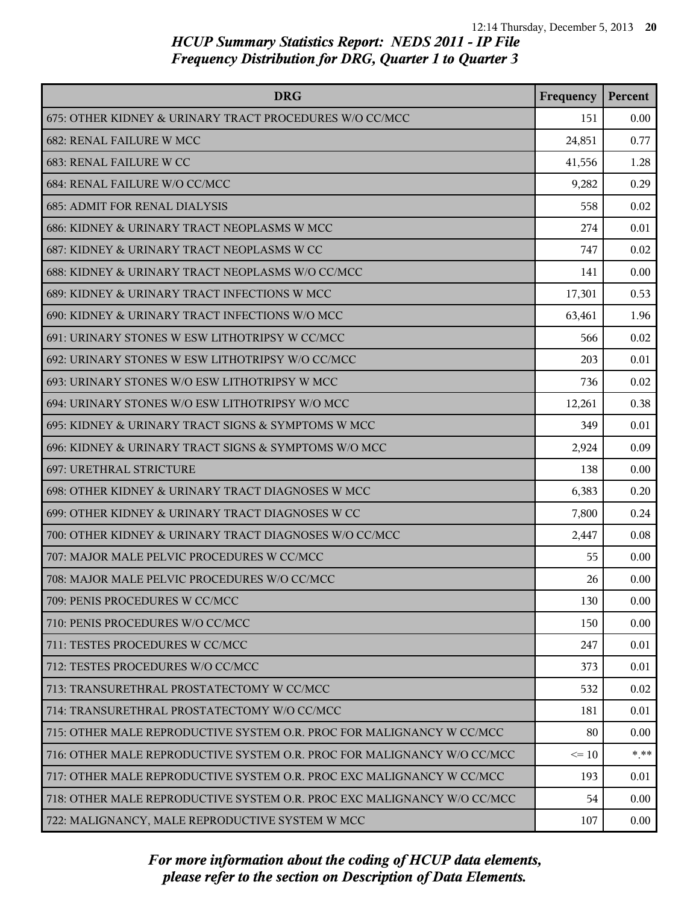*HCUP Summary Statistics Report: NEDS 2011 - IP File*
*Frequency Distribution for DRG, Quarter 1 to Quarter 3*

| DRG | Frequency | Percent |
| --- | --- | --- |
| 675: OTHER KIDNEY & URINARY TRACT PROCEDURES W/O CC/MCC | 151 | 0.00 |
| 682: RENAL FAILURE W MCC | 24,851 | 0.77 |
| 683: RENAL FAILURE W CC | 41,556 | 1.28 |
| 684: RENAL FAILURE W/O CC/MCC | 9,282 | 0.29 |
| 685: ADMIT FOR RENAL DIALYSIS | 558 | 0.02 |
| 686: KIDNEY & URINARY TRACT NEOPLASMS W MCC | 274 | 0.01 |
| 687: KIDNEY & URINARY TRACT NEOPLASMS W CC | 747 | 0.02 |
| 688: KIDNEY & URINARY TRACT NEOPLASMS W/O CC/MCC | 141 | 0.00 |
| 689: KIDNEY & URINARY TRACT INFECTIONS W MCC | 17,301 | 0.53 |
| 690: KIDNEY & URINARY TRACT INFECTIONS W/O MCC | 63,461 | 1.96 |
| 691: URINARY STONES W ESW LITHOTRIPSY W CC/MCC | 566 | 0.02 |
| 692: URINARY STONES W ESW LITHOTRIPSY W/O CC/MCC | 203 | 0.01 |
| 693: URINARY STONES W/O ESW LITHOTRIPSY W MCC | 736 | 0.02 |
| 694: URINARY STONES W/O ESW LITHOTRIPSY W/O MCC | 12,261 | 0.38 |
| 695: KIDNEY & URINARY TRACT SIGNS & SYMPTOMS W MCC | 349 | 0.01 |
| 696: KIDNEY & URINARY TRACT SIGNS & SYMPTOMS W/O MCC | 2,924 | 0.09 |
| 697: URETHRAL STRICTURE | 138 | 0.00 |
| 698: OTHER KIDNEY & URINARY TRACT DIAGNOSES W MCC | 6,383 | 0.20 |
| 699: OTHER KIDNEY & URINARY TRACT DIAGNOSES W CC | 7,800 | 0.24 |
| 700: OTHER KIDNEY & URINARY TRACT DIAGNOSES W/O CC/MCC | 2,447 | 0.08 |
| 707: MAJOR MALE PELVIC PROCEDURES W CC/MCC | 55 | 0.00 |
| 708: MAJOR MALE PELVIC PROCEDURES W/O CC/MCC | 26 | 0.00 |
| 709: PENIS PROCEDURES W CC/MCC | 130 | 0.00 |
| 710: PENIS PROCEDURES W/O CC/MCC | 150 | 0.00 |
| 711: TESTES PROCEDURES W CC/MCC | 247 | 0.01 |
| 712: TESTES PROCEDURES W/O CC/MCC | 373 | 0.01 |
| 713: TRANSURETHRAL PROSTATECTOMY W CC/MCC | 532 | 0.02 |
| 714: TRANSURETHRAL PROSTATECTOMY W/O CC/MCC | 181 | 0.01 |
| 715: OTHER MALE REPRODUCTIVE SYSTEM O.R. PROC FOR MALIGNANCY W CC/MCC | 80 | 0.00 |
| 716: OTHER MALE REPRODUCTIVE SYSTEM O.R. PROC FOR MALIGNANCY W/O CC/MCC | <= 10 | *.** |
| 717: OTHER MALE REPRODUCTIVE SYSTEM O.R. PROC EXC MALIGNANCY W CC/MCC | 193 | 0.01 |
| 718: OTHER MALE REPRODUCTIVE SYSTEM O.R. PROC EXC MALIGNANCY W/O CC/MCC | 54 | 0.00 |
| 722: MALIGNANCY, MALE REPRODUCTIVE SYSTEM W MCC | 107 | 0.00 |

*For more information about the coding of HCUP data elements, please refer to the section on Description of Data Elements.*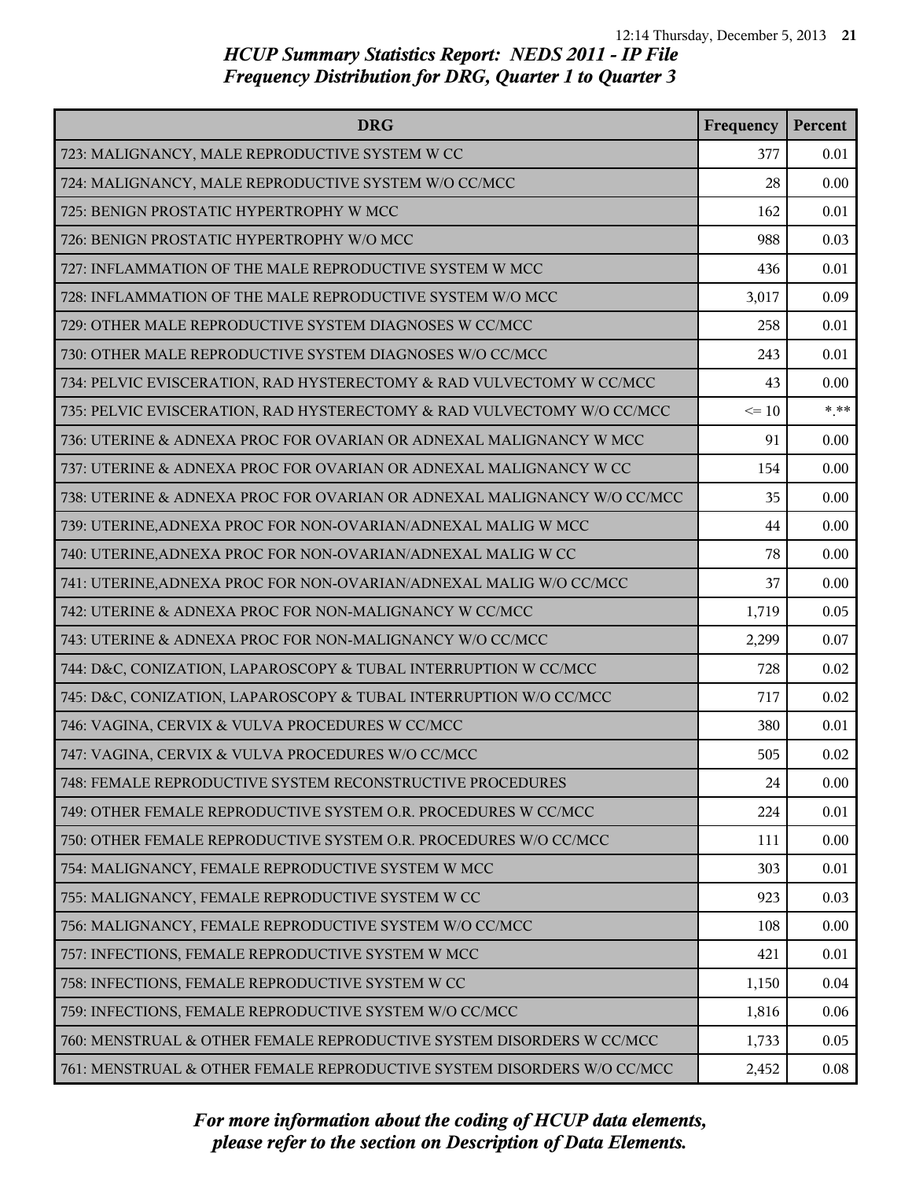# HCUP Summary Statistics Report: NEDS 2011 - IP File
## Frequency Distribution for DRG, Quarter 1 to Quarter 3

| DRG | Frequency | Percent |
|---|---|---|
| 723: MALIGNANCY, MALE REPRODUCTIVE SYSTEM W CC | 377 | 0.01 |
| 724: MALIGNANCY, MALE REPRODUCTIVE SYSTEM W/O CC/MCC | 28 | 0.00 |
| 725: BENIGN PROSTATIC HYPERTROPHY W MCC | 162 | 0.01 |
| 726: BENIGN PROSTATIC HYPERTROPHY W/O MCC | 988 | 0.03 |
| 727: INFLAMMATION OF THE MALE REPRODUCTIVE SYSTEM W MCC | 436 | 0.01 |
| 728: INFLAMMATION OF THE MALE REPRODUCTIVE SYSTEM W/O MCC | 3,017 | 0.09 |
| 729: OTHER MALE REPRODUCTIVE SYSTEM DIAGNOSES W CC/MCC | 258 | 0.01 |
| 730: OTHER MALE REPRODUCTIVE SYSTEM DIAGNOSES W/O CC/MCC | 243 | 0.01 |
| 734: PELVIC EVISCERATION, RAD HYSTERECTOMY & RAD VULVECTOMY W CC/MCC | 43 | 0.00 |
| 735: PELVIC EVISCERATION, RAD HYSTERECTOMY & RAD VULVECTOMY W/O CC/MCC | <= 10 | *.** |
| 736: UTERINE & ADNEXA PROC FOR OVARIAN OR ADNEXAL MALIGNANCY W MCC | 91 | 0.00 |
| 737: UTERINE & ADNEXA PROC FOR OVARIAN OR ADNEXAL MALIGNANCY W CC | 154 | 0.00 |
| 738: UTERINE & ADNEXA PROC FOR OVARIAN OR ADNEXAL MALIGNANCY W/O CC/MCC | 35 | 0.00 |
| 739: UTERINE,ADNEXA PROC FOR NON-OVARIAN/ADNEXAL MALIG W MCC | 44 | 0.00 |
| 740: UTERINE,ADNEXA PROC FOR NON-OVARIAN/ADNEXAL MALIG W CC | 78 | 0.00 |
| 741: UTERINE,ADNEXA PROC FOR NON-OVARIAN/ADNEXAL MALIG W/O CC/MCC | 37 | 0.00 |
| 742: UTERINE & ADNEXA PROC FOR NON-MALIGNANCY W CC/MCC | 1,719 | 0.05 |
| 743: UTERINE & ADNEXA PROC FOR NON-MALIGNANCY W/O CC/MCC | 2,299 | 0.07 |
| 744: D&C, CONIZATION, LAPAROSCOPY & TUBAL INTERRUPTION W CC/MCC | 728 | 0.02 |
| 745: D&C, CONIZATION, LAPAROSCOPY & TUBAL INTERRUPTION W/O CC/MCC | 717 | 0.02 |
| 746: VAGINA, CERVIX & VULVA PROCEDURES W CC/MCC | 380 | 0.01 |
| 747: VAGINA, CERVIX & VULVA PROCEDURES W/O CC/MCC | 505 | 0.02 |
| 748: FEMALE REPRODUCTIVE SYSTEM RECONSTRUCTIVE PROCEDURES | 24 | 0.00 |
| 749: OTHER FEMALE REPRODUCTIVE SYSTEM O.R. PROCEDURES W CC/MCC | 224 | 0.01 |
| 750: OTHER FEMALE REPRODUCTIVE SYSTEM O.R. PROCEDURES W/O CC/MCC | 111 | 0.00 |
| 754: MALIGNANCY, FEMALE REPRODUCTIVE SYSTEM W MCC | 303 | 0.01 |
| 755: MALIGNANCY, FEMALE REPRODUCTIVE SYSTEM W CC | 923 | 0.03 |
| 756: MALIGNANCY, FEMALE REPRODUCTIVE SYSTEM W/O CC/MCC | 108 | 0.00 |
| 757: INFECTIONS, FEMALE REPRODUCTIVE SYSTEM W MCC | 421 | 0.01 |
| 758: INFECTIONS, FEMALE REPRODUCTIVE SYSTEM W CC | 1,150 | 0.04 |
| 759: INFECTIONS, FEMALE REPRODUCTIVE SYSTEM W/O CC/MCC | 1,816 | 0.06 |
| 760: MENSTRUAL & OTHER FEMALE REPRODUCTIVE SYSTEM DISORDERS W CC/MCC | 1,733 | 0.05 |
| 761: MENSTRUAL & OTHER FEMALE REPRODUCTIVE SYSTEM DISORDERS W/O CC/MCC | 2,452 | 0.08 |

*For more information about the coding of HCUP data elements, please refer to the section on Description of Data Elements.*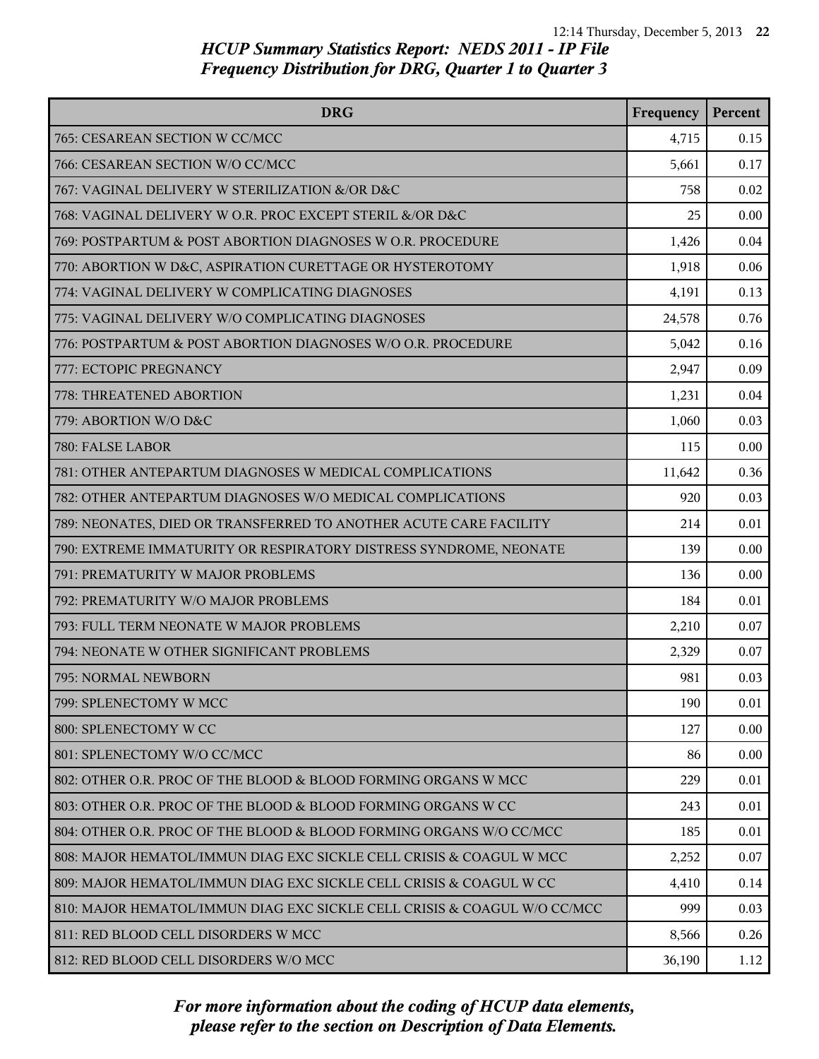## HCUP Summary Statistics Report: NEDS 2011 - IP File
## Frequency Distribution for DRG, Quarter 1 to Quarter 3

| DRG | Frequency | Percent |
|---|---|---|
| 765: CESAREAN SECTION W CC/MCC | 4,715 | 0.15 |
| 766: CESAREAN SECTION W/O CC/MCC | 5,661 | 0.17 |
| 767: VAGINAL DELIVERY W STERILIZATION &/OR D&C | 758 | 0.02 |
| 768: VAGINAL DELIVERY W O.R. PROC EXCEPT STERIL &/OR D&C | 25 | 0.00 |
| 769: POSTPARTUM & POST ABORTION DIAGNOSES W O.R. PROCEDURE | 1,426 | 0.04 |
| 770: ABORTION W D&C, ASPIRATION CURETTAGE OR HYSTEROTOMY | 1,918 | 0.06 |
| 774: VAGINAL DELIVERY W COMPLICATING DIAGNOSES | 4,191 | 0.13 |
| 775: VAGINAL DELIVERY W/O COMPLICATING DIAGNOSES | 24,578 | 0.76 |
| 776: POSTPARTUM & POST ABORTION DIAGNOSES W/O O.R. PROCEDURE | 5,042 | 0.16 |
| 777: ECTOPIC PREGNANCY | 2,947 | 0.09 |
| 778: THREATENED ABORTION | 1,231 | 0.04 |
| 779: ABORTION W/O D&C | 1,060 | 0.03 |
| 780: FALSE LABOR | 115 | 0.00 |
| 781: OTHER ANTEPARTUM DIAGNOSES W MEDICAL COMPLICATIONS | 11,642 | 0.36 |
| 782: OTHER ANTEPARTUM DIAGNOSES W/O MEDICAL COMPLICATIONS | 920 | 0.03 |
| 789: NEONATES, DIED OR TRANSFERRED TO ANOTHER ACUTE CARE FACILITY | 214 | 0.01 |
| 790: EXTREME IMMATURITY OR RESPIRATORY DISTRESS SYNDROME, NEONATE | 139 | 0.00 |
| 791: PREMATURITY W MAJOR PROBLEMS | 136 | 0.00 |
| 792: PREMATURITY W/O MAJOR PROBLEMS | 184 | 0.01 |
| 793: FULL TERM NEONATE W MAJOR PROBLEMS | 2,210 | 0.07 |
| 794: NEONATE W OTHER SIGNIFICANT PROBLEMS | 2,329 | 0.07 |
| 795: NORMAL NEWBORN | 981 | 0.03 |
| 799: SPLENECTOMY W MCC | 190 | 0.01 |
| 800: SPLENECTOMY W CC | 127 | 0.00 |
| 801: SPLENECTOMY W/O CC/MCC | 86 | 0.00 |
| 802: OTHER O.R. PROC OF THE BLOOD & BLOOD FORMING ORGANS W MCC | 229 | 0.01 |
| 803: OTHER O.R. PROC OF THE BLOOD & BLOOD FORMING ORGANS W CC | 243 | 0.01 |
| 804: OTHER O.R. PROC OF THE BLOOD & BLOOD FORMING ORGANS W/O CC/MCC | 185 | 0.01 |
| 808: MAJOR HEMATOL/IMMUN DIAG EXC SICKLE CELL CRISIS & COAGUL W MCC | 2,252 | 0.07 |
| 809: MAJOR HEMATOL/IMMUN DIAG EXC SICKLE CELL CRISIS & COAGUL W CC | 4,410 | 0.14 |
| 810: MAJOR HEMATOL/IMMUN DIAG EXC SICKLE CELL CRISIS & COAGUL W/O CC/MCC | 999 | 0.03 |
| 811: RED BLOOD CELL DISORDERS W MCC | 8,566 | 0.26 |
| 812: RED BLOOD CELL DISORDERS W/O MCC | 36,190 | 1.12 |

*For more information about the coding of HCUP data elements, please refer to the section on Description of Data Elements.*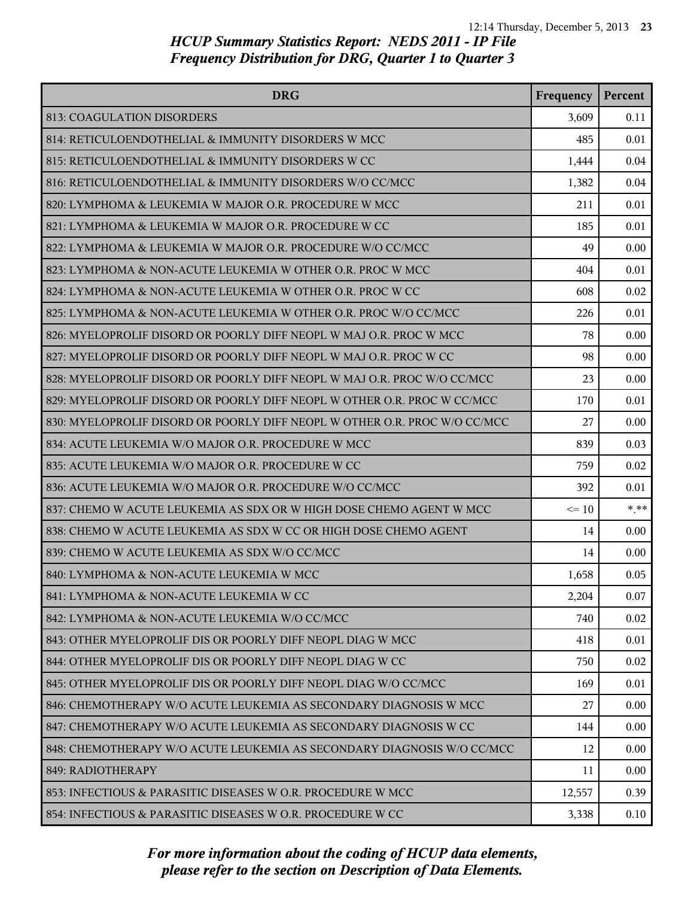# HCUP Summary Statistics Report: NEDS 2011 - IP File
## Frequency Distribution for DRG, Quarter 1 to Quarter 3

| DRG | Frequency | Percent |
|---|---|---|
| 813: COAGULATION DISORDERS | 3,609 | 0.11 |
| 814: RETICULOENDOTHELIAL & IMMUNITY DISORDERS W MCC | 485 | 0.01 |
| 815: RETICULOENDOTHELIAL & IMMUNITY DISORDERS W CC | 1,444 | 0.04 |
| 816: RETICULOENDOTHELIAL & IMMUNITY DISORDERS W/O CC/MCC | 1,382 | 0.04 |
| 820: LYMPHOMA & LEUKEMIA W MAJOR O.R. PROCEDURE W MCC | 211 | 0.01 |
| 821: LYMPHOMA & LEUKEMIA W MAJOR O.R. PROCEDURE W CC | 185 | 0.01 |
| 822: LYMPHOMA & LEUKEMIA W MAJOR O.R. PROCEDURE W/O CC/MCC | 49 | 0.00 |
| 823: LYMPHOMA & NON-ACUTE LEUKEMIA W OTHER O.R. PROC W MCC | 404 | 0.01 |
| 824: LYMPHOMA & NON-ACUTE LEUKEMIA W OTHER O.R. PROC W CC | 608 | 0.02 |
| 825: LYMPHOMA & NON-ACUTE LEUKEMIA W OTHER O.R. PROC W/O CC/MCC | 226 | 0.01 |
| 826: MYELOPROLIF DISORD OR POORLY DIFF NEOPL W MAJ O.R. PROC W MCC | 78 | 0.00 |
| 827: MYELOPROLIF DISORD OR POORLY DIFF NEOPL W MAJ O.R. PROC W CC | 98 | 0.00 |
| 828: MYELOPROLIF DISORD OR POORLY DIFF NEOPL W MAJ O.R. PROC W/O CC/MCC | 23 | 0.00 |
| 829: MYELOPROLIF DISORD OR POORLY DIFF NEOPL W OTHER O.R. PROC W CC/MCC | 170 | 0.01 |
| 830: MYELOPROLIF DISORD OR POORLY DIFF NEOPL W OTHER O.R. PROC W/O CC/MCC | 27 | 0.00 |
| 834: ACUTE LEUKEMIA W/O MAJOR O.R. PROCEDURE W MCC | 839 | 0.03 |
| 835: ACUTE LEUKEMIA W/O MAJOR O.R. PROCEDURE W CC | 759 | 0.02 |
| 836: ACUTE LEUKEMIA W/O MAJOR O.R. PROCEDURE W/O CC/MCC | 392 | 0.01 |
| 837: CHEMO W ACUTE LEUKEMIA AS SDX OR W HIGH DOSE CHEMO AGENT W MCC | <= 10 | *.** |
| 838: CHEMO W ACUTE LEUKEMIA AS SDX W CC OR HIGH DOSE CHEMO AGENT | 14 | 0.00 |
| 839: CHEMO W ACUTE LEUKEMIA AS SDX W/O CC/MCC | 14 | 0.00 |
| 840: LYMPHOMA & NON-ACUTE LEUKEMIA W MCC | 1,658 | 0.05 |
| 841: LYMPHOMA & NON-ACUTE LEUKEMIA W CC | 2,204 | 0.07 |
| 842: LYMPHOMA & NON-ACUTE LEUKEMIA W/O CC/MCC | 740 | 0.02 |
| 843: OTHER MYELOPROLIF DIS OR POORLY DIFF NEOPL DIAG W MCC | 418 | 0.01 |
| 844: OTHER MYELOPROLIF DIS OR POORLY DIFF NEOPL DIAG W CC | 750 | 0.02 |
| 845: OTHER MYELOPROLIF DIS OR POORLY DIFF NEOPL DIAG W/O CC/MCC | 169 | 0.01 |
| 846: CHEMOTHERAPY W/O ACUTE LEUKEMIA AS SECONDARY DIAGNOSIS W MCC | 27 | 0.00 |
| 847: CHEMOTHERAPY W/O ACUTE LEUKEMIA AS SECONDARY DIAGNOSIS W CC | 144 | 0.00 |
| 848: CHEMOTHERAPY W/O ACUTE LEUKEMIA AS SECONDARY DIAGNOSIS W/O CC/MCC | 12 | 0.00 |
| 849: RADIOTHERAPY | 11 | 0.00 |
| 853: INFECTIOUS & PARASITIC DISEASES W O.R. PROCEDURE W MCC | 12,557 | 0.39 |
| 854: INFECTIOUS & PARASITIC DISEASES W O.R. PROCEDURE W CC | 3,338 | 0.10 |

*For more information about the coding of HCUP data elements, please refer to the section on Description of Data Elements.*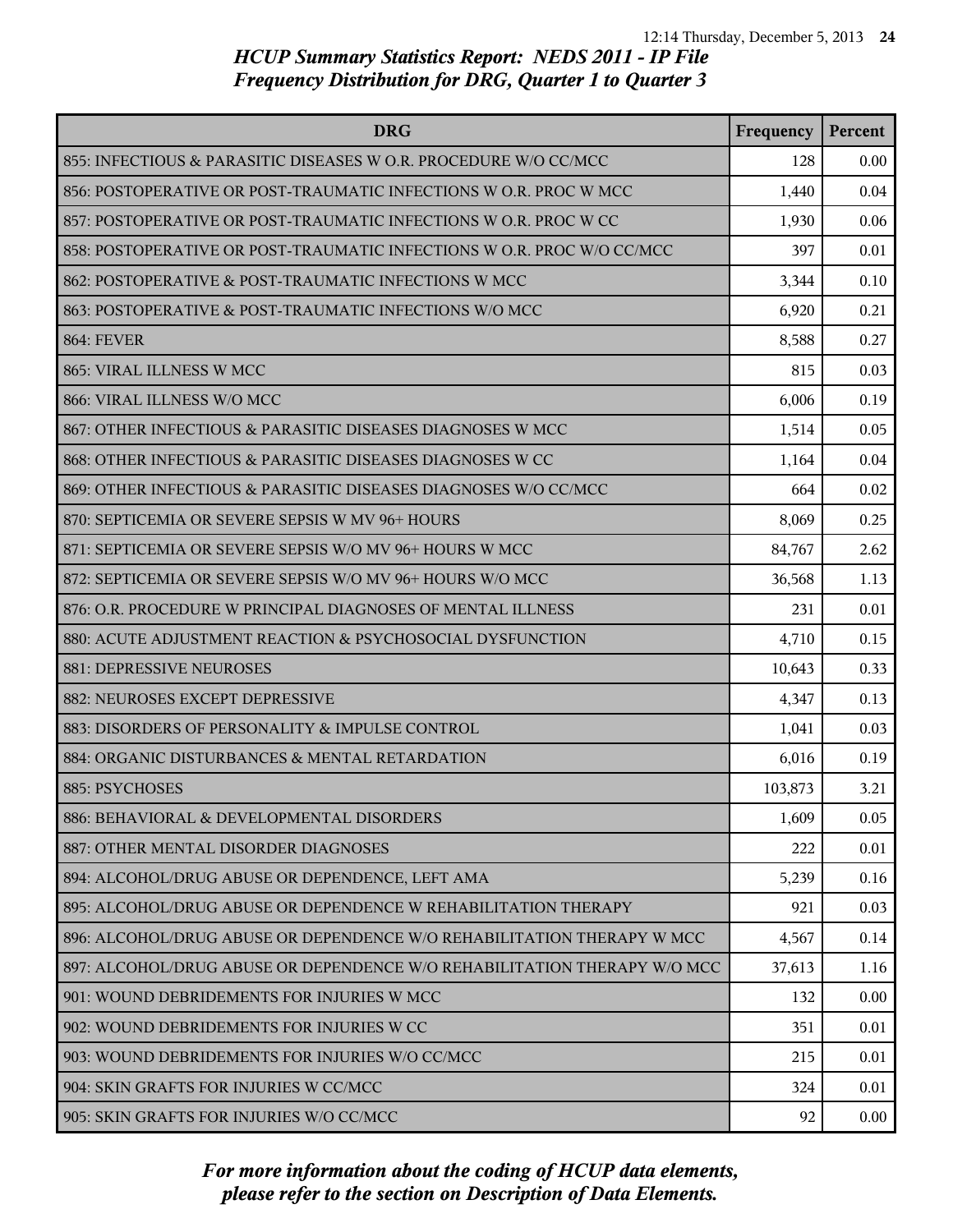*HCUP Summary Statistics Report: NEDS 2011 - IP File*
*Frequency Distribution for DRG, Quarter 1 to Quarter 3*

| DRG | Frequency | Percent |
|---|---|---|
| 855: INFECTIOUS & PARASITIC DISEASES W O.R. PROCEDURE W/O CC/MCC | 128 | 0.00 |
| 856: POSTOPERATIVE OR POST-TRAUMATIC INFECTIONS W O.R. PROC W MCC | 1,440 | 0.04 |
| 857: POSTOPERATIVE OR POST-TRAUMATIC INFECTIONS W O.R. PROC W CC | 1,930 | 0.06 |
| 858: POSTOPERATIVE OR POST-TRAUMATIC INFECTIONS W O.R. PROC W/O CC/MCC | 397 | 0.01 |
| 862: POSTOPERATIVE & POST-TRAUMATIC INFECTIONS W MCC | 3,344 | 0.10 |
| 863: POSTOPERATIVE & POST-TRAUMATIC INFECTIONS W/O MCC | 6,920 | 0.21 |
| 864: FEVER | 8,588 | 0.27 |
| 865: VIRAL ILLNESS W MCC | 815 | 0.03 |
| 866: VIRAL ILLNESS W/O MCC | 6,006 | 0.19 |
| 867: OTHER INFECTIOUS & PARASITIC DISEASES DIAGNOSES W MCC | 1,514 | 0.05 |
| 868: OTHER INFECTIOUS & PARASITIC DISEASES DIAGNOSES W CC | 1,164 | 0.04 |
| 869: OTHER INFECTIOUS & PARASITIC DISEASES DIAGNOSES W/O CC/MCC | 664 | 0.02 |
| 870: SEPTICEMIA OR SEVERE SEPSIS W MV 96+ HOURS | 8,069 | 0.25 |
| 871: SEPTICEMIA OR SEVERE SEPSIS W/O MV 96+ HOURS W MCC | 84,767 | 2.62 |
| 872: SEPTICEMIA OR SEVERE SEPSIS W/O MV 96+ HOURS W/O MCC | 36,568 | 1.13 |
| 876: O.R. PROCEDURE W PRINCIPAL DIAGNOSES OF MENTAL ILLNESS | 231 | 0.01 |
| 880: ACUTE ADJUSTMENT REACTION & PSYCHOSOCIAL DYSFUNCTION | 4,710 | 0.15 |
| 881: DEPRESSIVE NEUROSES | 10,643 | 0.33 |
| 882: NEUROSES EXCEPT DEPRESSIVE | 4,347 | 0.13 |
| 883: DISORDERS OF PERSONALITY & IMPULSE CONTROL | 1,041 | 0.03 |
| 884: ORGANIC DISTURBANCES & MENTAL RETARDATION | 6,016 | 0.19 |
| 885: PSYCHOSES | 103,873 | 3.21 |
| 886: BEHAVIORAL & DEVELOPMENTAL DISORDERS | 1,609 | 0.05 |
| 887: OTHER MENTAL DISORDER DIAGNOSES | 222 | 0.01 |
| 894: ALCOHOL/DRUG ABUSE OR DEPENDENCE, LEFT AMA | 5,239 | 0.16 |
| 895: ALCOHOL/DRUG ABUSE OR DEPENDENCE W REHABILITATION THERAPY | 921 | 0.03 |
| 896: ALCOHOL/DRUG ABUSE OR DEPENDENCE W/O REHABILITATION THERAPY W MCC | 4,567 | 0.14 |
| 897: ALCOHOL/DRUG ABUSE OR DEPENDENCE W/O REHABILITATION THERAPY W/O MCC | 37,613 | 1.16 |
| 901: WOUND DEBRIDEMENTS FOR INJURIES W MCC | 132 | 0.00 |
| 902: WOUND DEBRIDEMENTS FOR INJURIES W CC | 351 | 0.01 |
| 903: WOUND DEBRIDEMENTS FOR INJURIES W/O CC/MCC | 215 | 0.01 |
| 904: SKIN GRAFTS FOR INJURIES W CC/MCC | 324 | 0.01 |
| 905: SKIN GRAFTS FOR INJURIES W/O CC/MCC | 92 | 0.00 |

*For more information about the coding of HCUP data elements, please refer to the section on Description of Data Elements.*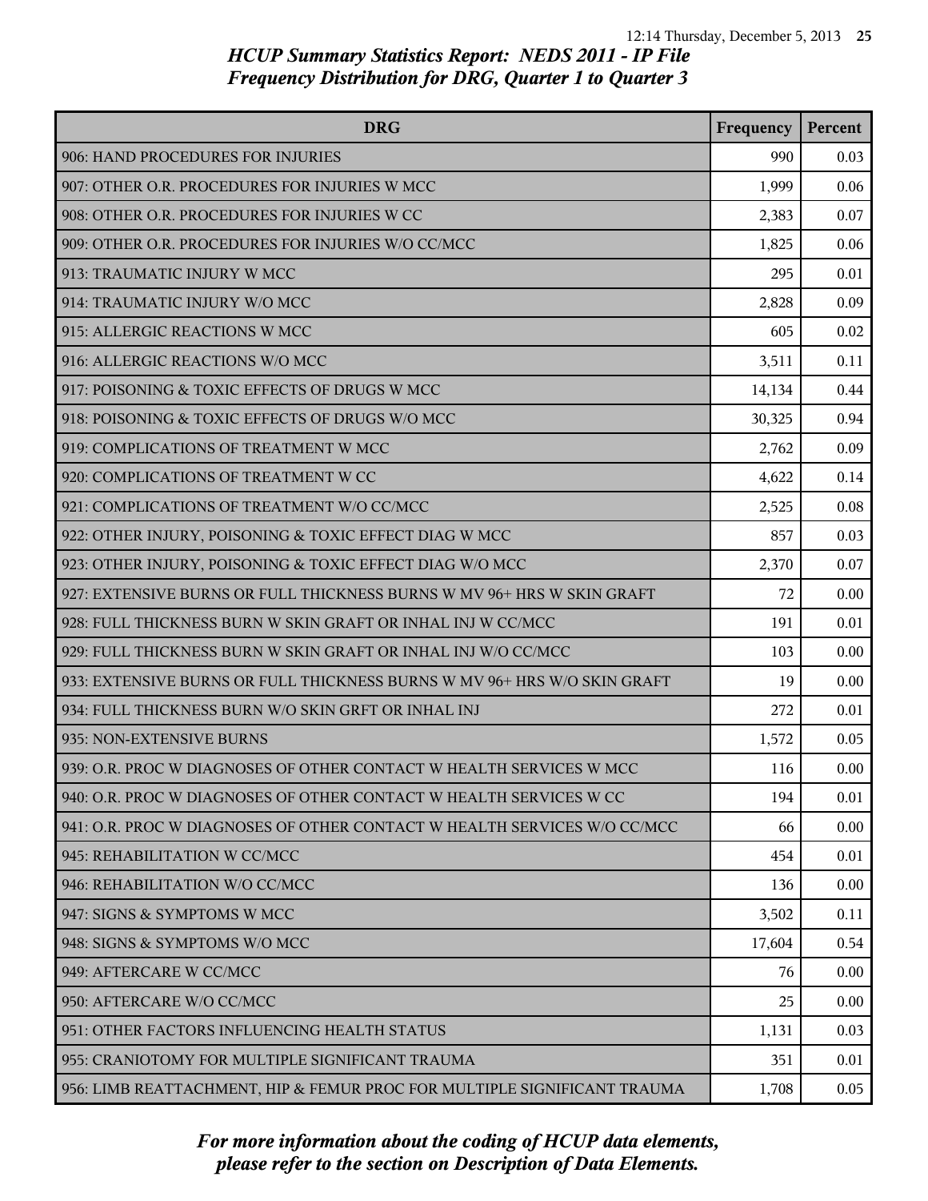*HCUP Summary Statistics Report: NEDS 2011 - IP File*
*Frequency Distribution for DRG, Quarter 1 to Quarter 3*

| DRG | Frequency | Percent |
|---|---|---|
| 906: HAND PROCEDURES FOR INJURIES | 990 | 0.03 |
| 907: OTHER O.R. PROCEDURES FOR INJURIES W MCC | 1,999 | 0.06 |
| 908: OTHER O.R. PROCEDURES FOR INJURIES W CC | 2,383 | 0.07 |
| 909: OTHER O.R. PROCEDURES FOR INJURIES W/O CC/MCC | 1,825 | 0.06 |
| 913: TRAUMATIC INJURY W MCC | 295 | 0.01 |
| 914: TRAUMATIC INJURY W/O MCC | 2,828 | 0.09 |
| 915: ALLERGIC REACTIONS W MCC | 605 | 0.02 |
| 916: ALLERGIC REACTIONS W/O MCC | 3,511 | 0.11 |
| 917: POISONING & TOXIC EFFECTS OF DRUGS W MCC | 14,134 | 0.44 |
| 918: POISONING & TOXIC EFFECTS OF DRUGS W/O MCC | 30,325 | 0.94 |
| 919: COMPLICATIONS OF TREATMENT W MCC | 2,762 | 0.09 |
| 920: COMPLICATIONS OF TREATMENT W CC | 4,622 | 0.14 |
| 921: COMPLICATIONS OF TREATMENT W/O CC/MCC | 2,525 | 0.08 |
| 922: OTHER INJURY, POISONING & TOXIC EFFECT DIAG W MCC | 857 | 0.03 |
| 923: OTHER INJURY, POISONING & TOXIC EFFECT DIAG W/O MCC | 2,370 | 0.07 |
| 927: EXTENSIVE BURNS OR FULL THICKNESS BURNS W MV 96+ HRS W SKIN GRAFT | 72 | 0.00 |
| 928: FULL THICKNESS BURN W SKIN GRAFT OR INHAL INJ W CC/MCC | 191 | 0.01 |
| 929: FULL THICKNESS BURN W SKIN GRAFT OR INHAL INJ W/O CC/MCC | 103 | 0.00 |
| 933: EXTENSIVE BURNS OR FULL THICKNESS BURNS W MV 96+ HRS W/O SKIN GRAFT | 19 | 0.00 |
| 934: FULL THICKNESS BURN W/O SKIN GRFT OR INHAL INJ | 272 | 0.01 |
| 935: NON-EXTENSIVE BURNS | 1,572 | 0.05 |
| 939: O.R. PROC W DIAGNOSES OF OTHER CONTACT W HEALTH SERVICES W MCC | 116 | 0.00 |
| 940: O.R. PROC W DIAGNOSES OF OTHER CONTACT W HEALTH SERVICES W CC | 194 | 0.01 |
| 941: O.R. PROC W DIAGNOSES OF OTHER CONTACT W HEALTH SERVICES W/O CC/MCC | 66 | 0.00 |
| 945: REHABILITATION W CC/MCC | 454 | 0.01 |
| 946: REHABILITATION W/O CC/MCC | 136 | 0.00 |
| 947: SIGNS & SYMPTOMS W MCC | 3,502 | 0.11 |
| 948: SIGNS & SYMPTOMS W/O MCC | 17,604 | 0.54 |
| 949: AFTERCARE W CC/MCC | 76 | 0.00 |
| 950: AFTERCARE W/O CC/MCC | 25 | 0.00 |
| 951: OTHER FACTORS INFLUENCING HEALTH STATUS | 1,131 | 0.03 |
| 955: CRANIOTOMY FOR MULTIPLE SIGNIFICANT TRAUMA | 351 | 0.01 |
| 956: LIMB REATTACHMENT, HIP & FEMUR PROC FOR MULTIPLE SIGNIFICANT TRAUMA | 1,708 | 0.05 |

*For more information about the coding of HCUP data elements, please refer to the section on Description of Data Elements.*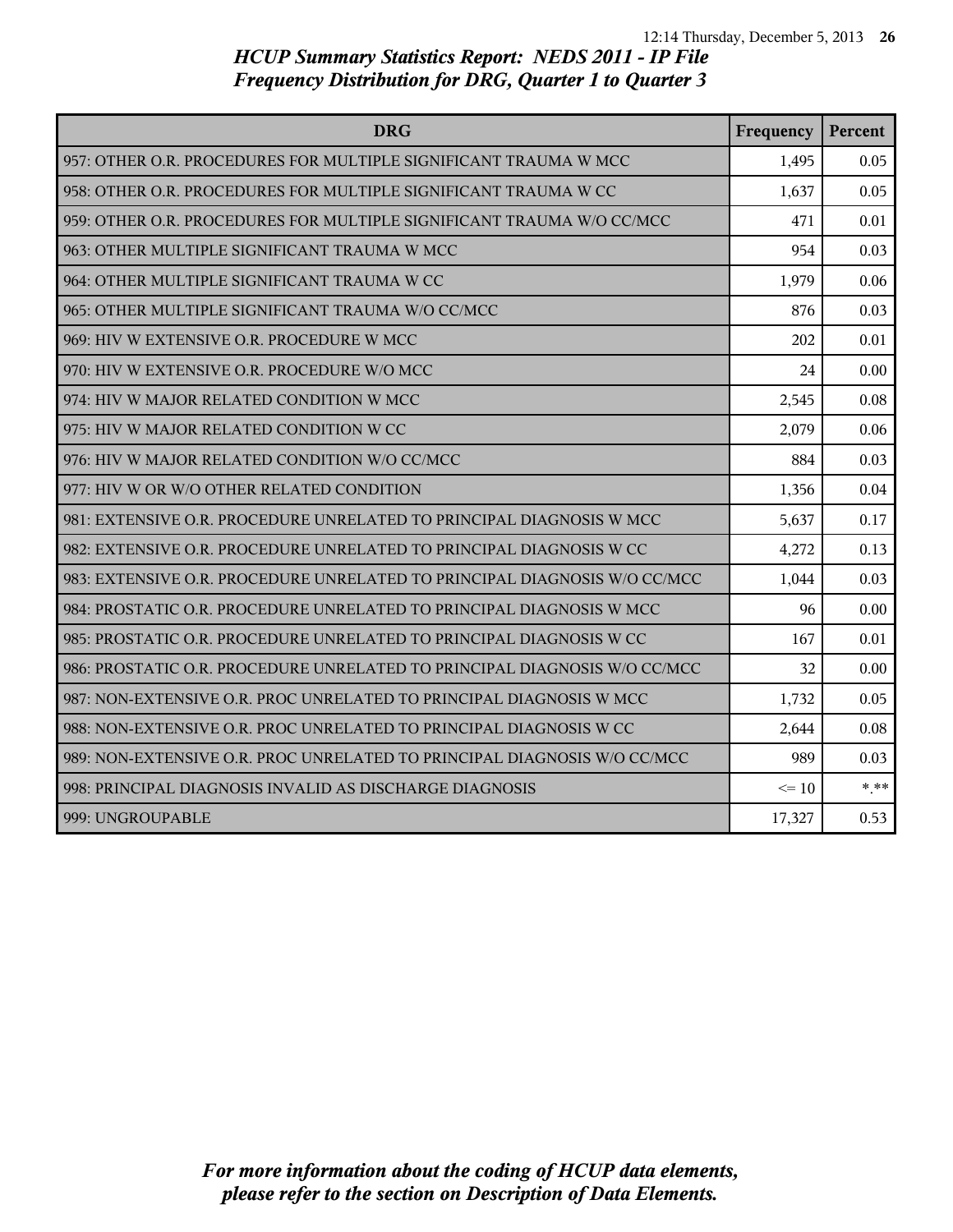## HCUP Summary Statistics Report: NEDS 2011 - IP File
## Frequency Distribution for DRG, Quarter 1 to Quarter 3

| DRG | Frequency | Percent |
|---|---|---|
| 957: OTHER O.R. PROCEDURES FOR MULTIPLE SIGNIFICANT TRAUMA W MCC | 1,495 | 0.05 |
| 958: OTHER O.R. PROCEDURES FOR MULTIPLE SIGNIFICANT TRAUMA W CC | 1,637 | 0.05 |
| 959: OTHER O.R. PROCEDURES FOR MULTIPLE SIGNIFICANT TRAUMA W/O CC/MCC | 471 | 0.01 |
| 963: OTHER MULTIPLE SIGNIFICANT TRAUMA W MCC | 954 | 0.03 |
| 964: OTHER MULTIPLE SIGNIFICANT TRAUMA W CC | 1,979 | 0.06 |
| 965: OTHER MULTIPLE SIGNIFICANT TRAUMA W/O CC/MCC | 876 | 0.03 |
| 969: HIV W EXTENSIVE O.R. PROCEDURE W MCC | 202 | 0.01 |
| 970: HIV W EXTENSIVE O.R. PROCEDURE W/O MCC | 24 | 0.00 |
| 974: HIV W MAJOR RELATED CONDITION W MCC | 2,545 | 0.08 |
| 975: HIV W MAJOR RELATED CONDITION W CC | 2,079 | 0.06 |
| 976: HIV W MAJOR RELATED CONDITION W/O CC/MCC | 884 | 0.03 |
| 977: HIV W OR W/O OTHER RELATED CONDITION | 1,356 | 0.04 |
| 981: EXTENSIVE O.R. PROCEDURE UNRELATED TO PRINCIPAL DIAGNOSIS W MCC | 5,637 | 0.17 |
| 982: EXTENSIVE O.R. PROCEDURE UNRELATED TO PRINCIPAL DIAGNOSIS W CC | 4,272 | 0.13 |
| 983: EXTENSIVE O.R. PROCEDURE UNRELATED TO PRINCIPAL DIAGNOSIS W/O CC/MCC | 1,044 | 0.03 |
| 984: PROSTATIC O.R. PROCEDURE UNRELATED TO PRINCIPAL DIAGNOSIS W MCC | 96 | 0.00 |
| 985: PROSTATIC O.R. PROCEDURE UNRELATED TO PRINCIPAL DIAGNOSIS W CC | 167 | 0.01 |
| 986: PROSTATIC O.R. PROCEDURE UNRELATED TO PRINCIPAL DIAGNOSIS W/O CC/MCC | 32 | 0.00 |
| 987: NON-EXTENSIVE O.R. PROC UNRELATED TO PRINCIPAL DIAGNOSIS W MCC | 1,732 | 0.05 |
| 988: NON-EXTENSIVE O.R. PROC UNRELATED TO PRINCIPAL DIAGNOSIS W CC | 2,644 | 0.08 |
| 989: NON-EXTENSIVE O.R. PROC UNRELATED TO PRINCIPAL DIAGNOSIS W/O CC/MCC | 989 | 0.03 |
| 998: PRINCIPAL DIAGNOSIS INVALID AS DISCHARGE DIAGNOSIS | <= 10 | *.** |
| 999: UNGROUPABLE | 17,327 | 0.53 |

*For more information about the coding of HCUP data elements, please refer to the section on Description of Data Elements.*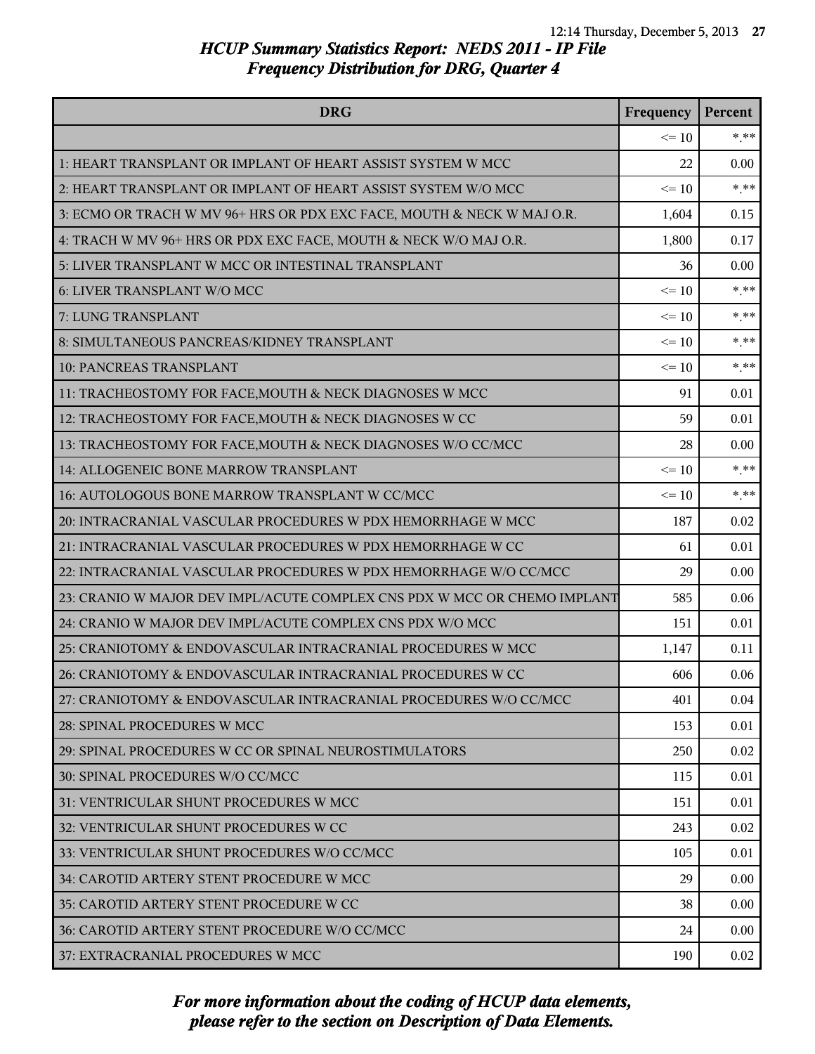# HCUP Summary Statistics Report: NEDS 2011 - IP File

## Frequency Distribution for DRG, Quarter 4

| DRG | Frequency | Percent |
|---|---|---|
| | <= 10 | *.** |
| 1: HEART TRANSPLANT OR IMPLANT OF HEART ASSIST SYSTEM W MCC | 22 | 0.00 |
| 2: HEART TRANSPLANT OR IMPLANT OF HEART ASSIST SYSTEM W/O MCC | <= 10 | *.** |
| 3: ECMO OR TRACH W MV 96+ HRS OR PDX EXC FACE, MOUTH & NECK W MAJ O.R. | 1,604 | 0.15 |
| 4: TRACH W MV 96+ HRS OR PDX EXC FACE, MOUTH & NECK W/O MAJ O.R. | 1,800 | 0.17 |
| 5: LIVER TRANSPLANT W MCC OR INTESTINAL TRANSPLANT | 36 | 0.00 |
| 6: LIVER TRANSPLANT W/O MCC | <= 10 | *.** |
| 7: LUNG TRANSPLANT | <= 10 | *.** |
| 8: SIMULTANEOUS PANCREAS/KIDNEY TRANSPLANT | <= 10 | *.** |
| 10: PANCREAS TRANSPLANT | <= 10 | *.** |
| 11: TRACHEOSTOMY FOR FACE,MOUTH & NECK DIAGNOSES W MCC | 91 | 0.01 |
| 12: TRACHEOSTOMY FOR FACE,MOUTH & NECK DIAGNOSES W CC | 59 | 0.01 |
| 13: TRACHEOSTOMY FOR FACE,MOUTH & NECK DIAGNOSES W/O CC/MCC | 28 | 0.00 |
| 14: ALLOGENEIC BONE MARROW TRANSPLANT | <= 10 | *.** |
| 16: AUTOLOGOUS BONE MARROW TRANSPLANT W CC/MCC | <= 10 | *.** |
| 20: INTRACRANIAL VASCULAR PROCEDURES W PDX HEMORRHAGE W MCC | 187 | 0.02 |
| 21: INTRACRANIAL VASCULAR PROCEDURES W PDX HEMORRHAGE W CC | 61 | 0.01 |
| 22: INTRACRANIAL VASCULAR PROCEDURES W PDX HEMORRHAGE W/O CC/MCC | 29 | 0.00 |
| 23: CRANIO W MAJOR DEV IMPL/ACUTE COMPLEX CNS PDX W MCC OR CHEMO IMPLANT | 585 | 0.06 |
| 24: CRANIO W MAJOR DEV IMPL/ACUTE COMPLEX CNS PDX W/O MCC | 151 | 0.01 |
| 25: CRANIOTOMY & ENDOVASCULAR INTRACRANIAL PROCEDURES W MCC | 1,147 | 0.11 |
| 26: CRANIOTOMY & ENDOVASCULAR INTRACRANIAL PROCEDURES W CC | 606 | 0.06 |
| 27: CRANIOTOMY & ENDOVASCULAR INTRACRANIAL PROCEDURES W/O CC/MCC | 401 | 0.04 |
| 28: SPINAL PROCEDURES W MCC | 153 | 0.01 |
| 29: SPINAL PROCEDURES W CC OR SPINAL NEUROSTIMULATORS | 250 | 0.02 |
| 30: SPINAL PROCEDURES W/O CC/MCC | 115 | 0.01 |
| 31: VENTRICULAR SHUNT PROCEDURES W MCC | 151 | 0.01 |
| 32: VENTRICULAR SHUNT PROCEDURES W CC | 243 | 0.02 |
| 33: VENTRICULAR SHUNT PROCEDURES W/O CC/MCC | 105 | 0.01 |
| 34: CAROTID ARTERY STENT PROCEDURE W MCC | 29 | 0.00 |
| 35: CAROTID ARTERY STENT PROCEDURE W CC | 38 | 0.00 |
| 36: CAROTID ARTERY STENT PROCEDURE W/O CC/MCC | 24 | 0.00 |
| 37: EXTRACRANIAL PROCEDURES W MCC | 190 | 0.02 |

*For more information about the coding of HCUP data elements, please refer to the section on Description of Data Elements.*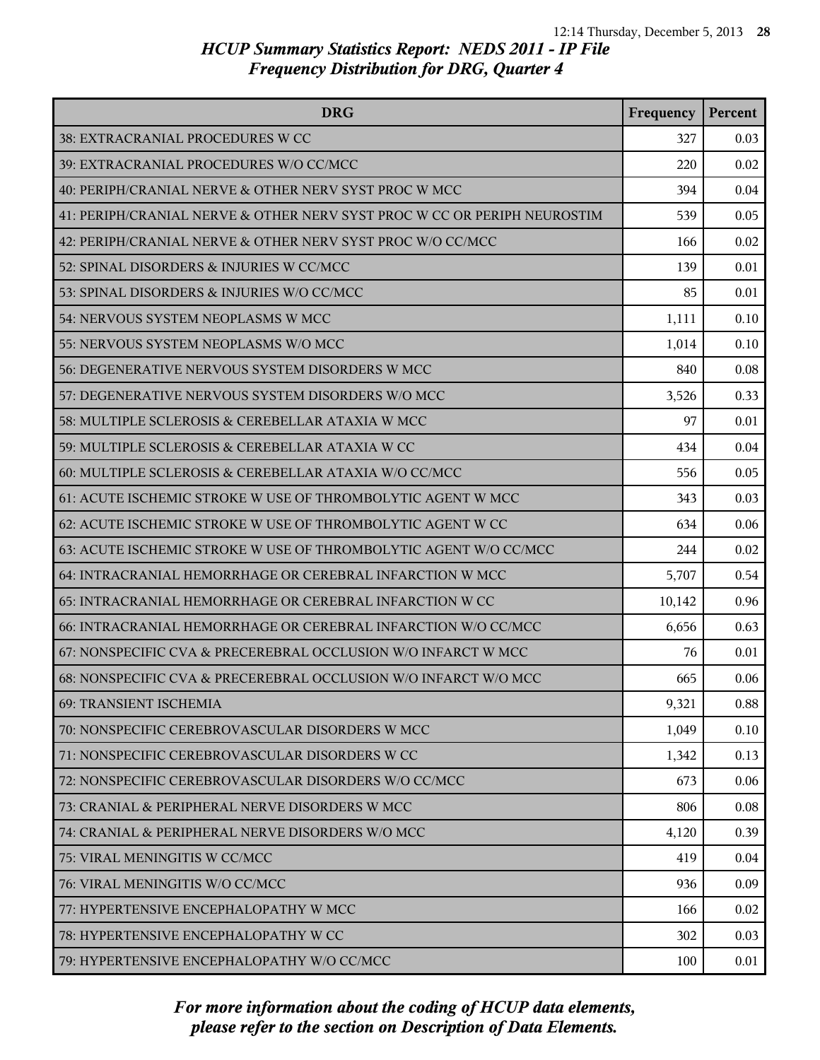## HCUP Summary Statistics Report: NEDS 2011 - IP File
## Frequency Distribution for DRG, Quarter 4

| DRG | Frequency | Percent |
|---|---|---|
| 38: EXTRACRANIAL PROCEDURES W CC | 327 | 0.03 |
| 39: EXTRACRANIAL PROCEDURES W/O CC/MCC | 220 | 0.02 |
| 40: PERIPH/CRANIAL NERVE & OTHER NERV SYST PROC W MCC | 394 | 0.04 |
| 41: PERIPH/CRANIAL NERVE & OTHER NERV SYST PROC W CC OR PERIPH NEUROSTIM | 539 | 0.05 |
| 42: PERIPH/CRANIAL NERVE & OTHER NERV SYST PROC W/O CC/MCC | 166 | 0.02 |
| 52: SPINAL DISORDERS & INJURIES W CC/MCC | 139 | 0.01 |
| 53: SPINAL DISORDERS & INJURIES W/O CC/MCC | 85 | 0.01 |
| 54: NERVOUS SYSTEM NEOPLASMS W MCC | 1,111 | 0.10 |
| 55: NERVOUS SYSTEM NEOPLASMS W/O MCC | 1,014 | 0.10 |
| 56: DEGENERATIVE NERVOUS SYSTEM DISORDERS W MCC | 840 | 0.08 |
| 57: DEGENERATIVE NERVOUS SYSTEM DISORDERS W/O MCC | 3,526 | 0.33 |
| 58: MULTIPLE SCLEROSIS & CEREBELLAR ATAXIA W MCC | 97 | 0.01 |
| 59: MULTIPLE SCLEROSIS & CEREBELLAR ATAXIA W CC | 434 | 0.04 |
| 60: MULTIPLE SCLEROSIS & CEREBELLAR ATAXIA W/O CC/MCC | 556 | 0.05 |
| 61: ACUTE ISCHEMIC STROKE W USE OF THROMBOLYTIC AGENT W MCC | 343 | 0.03 |
| 62: ACUTE ISCHEMIC STROKE W USE OF THROMBOLYTIC AGENT W CC | 634 | 0.06 |
| 63: ACUTE ISCHEMIC STROKE W USE OF THROMBOLYTIC AGENT W/O CC/MCC | 244 | 0.02 |
| 64: INTRACRANIAL HEMORRHAGE OR CEREBRAL INFARCTION W MCC | 5,707 | 0.54 |
| 65: INTRACRANIAL HEMORRHAGE OR CEREBRAL INFARCTION W CC | 10,142 | 0.96 |
| 66: INTRACRANIAL HEMORRHAGE OR CEREBRAL INFARCTION W/O CC/MCC | 6,656 | 0.63 |
| 67: NONSPECIFIC CVA & PRECEREBRAL OCCLUSION W/O INFARCT W MCC | 76 | 0.01 |
| 68: NONSPECIFIC CVA & PRECEREBRAL OCCLUSION W/O INFARCT W/O MCC | 665 | 0.06 |
| 69: TRANSIENT ISCHEMIA | 9,321 | 0.88 |
| 70: NONSPECIFIC CEREBROVASCULAR DISORDERS W MCC | 1,049 | 0.10 |
| 71: NONSPECIFIC CEREBROVASCULAR DISORDERS W CC | 1,342 | 0.13 |
| 72: NONSPECIFIC CEREBROVASCULAR DISORDERS W/O CC/MCC | 673 | 0.06 |
| 73: CRANIAL & PERIPHERAL NERVE DISORDERS W MCC | 806 | 0.08 |
| 74: CRANIAL & PERIPHERAL NERVE DISORDERS W/O MCC | 4,120 | 0.39 |
| 75: VIRAL MENINGITIS W CC/MCC | 419 | 0.04 |
| 76: VIRAL MENINGITIS W/O CC/MCC | 936 | 0.09 |
| 77: HYPERTENSIVE ENCEPHALOPATHY W MCC | 166 | 0.02 |
| 78: HYPERTENSIVE ENCEPHALOPATHY W CC | 302 | 0.03 |
| 79: HYPERTENSIVE ENCEPHALOPATHY W/O CC/MCC | 100 | 0.01 |

*For more information about the coding of HCUP data elements, please refer to the section on Description of Data Elements.*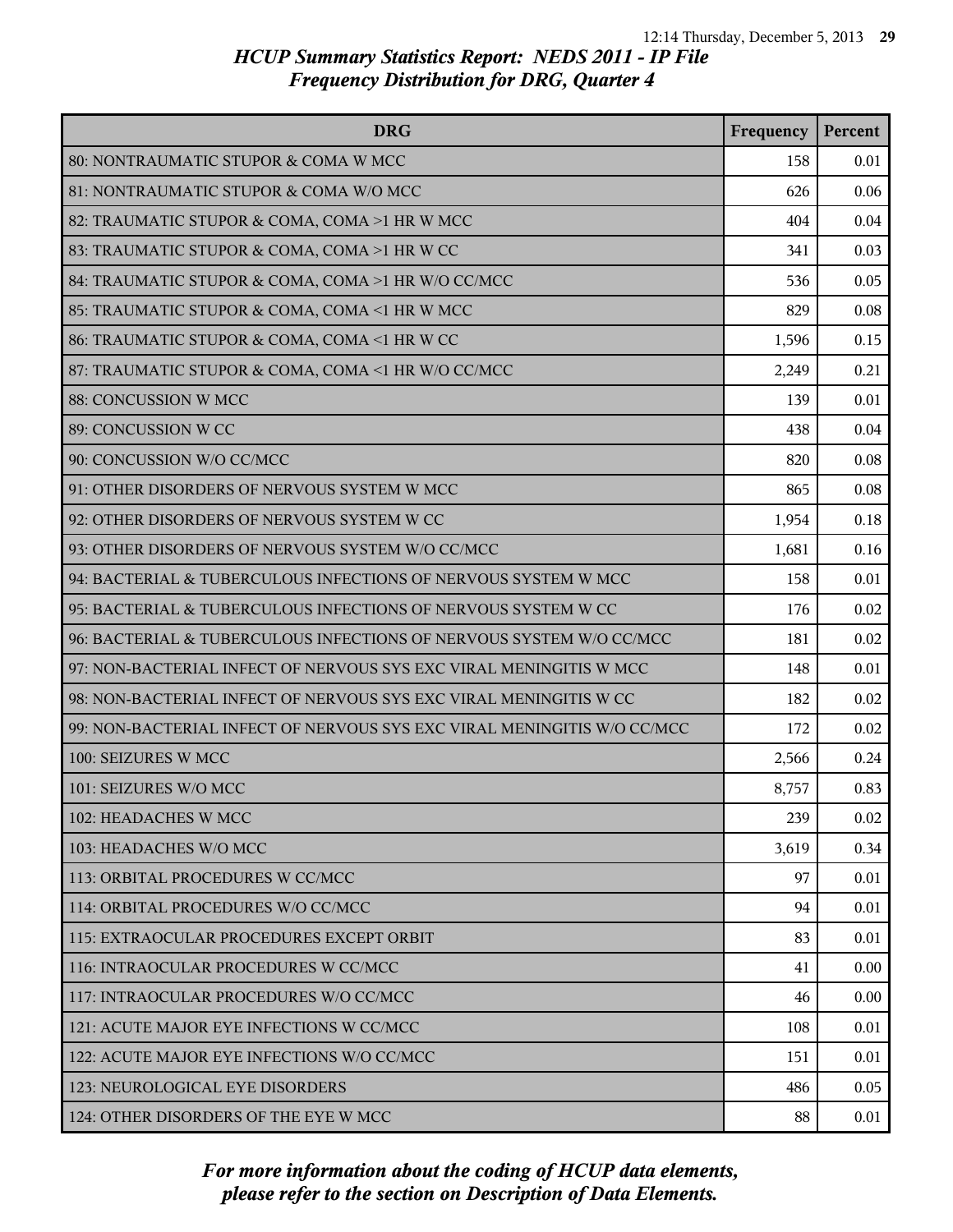# HCUP Summary Statistics Report: NEDS 2011 - IP File
## Frequency Distribution for DRG, Quarter 4

| DRG | Frequency | Percent |
|---|---|---|
| 80: NONTRAUMATIC STUPOR & COMA W MCC | 158 | 0.01 |
| 81: NONTRAUMATIC STUPOR & COMA W/O MCC | 626 | 0.06 |
| 82: TRAUMATIC STUPOR & COMA, COMA >1 HR W MCC | 404 | 0.04 |
| 83: TRAUMATIC STUPOR & COMA, COMA >1 HR W CC | 341 | 0.03 |
| 84: TRAUMATIC STUPOR & COMA, COMA >1 HR W/O CC/MCC | 536 | 0.05 |
| 85: TRAUMATIC STUPOR & COMA, COMA <1 HR W MCC | 829 | 0.08 |
| 86: TRAUMATIC STUPOR & COMA, COMA <1 HR W CC | 1,596 | 0.15 |
| 87: TRAUMATIC STUPOR & COMA, COMA <1 HR W/O CC/MCC | 2,249 | 0.21 |
| 88: CONCUSSION W MCC | 139 | 0.01 |
| 89: CONCUSSION W CC | 438 | 0.04 |
| 90: CONCUSSION W/O CC/MCC | 820 | 0.08 |
| 91: OTHER DISORDERS OF NERVOUS SYSTEM W MCC | 865 | 0.08 |
| 92: OTHER DISORDERS OF NERVOUS SYSTEM W CC | 1,954 | 0.18 |
| 93: OTHER DISORDERS OF NERVOUS SYSTEM W/O CC/MCC | 1,681 | 0.16 |
| 94: BACTERIAL & TUBERCULOUS INFECTIONS OF NERVOUS SYSTEM W MCC | 158 | 0.01 |
| 95: BACTERIAL & TUBERCULOUS INFECTIONS OF NERVOUS SYSTEM W CC | 176 | 0.02 |
| 96: BACTERIAL & TUBERCULOUS INFECTIONS OF NERVOUS SYSTEM W/O CC/MCC | 181 | 0.02 |
| 97: NON-BACTERIAL INFECT OF NERVOUS SYS EXC VIRAL MENINGITIS W MCC | 148 | 0.01 |
| 98: NON-BACTERIAL INFECT OF NERVOUS SYS EXC VIRAL MENINGITIS W CC | 182 | 0.02 |
| 99: NON-BACTERIAL INFECT OF NERVOUS SYS EXC VIRAL MENINGITIS W/O CC/MCC | 172 | 0.02 |
| 100: SEIZURES W MCC | 2,566 | 0.24 |
| 101: SEIZURES W/O MCC | 8,757 | 0.83 |
| 102: HEADACHES W MCC | 239 | 0.02 |
| 103: HEADACHES W/O MCC | 3,619 | 0.34 |
| 113: ORBITAL PROCEDURES W CC/MCC | 97 | 0.01 |
| 114: ORBITAL PROCEDURES W/O CC/MCC | 94 | 0.01 |
| 115: EXTRAOCULAR PROCEDURES EXCEPT ORBIT | 83 | 0.01 |
| 116: INTRAOCULAR PROCEDURES W CC/MCC | 41 | 0.00 |
| 117: INTRAOCULAR PROCEDURES W/O CC/MCC | 46 | 0.00 |
| 121: ACUTE MAJOR EYE INFECTIONS W CC/MCC | 108 | 0.01 |
| 122: ACUTE MAJOR EYE INFECTIONS W/O CC/MCC | 151 | 0.01 |
| 123: NEUROLOGICAL EYE DISORDERS | 486 | 0.05 |
| 124: OTHER DISORDERS OF THE EYE W MCC | 88 | 0.01 |

*For more information about the coding of HCUP data elements, please refer to the section on Description of Data Elements.*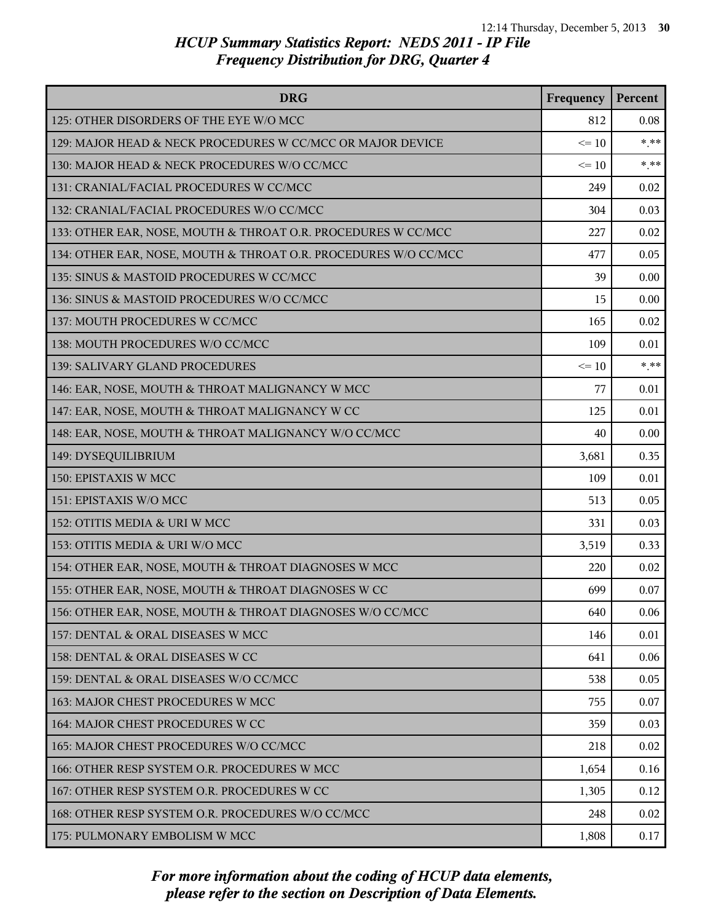# HCUP Summary Statistics Report: NEDS 2011 - IP File
## Frequency Distribution for DRG, Quarter 4

| DRG | Frequency | Percent |
|---|---|---|
| 125: OTHER DISORDERS OF THE EYE W/O MCC | 812 | 0.08 |
| 129: MAJOR HEAD & NECK PROCEDURES W CC/MCC OR MAJOR DEVICE | <= 10 | *.** |
| 130: MAJOR HEAD & NECK PROCEDURES W/O CC/MCC | <= 10 | *.** |
| 131: CRANIAL/FACIAL PROCEDURES W CC/MCC | 249 | 0.02 |
| 132: CRANIAL/FACIAL PROCEDURES W/O CC/MCC | 304 | 0.03 |
| 133: OTHER EAR, NOSE, MOUTH & THROAT O.R. PROCEDURES W CC/MCC | 227 | 0.02 |
| 134: OTHER EAR, NOSE, MOUTH & THROAT O.R. PROCEDURES W/O CC/MCC | 477 | 0.05 |
| 135: SINUS & MASTOID PROCEDURES W CC/MCC | 39 | 0.00 |
| 136: SINUS & MASTOID PROCEDURES W/O CC/MCC | 15 | 0.00 |
| 137: MOUTH PROCEDURES W CC/MCC | 165 | 0.02 |
| 138: MOUTH PROCEDURES W/O CC/MCC | 109 | 0.01 |
| 139: SALIVARY GLAND PROCEDURES | <= 10 | *.** |
| 146: EAR, NOSE, MOUTH & THROAT MALIGNANCY W MCC | 77 | 0.01 |
| 147: EAR, NOSE, MOUTH & THROAT MALIGNANCY W CC | 125 | 0.01 |
| 148: EAR, NOSE, MOUTH & THROAT MALIGNANCY W/O CC/MCC | 40 | 0.00 |
| 149: DYSEQUILIBRIUM | 3,681 | 0.35 |
| 150: EPISTAXIS W MCC | 109 | 0.01 |
| 151: EPISTAXIS W/O MCC | 513 | 0.05 |
| 152: OTITIS MEDIA & URI W MCC | 331 | 0.03 |
| 153: OTITIS MEDIA & URI W/O MCC | 3,519 | 0.33 |
| 154: OTHER EAR, NOSE, MOUTH & THROAT DIAGNOSES W MCC | 220 | 0.02 |
| 155: OTHER EAR, NOSE, MOUTH & THROAT DIAGNOSES W CC | 699 | 0.07 |
| 156: OTHER EAR, NOSE, MOUTH & THROAT DIAGNOSES W/O CC/MCC | 640 | 0.06 |
| 157: DENTAL & ORAL DISEASES W MCC | 146 | 0.01 |
| 158: DENTAL & ORAL DISEASES W CC | 641 | 0.06 |
| 159: DENTAL & ORAL DISEASES W/O CC/MCC | 538 | 0.05 |
| 163: MAJOR CHEST PROCEDURES W MCC | 755 | 0.07 |
| 164: MAJOR CHEST PROCEDURES W CC | 359 | 0.03 |
| 165: MAJOR CHEST PROCEDURES W/O CC/MCC | 218 | 0.02 |
| 166: OTHER RESP SYSTEM O.R. PROCEDURES W MCC | 1,654 | 0.16 |
| 167: OTHER RESP SYSTEM O.R. PROCEDURES W CC | 1,305 | 0.12 |
| 168: OTHER RESP SYSTEM O.R. PROCEDURES W/O CC/MCC | 248 | 0.02 |
| 175: PULMONARY EMBOLISM W MCC | 1,808 | 0.17 |

*For more information about the coding of HCUP data elements, please refer to the section on Description of Data Elements.*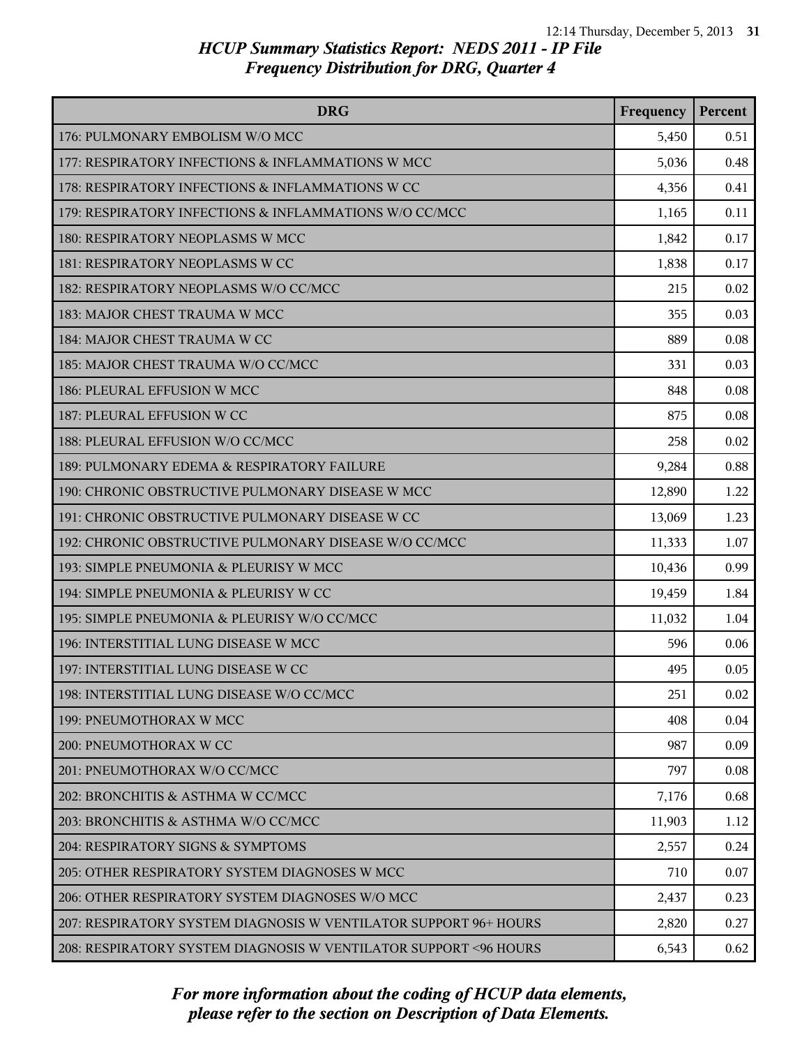## HCUP Summary Statistics Report: NEDS 2011 - IP File
## Frequency Distribution for DRG, Quarter 4

| DRG | Frequency | Percent |
|---|---|---|
| 176: PULMONARY EMBOLISM W/O MCC | 5,450 | 0.51 |
| 177: RESPIRATORY INFECTIONS & INFLAMMATIONS W MCC | 5,036 | 0.48 |
| 178: RESPIRATORY INFECTIONS & INFLAMMATIONS W CC | 4,356 | 0.41 |
| 179: RESPIRATORY INFECTIONS & INFLAMMATIONS W/O CC/MCC | 1,165 | 0.11 |
| 180: RESPIRATORY NEOPLASMS W MCC | 1,842 | 0.17 |
| 181: RESPIRATORY NEOPLASMS W CC | 1,838 | 0.17 |
| 182: RESPIRATORY NEOPLASMS W/O CC/MCC | 215 | 0.02 |
| 183: MAJOR CHEST TRAUMA W MCC | 355 | 0.03 |
| 184: MAJOR CHEST TRAUMA W CC | 889 | 0.08 |
| 185: MAJOR CHEST TRAUMA W/O CC/MCC | 331 | 0.03 |
| 186: PLEURAL EFFUSION W MCC | 848 | 0.08 |
| 187: PLEURAL EFFUSION W CC | 875 | 0.08 |
| 188: PLEURAL EFFUSION W/O CC/MCC | 258 | 0.02 |
| 189: PULMONARY EDEMA & RESPIRATORY FAILURE | 9,284 | 0.88 |
| 190: CHRONIC OBSTRUCTIVE PULMONARY DISEASE W MCC | 12,890 | 1.22 |
| 191: CHRONIC OBSTRUCTIVE PULMONARY DISEASE W CC | 13,069 | 1.23 |
| 192: CHRONIC OBSTRUCTIVE PULMONARY DISEASE W/O CC/MCC | 11,333 | 1.07 |
| 193: SIMPLE PNEUMONIA & PLEURISY W MCC | 10,436 | 0.99 |
| 194: SIMPLE PNEUMONIA & PLEURISY W CC | 19,459 | 1.84 |
| 195: SIMPLE PNEUMONIA & PLEURISY W/O CC/MCC | 11,032 | 1.04 |
| 196: INTERSTITIAL LUNG DISEASE W MCC | 596 | 0.06 |
| 197: INTERSTITIAL LUNG DISEASE W CC | 495 | 0.05 |
| 198: INTERSTITIAL LUNG DISEASE W/O CC/MCC | 251 | 0.02 |
| 199: PNEUMOTHORAX W MCC | 408 | 0.04 |
| 200: PNEUMOTHORAX W CC | 987 | 0.09 |
| 201: PNEUMOTHORAX W/O CC/MCC | 797 | 0.08 |
| 202: BRONCHITIS & ASTHMA W CC/MCC | 7,176 | 0.68 |
| 203: BRONCHITIS & ASTHMA W/O CC/MCC | 11,903 | 1.12 |
| 204: RESPIRATORY SIGNS & SYMPTOMS | 2,557 | 0.24 |
| 205: OTHER RESPIRATORY SYSTEM DIAGNOSES W MCC | 710 | 0.07 |
| 206: OTHER RESPIRATORY SYSTEM DIAGNOSES W/O MCC | 2,437 | 0.23 |
| 207: RESPIRATORY SYSTEM DIAGNOSIS W VENTILATOR SUPPORT 96+ HOURS | 2,820 | 0.27 |
| 208: RESPIRATORY SYSTEM DIAGNOSIS W VENTILATOR SUPPORT <96 HOURS | 6,543 | 0.62 |

*For more information about the coding of HCUP data elements, please refer to the section on Description of Data Elements.*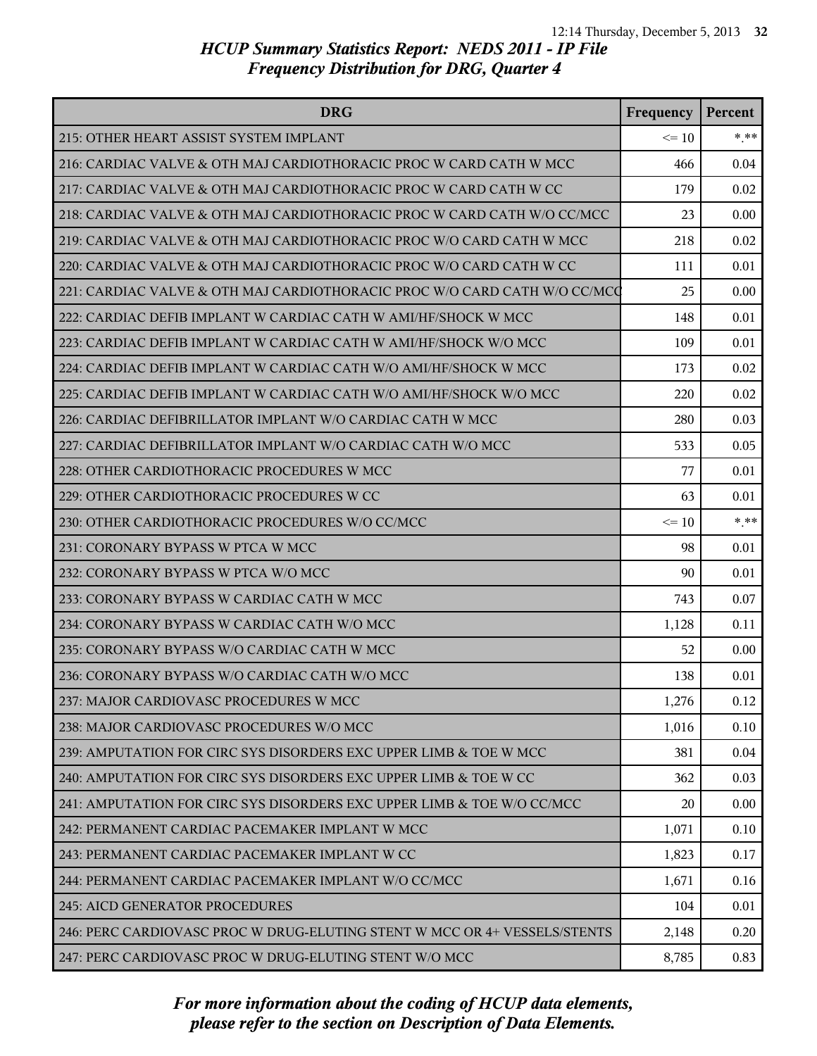## HCUP Summary Statistics Report: NEDS 2011 - IP File
## Frequency Distribution for DRG, Quarter 4

| DRG | Frequency | Percent |
|---|---|---|
| 215: OTHER HEART ASSIST SYSTEM IMPLANT | <= 10 | *.** |
| 216: CARDIAC VALVE & OTH MAJ CARDIOTHORACIC PROC W CARD CATH W MCC | 466 | 0.04 |
| 217: CARDIAC VALVE & OTH MAJ CARDIOTHORACIC PROC W CARD CATH W CC | 179 | 0.02 |
| 218: CARDIAC VALVE & OTH MAJ CARDIOTHORACIC PROC W CARD CATH W/O CC/MCC | 23 | 0.00 |
| 219: CARDIAC VALVE & OTH MAJ CARDIOTHORACIC PROC W/O CARD CATH W MCC | 218 | 0.02 |
| 220: CARDIAC VALVE & OTH MAJ CARDIOTHORACIC PROC W/O CARD CATH W CC | 111 | 0.01 |
| 221: CARDIAC VALVE & OTH MAJ CARDIOTHORACIC PROC W/O CARD CATH W/O CC/MCC | 25 | 0.00 |
| 222: CARDIAC DEFIB IMPLANT W CARDIAC CATH W AMI/HF/SHOCK W MCC | 148 | 0.01 |
| 223: CARDIAC DEFIB IMPLANT W CARDIAC CATH W AMI/HF/SHOCK W/O MCC | 109 | 0.01 |
| 224: CARDIAC DEFIB IMPLANT W CARDIAC CATH W/O AMI/HF/SHOCK W MCC | 173 | 0.02 |
| 225: CARDIAC DEFIB IMPLANT W CARDIAC CATH W/O AMI/HF/SHOCK W/O MCC | 220 | 0.02 |
| 226: CARDIAC DEFIBRILLATOR IMPLANT W/O CARDIAC CATH W MCC | 280 | 0.03 |
| 227: CARDIAC DEFIBRILLATOR IMPLANT W/O CARDIAC CATH W/O MCC | 533 | 0.05 |
| 228: OTHER CARDIOTHORACIC PROCEDURES W MCC | 77 | 0.01 |
| 229: OTHER CARDIOTHORACIC PROCEDURES W CC | 63 | 0.01 |
| 230: OTHER CARDIOTHORACIC PROCEDURES W/O CC/MCC | <= 10 | *.** |
| 231: CORONARY BYPASS W PTCA W MCC | 98 | 0.01 |
| 232: CORONARY BYPASS W PTCA W/O MCC | 90 | 0.01 |
| 233: CORONARY BYPASS W CARDIAC CATH W MCC | 743 | 0.07 |
| 234: CORONARY BYPASS W CARDIAC CATH W/O MCC | 1,128 | 0.11 |
| 235: CORONARY BYPASS W/O CARDIAC CATH W MCC | 52 | 0.00 |
| 236: CORONARY BYPASS W/O CARDIAC CATH W/O MCC | 138 | 0.01 |
| 237: MAJOR CARDIOVASC PROCEDURES W MCC | 1,276 | 0.12 |
| 238: MAJOR CARDIOVASC PROCEDURES W/O MCC | 1,016 | 0.10 |
| 239: AMPUTATION FOR CIRC SYS DISORDERS EXC UPPER LIMB & TOE W MCC | 381 | 0.04 |
| 240: AMPUTATION FOR CIRC SYS DISORDERS EXC UPPER LIMB & TOE W CC | 362 | 0.03 |
| 241: AMPUTATION FOR CIRC SYS DISORDERS EXC UPPER LIMB & TOE W/O CC/MCC | 20 | 0.00 |
| 242: PERMANENT CARDIAC PACEMAKER IMPLANT W MCC | 1,071 | 0.10 |
| 243: PERMANENT CARDIAC PACEMAKER IMPLANT W CC | 1,823 | 0.17 |
| 244: PERMANENT CARDIAC PACEMAKER IMPLANT W/O CC/MCC | 1,671 | 0.16 |
| 245: AICD GENERATOR PROCEDURES | 104 | 0.01 |
| 246: PERC CARDIOVASC PROC W DRUG-ELUTING STENT W MCC OR 4+ VESSELS/STENTS | 2,148 | 0.20 |
| 247: PERC CARDIOVASC PROC W DRUG-ELUTING STENT W/O MCC | 8,785 | 0.83 |

*For more information about the coding of HCUP data elements, please refer to the section on Description of Data Elements.*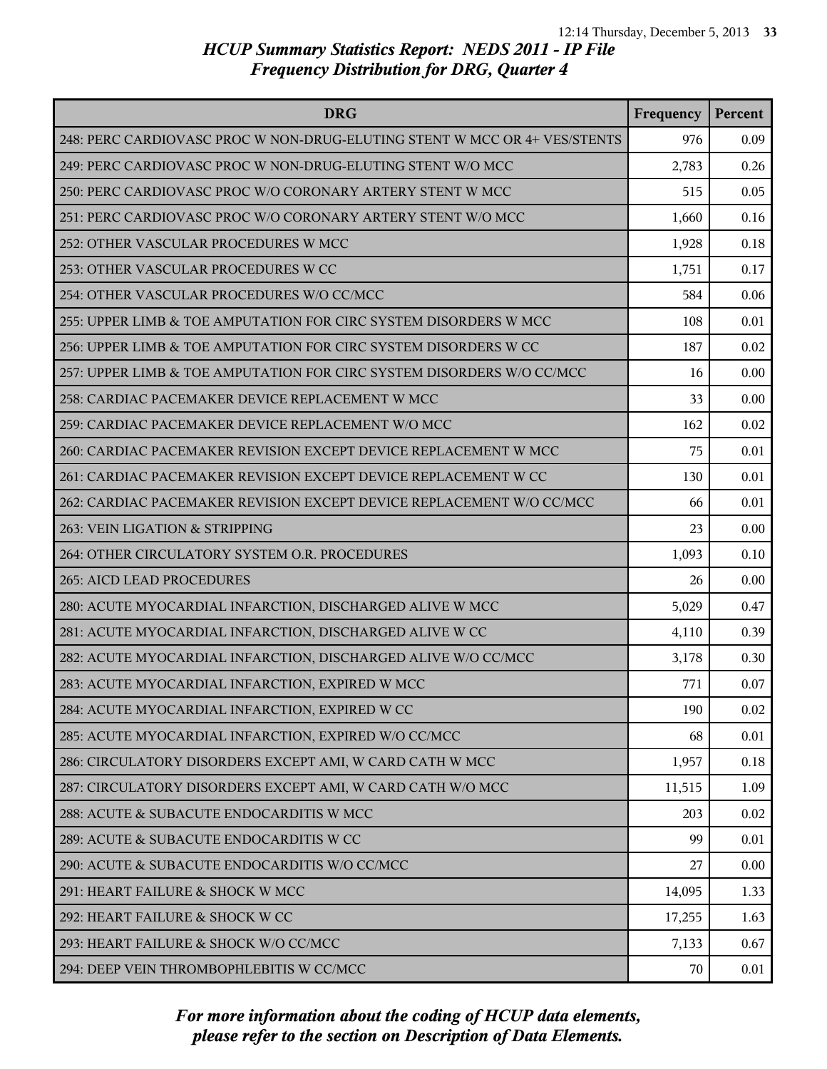## HCUP Summary Statistics Report: NEDS 2011 - IP File
## Frequency Distribution for DRG, Quarter 4

| DRG | Frequency | Percent |
| --- | --- | --- |
| 248: PERC CARDIOVASC PROC W NON-DRUG-ELUTING STENT W MCC OR 4+ VES/STENTS | 976 | 0.09 |
| 249: PERC CARDIOVASC PROC W NON-DRUG-ELUTING STENT W/O MCC | 2,783 | 0.26 |
| 250: PERC CARDIOVASC PROC W/O CORONARY ARTERY STENT W MCC | 515 | 0.05 |
| 251: PERC CARDIOVASC PROC W/O CORONARY ARTERY STENT W/O MCC | 1,660 | 0.16 |
| 252: OTHER VASCULAR PROCEDURES W MCC | 1,928 | 0.18 |
| 253: OTHER VASCULAR PROCEDURES W CC | 1,751 | 0.17 |
| 254: OTHER VASCULAR PROCEDURES W/O CC/MCC | 584 | 0.06 |
| 255: UPPER LIMB & TOE AMPUTATION FOR CIRC SYSTEM DISORDERS W MCC | 108 | 0.01 |
| 256: UPPER LIMB & TOE AMPUTATION FOR CIRC SYSTEM DISORDERS W CC | 187 | 0.02 |
| 257: UPPER LIMB & TOE AMPUTATION FOR CIRC SYSTEM DISORDERS W/O CC/MCC | 16 | 0.00 |
| 258: CARDIAC PACEMAKER DEVICE REPLACEMENT W MCC | 33 | 0.00 |
| 259: CARDIAC PACEMAKER DEVICE REPLACEMENT W/O MCC | 162 | 0.02 |
| 260: CARDIAC PACEMAKER REVISION EXCEPT DEVICE REPLACEMENT W MCC | 75 | 0.01 |
| 261: CARDIAC PACEMAKER REVISION EXCEPT DEVICE REPLACEMENT W CC | 130 | 0.01 |
| 262: CARDIAC PACEMAKER REVISION EXCEPT DEVICE REPLACEMENT W/O CC/MCC | 66 | 0.01 |
| 263: VEIN LIGATION & STRIPPING | 23 | 0.00 |
| 264: OTHER CIRCULATORY SYSTEM O.R. PROCEDURES | 1,093 | 0.10 |
| 265: AICD LEAD PROCEDURES | 26 | 0.00 |
| 280: ACUTE MYOCARDIAL INFARCTION, DISCHARGED ALIVE W MCC | 5,029 | 0.47 |
| 281: ACUTE MYOCARDIAL INFARCTION, DISCHARGED ALIVE W CC | 4,110 | 0.39 |
| 282: ACUTE MYOCARDIAL INFARCTION, DISCHARGED ALIVE W/O CC/MCC | 3,178 | 0.30 |
| 283: ACUTE MYOCARDIAL INFARCTION, EXPIRED W MCC | 771 | 0.07 |
| 284: ACUTE MYOCARDIAL INFARCTION, EXPIRED W CC | 190 | 0.02 |
| 285: ACUTE MYOCARDIAL INFARCTION, EXPIRED W/O CC/MCC | 68 | 0.01 |
| 286: CIRCULATORY DISORDERS EXCEPT AMI, W CARD CATH W MCC | 1,957 | 0.18 |
| 287: CIRCULATORY DISORDERS EXCEPT AMI, W CARD CATH W/O MCC | 11,515 | 1.09 |
| 288: ACUTE & SUBACUTE ENDOCARDITIS W MCC | 203 | 0.02 |
| 289: ACUTE & SUBACUTE ENDOCARDITIS W CC | 99 | 0.01 |
| 290: ACUTE & SUBACUTE ENDOCARDITIS W/O CC/MCC | 27 | 0.00 |
| 291: HEART FAILURE & SHOCK W MCC | 14,095 | 1.33 |
| 292: HEART FAILURE & SHOCK W CC | 17,255 | 1.63 |
| 293: HEART FAILURE & SHOCK W/O CC/MCC | 7,133 | 0.67 |
| 294: DEEP VEIN THROMBOPHLEBITIS W CC/MCC | 70 | 0.01 |

*For more information about the coding of HCUP data elements, please refer to the section on Description of Data Elements.*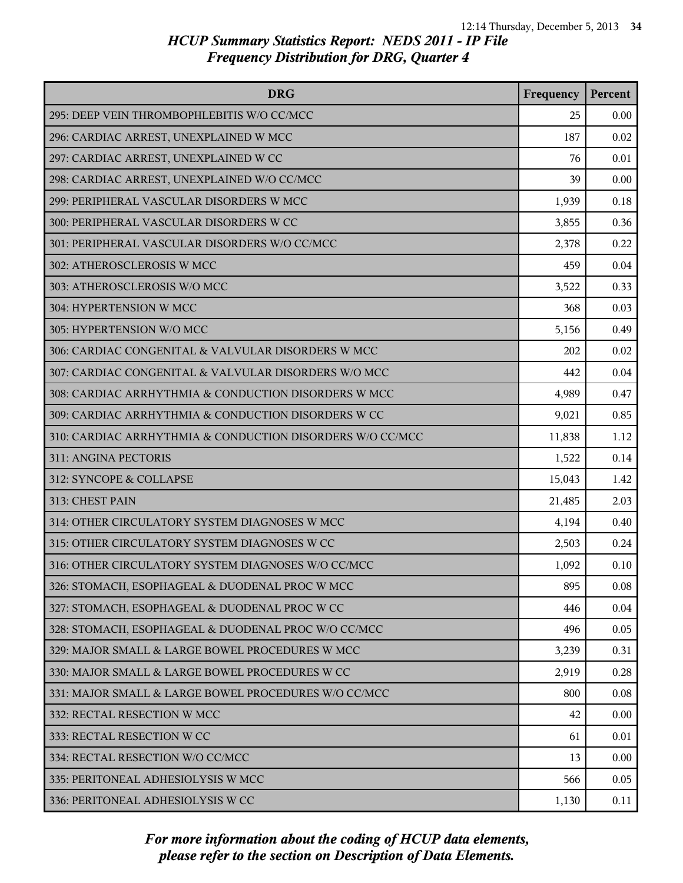# HCUP Summary Statistics Report: NEDS 2011 - IP File
## Frequency Distribution for DRG, Quarter 4

| DRG | Frequency | Percent |
|---|---|---|
| 295: DEEP VEIN THROMBOPHLEBITIS W/O CC/MCC | 25 | 0.00 |
| 296: CARDIAC ARREST, UNEXPLAINED W MCC | 187 | 0.02 |
| 297: CARDIAC ARREST, UNEXPLAINED W CC | 76 | 0.01 |
| 298: CARDIAC ARREST, UNEXPLAINED W/O CC/MCC | 39 | 0.00 |
| 299: PERIPHERAL VASCULAR DISORDERS W MCC | 1,939 | 0.18 |
| 300: PERIPHERAL VASCULAR DISORDERS W CC | 3,855 | 0.36 |
| 301: PERIPHERAL VASCULAR DISORDERS W/O CC/MCC | 2,378 | 0.22 |
| 302: ATHEROSCLEROSIS W MCC | 459 | 0.04 |
| 303: ATHEROSCLEROSIS W/O MCC | 3,522 | 0.33 |
| 304: HYPERTENSION W MCC | 368 | 0.03 |
| 305: HYPERTENSION W/O MCC | 5,156 | 0.49 |
| 306: CARDIAC CONGENITAL & VALVULAR DISORDERS W MCC | 202 | 0.02 |
| 307: CARDIAC CONGENITAL & VALVULAR DISORDERS W/O MCC | 442 | 0.04 |
| 308: CARDIAC ARRHYTHMIA & CONDUCTION DISORDERS W MCC | 4,989 | 0.47 |
| 309: CARDIAC ARRHYTHMIA & CONDUCTION DISORDERS W CC | 9,021 | 0.85 |
| 310: CARDIAC ARRHYTHMIA & CONDUCTION DISORDERS W/O CC/MCC | 11,838 | 1.12 |
| 311: ANGINA PECTORIS | 1,522 | 0.14 |
| 312: SYNCOPE & COLLAPSE | 15,043 | 1.42 |
| 313: CHEST PAIN | 21,485 | 2.03 |
| 314: OTHER CIRCULATORY SYSTEM DIAGNOSES W MCC | 4,194 | 0.40 |
| 315: OTHER CIRCULATORY SYSTEM DIAGNOSES W CC | 2,503 | 0.24 |
| 316: OTHER CIRCULATORY SYSTEM DIAGNOSES W/O CC/MCC | 1,092 | 0.10 |
| 326: STOMACH, ESOPHAGEAL & DUODENAL PROC W MCC | 895 | 0.08 |
| 327: STOMACH, ESOPHAGEAL & DUODENAL PROC W CC | 446 | 0.04 |
| 328: STOMACH, ESOPHAGEAL & DUODENAL PROC W/O CC/MCC | 496 | 0.05 |
| 329: MAJOR SMALL & LARGE BOWEL PROCEDURES W MCC | 3,239 | 0.31 |
| 330: MAJOR SMALL & LARGE BOWEL PROCEDURES W CC | 2,919 | 0.28 |
| 331: MAJOR SMALL & LARGE BOWEL PROCEDURES W/O CC/MCC | 800 | 0.08 |
| 332: RECTAL RESECTION W MCC | 42 | 0.00 |
| 333: RECTAL RESECTION W CC | 61 | 0.01 |
| 334: RECTAL RESECTION W/O CC/MCC | 13 | 0.00 |
| 335: PERITONEAL ADHESIOLYSIS W MCC | 566 | 0.05 |
| 336: PERITONEAL ADHESIOLYSIS W CC | 1,130 | 0.11 |

*For more information about the coding of HCUP data elements, please refer to the section on Description of Data Elements.*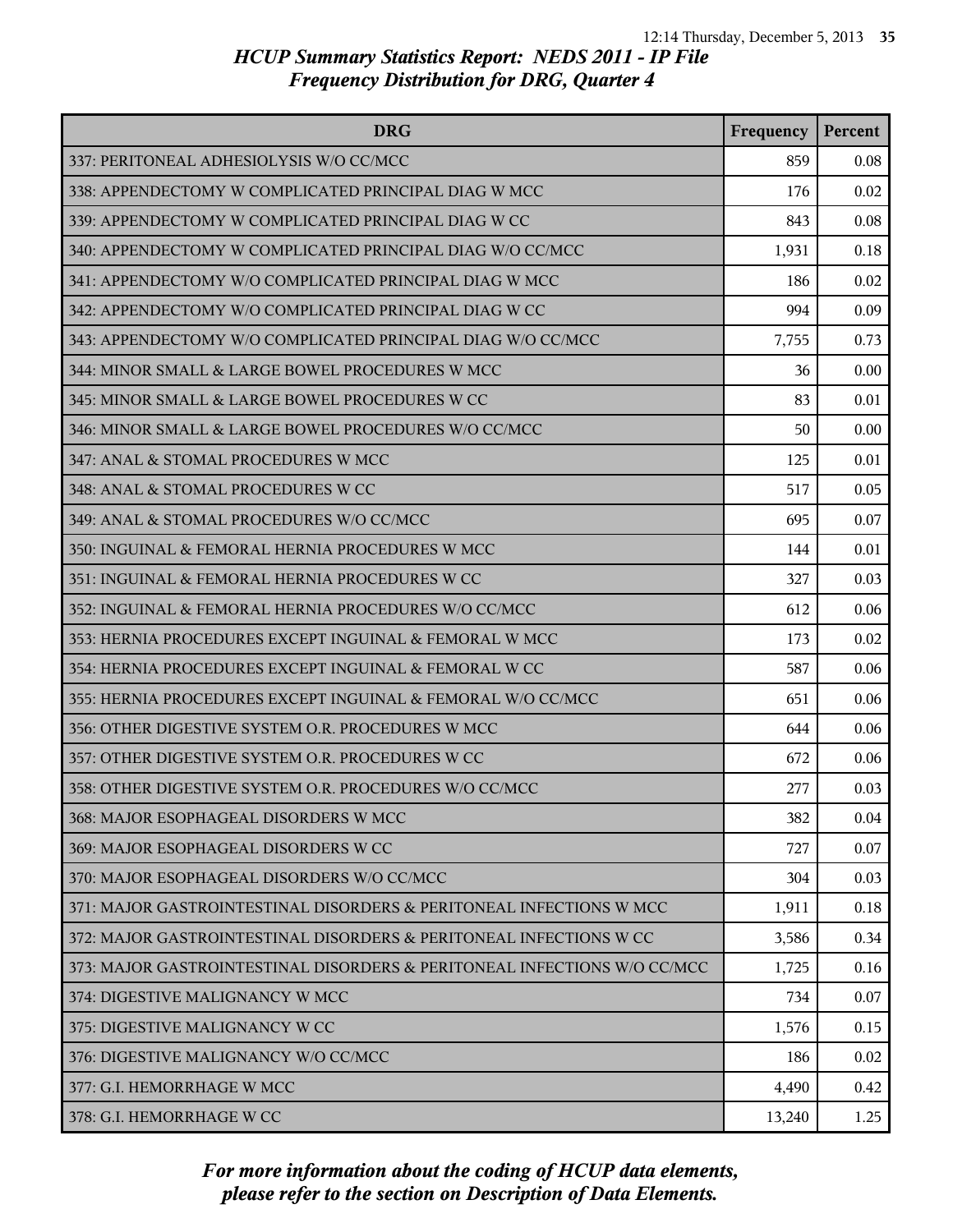## HCUP Summary Statistics Report: NEDS 2011 - IP File
## Frequency Distribution for DRG, Quarter 4

| DRG | Frequency | Percent |
|---|---|---|
| 337: PERITONEAL ADHESIOLYSIS W/O CC/MCC | 859 | 0.08 |
| 338: APPENDECTOMY W COMPLICATED PRINCIPAL DIAG W MCC | 176 | 0.02 |
| 339: APPENDECTOMY W COMPLICATED PRINCIPAL DIAG W CC | 843 | 0.08 |
| 340: APPENDECTOMY W COMPLICATED PRINCIPAL DIAG W/O CC/MCC | 1,931 | 0.18 |
| 341: APPENDECTOMY W/O COMPLICATED PRINCIPAL DIAG W MCC | 186 | 0.02 |
| 342: APPENDECTOMY W/O COMPLICATED PRINCIPAL DIAG W CC | 994 | 0.09 |
| 343: APPENDECTOMY W/O COMPLICATED PRINCIPAL DIAG W/O CC/MCC | 7,755 | 0.73 |
| 344: MINOR SMALL & LARGE BOWEL PROCEDURES W MCC | 36 | 0.00 |
| 345: MINOR SMALL & LARGE BOWEL PROCEDURES W CC | 83 | 0.01 |
| 346: MINOR SMALL & LARGE BOWEL PROCEDURES W/O CC/MCC | 50 | 0.00 |
| 347: ANAL & STOMAL PROCEDURES W MCC | 125 | 0.01 |
| 348: ANAL & STOMAL PROCEDURES W CC | 517 | 0.05 |
| 349: ANAL & STOMAL PROCEDURES W/O CC/MCC | 695 | 0.07 |
| 350: INGUINAL & FEMORAL HERNIA PROCEDURES W MCC | 144 | 0.01 |
| 351: INGUINAL & FEMORAL HERNIA PROCEDURES W CC | 327 | 0.03 |
| 352: INGUINAL & FEMORAL HERNIA PROCEDURES W/O CC/MCC | 612 | 0.06 |
| 353: HERNIA PROCEDURES EXCEPT INGUINAL & FEMORAL W MCC | 173 | 0.02 |
| 354: HERNIA PROCEDURES EXCEPT INGUINAL & FEMORAL W CC | 587 | 0.06 |
| 355: HERNIA PROCEDURES EXCEPT INGUINAL & FEMORAL W/O CC/MCC | 651 | 0.06 |
| 356: OTHER DIGESTIVE SYSTEM O.R. PROCEDURES W MCC | 644 | 0.06 |
| 357: OTHER DIGESTIVE SYSTEM O.R. PROCEDURES W CC | 672 | 0.06 |
| 358: OTHER DIGESTIVE SYSTEM O.R. PROCEDURES W/O CC/MCC | 277 | 0.03 |
| 368: MAJOR ESOPHAGEAL DISORDERS W MCC | 382 | 0.04 |
| 369: MAJOR ESOPHAGEAL DISORDERS W CC | 727 | 0.07 |
| 370: MAJOR ESOPHAGEAL DISORDERS W/O CC/MCC | 304 | 0.03 |
| 371: MAJOR GASTROINTESTINAL DISORDERS & PERITONEAL INFECTIONS W MCC | 1,911 | 0.18 |
| 372: MAJOR GASTROINTESTINAL DISORDERS & PERITONEAL INFECTIONS W CC | 3,586 | 0.34 |
| 373: MAJOR GASTROINTESTINAL DISORDERS & PERITONEAL INFECTIONS W/O CC/MCC | 1,725 | 0.16 |
| 374: DIGESTIVE MALIGNANCY W MCC | 734 | 0.07 |
| 375: DIGESTIVE MALIGNANCY W CC | 1,576 | 0.15 |
| 376: DIGESTIVE MALIGNANCY W/O CC/MCC | 186 | 0.02 |
| 377: G.I. HEMORRHAGE W MCC | 4,490 | 0.42 |
| 378: G.I. HEMORRHAGE W CC | 13,240 | 1.25 |

*For more information about the coding of HCUP data elements, please refer to the section on Description of Data Elements.*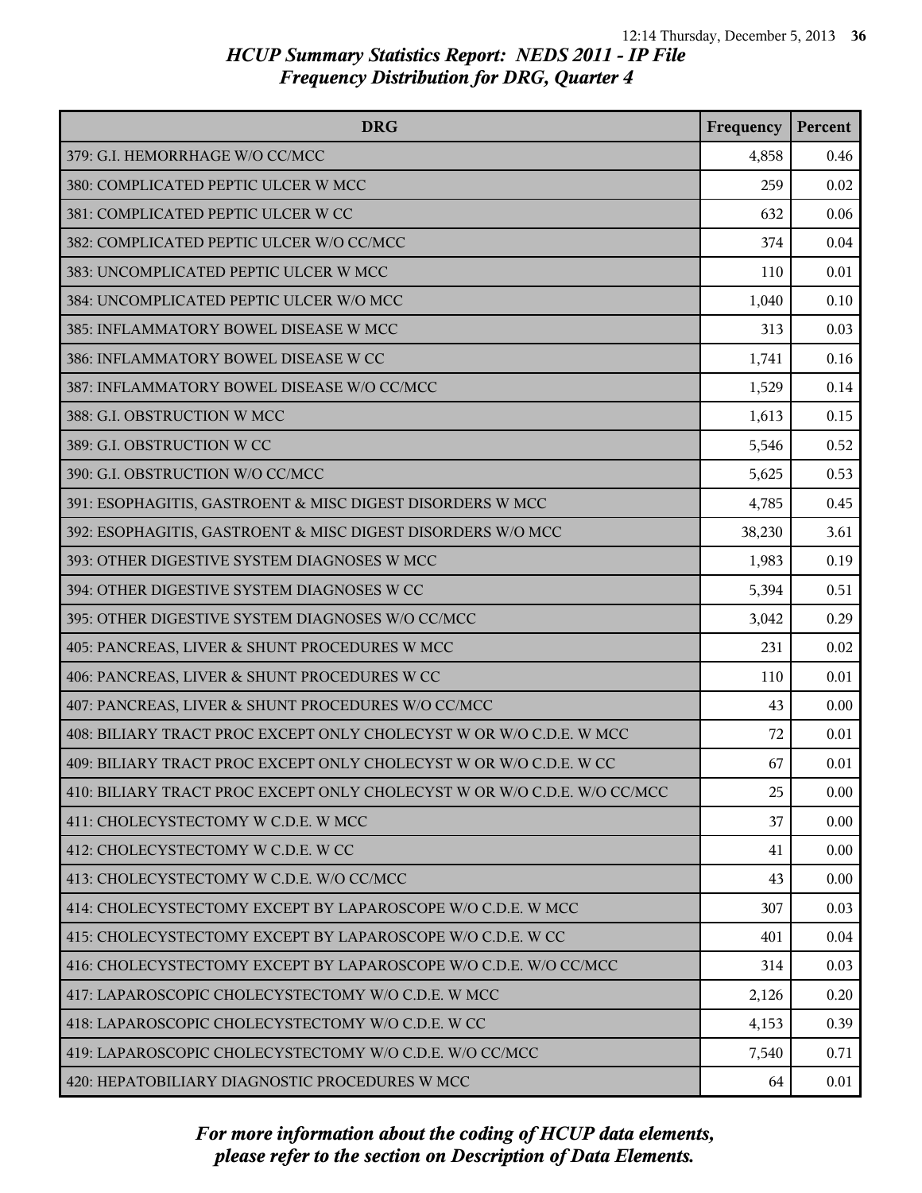# HCUP Summary Statistics Report: NEDS 2011 - IP File
## Frequency Distribution for DRG, Quarter 4

| DRG | Frequency | Percent |
|---|---|---|
| 379: G.I. HEMORRHAGE W/O CC/MCC | 4,858 | 0.46 |
| 380: COMPLICATED PEPTIC ULCER W MCC | 259 | 0.02 |
| 381: COMPLICATED PEPTIC ULCER W CC | 632 | 0.06 |
| 382: COMPLICATED PEPTIC ULCER W/O CC/MCC | 374 | 0.04 |
| 383: UNCOMPLICATED PEPTIC ULCER W MCC | 110 | 0.01 |
| 384: UNCOMPLICATED PEPTIC ULCER W/O MCC | 1,040 | 0.10 |
| 385: INFLAMMATORY BOWEL DISEASE W MCC | 313 | 0.03 |
| 386: INFLAMMATORY BOWEL DISEASE W CC | 1,741 | 0.16 |
| 387: INFLAMMATORY BOWEL DISEASE W/O CC/MCC | 1,529 | 0.14 |
| 388: G.I. OBSTRUCTION W MCC | 1,613 | 0.15 |
| 389: G.I. OBSTRUCTION W CC | 5,546 | 0.52 |
| 390: G.I. OBSTRUCTION W/O CC/MCC | 5,625 | 0.53 |
| 391: ESOPHAGITIS, GASTROENT & MISC DIGEST DISORDERS W MCC | 4,785 | 0.45 |
| 392: ESOPHAGITIS, GASTROENT & MISC DIGEST DISORDERS W/O MCC | 38,230 | 3.61 |
| 393: OTHER DIGESTIVE SYSTEM DIAGNOSES W MCC | 1,983 | 0.19 |
| 394: OTHER DIGESTIVE SYSTEM DIAGNOSES W CC | 5,394 | 0.51 |
| 395: OTHER DIGESTIVE SYSTEM DIAGNOSES W/O CC/MCC | 3,042 | 0.29 |
| 405: PANCREAS, LIVER & SHUNT PROCEDURES W MCC | 231 | 0.02 |
| 406: PANCREAS, LIVER & SHUNT PROCEDURES W CC | 110 | 0.01 |
| 407: PANCREAS, LIVER & SHUNT PROCEDURES W/O CC/MCC | 43 | 0.00 |
| 408: BILIARY TRACT PROC EXCEPT ONLY CHOLECYST W OR W/O C.D.E. W MCC | 72 | 0.01 |
| 409: BILIARY TRACT PROC EXCEPT ONLY CHOLECYST W OR W/O C.D.E. W CC | 67 | 0.01 |
| 410: BILIARY TRACT PROC EXCEPT ONLY CHOLECYST W OR W/O C.D.E. W/O CC/MCC | 25 | 0.00 |
| 411: CHOLECYSTECTOMY W C.D.E. W MCC | 37 | 0.00 |
| 412: CHOLECYSTECTOMY W C.D.E. W CC | 41 | 0.00 |
| 413: CHOLECYSTECTOMY W C.D.E. W/O CC/MCC | 43 | 0.00 |
| 414: CHOLECYSTECTOMY EXCEPT BY LAPAROSCOPE W/O C.D.E. W MCC | 307 | 0.03 |
| 415: CHOLECYSTECTOMY EXCEPT BY LAPAROSCOPE W/O C.D.E. W CC | 401 | 0.04 |
| 416: CHOLECYSTECTOMY EXCEPT BY LAPAROSCOPE W/O C.D.E. W/O CC/MCC | 314 | 0.03 |
| 417: LAPAROSCOPIC CHOLECYSTECTOMY W/O C.D.E. W MCC | 2,126 | 0.20 |
| 418: LAPAROSCOPIC CHOLECYSTECTOMY W/O C.D.E. W CC | 4,153 | 0.39 |
| 419: LAPAROSCOPIC CHOLECYSTECTOMY W/O C.D.E. W/O CC/MCC | 7,540 | 0.71 |
| 420: HEPATOBILIARY DIAGNOSTIC PROCEDURES W MCC | 64 | 0.01 |

*For more information about the coding of HCUP data elements, please refer to the section on Description of Data Elements.*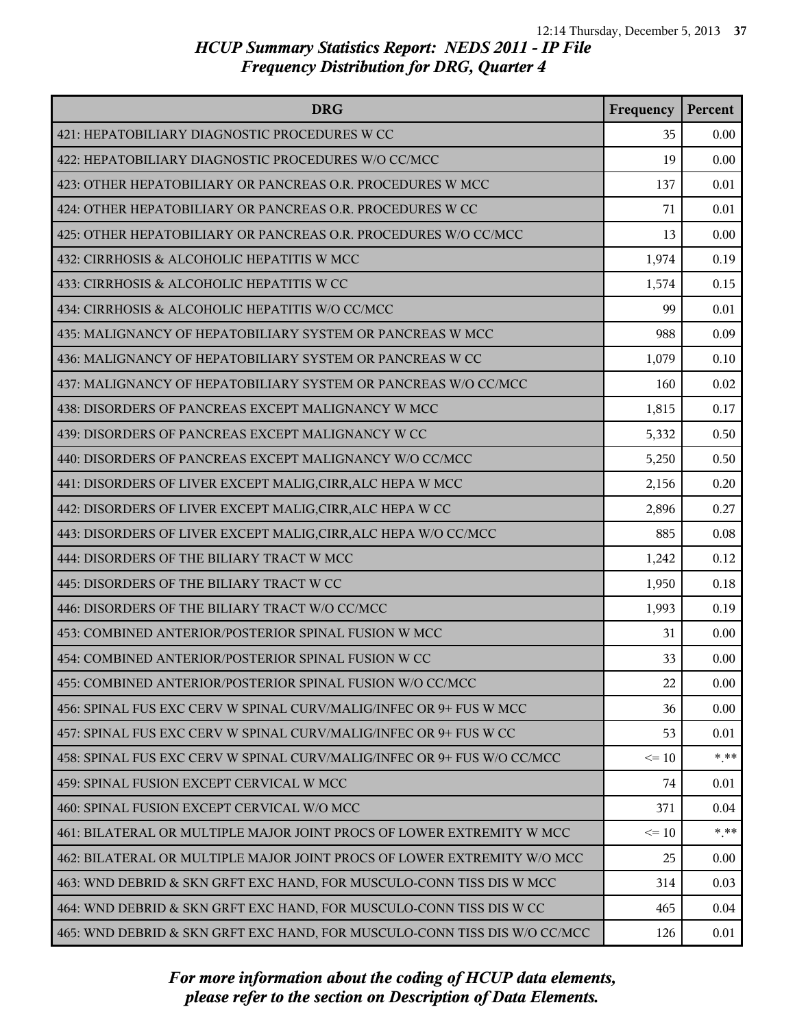## HCUP Summary Statistics Report: NEDS 2011 - IP File
## Frequency Distribution for DRG, Quarter 4

| DRG | Frequency | Percent |
|---|---|---|
| 421: HEPATOBILIARY DIAGNOSTIC PROCEDURES W CC | 35 | 0.00 |
| 422: HEPATOBILIARY DIAGNOSTIC PROCEDURES W/O CC/MCC | 19 | 0.00 |
| 423: OTHER HEPATOBILIARY OR PANCREAS O.R. PROCEDURES W MCC | 137 | 0.01 |
| 424: OTHER HEPATOBILIARY OR PANCREAS O.R. PROCEDURES W CC | 71 | 0.01 |
| 425: OTHER HEPATOBILIARY OR PANCREAS O.R. PROCEDURES W/O CC/MCC | 13 | 0.00 |
| 432: CIRRHOSIS & ALCOHOLIC HEPATITIS W MCC | 1,974 | 0.19 |
| 433: CIRRHOSIS & ALCOHOLIC HEPATITIS W CC | 1,574 | 0.15 |
| 434: CIRRHOSIS & ALCOHOLIC HEPATITIS W/O CC/MCC | 99 | 0.01 |
| 435: MALIGNANCY OF HEPATOBILIARY SYSTEM OR PANCREAS W MCC | 988 | 0.09 |
| 436: MALIGNANCY OF HEPATOBILIARY SYSTEM OR PANCREAS W CC | 1,079 | 0.10 |
| 437: MALIGNANCY OF HEPATOBILIARY SYSTEM OR PANCREAS W/O CC/MCC | 160 | 0.02 |
| 438: DISORDERS OF PANCREAS EXCEPT MALIGNANCY W MCC | 1,815 | 0.17 |
| 439: DISORDERS OF PANCREAS EXCEPT MALIGNANCY W CC | 5,332 | 0.50 |
| 440: DISORDERS OF PANCREAS EXCEPT MALIGNANCY W/O CC/MCC | 5,250 | 0.50 |
| 441: DISORDERS OF LIVER EXCEPT MALIG,CIRR,ALC HEPA W MCC | 2,156 | 0.20 |
| 442: DISORDERS OF LIVER EXCEPT MALIG,CIRR,ALC HEPA W CC | 2,896 | 0.27 |
| 443: DISORDERS OF LIVER EXCEPT MALIG,CIRR,ALC HEPA W/O CC/MCC | 885 | 0.08 |
| 444: DISORDERS OF THE BILIARY TRACT W MCC | 1,242 | 0.12 |
| 445: DISORDERS OF THE BILIARY TRACT W CC | 1,950 | 0.18 |
| 446: DISORDERS OF THE BILIARY TRACT W/O CC/MCC | 1,993 | 0.19 |
| 453: COMBINED ANTERIOR/POSTERIOR SPINAL FUSION W MCC | 31 | 0.00 |
| 454: COMBINED ANTERIOR/POSTERIOR SPINAL FUSION W CC | 33 | 0.00 |
| 455: COMBINED ANTERIOR/POSTERIOR SPINAL FUSION W/O CC/MCC | 22 | 0.00 |
| 456: SPINAL FUS EXC CERV W SPINAL CURV/MALIG/INFEC OR 9+ FUS W MCC | 36 | 0.00 |
| 457: SPINAL FUS EXC CERV W SPINAL CURV/MALIG/INFEC OR 9+ FUS W CC | 53 | 0.01 |
| 458: SPINAL FUS EXC CERV W SPINAL CURV/MALIG/INFEC OR 9+ FUS W/O CC/MCC | <= 10 | *.** |
| 459: SPINAL FUSION EXCEPT CERVICAL W MCC | 74 | 0.01 |
| 460: SPINAL FUSION EXCEPT CERVICAL W/O MCC | 371 | 0.04 |
| 461: BILATERAL OR MULTIPLE MAJOR JOINT PROCS OF LOWER EXTREMITY W MCC | <= 10 | *.** |
| 462: BILATERAL OR MULTIPLE MAJOR JOINT PROCS OF LOWER EXTREMITY W/O MCC | 25 | 0.00 |
| 463: WND DEBRID & SKN GRFT EXC HAND, FOR MUSCULO-CONN TISS DIS W MCC | 314 | 0.03 |
| 464: WND DEBRID & SKN GRFT EXC HAND, FOR MUSCULO-CONN TISS DIS W CC | 465 | 0.04 |
| 465: WND DEBRID & SKN GRFT EXC HAND, FOR MUSCULO-CONN TISS DIS W/O CC/MCC | 126 | 0.01 |

*For more information about the coding of HCUP data elements, please refer to the section on Description of Data Elements.*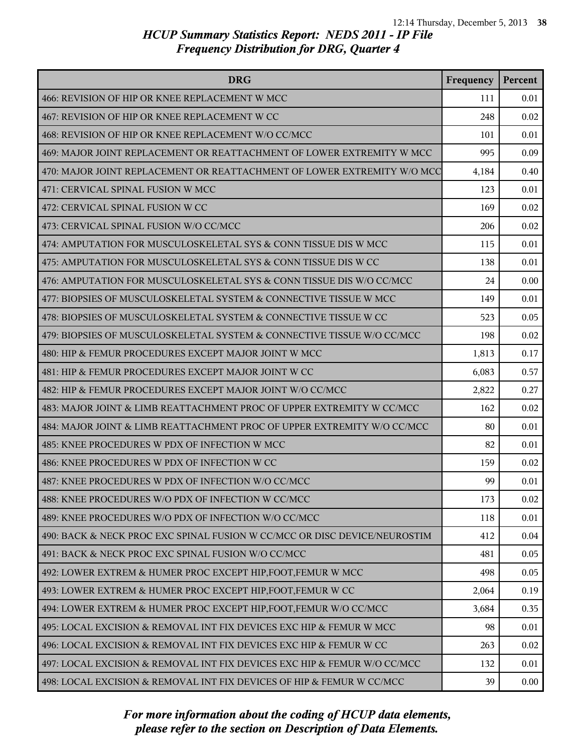*HCUP Summary Statistics Report: NEDS 2011 - IP File*
*Frequency Distribution for DRG, Quarter 4*

| DRG | Frequency | Percent |
| --- | --- | --- |
| 466: REVISION OF HIP OR KNEE REPLACEMENT W MCC | 111 | 0.01 |
| 467: REVISION OF HIP OR KNEE REPLACEMENT W CC | 248 | 0.02 |
| 468: REVISION OF HIP OR KNEE REPLACEMENT W/O CC/MCC | 101 | 0.01 |
| 469: MAJOR JOINT REPLACEMENT OR REATTACHMENT OF LOWER EXTREMITY W MCC | 995 | 0.09 |
| 470: MAJOR JOINT REPLACEMENT OR REATTACHMENT OF LOWER EXTREMITY W/O MCC | 4,184 | 0.40 |
| 471: CERVICAL SPINAL FUSION W MCC | 123 | 0.01 |
| 472: CERVICAL SPINAL FUSION W CC | 169 | 0.02 |
| 473: CERVICAL SPINAL FUSION W/O CC/MCC | 206 | 0.02 |
| 474: AMPUTATION FOR MUSCULOSKELETAL SYS & CONN TISSUE DIS W MCC | 115 | 0.01 |
| 475: AMPUTATION FOR MUSCULOSKELETAL SYS & CONN TISSUE DIS W CC | 138 | 0.01 |
| 476: AMPUTATION FOR MUSCULOSKELETAL SYS & CONN TISSUE DIS W/O CC/MCC | 24 | 0.00 |
| 477: BIOPSIES OF MUSCULOSKELETAL SYSTEM & CONNECTIVE TISSUE W MCC | 149 | 0.01 |
| 478: BIOPSIES OF MUSCULOSKELETAL SYSTEM & CONNECTIVE TISSUE W CC | 523 | 0.05 |
| 479: BIOPSIES OF MUSCULOSKELETAL SYSTEM & CONNECTIVE TISSUE W/O CC/MCC | 198 | 0.02 |
| 480: HIP & FEMUR PROCEDURES EXCEPT MAJOR JOINT W MCC | 1,813 | 0.17 |
| 481: HIP & FEMUR PROCEDURES EXCEPT MAJOR JOINT W CC | 6,083 | 0.57 |
| 482: HIP & FEMUR PROCEDURES EXCEPT MAJOR JOINT W/O CC/MCC | 2,822 | 0.27 |
| 483: MAJOR JOINT & LIMB REATTACHMENT PROC OF UPPER EXTREMITY W CC/MCC | 162 | 0.02 |
| 484: MAJOR JOINT & LIMB REATTACHMENT PROC OF UPPER EXTREMITY W/O CC/MCC | 80 | 0.01 |
| 485: KNEE PROCEDURES W PDX OF INFECTION W MCC | 82 | 0.01 |
| 486: KNEE PROCEDURES W PDX OF INFECTION W CC | 159 | 0.02 |
| 487: KNEE PROCEDURES W PDX OF INFECTION W/O CC/MCC | 99 | 0.01 |
| 488: KNEE PROCEDURES W/O PDX OF INFECTION W CC/MCC | 173 | 0.02 |
| 489: KNEE PROCEDURES W/O PDX OF INFECTION W/O CC/MCC | 118 | 0.01 |
| 490: BACK & NECK PROC EXC SPINAL FUSION W CC/MCC OR DISC DEVICE/NEUROSTIM | 412 | 0.04 |
| 491: BACK & NECK PROC EXC SPINAL FUSION W/O CC/MCC | 481 | 0.05 |
| 492: LOWER EXTREM & HUMER PROC EXCEPT HIP,FOOT,FEMUR W MCC | 498 | 0.05 |
| 493: LOWER EXTREM & HUMER PROC EXCEPT HIP,FOOT,FEMUR W CC | 2,064 | 0.19 |
| 494: LOWER EXTREM & HUMER PROC EXCEPT HIP,FOOT,FEMUR W/O CC/MCC | 3,684 | 0.35 |
| 495: LOCAL EXCISION & REMOVAL INT FIX DEVICES EXC HIP & FEMUR W MCC | 98 | 0.01 |
| 496: LOCAL EXCISION & REMOVAL INT FIX DEVICES EXC HIP & FEMUR W CC | 263 | 0.02 |
| 497: LOCAL EXCISION & REMOVAL INT FIX DEVICES EXC HIP & FEMUR W/O CC/MCC | 132 | 0.01 |
| 498: LOCAL EXCISION & REMOVAL INT FIX DEVICES OF HIP & FEMUR W CC/MCC | 39 | 0.00 |

*For more information about the coding of HCUP data elements, please refer to the section on Description of Data Elements.*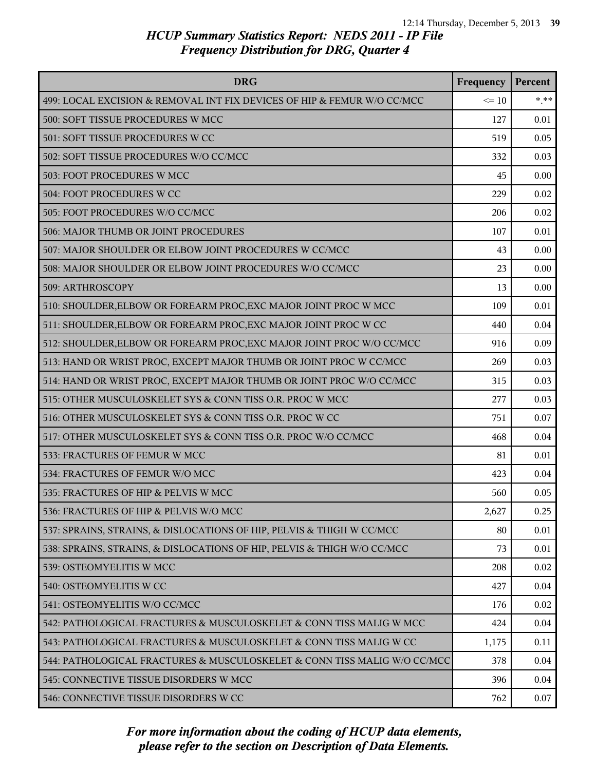# HCUP Summary Statistics Report: NEDS 2011 - IP File
## Frequency Distribution for DRG, Quarter 4

| DRG | Frequency | Percent |
|---|---|---|
| 499: LOCAL EXCISION & REMOVAL INT FIX DEVICES OF HIP & FEMUR W/O CC/MCC | <= 10 | *.** |
| 500: SOFT TISSUE PROCEDURES W MCC | 127 | 0.01 |
| 501: SOFT TISSUE PROCEDURES W CC | 519 | 0.05 |
| 502: SOFT TISSUE PROCEDURES W/O CC/MCC | 332 | 0.03 |
| 503: FOOT PROCEDURES W MCC | 45 | 0.00 |
| 504: FOOT PROCEDURES W CC | 229 | 0.02 |
| 505: FOOT PROCEDURES W/O CC/MCC | 206 | 0.02 |
| 506: MAJOR THUMB OR JOINT PROCEDURES | 107 | 0.01 |
| 507: MAJOR SHOULDER OR ELBOW JOINT PROCEDURES W CC/MCC | 43 | 0.00 |
| 508: MAJOR SHOULDER OR ELBOW JOINT PROCEDURES W/O CC/MCC | 23 | 0.00 |
| 509: ARTHROSCOPY | 13 | 0.00 |
| 510: SHOULDER,ELBOW OR FOREARM PROC,EXC MAJOR JOINT PROC W MCC | 109 | 0.01 |
| 511: SHOULDER,ELBOW OR FOREARM PROC,EXC MAJOR JOINT PROC W CC | 440 | 0.04 |
| 512: SHOULDER,ELBOW OR FOREARM PROC,EXC MAJOR JOINT PROC W/O CC/MCC | 916 | 0.09 |
| 513: HAND OR WRIST PROC, EXCEPT MAJOR THUMB OR JOINT PROC W CC/MCC | 269 | 0.03 |
| 514: HAND OR WRIST PROC, EXCEPT MAJOR THUMB OR JOINT PROC W/O CC/MCC | 315 | 0.03 |
| 515: OTHER MUSCULOSKELET SYS & CONN TISS O.R. PROC W MCC | 277 | 0.03 |
| 516: OTHER MUSCULOSKELET SYS & CONN TISS O.R. PROC W CC | 751 | 0.07 |
| 517: OTHER MUSCULOSKELET SYS & CONN TISS O.R. PROC W/O CC/MCC | 468 | 0.04 |
| 533: FRACTURES OF FEMUR W MCC | 81 | 0.01 |
| 534: FRACTURES OF FEMUR W/O MCC | 423 | 0.04 |
| 535: FRACTURES OF HIP & PELVIS W MCC | 560 | 0.05 |
| 536: FRACTURES OF HIP & PELVIS W/O MCC | 2,627 | 0.25 |
| 537: SPRAINS, STRAINS, & DISLOCATIONS OF HIP, PELVIS & THIGH W CC/MCC | 80 | 0.01 |
| 538: SPRAINS, STRAINS, & DISLOCATIONS OF HIP, PELVIS & THIGH W/O CC/MCC | 73 | 0.01 |
| 539: OSTEOMYELITIS W MCC | 208 | 0.02 |
| 540: OSTEOMYELITIS W CC | 427 | 0.04 |
| 541: OSTEOMYELITIS W/O CC/MCC | 176 | 0.02 |
| 542: PATHOLOGICAL FRACTURES & MUSCULOSKELET & CONN TISS MALIG W MCC | 424 | 0.04 |
| 543: PATHOLOGICAL FRACTURES & MUSCULOSKELET & CONN TISS MALIG W CC | 1,175 | 0.11 |
| 544: PATHOLOGICAL FRACTURES & MUSCULOSKELET & CONN TISS MALIG W/O CC/MCC | 378 | 0.04 |
| 545: CONNECTIVE TISSUE DISORDERS W MCC | 396 | 0.04 |
| 546: CONNECTIVE TISSUE DISORDERS W CC | 762 | 0.07 |

*For more information about the coding of HCUP data elements, please refer to the section on Description of Data Elements.*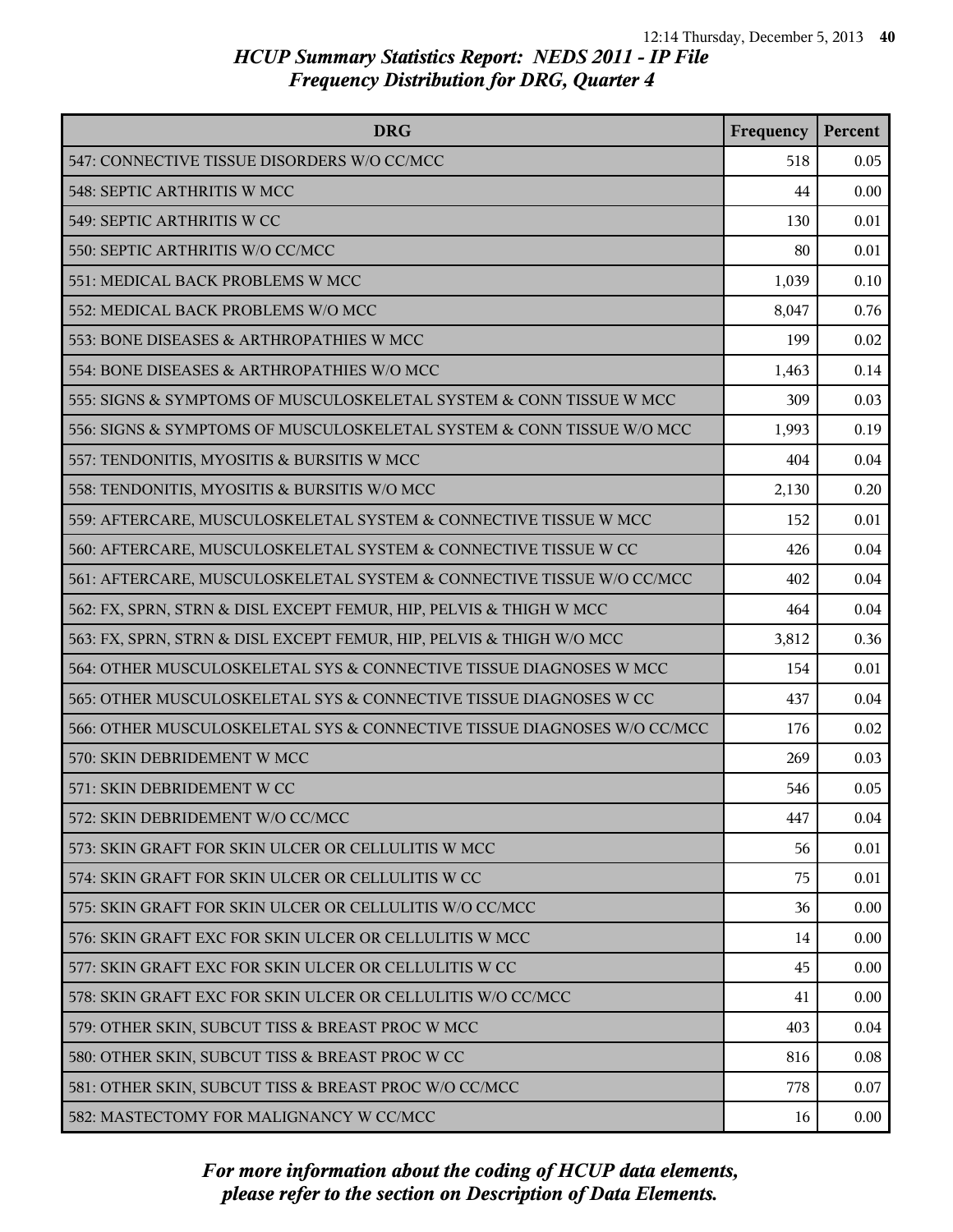# HCUP Summary Statistics Report: NEDS 2011 - IP File
## Frequency Distribution for DRG, Quarter 4

| DRG | Frequency | Percent |
|---|---|---|
| 547: CONNECTIVE TISSUE DISORDERS W/O CC/MCC | 518 | 0.05 |
| 548: SEPTIC ARTHRITIS W MCC | 44 | 0.00 |
| 549: SEPTIC ARTHRITIS W CC | 130 | 0.01 |
| 550: SEPTIC ARTHRITIS W/O CC/MCC | 80 | 0.01 |
| 551: MEDICAL BACK PROBLEMS W MCC | 1,039 | 0.10 |
| 552: MEDICAL BACK PROBLEMS W/O MCC | 8,047 | 0.76 |
| 553: BONE DISEASES & ARTHROPATHIES W MCC | 199 | 0.02 |
| 554: BONE DISEASES & ARTHROPATHIES W/O MCC | 1,463 | 0.14 |
| 555: SIGNS & SYMPTOMS OF MUSCULOSKELETAL SYSTEM & CONN TISSUE W MCC | 309 | 0.03 |
| 556: SIGNS & SYMPTOMS OF MUSCULOSKELETAL SYSTEM & CONN TISSUE W/O MCC | 1,993 | 0.19 |
| 557: TENDONITIS, MYOSITIS & BURSITIS W MCC | 404 | 0.04 |
| 558: TENDONITIS, MYOSITIS & BURSITIS W/O MCC | 2,130 | 0.20 |
| 559: AFTERCARE, MUSCULOSKELETAL SYSTEM & CONNECTIVE TISSUE W MCC | 152 | 0.01 |
| 560: AFTERCARE, MUSCULOSKELETAL SYSTEM & CONNECTIVE TISSUE W CC | 426 | 0.04 |
| 561: AFTERCARE, MUSCULOSKELETAL SYSTEM & CONNECTIVE TISSUE W/O CC/MCC | 402 | 0.04 |
| 562: FX, SPRN, STRN & DISL EXCEPT FEMUR, HIP, PELVIS & THIGH W MCC | 464 | 0.04 |
| 563: FX, SPRN, STRN & DISL EXCEPT FEMUR, HIP, PELVIS & THIGH W/O MCC | 3,812 | 0.36 |
| 564: OTHER MUSCULOSKELETAL SYS & CONNECTIVE TISSUE DIAGNOSES W MCC | 154 | 0.01 |
| 565: OTHER MUSCULOSKELETAL SYS & CONNECTIVE TISSUE DIAGNOSES W CC | 437 | 0.04 |
| 566: OTHER MUSCULOSKELETAL SYS & CONNECTIVE TISSUE DIAGNOSES W/O CC/MCC | 176 | 0.02 |
| 570: SKIN DEBRIDEMENT W MCC | 269 | 0.03 |
| 571: SKIN DEBRIDEMENT W CC | 546 | 0.05 |
| 572: SKIN DEBRIDEMENT W/O CC/MCC | 447 | 0.04 |
| 573: SKIN GRAFT FOR SKIN ULCER OR CELLULITIS W MCC | 56 | 0.01 |
| 574: SKIN GRAFT FOR SKIN ULCER OR CELLULITIS W CC | 75 | 0.01 |
| 575: SKIN GRAFT FOR SKIN ULCER OR CELLULITIS W/O CC/MCC | 36 | 0.00 |
| 576: SKIN GRAFT EXC FOR SKIN ULCER OR CELLULITIS W MCC | 14 | 0.00 |
| 577: SKIN GRAFT EXC FOR SKIN ULCER OR CELLULITIS W CC | 45 | 0.00 |
| 578: SKIN GRAFT EXC FOR SKIN ULCER OR CELLULITIS W/O CC/MCC | 41 | 0.00 |
| 579: OTHER SKIN, SUBCUT TISS & BREAST PROC W MCC | 403 | 0.04 |
| 580: OTHER SKIN, SUBCUT TISS & BREAST PROC W CC | 816 | 0.08 |
| 581: OTHER SKIN, SUBCUT TISS & BREAST PROC W/O CC/MCC | 778 | 0.07 |
| 582: MASTECTOMY FOR MALIGNANCY W CC/MCC | 16 | 0.00 |

*For more information about the coding of HCUP data elements, please refer to the section on Description of Data Elements.*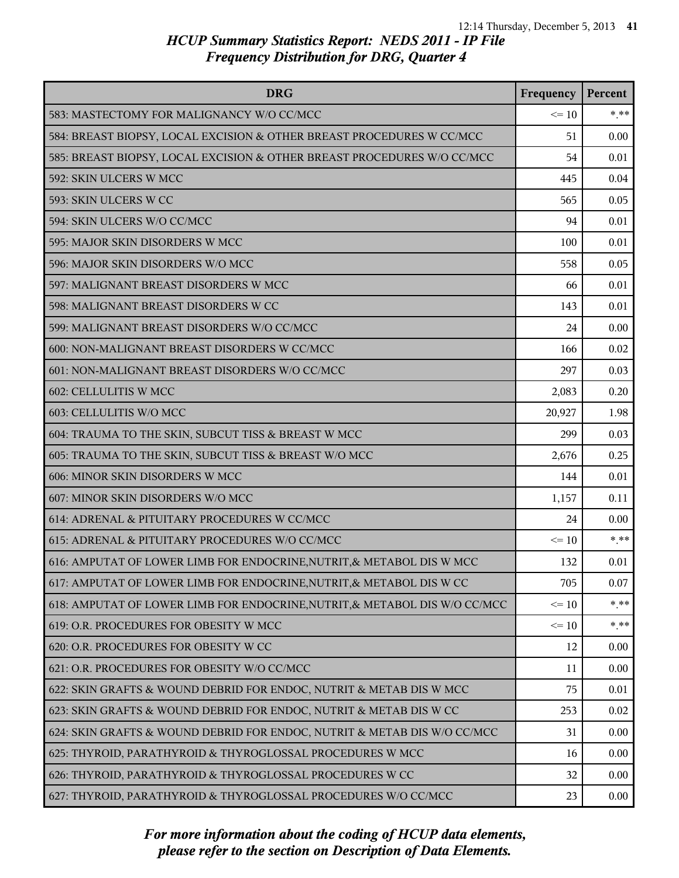## HCUP Summary Statistics Report: NEDS 2011 - IP File
## Frequency Distribution for DRG, Quarter 4

| DRG | Frequency | Percent |
|---|---|---|
| 583: MASTECTOMY FOR MALIGNANCY W/O CC/MCC | <= 10 | *.** |
| 584: BREAST BIOPSY, LOCAL EXCISION & OTHER BREAST PROCEDURES W CC/MCC | 51 | 0.00 |
| 585: BREAST BIOPSY, LOCAL EXCISION & OTHER BREAST PROCEDURES W/O CC/MCC | 54 | 0.01 |
| 592: SKIN ULCERS W MCC | 445 | 0.04 |
| 593: SKIN ULCERS W CC | 565 | 0.05 |
| 594: SKIN ULCERS W/O CC/MCC | 94 | 0.01 |
| 595: MAJOR SKIN DISORDERS W MCC | 100 | 0.01 |
| 596: MAJOR SKIN DISORDERS W/O MCC | 558 | 0.05 |
| 597: MALIGNANT BREAST DISORDERS W MCC | 66 | 0.01 |
| 598: MALIGNANT BREAST DISORDERS W CC | 143 | 0.01 |
| 599: MALIGNANT BREAST DISORDERS W/O CC/MCC | 24 | 0.00 |
| 600: NON-MALIGNANT BREAST DISORDERS W CC/MCC | 166 | 0.02 |
| 601: NON-MALIGNANT BREAST DISORDERS W/O CC/MCC | 297 | 0.03 |
| 602: CELLULITIS W MCC | 2,083 | 0.20 |
| 603: CELLULITIS W/O MCC | 20,927 | 1.98 |
| 604: TRAUMA TO THE SKIN, SUBCUT TISS & BREAST W MCC | 299 | 0.03 |
| 605: TRAUMA TO THE SKIN, SUBCUT TISS & BREAST W/O MCC | 2,676 | 0.25 |
| 606: MINOR SKIN DISORDERS W MCC | 144 | 0.01 |
| 607: MINOR SKIN DISORDERS W/O MCC | 1,157 | 0.11 |
| 614: ADRENAL & PITUITARY PROCEDURES W CC/MCC | 24 | 0.00 |
| 615: ADRENAL & PITUITARY PROCEDURES W/O CC/MCC | <= 10 | *.** |
| 616: AMPUTAT OF LOWER LIMB FOR ENDOCRINE,NUTRIT,& METABOL DIS W MCC | 132 | 0.01 |
| 617: AMPUTAT OF LOWER LIMB FOR ENDOCRINE,NUTRIT,& METABOL DIS W CC | 705 | 0.07 |
| 618: AMPUTAT OF LOWER LIMB FOR ENDOCRINE,NUTRIT,& METABOL DIS W/O CC/MCC | <= 10 | *.** |
| 619: O.R. PROCEDURES FOR OBESITY W MCC | <= 10 | *.** |
| 620: O.R. PROCEDURES FOR OBESITY W CC | 12 | 0.00 |
| 621: O.R. PROCEDURES FOR OBESITY W/O CC/MCC | 11 | 0.00 |
| 622: SKIN GRAFTS & WOUND DEBRID FOR ENDOC, NUTRIT & METAB DIS W MCC | 75 | 0.01 |
| 623: SKIN GRAFTS & WOUND DEBRID FOR ENDOC, NUTRIT & METAB DIS W CC | 253 | 0.02 |
| 624: SKIN GRAFTS & WOUND DEBRID FOR ENDOC, NUTRIT & METAB DIS W/O CC/MCC | 31 | 0.00 |
| 625: THYROID, PARATHYROID & THYROGLOSSAL PROCEDURES W MCC | 16 | 0.00 |
| 626: THYROID, PARATHYROID & THYROGLOSSAL PROCEDURES W CC | 32 | 0.00 |
| 627: THYROID, PARATHYROID & THYROGLOSSAL PROCEDURES W/O CC/MCC | 23 | 0.00 |

*For more information about the coding of HCUP data elements, please refer to the section on Description of Data Elements.*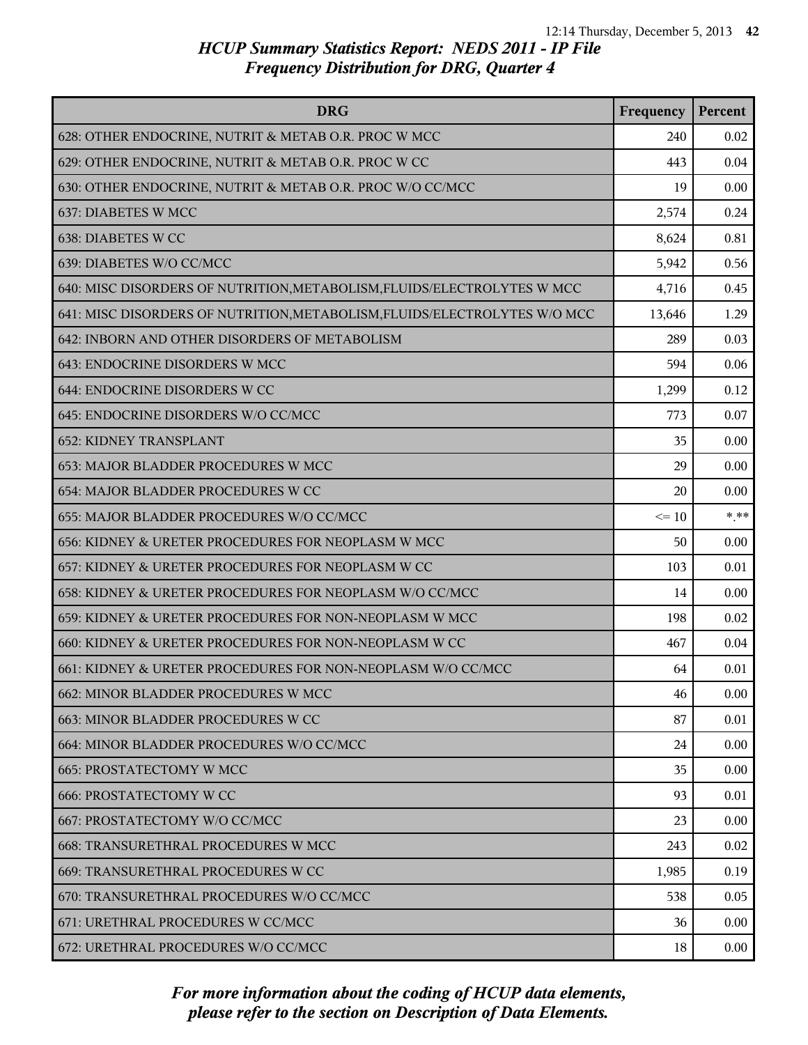## HCUP Summary Statistics Report: NEDS 2011 - IP File
## Frequency Distribution for DRG, Quarter 4

| DRG | Frequency | Percent |
|---|---|---|
| 628: OTHER ENDOCRINE, NUTRIT & METAB O.R. PROC W MCC | 240 | 0.02 |
| 629: OTHER ENDOCRINE, NUTRIT & METAB O.R. PROC W CC | 443 | 0.04 |
| 630: OTHER ENDOCRINE, NUTRIT & METAB O.R. PROC W/O CC/MCC | 19 | 0.00 |
| 637: DIABETES W MCC | 2,574 | 0.24 |
| 638: DIABETES W CC | 8,624 | 0.81 |
| 639: DIABETES W/O CC/MCC | 5,942 | 0.56 |
| 640: MISC DISORDERS OF NUTRITION,METABOLISM,FLUIDS/ELECTROLYTES W MCC | 4,716 | 0.45 |
| 641: MISC DISORDERS OF NUTRITION,METABOLISM,FLUIDS/ELECTROLYTES W/O MCC | 13,646 | 1.29 |
| 642: INBORN AND OTHER DISORDERS OF METABOLISM | 289 | 0.03 |
| 643: ENDOCRINE DISORDERS W MCC | 594 | 0.06 |
| 644: ENDOCRINE DISORDERS W CC | 1,299 | 0.12 |
| 645: ENDOCRINE DISORDERS W/O CC/MCC | 773 | 0.07 |
| 652: KIDNEY TRANSPLANT | 35 | 0.00 |
| 653: MAJOR BLADDER PROCEDURES W MCC | 29 | 0.00 |
| 654: MAJOR BLADDER PROCEDURES W CC | 20 | 0.00 |
| 655: MAJOR BLADDER PROCEDURES W/O CC/MCC | <= 10 | *.** |
| 656: KIDNEY & URETER PROCEDURES FOR NEOPLASM W MCC | 50 | 0.00 |
| 657: KIDNEY & URETER PROCEDURES FOR NEOPLASM W CC | 103 | 0.01 |
| 658: KIDNEY & URETER PROCEDURES FOR NEOPLASM W/O CC/MCC | 14 | 0.00 |
| 659: KIDNEY & URETER PROCEDURES FOR NON-NEOPLASM W MCC | 198 | 0.02 |
| 660: KIDNEY & URETER PROCEDURES FOR NON-NEOPLASM W CC | 467 | 0.04 |
| 661: KIDNEY & URETER PROCEDURES FOR NON-NEOPLASM W/O CC/MCC | 64 | 0.01 |
| 662: MINOR BLADDER PROCEDURES W MCC | 46 | 0.00 |
| 663: MINOR BLADDER PROCEDURES W CC | 87 | 0.01 |
| 664: MINOR BLADDER PROCEDURES W/O CC/MCC | 24 | 0.00 |
| 665: PROSTATECTOMY W MCC | 35 | 0.00 |
| 666: PROSTATECTOMY W CC | 93 | 0.01 |
| 667: PROSTATECTOMY W/O CC/MCC | 23 | 0.00 |
| 668: TRANSURETHRAL PROCEDURES W MCC | 243 | 0.02 |
| 669: TRANSURETHRAL PROCEDURES W CC | 1,985 | 0.19 |
| 670: TRANSURETHRAL PROCEDURES W/O CC/MCC | 538 | 0.05 |
| 671: URETHRAL PROCEDURES W CC/MCC | 36 | 0.00 |
| 672: URETHRAL PROCEDURES W/O CC/MCC | 18 | 0.00 |

*For more information about the coding of HCUP data elements, please refer to the section on Description of Data Elements.*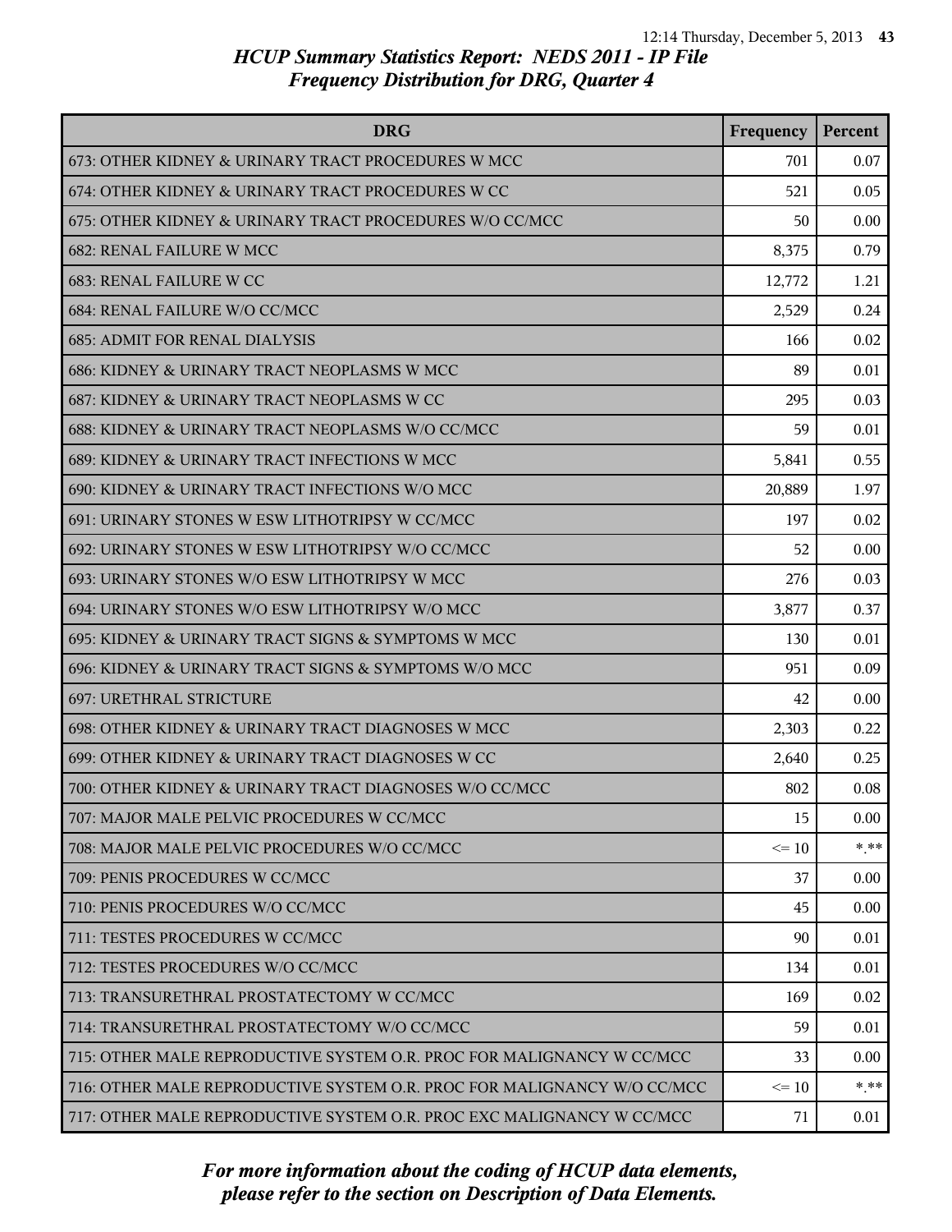# HCUP Summary Statistics Report: NEDS 2011 - IP File
## Frequency Distribution for DRG, Quarter 4

| DRG | Frequency | Percent |
|---|---|---|
| 673: OTHER KIDNEY & URINARY TRACT PROCEDURES W MCC | 701 | 0.07 |
| 674: OTHER KIDNEY & URINARY TRACT PROCEDURES W CC | 521 | 0.05 |
| 675: OTHER KIDNEY & URINARY TRACT PROCEDURES W/O CC/MCC | 50 | 0.00 |
| 682: RENAL FAILURE W MCC | 8,375 | 0.79 |
| 683: RENAL FAILURE W CC | 12,772 | 1.21 |
| 684: RENAL FAILURE W/O CC/MCC | 2,529 | 0.24 |
| 685: ADMIT FOR RENAL DIALYSIS | 166 | 0.02 |
| 686: KIDNEY & URINARY TRACT NEOPLASMS W MCC | 89 | 0.01 |
| 687: KIDNEY & URINARY TRACT NEOPLASMS W CC | 295 | 0.03 |
| 688: KIDNEY & URINARY TRACT NEOPLASMS W/O CC/MCC | 59 | 0.01 |
| 689: KIDNEY & URINARY TRACT INFECTIONS W MCC | 5,841 | 0.55 |
| 690: KIDNEY & URINARY TRACT INFECTIONS W/O MCC | 20,889 | 1.97 |
| 691: URINARY STONES W ESW LITHOTRIPSY W CC/MCC | 197 | 0.02 |
| 692: URINARY STONES W ESW LITHOTRIPSY W/O CC/MCC | 52 | 0.00 |
| 693: URINARY STONES W/O ESW LITHOTRIPSY W MCC | 276 | 0.03 |
| 694: URINARY STONES W/O ESW LITHOTRIPSY W/O MCC | 3,877 | 0.37 |
| 695: KIDNEY & URINARY TRACT SIGNS & SYMPTOMS W MCC | 130 | 0.01 |
| 696: KIDNEY & URINARY TRACT SIGNS & SYMPTOMS W/O MCC | 951 | 0.09 |
| 697: URETHRAL STRICTURE | 42 | 0.00 |
| 698: OTHER KIDNEY & URINARY TRACT DIAGNOSES W MCC | 2,303 | 0.22 |
| 699: OTHER KIDNEY & URINARY TRACT DIAGNOSES W CC | 2,640 | 0.25 |
| 700: OTHER KIDNEY & URINARY TRACT DIAGNOSES W/O CC/MCC | 802 | 0.08 |
| 707: MAJOR MALE PELVIC PROCEDURES W CC/MCC | 15 | 0.00 |
| 708: MAJOR MALE PELVIC PROCEDURES W/O CC/MCC | <= 10 | *.** |
| 709: PENIS PROCEDURES W CC/MCC | 37 | 0.00 |
| 710: PENIS PROCEDURES W/O CC/MCC | 45 | 0.00 |
| 711: TESTES PROCEDURES W CC/MCC | 90 | 0.01 |
| 712: TESTES PROCEDURES W/O CC/MCC | 134 | 0.01 |
| 713: TRANSURETHRAL PROSTATECTOMY W CC/MCC | 169 | 0.02 |
| 714: TRANSURETHRAL PROSTATECTOMY W/O CC/MCC | 59 | 0.01 |
| 715: OTHER MALE REPRODUCTIVE SYSTEM O.R. PROC FOR MALIGNANCY W CC/MCC | 33 | 0.00 |
| 716: OTHER MALE REPRODUCTIVE SYSTEM O.R. PROC FOR MALIGNANCY W/O CC/MCC | <= 10 | *.** |
| 717: OTHER MALE REPRODUCTIVE SYSTEM O.R. PROC EXC MALIGNANCY W CC/MCC | 71 | 0.01 |

*For more information about the coding of HCUP data elements, please refer to the section on Description of Data Elements.*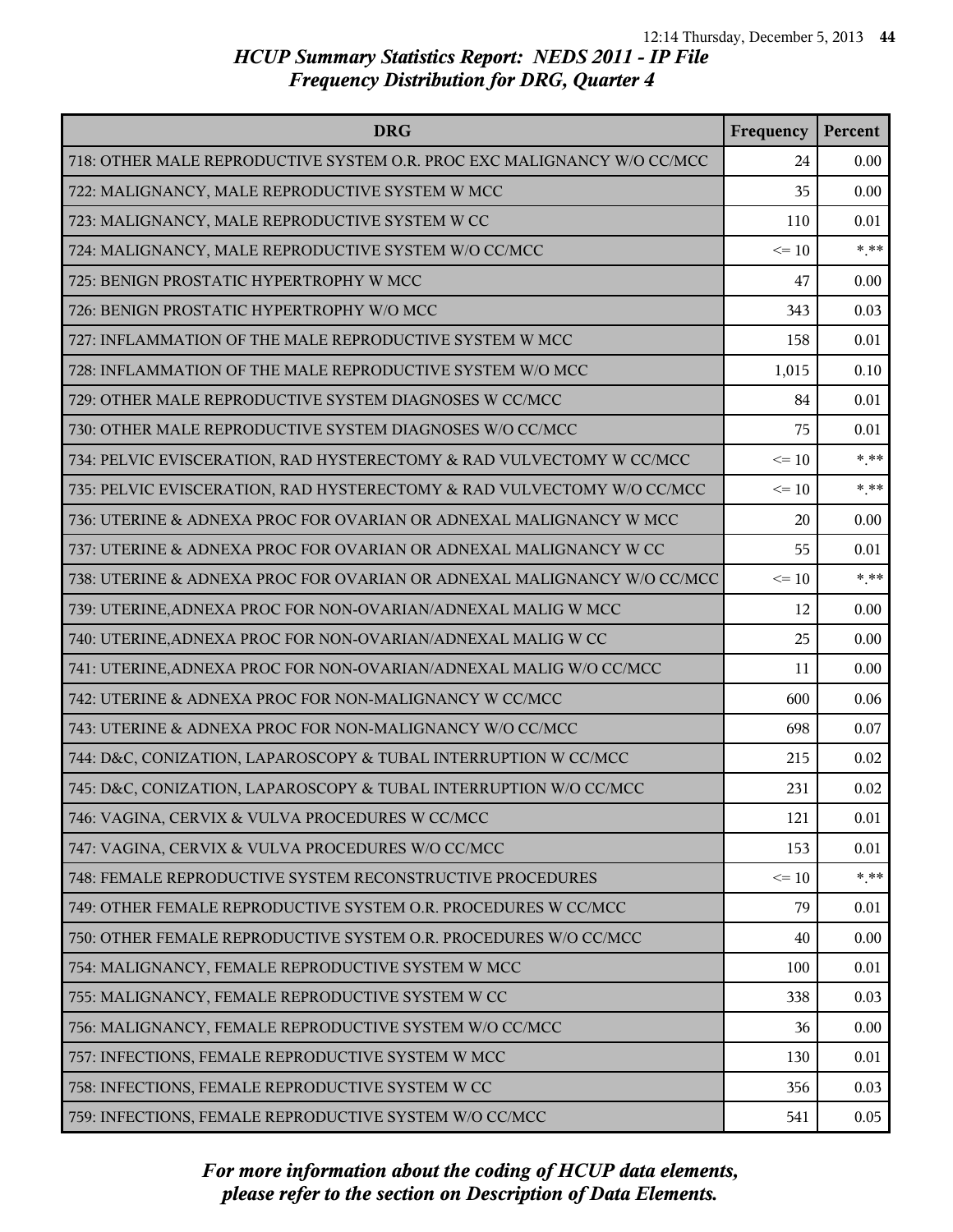# HCUP Summary Statistics Report: NEDS 2011 - IP File
## Frequency Distribution for DRG, Quarter 4

| DRG | Frequency | Percent |
|---|---|---|
| 718: OTHER MALE REPRODUCTIVE SYSTEM O.R. PROC EXC MALIGNANCY W/O CC/MCC | 24 | 0.00 |
| 722: MALIGNANCY, MALE REPRODUCTIVE SYSTEM W MCC | 35 | 0.00 |
| 723: MALIGNANCY, MALE REPRODUCTIVE SYSTEM W CC | 110 | 0.01 |
| 724: MALIGNANCY, MALE REPRODUCTIVE SYSTEM W/O CC/MCC | <= 10 | *.** |
| 725: BENIGN PROSTATIC HYPERTROPHY W MCC | 47 | 0.00 |
| 726: BENIGN PROSTATIC HYPERTROPHY W/O MCC | 343 | 0.03 |
| 727: INFLAMMATION OF THE MALE REPRODUCTIVE SYSTEM W MCC | 158 | 0.01 |
| 728: INFLAMMATION OF THE MALE REPRODUCTIVE SYSTEM W/O MCC | 1,015 | 0.10 |
| 729: OTHER MALE REPRODUCTIVE SYSTEM DIAGNOSES W CC/MCC | 84 | 0.01 |
| 730: OTHER MALE REPRODUCTIVE SYSTEM DIAGNOSES W/O CC/MCC | 75 | 0.01 |
| 734: PELVIC EVISCERATION, RAD HYSTERECTOMY & RAD VULVECTOMY W CC/MCC | <= 10 | *.** |
| 735: PELVIC EVISCERATION, RAD HYSTERECTOMY & RAD VULVECTOMY W/O CC/MCC | <= 10 | *.** |
| 736: UTERINE & ADNEXA PROC FOR OVARIAN OR ADNEXAL MALIGNANCY W MCC | 20 | 0.00 |
| 737: UTERINE & ADNEXA PROC FOR OVARIAN OR ADNEXAL MALIGNANCY W CC | 55 | 0.01 |
| 738: UTERINE & ADNEXA PROC FOR OVARIAN OR ADNEXAL MALIGNANCY W/O CC/MCC | <= 10 | *.** |
| 739: UTERINE,ADNEXA PROC FOR NON-OVARIAN/ADNEXAL MALIG W MCC | 12 | 0.00 |
| 740: UTERINE,ADNEXA PROC FOR NON-OVARIAN/ADNEXAL MALIG W CC | 25 | 0.00 |
| 741: UTERINE,ADNEXA PROC FOR NON-OVARIAN/ADNEXAL MALIG W/O CC/MCC | 11 | 0.00 |
| 742: UTERINE & ADNEXA PROC FOR NON-MALIGNANCY W CC/MCC | 600 | 0.06 |
| 743: UTERINE & ADNEXA PROC FOR NON-MALIGNANCY W/O CC/MCC | 698 | 0.07 |
| 744: D&C, CONIZATION, LAPAROSCOPY & TUBAL INTERRUPTION W CC/MCC | 215 | 0.02 |
| 745: D&C, CONIZATION, LAPAROSCOPY & TUBAL INTERRUPTION W/O CC/MCC | 231 | 0.02 |
| 746: VAGINA, CERVIX & VULVA PROCEDURES W CC/MCC | 121 | 0.01 |
| 747: VAGINA, CERVIX & VULVA PROCEDURES W/O CC/MCC | 153 | 0.01 |
| 748: FEMALE REPRODUCTIVE SYSTEM RECONSTRUCTIVE PROCEDURES | <= 10 | *.** |
| 749: OTHER FEMALE REPRODUCTIVE SYSTEM O.R. PROCEDURES W CC/MCC | 79 | 0.01 |
| 750: OTHER FEMALE REPRODUCTIVE SYSTEM O.R. PROCEDURES W/O CC/MCC | 40 | 0.00 |
| 754: MALIGNANCY, FEMALE REPRODUCTIVE SYSTEM W MCC | 100 | 0.01 |
| 755: MALIGNANCY, FEMALE REPRODUCTIVE SYSTEM W CC | 338 | 0.03 |
| 756: MALIGNANCY, FEMALE REPRODUCTIVE SYSTEM W/O CC/MCC | 36 | 0.00 |
| 757: INFECTIONS, FEMALE REPRODUCTIVE SYSTEM W MCC | 130 | 0.01 |
| 758: INFECTIONS, FEMALE REPRODUCTIVE SYSTEM W CC | 356 | 0.03 |
| 759: INFECTIONS, FEMALE REPRODUCTIVE SYSTEM W/O CC/MCC | 541 | 0.05 |

*For more information about the coding of HCUP data elements, please refer to the section on Description of Data Elements.*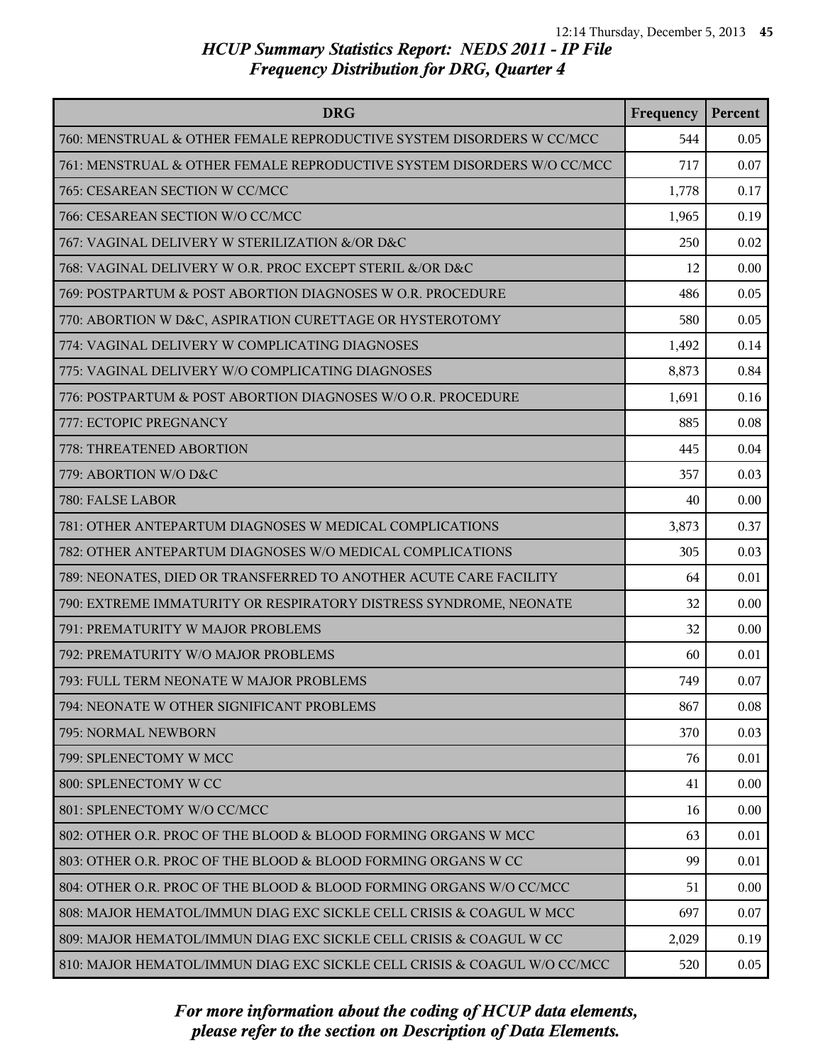*HCUP Summary Statistics Report: NEDS 2011 - IP File*
*Frequency Distribution for DRG, Quarter 4*

| DRG | Frequency | Percent |
|---|---|---|
| 760: MENSTRUAL & OTHER FEMALE REPRODUCTIVE SYSTEM DISORDERS W CC/MCC | 544 | 0.05 |
| 761: MENSTRUAL & OTHER FEMALE REPRODUCTIVE SYSTEM DISORDERS W/O CC/MCC | 717 | 0.07 |
| 765: CESAREAN SECTION W CC/MCC | 1,778 | 0.17 |
| 766: CESAREAN SECTION W/O CC/MCC | 1,965 | 0.19 |
| 767: VAGINAL DELIVERY W STERILIZATION &/OR D&C | 250 | 0.02 |
| 768: VAGINAL DELIVERY W O.R. PROC EXCEPT STERIL &/OR D&C | 12 | 0.00 |
| 769: POSTPARTUM & POST ABORTION DIAGNOSES W O.R. PROCEDURE | 486 | 0.05 |
| 770: ABORTION W D&C, ASPIRATION CURETTAGE OR HYSTEROTOMY | 580 | 0.05 |
| 774: VAGINAL DELIVERY W COMPLICATING DIAGNOSES | 1,492 | 0.14 |
| 775: VAGINAL DELIVERY W/O COMPLICATING DIAGNOSES | 8,873 | 0.84 |
| 776: POSTPARTUM & POST ABORTION DIAGNOSES W/O O.R. PROCEDURE | 1,691 | 0.16 |
| 777: ECTOPIC PREGNANCY | 885 | 0.08 |
| 778: THREATENED ABORTION | 445 | 0.04 |
| 779: ABORTION W/O D&C | 357 | 0.03 |
| 780: FALSE LABOR | 40 | 0.00 |
| 781: OTHER ANTEPARTUM DIAGNOSES W MEDICAL COMPLICATIONS | 3,873 | 0.37 |
| 782: OTHER ANTEPARTUM DIAGNOSES W/O MEDICAL COMPLICATIONS | 305 | 0.03 |
| 789: NEONATES, DIED OR TRANSFERRED TO ANOTHER ACUTE CARE FACILITY | 64 | 0.01 |
| 790: EXTREME IMMATURITY OR RESPIRATORY DISTRESS SYNDROME, NEONATE | 32 | 0.00 |
| 791: PREMATURITY W MAJOR PROBLEMS | 32 | 0.00 |
| 792: PREMATURITY W/O MAJOR PROBLEMS | 60 | 0.01 |
| 793: FULL TERM NEONATE W MAJOR PROBLEMS | 749 | 0.07 |
| 794: NEONATE W OTHER SIGNIFICANT PROBLEMS | 867 | 0.08 |
| 795: NORMAL NEWBORN | 370 | 0.03 |
| 799: SPLENECTOMY W MCC | 76 | 0.01 |
| 800: SPLENECTOMY W CC | 41 | 0.00 |
| 801: SPLENECTOMY W/O CC/MCC | 16 | 0.00 |
| 802: OTHER O.R. PROC OF THE BLOOD & BLOOD FORMING ORGANS W MCC | 63 | 0.01 |
| 803: OTHER O.R. PROC OF THE BLOOD & BLOOD FORMING ORGANS W CC | 99 | 0.01 |
| 804: OTHER O.R. PROC OF THE BLOOD & BLOOD FORMING ORGANS W/O CC/MCC | 51 | 0.00 |
| 808: MAJOR HEMATOL/IMMUN DIAG EXC SICKLE CELL CRISIS & COAGUL W MCC | 697 | 0.07 |
| 809: MAJOR HEMATOL/IMMUN DIAG EXC SICKLE CELL CRISIS & COAGUL W CC | 2,029 | 0.19 |
| 810: MAJOR HEMATOL/IMMUN DIAG EXC SICKLE CELL CRISIS & COAGUL W/O CC/MCC | 520 | 0.05 |

*For more information about the coding of HCUP data elements, please refer to the section on Description of Data Elements.*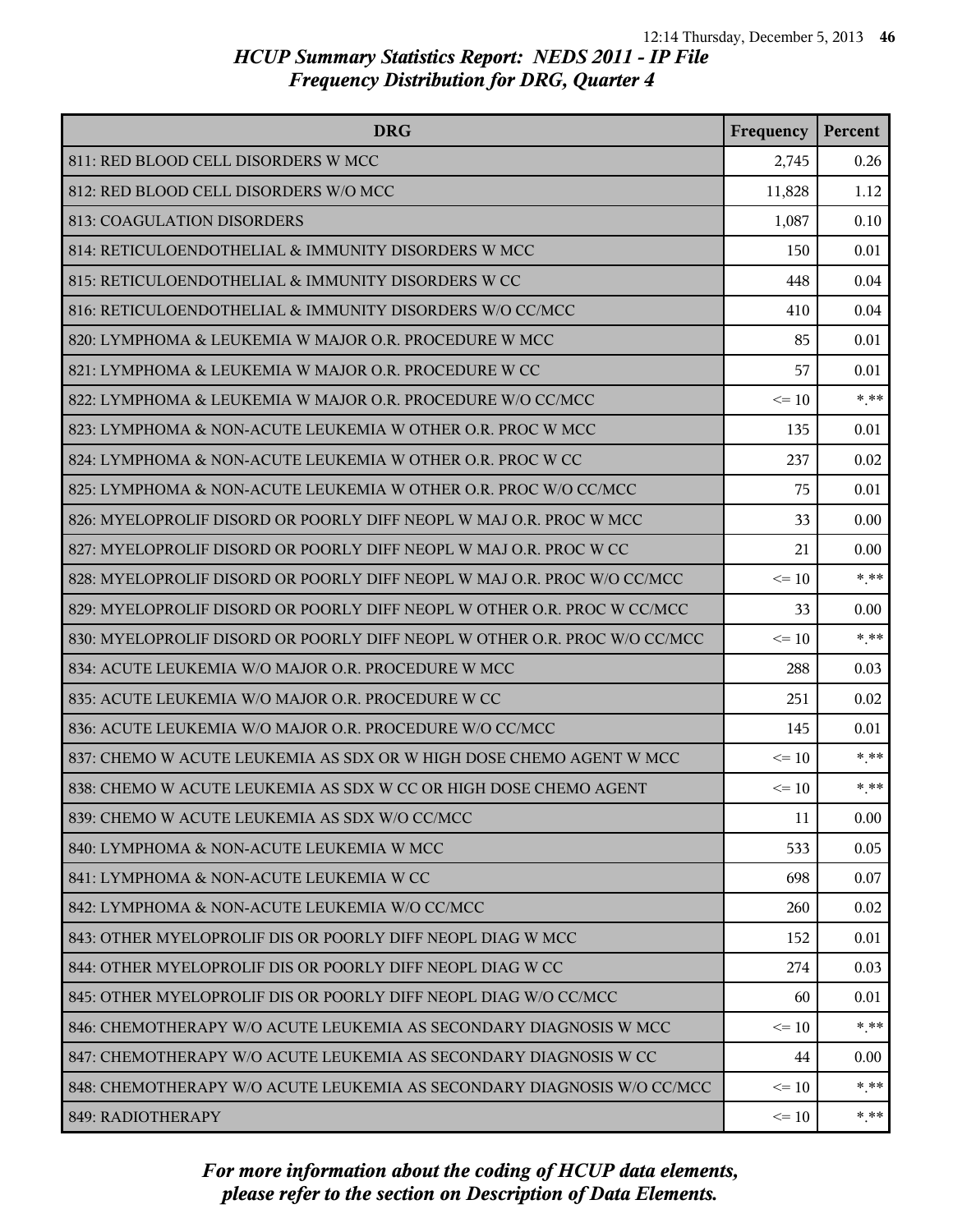# HCUP Summary Statistics Report: NEDS 2011 - IP File
## Frequency Distribution for DRG, Quarter 4

| DRG | Frequency | Percent |
|---|---|---|
| 811: RED BLOOD CELL DISORDERS W MCC | 2,745 | 0.26 |
| 812: RED BLOOD CELL DISORDERS W/O MCC | 11,828 | 1.12 |
| 813: COAGULATION DISORDERS | 1,087 | 0.10 |
| 814: RETICULOENDOTHELIAL & IMMUNITY DISORDERS W MCC | 150 | 0.01 |
| 815: RETICULOENDOTHELIAL & IMMUNITY DISORDERS W CC | 448 | 0.04 |
| 816: RETICULOENDOTHELIAL & IMMUNITY DISORDERS W/O CC/MCC | 410 | 0.04 |
| 820: LYMPHOMA & LEUKEMIA W MAJOR O.R. PROCEDURE W MCC | 85 | 0.01 |
| 821: LYMPHOMA & LEUKEMIA W MAJOR O.R. PROCEDURE W CC | 57 | 0.01 |
| 822: LYMPHOMA & LEUKEMIA W MAJOR O.R. PROCEDURE W/O CC/MCC | <= 10 | *.** |
| 823: LYMPHOMA & NON-ACUTE LEUKEMIA W OTHER O.R. PROC W MCC | 135 | 0.01 |
| 824: LYMPHOMA & NON-ACUTE LEUKEMIA W OTHER O.R. PROC W CC | 237 | 0.02 |
| 825: LYMPHOMA & NON-ACUTE LEUKEMIA W OTHER O.R. PROC W/O CC/MCC | 75 | 0.01 |
| 826: MYELOPROLIF DISORD OR POORLY DIFF NEOPL W MAJ O.R. PROC W MCC | 33 | 0.00 |
| 827: MYELOPROLIF DISORD OR POORLY DIFF NEOPL W MAJ O.R. PROC W CC | 21 | 0.00 |
| 828: MYELOPROLIF DISORD OR POORLY DIFF NEOPL W MAJ O.R. PROC W/O CC/MCC | <= 10 | *.** |
| 829: MYELOPROLIF DISORD OR POORLY DIFF NEOPL W OTHER O.R. PROC W CC/MCC | 33 | 0.00 |
| 830: MYELOPROLIF DISORD OR POORLY DIFF NEOPL W OTHER O.R. PROC W/O CC/MCC | <= 10 | *.** |
| 834: ACUTE LEUKEMIA W/O MAJOR O.R. PROCEDURE W MCC | 288 | 0.03 |
| 835: ACUTE LEUKEMIA W/O MAJOR O.R. PROCEDURE W CC | 251 | 0.02 |
| 836: ACUTE LEUKEMIA W/O MAJOR O.R. PROCEDURE W/O CC/MCC | 145 | 0.01 |
| 837: CHEMO W ACUTE LEUKEMIA AS SDX OR W HIGH DOSE CHEMO AGENT W MCC | <= 10 | *.** |
| 838: CHEMO W ACUTE LEUKEMIA AS SDX W CC OR HIGH DOSE CHEMO AGENT | <= 10 | *.** |
| 839: CHEMO W ACUTE LEUKEMIA AS SDX W/O CC/MCC | 11 | 0.00 |
| 840: LYMPHOMA & NON-ACUTE LEUKEMIA W MCC | 533 | 0.05 |
| 841: LYMPHOMA & NON-ACUTE LEUKEMIA W CC | 698 | 0.07 |
| 842: LYMPHOMA & NON-ACUTE LEUKEMIA W/O CC/MCC | 260 | 0.02 |
| 843: OTHER MYELOPROLIF DIS OR POORLY DIFF NEOPL DIAG W MCC | 152 | 0.01 |
| 844: OTHER MYELOPROLIF DIS OR POORLY DIFF NEOPL DIAG W CC | 274 | 0.03 |
| 845: OTHER MYELOPROLIF DIS OR POORLY DIFF NEOPL DIAG W/O CC/MCC | 60 | 0.01 |
| 846: CHEMOTHERAPY W/O ACUTE LEUKEMIA AS SECONDARY DIAGNOSIS W MCC | <= 10 | *.** |
| 847: CHEMOTHERAPY W/O ACUTE LEUKEMIA AS SECONDARY DIAGNOSIS W CC | 44 | 0.00 |
| 848: CHEMOTHERAPY W/O ACUTE LEUKEMIA AS SECONDARY DIAGNOSIS W/O CC/MCC | <= 10 | *.** |
| 849: RADIOTHERAPY | <= 10 | *.** |

*For more information about the coding of HCUP data elements, please refer to the section on Description of Data Elements.*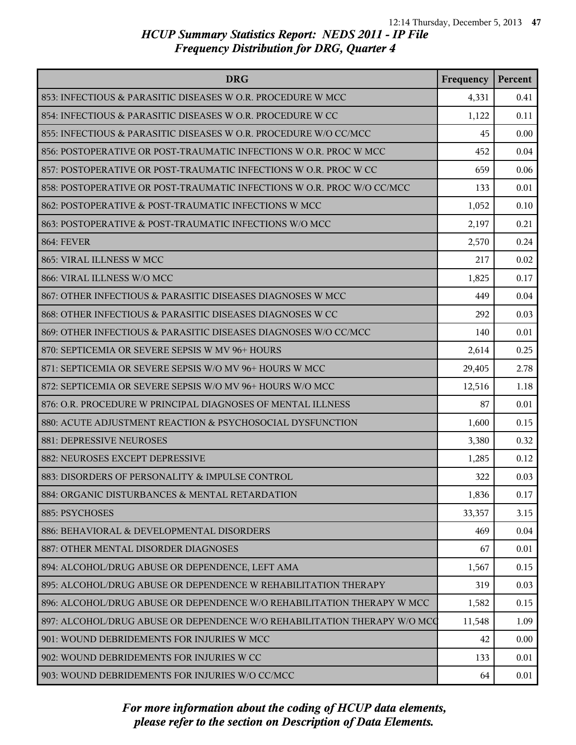*HCUP Summary Statistics Report: NEDS 2011 - IP File*
*Frequency Distribution for DRG, Quarter 4*

| DRG | Frequency | Percent |
|---|---|---|
| 853: INFECTIOUS & PARASITIC DISEASES W O.R. PROCEDURE W MCC | 4,331 | 0.41 |
| 854: INFECTIOUS & PARASITIC DISEASES W O.R. PROCEDURE W CC | 1,122 | 0.11 |
| 855: INFECTIOUS & PARASITIC DISEASES W O.R. PROCEDURE W/O CC/MCC | 45 | 0.00 |
| 856: POSTOPERATIVE OR POST-TRAUMATIC INFECTIONS W O.R. PROC W MCC | 452 | 0.04 |
| 857: POSTOPERATIVE OR POST-TRAUMATIC INFECTIONS W O.R. PROC W CC | 659 | 0.06 |
| 858: POSTOPERATIVE OR POST-TRAUMATIC INFECTIONS W O.R. PROC W/O CC/MCC | 133 | 0.01 |
| 862: POSTOPERATIVE & POST-TRAUMATIC INFECTIONS W MCC | 1,052 | 0.10 |
| 863: POSTOPERATIVE & POST-TRAUMATIC INFECTIONS W/O MCC | 2,197 | 0.21 |
| 864: FEVER | 2,570 | 0.24 |
| 865: VIRAL ILLNESS W MCC | 217 | 0.02 |
| 866: VIRAL ILLNESS W/O MCC | 1,825 | 0.17 |
| 867: OTHER INFECTIOUS & PARASITIC DISEASES DIAGNOSES W MCC | 449 | 0.04 |
| 868: OTHER INFECTIOUS & PARASITIC DISEASES DIAGNOSES W CC | 292 | 0.03 |
| 869: OTHER INFECTIOUS & PARASITIC DISEASES DIAGNOSES W/O CC/MCC | 140 | 0.01 |
| 870: SEPTICEMIA OR SEVERE SEPSIS W MV 96+ HOURS | 2,614 | 0.25 |
| 871: SEPTICEMIA OR SEVERE SEPSIS W/O MV 96+ HOURS W MCC | 29,405 | 2.78 |
| 872: SEPTICEMIA OR SEVERE SEPSIS W/O MV 96+ HOURS W/O MCC | 12,516 | 1.18 |
| 876: O.R. PROCEDURE W PRINCIPAL DIAGNOSES OF MENTAL ILLNESS | 87 | 0.01 |
| 880: ACUTE ADJUSTMENT REACTION & PSYCHOSOCIAL DYSFUNCTION | 1,600 | 0.15 |
| 881: DEPRESSIVE NEUROSES | 3,380 | 0.32 |
| 882: NEUROSES EXCEPT DEPRESSIVE | 1,285 | 0.12 |
| 883: DISORDERS OF PERSONALITY & IMPULSE CONTROL | 322 | 0.03 |
| 884: ORGANIC DISTURBANCES & MENTAL RETARDATION | 1,836 | 0.17 |
| 885: PSYCHOSES | 33,357 | 3.15 |
| 886: BEHAVIORAL & DEVELOPMENTAL DISORDERS | 469 | 0.04 |
| 887: OTHER MENTAL DISORDER DIAGNOSES | 67 | 0.01 |
| 894: ALCOHOL/DRUG ABUSE OR DEPENDENCE, LEFT AMA | 1,567 | 0.15 |
| 895: ALCOHOL/DRUG ABUSE OR DEPENDENCE W REHABILITATION THERAPY | 319 | 0.03 |
| 896: ALCOHOL/DRUG ABUSE OR DEPENDENCE W/O REHABILITATION THERAPY W MCC | 1,582 | 0.15 |
| 897: ALCOHOL/DRUG ABUSE OR DEPENDENCE W/O REHABILITATION THERAPY W/O MCC | 11,548 | 1.09 |
| 901: WOUND DEBRIDEMENTS FOR INJURIES W MCC | 42 | 0.00 |
| 902: WOUND DEBRIDEMENTS FOR INJURIES W CC | 133 | 0.01 |
| 903: WOUND DEBRIDEMENTS FOR INJURIES W/O CC/MCC | 64 | 0.01 |

*For more information about the coding of HCUP data elements, please refer to the section on Description of Data Elements.*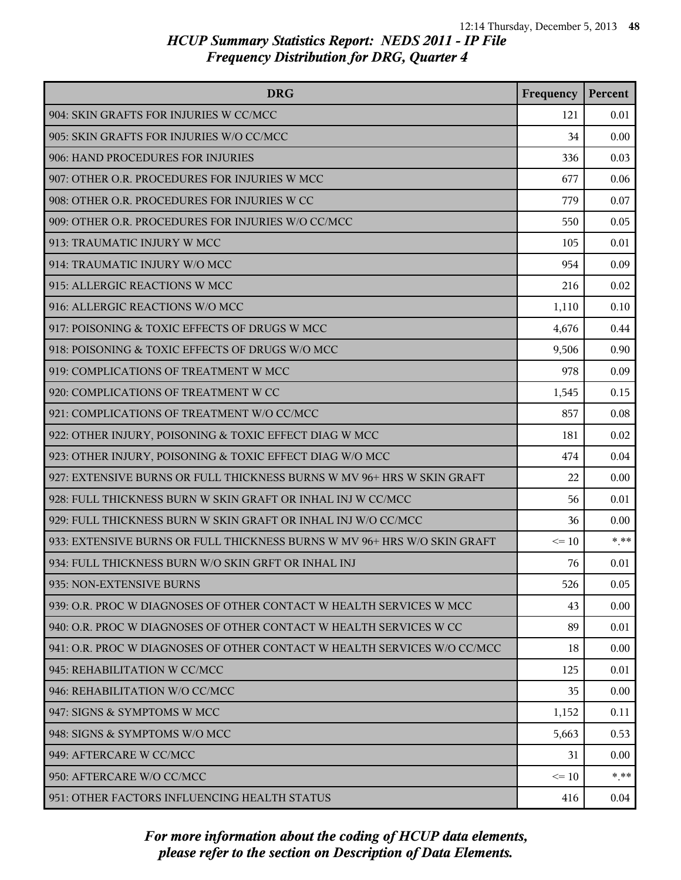*HCUP Summary Statistics Report: NEDS 2011 - IP File*
*Frequency Distribution for DRG, Quarter 4*

| DRG | Frequency | Percent |
|---|---|---|
| 904: SKIN GRAFTS FOR INJURIES W CC/MCC | 121 | 0.01 |
| 905: SKIN GRAFTS FOR INJURIES W/O CC/MCC | 34 | 0.00 |
| 906: HAND PROCEDURES FOR INJURIES | 336 | 0.03 |
| 907: OTHER O.R. PROCEDURES FOR INJURIES W MCC | 677 | 0.06 |
| 908: OTHER O.R. PROCEDURES FOR INJURIES W CC | 779 | 0.07 |
| 909: OTHER O.R. PROCEDURES FOR INJURIES W/O CC/MCC | 550 | 0.05 |
| 913: TRAUMATIC INJURY W MCC | 105 | 0.01 |
| 914: TRAUMATIC INJURY W/O MCC | 954 | 0.09 |
| 915: ALLERGIC REACTIONS W MCC | 216 | 0.02 |
| 916: ALLERGIC REACTIONS W/O MCC | 1,110 | 0.10 |
| 917: POISONING & TOXIC EFFECTS OF DRUGS W MCC | 4,676 | 0.44 |
| 918: POISONING & TOXIC EFFECTS OF DRUGS W/O MCC | 9,506 | 0.90 |
| 919: COMPLICATIONS OF TREATMENT W MCC | 978 | 0.09 |
| 920: COMPLICATIONS OF TREATMENT W CC | 1,545 | 0.15 |
| 921: COMPLICATIONS OF TREATMENT W/O CC/MCC | 857 | 0.08 |
| 922: OTHER INJURY, POISONING & TOXIC EFFECT DIAG W MCC | 181 | 0.02 |
| 923: OTHER INJURY, POISONING & TOXIC EFFECT DIAG W/O MCC | 474 | 0.04 |
| 927: EXTENSIVE BURNS OR FULL THICKNESS BURNS W MV 96+ HRS W SKIN GRAFT | 22 | 0.00 |
| 928: FULL THICKNESS BURN W SKIN GRAFT OR INHAL INJ W CC/MCC | 56 | 0.01 |
| 929: FULL THICKNESS BURN W SKIN GRAFT OR INHAL INJ W/O CC/MCC | 36 | 0.00 |
| 933: EXTENSIVE BURNS OR FULL THICKNESS BURNS W MV 96+ HRS W/O SKIN GRAFT | <= 10 | *.** |
| 934: FULL THICKNESS BURN W/O SKIN GRFT OR INHAL INJ | 76 | 0.01 |
| 935: NON-EXTENSIVE BURNS | 526 | 0.05 |
| 939: O.R. PROC W DIAGNOSES OF OTHER CONTACT W HEALTH SERVICES W MCC | 43 | 0.00 |
| 940: O.R. PROC W DIAGNOSES OF OTHER CONTACT W HEALTH SERVICES W CC | 89 | 0.01 |
| 941: O.R. PROC W DIAGNOSES OF OTHER CONTACT W HEALTH SERVICES W/O CC/MCC | 18 | 0.00 |
| 945: REHABILITATION W CC/MCC | 125 | 0.01 |
| 946: REHABILITATION W/O CC/MCC | 35 | 0.00 |
| 947: SIGNS & SYMPTOMS W MCC | 1,152 | 0.11 |
| 948: SIGNS & SYMPTOMS W/O MCC | 5,663 | 0.53 |
| 949: AFTERCARE W CC/MCC | 31 | 0.00 |
| 950: AFTERCARE W/O CC/MCC | <= 10 | *.** |
| 951: OTHER FACTORS INFLUENCING HEALTH STATUS | 416 | 0.04 |

*For more information about the coding of HCUP data elements, please refer to the section on Description of Data Elements.*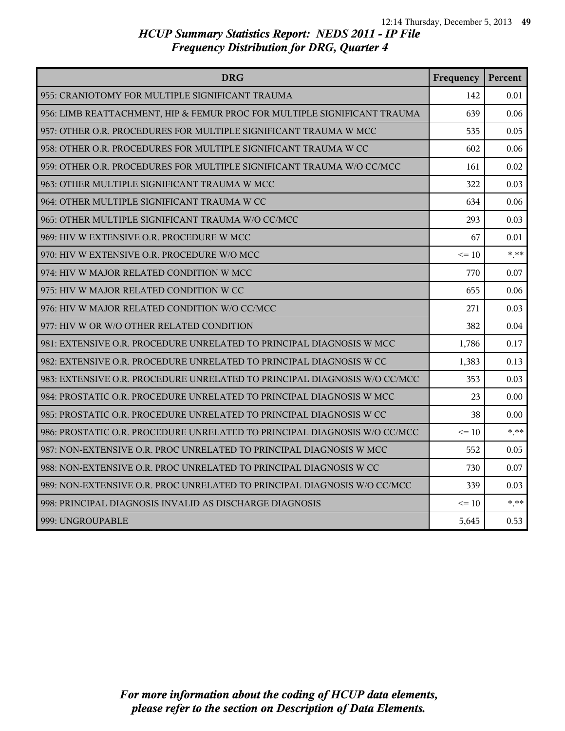## HCUP Summary Statistics Report: NEDS 2011 - IP File
## Frequency Distribution for DRG, Quarter 4

| DRG | Frequency | Percent |
|---|---|---|
| 955: CRANIOTOMY FOR MULTIPLE SIGNIFICANT TRAUMA | 142 | 0.01 |
| 956: LIMB REATTACHMENT, HIP & FEMUR PROC FOR MULTIPLE SIGNIFICANT TRAUMA | 639 | 0.06 |
| 957: OTHER O.R. PROCEDURES FOR MULTIPLE SIGNIFICANT TRAUMA W MCC | 535 | 0.05 |
| 958: OTHER O.R. PROCEDURES FOR MULTIPLE SIGNIFICANT TRAUMA W CC | 602 | 0.06 |
| 959: OTHER O.R. PROCEDURES FOR MULTIPLE SIGNIFICANT TRAUMA W/O CC/MCC | 161 | 0.02 |
| 963: OTHER MULTIPLE SIGNIFICANT TRAUMA W MCC | 322 | 0.03 |
| 964: OTHER MULTIPLE SIGNIFICANT TRAUMA W CC | 634 | 0.06 |
| 965: OTHER MULTIPLE SIGNIFICANT TRAUMA W/O CC/MCC | 293 | 0.03 |
| 969: HIV W EXTENSIVE O.R. PROCEDURE W MCC | 67 | 0.01 |
| 970: HIV W EXTENSIVE O.R. PROCEDURE W/O MCC | <= 10 | *.** |
| 974: HIV W MAJOR RELATED CONDITION W MCC | 770 | 0.07 |
| 975: HIV W MAJOR RELATED CONDITION W CC | 655 | 0.06 |
| 976: HIV W MAJOR RELATED CONDITION W/O CC/MCC | 271 | 0.03 |
| 977: HIV W OR W/O OTHER RELATED CONDITION | 382 | 0.04 |
| 981: EXTENSIVE O.R. PROCEDURE UNRELATED TO PRINCIPAL DIAGNOSIS W MCC | 1,786 | 0.17 |
| 982: EXTENSIVE O.R. PROCEDURE UNRELATED TO PRINCIPAL DIAGNOSIS W CC | 1,383 | 0.13 |
| 983: EXTENSIVE O.R. PROCEDURE UNRELATED TO PRINCIPAL DIAGNOSIS W/O CC/MCC | 353 | 0.03 |
| 984: PROSTATIC O.R. PROCEDURE UNRELATED TO PRINCIPAL DIAGNOSIS W MCC | 23 | 0.00 |
| 985: PROSTATIC O.R. PROCEDURE UNRELATED TO PRINCIPAL DIAGNOSIS W CC | 38 | 0.00 |
| 986: PROSTATIC O.R. PROCEDURE UNRELATED TO PRINCIPAL DIAGNOSIS W/O CC/MCC | <= 10 | *.** |
| 987: NON-EXTENSIVE O.R. PROC UNRELATED TO PRINCIPAL DIAGNOSIS W MCC | 552 | 0.05 |
| 988: NON-EXTENSIVE O.R. PROC UNRELATED TO PRINCIPAL DIAGNOSIS W CC | 730 | 0.07 |
| 989: NON-EXTENSIVE O.R. PROC UNRELATED TO PRINCIPAL DIAGNOSIS W/O CC/MCC | 339 | 0.03 |
| 998: PRINCIPAL DIAGNOSIS INVALID AS DISCHARGE DIAGNOSIS | <= 10 | *.** |
| 999: UNGROUPABLE | 5,645 | 0.53 |

*For more information about the coding of HCUP data elements, please refer to the section on Description of Data Elements.*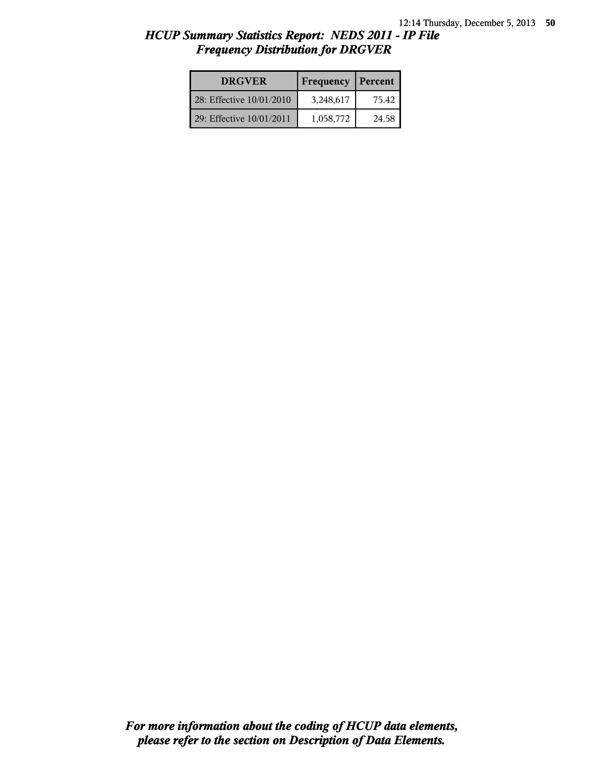## *HCUP Summary Statistics Report: NEDS 2011 - IP File*
## *Frequency Distribution for DRGVER*

| DRGVER | Frequency | Percent |
|---|---|---|
| 28: Effective 10/01/2010 | 3,248,617 | 75.42 |
| 29: Effective 10/01/2011 | 1,058,772 | 24.58 |

***For more information about the coding of HCUP data elements, please refer to the section on Description of Data Elements.***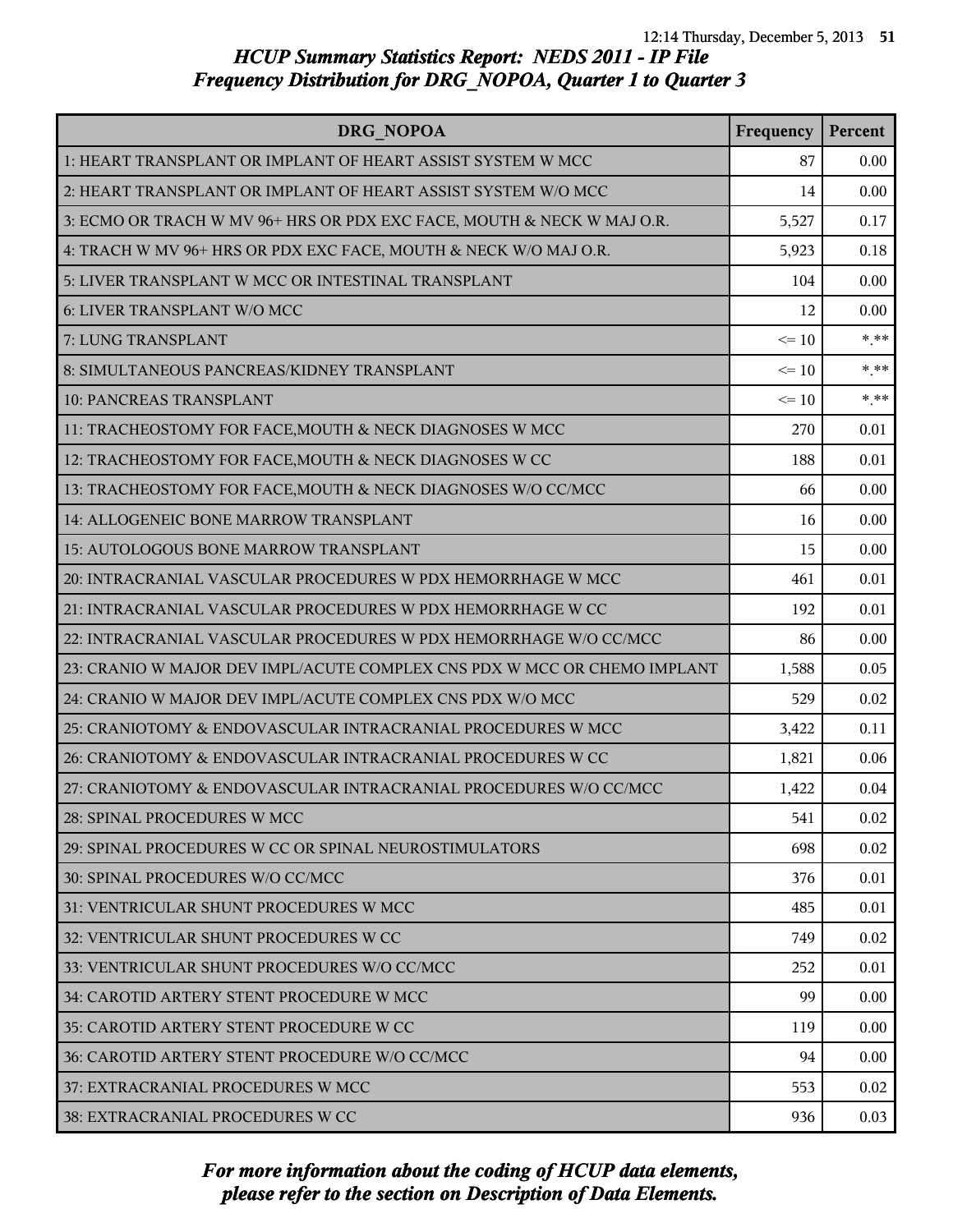# HCUP Summary Statistics Report: NEDS 2011 - IP File

## Frequency Distribution for DRG_NOPOA, Quarter 1 to Quarter 3

| DRG_NOPOA | Frequency | Percent |
|---|---|---|
| 1: HEART TRANSPLANT OR IMPLANT OF HEART ASSIST SYSTEM W MCC | 87 | 0.00 |
| 2: HEART TRANSPLANT OR IMPLANT OF HEART ASSIST SYSTEM W/O MCC | 14 | 0.00 |
| 3: ECMO OR TRACH W MV 96+ HRS OR PDX EXC FACE, MOUTH & NECK W MAJ O.R. | 5,527 | 0.17 |
| 4: TRACH W MV 96+ HRS OR PDX EXC FACE, MOUTH & NECK W/O MAJ O.R. | 5,923 | 0.18 |
| 5: LIVER TRANSPLANT W MCC OR INTESTINAL TRANSPLANT | 104 | 0.00 |
| 6: LIVER TRANSPLANT W/O MCC | 12 | 0.00 |
| 7: LUNG TRANSPLANT | <= 10 | *.** |
| 8: SIMULTANEOUS PANCREAS/KIDNEY TRANSPLANT | <= 10 | *.** |
| 10: PANCREAS TRANSPLANT | <= 10 | *.** |
| 11: TRACHEOSTOMY FOR FACE,MOUTH & NECK DIAGNOSES W MCC | 270 | 0.01 |
| 12: TRACHEOSTOMY FOR FACE,MOUTH & NECK DIAGNOSES W CC | 188 | 0.01 |
| 13: TRACHEOSTOMY FOR FACE,MOUTH & NECK DIAGNOSES W/O CC/MCC | 66 | 0.00 |
| 14: ALLOGENEIC BONE MARROW TRANSPLANT | 16 | 0.00 |
| 15: AUTOLOGOUS BONE MARROW TRANSPLANT | 15 | 0.00 |
| 20: INTRACRANIAL VASCULAR PROCEDURES W PDX HEMORRHAGE W MCC | 461 | 0.01 |
| 21: INTRACRANIAL VASCULAR PROCEDURES W PDX HEMORRHAGE W CC | 192 | 0.01 |
| 22: INTRACRANIAL VASCULAR PROCEDURES W PDX HEMORRHAGE W/O CC/MCC | 86 | 0.00 |
| 23: CRANIO W MAJOR DEV IMPL/ACUTE COMPLEX CNS PDX W MCC OR CHEMO IMPLANT | 1,588 | 0.05 |
| 24: CRANIO W MAJOR DEV IMPL/ACUTE COMPLEX CNS PDX W/O MCC | 529 | 0.02 |
| 25: CRANIOTOMY & ENDOVASCULAR INTRACRANIAL PROCEDURES W MCC | 3,422 | 0.11 |
| 26: CRANIOTOMY & ENDOVASCULAR INTRACRANIAL PROCEDURES W CC | 1,821 | 0.06 |
| 27: CRANIOTOMY & ENDOVASCULAR INTRACRANIAL PROCEDURES W/O CC/MCC | 1,422 | 0.04 |
| 28: SPINAL PROCEDURES W MCC | 541 | 0.02 |
| 29: SPINAL PROCEDURES W CC OR SPINAL NEUROSTIMULATORS | 698 | 0.02 |
| 30: SPINAL PROCEDURES W/O CC/MCC | 376 | 0.01 |
| 31: VENTRICULAR SHUNT PROCEDURES W MCC | 485 | 0.01 |
| 32: VENTRICULAR SHUNT PROCEDURES W CC | 749 | 0.02 |
| 33: VENTRICULAR SHUNT PROCEDURES W/O CC/MCC | 252 | 0.01 |
| 34: CAROTID ARTERY STENT PROCEDURE W MCC | 99 | 0.00 |
| 35: CAROTID ARTERY STENT PROCEDURE W CC | 119 | 0.00 |
| 36: CAROTID ARTERY STENT PROCEDURE W/O CC/MCC | 94 | 0.00 |
| 37: EXTRACRANIAL PROCEDURES W MCC | 553 | 0.02 |
| 38: EXTRACRANIAL PROCEDURES W CC | 936 | 0.03 |

*For more information about the coding of HCUP data elements, please refer to the section on Description of Data Elements.*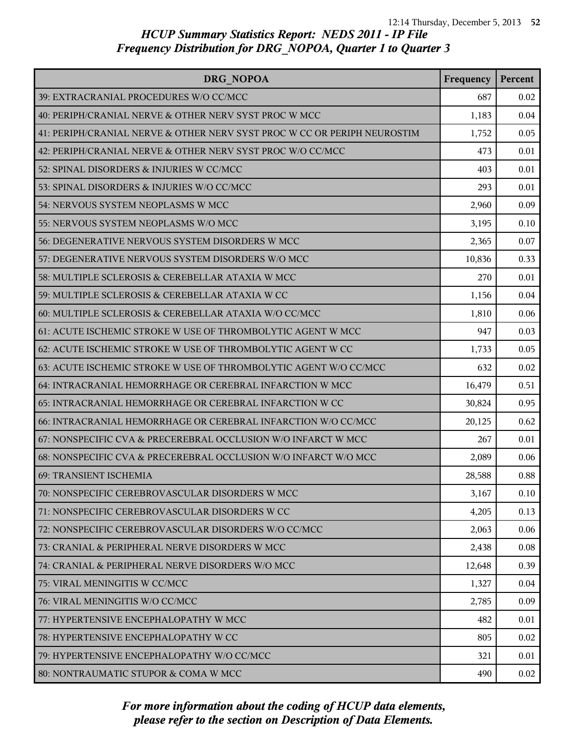# HCUP Summary Statistics Report: NEDS 2011 - IP File

## Frequency Distribution for DRG_NOPOA, Quarter 1 to Quarter 3

| DRG_NOPOA | Frequency | Percent |
|---|---|---|
| 39: EXTRACRANIAL PROCEDURES W/O CC/MCC | 687 | 0.02 |
| 40: PERIPH/CRANIAL NERVE & OTHER NERV SYST PROC W MCC | 1,183 | 0.04 |
| 41: PERIPH/CRANIAL NERVE & OTHER NERV SYST PROC W CC OR PERIPH NEUROSTIM | 1,752 | 0.05 |
| 42: PERIPH/CRANIAL NERVE & OTHER NERV SYST PROC W/O CC/MCC | 473 | 0.01 |
| 52: SPINAL DISORDERS & INJURIES W CC/MCC | 403 | 0.01 |
| 53: SPINAL DISORDERS & INJURIES W/O CC/MCC | 293 | 0.01 |
| 54: NERVOUS SYSTEM NEOPLASMS W MCC | 2,960 | 0.09 |
| 55: NERVOUS SYSTEM NEOPLASMS W/O MCC | 3,195 | 0.10 |
| 56: DEGENERATIVE NERVOUS SYSTEM DISORDERS W MCC | 2,365 | 0.07 |
| 57: DEGENERATIVE NERVOUS SYSTEM DISORDERS W/O MCC | 10,836 | 0.33 |
| 58: MULTIPLE SCLEROSIS & CEREBELLAR ATAXIA W MCC | 270 | 0.01 |
| 59: MULTIPLE SCLEROSIS & CEREBELLAR ATAXIA W CC | 1,156 | 0.04 |
| 60: MULTIPLE SCLEROSIS & CEREBELLAR ATAXIA W/O CC/MCC | 1,810 | 0.06 |
| 61: ACUTE ISCHEMIC STROKE W USE OF THROMBOLYTIC AGENT W MCC | 947 | 0.03 |
| 62: ACUTE ISCHEMIC STROKE W USE OF THROMBOLYTIC AGENT W CC | 1,733 | 0.05 |
| 63: ACUTE ISCHEMIC STROKE W USE OF THROMBOLYTIC AGENT W/O CC/MCC | 632 | 0.02 |
| 64: INTRACRANIAL HEMORRHAGE OR CEREBRAL INFARCTION W MCC | 16,479 | 0.51 |
| 65: INTRACRANIAL HEMORRHAGE OR CEREBRAL INFARCTION W CC | 30,824 | 0.95 |
| 66: INTRACRANIAL HEMORRHAGE OR CEREBRAL INFARCTION W/O CC/MCC | 20,125 | 0.62 |
| 67: NONSPECIFIC CVA & PRECEREBRAL OCCLUSION W/O INFARCT W MCC | 267 | 0.01 |
| 68: NONSPECIFIC CVA & PRECEREBRAL OCCLUSION W/O INFARCT W/O MCC | 2,089 | 0.06 |
| 69: TRANSIENT ISCHEMIA | 28,588 | 0.88 |
| 70: NONSPECIFIC CEREBROVASCULAR DISORDERS W MCC | 3,167 | 0.10 |
| 71: NONSPECIFIC CEREBROVASCULAR DISORDERS W CC | 4,205 | 0.13 |
| 72: NONSPECIFIC CEREBROVASCULAR DISORDERS W/O CC/MCC | 2,063 | 0.06 |
| 73: CRANIAL & PERIPHERAL NERVE DISORDERS W MCC | 2,438 | 0.08 |
| 74: CRANIAL & PERIPHERAL NERVE DISORDERS W/O MCC | 12,648 | 0.39 |
| 75: VIRAL MENINGITIS W CC/MCC | 1,327 | 0.04 |
| 76: VIRAL MENINGITIS W/O CC/MCC | 2,785 | 0.09 |
| 77: HYPERTENSIVE ENCEPHALOPATHY W MCC | 482 | 0.01 |
| 78: HYPERTENSIVE ENCEPHALOPATHY W CC | 805 | 0.02 |
| 79: HYPERTENSIVE ENCEPHALOPATHY W/O CC/MCC | 321 | 0.01 |
| 80: NONTRAUMATIC STUPOR & COMA W MCC | 490 | 0.02 |

*For more information about the coding of HCUP data elements, please refer to the section on Description of Data Elements.*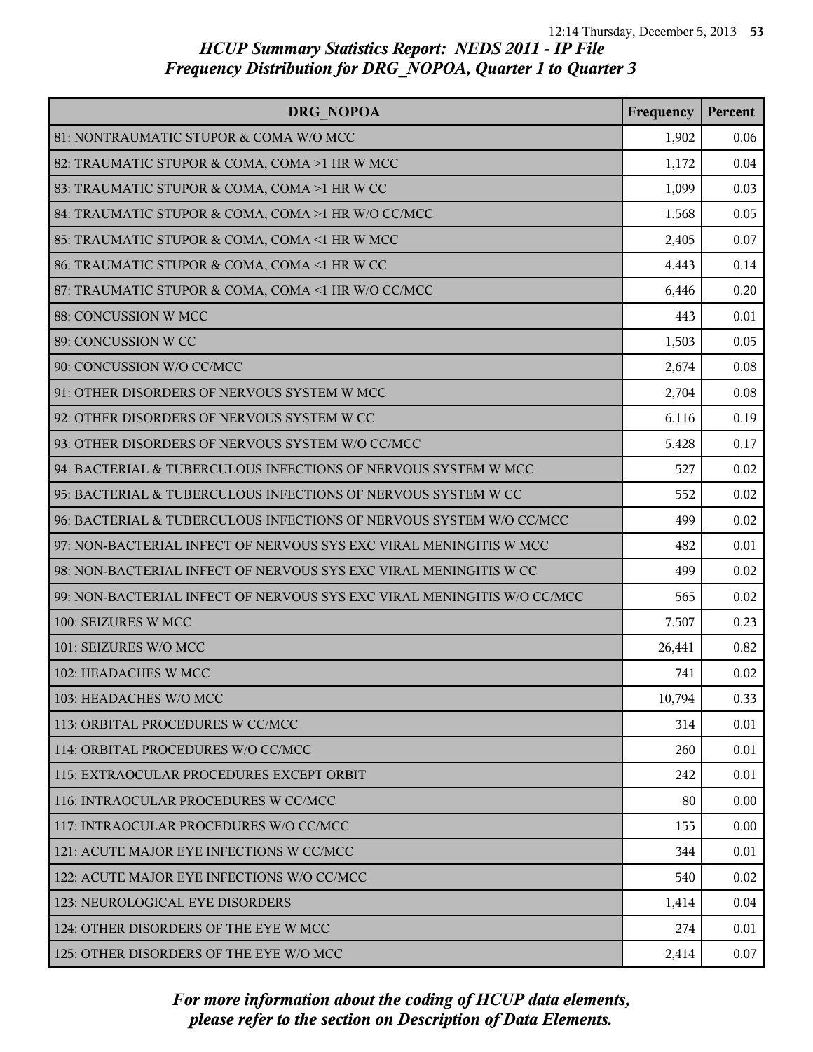## HCUP Summary Statistics Report: NEDS 2011 - IP File
## Frequency Distribution for DRG_NOPOA, Quarter 1 to Quarter 3

| DRG_NOPOA | Frequency | Percent |
|---|---|---|
| 81: NONTRAUMATIC STUPOR & COMA W/O MCC | 1,902 | 0.06 |
| 82: TRAUMATIC STUPOR & COMA, COMA >1 HR W MCC | 1,172 | 0.04 |
| 83: TRAUMATIC STUPOR & COMA, COMA >1 HR W CC | 1,099 | 0.03 |
| 84: TRAUMATIC STUPOR & COMA, COMA >1 HR W/O CC/MCC | 1,568 | 0.05 |
| 85: TRAUMATIC STUPOR & COMA, COMA <1 HR W MCC | 2,405 | 0.07 |
| 86: TRAUMATIC STUPOR & COMA, COMA <1 HR W CC | 4,443 | 0.14 |
| 87: TRAUMATIC STUPOR & COMA, COMA <1 HR W/O CC/MCC | 6,446 | 0.20 |
| 88: CONCUSSION W MCC | 443 | 0.01 |
| 89: CONCUSSION W CC | 1,503 | 0.05 |
| 90: CONCUSSION W/O CC/MCC | 2,674 | 0.08 |
| 91: OTHER DISORDERS OF NERVOUS SYSTEM W MCC | 2,704 | 0.08 |
| 92: OTHER DISORDERS OF NERVOUS SYSTEM W CC | 6,116 | 0.19 |
| 93: OTHER DISORDERS OF NERVOUS SYSTEM W/O CC/MCC | 5,428 | 0.17 |
| 94: BACTERIAL & TUBERCULOUS INFECTIONS OF NERVOUS SYSTEM W MCC | 527 | 0.02 |
| 95: BACTERIAL & TUBERCULOUS INFECTIONS OF NERVOUS SYSTEM W CC | 552 | 0.02 |
| 96: BACTERIAL & TUBERCULOUS INFECTIONS OF NERVOUS SYSTEM W/O CC/MCC | 499 | 0.02 |
| 97: NON-BACTERIAL INFECT OF NERVOUS SYS EXC VIRAL MENINGITIS W MCC | 482 | 0.01 |
| 98: NON-BACTERIAL INFECT OF NERVOUS SYS EXC VIRAL MENINGITIS W CC | 499 | 0.02 |
| 99: NON-BACTERIAL INFECT OF NERVOUS SYS EXC VIRAL MENINGITIS W/O CC/MCC | 565 | 0.02 |
| 100: SEIZURES W MCC | 7,507 | 0.23 |
| 101: SEIZURES W/O MCC | 26,441 | 0.82 |
| 102: HEADACHES W MCC | 741 | 0.02 |
| 103: HEADACHES W/O MCC | 10,794 | 0.33 |
| 113: ORBITAL PROCEDURES W CC/MCC | 314 | 0.01 |
| 114: ORBITAL PROCEDURES W/O CC/MCC | 260 | 0.01 |
| 115: EXTRAOCULAR PROCEDURES EXCEPT ORBIT | 242 | 0.01 |
| 116: INTRAOCULAR PROCEDURES W CC/MCC | 80 | 0.00 |
| 117: INTRAOCULAR PROCEDURES W/O CC/MCC | 155 | 0.00 |
| 121: ACUTE MAJOR EYE INFECTIONS W CC/MCC | 344 | 0.01 |
| 122: ACUTE MAJOR EYE INFECTIONS W/O CC/MCC | 540 | 0.02 |
| 123: NEUROLOGICAL EYE DISORDERS | 1,414 | 0.04 |
| 124: OTHER DISORDERS OF THE EYE W MCC | 274 | 0.01 |
| 125: OTHER DISORDERS OF THE EYE W/O MCC | 2,414 | 0.07 |

*For more information about the coding of HCUP data elements, please refer to the section on Description of Data Elements.*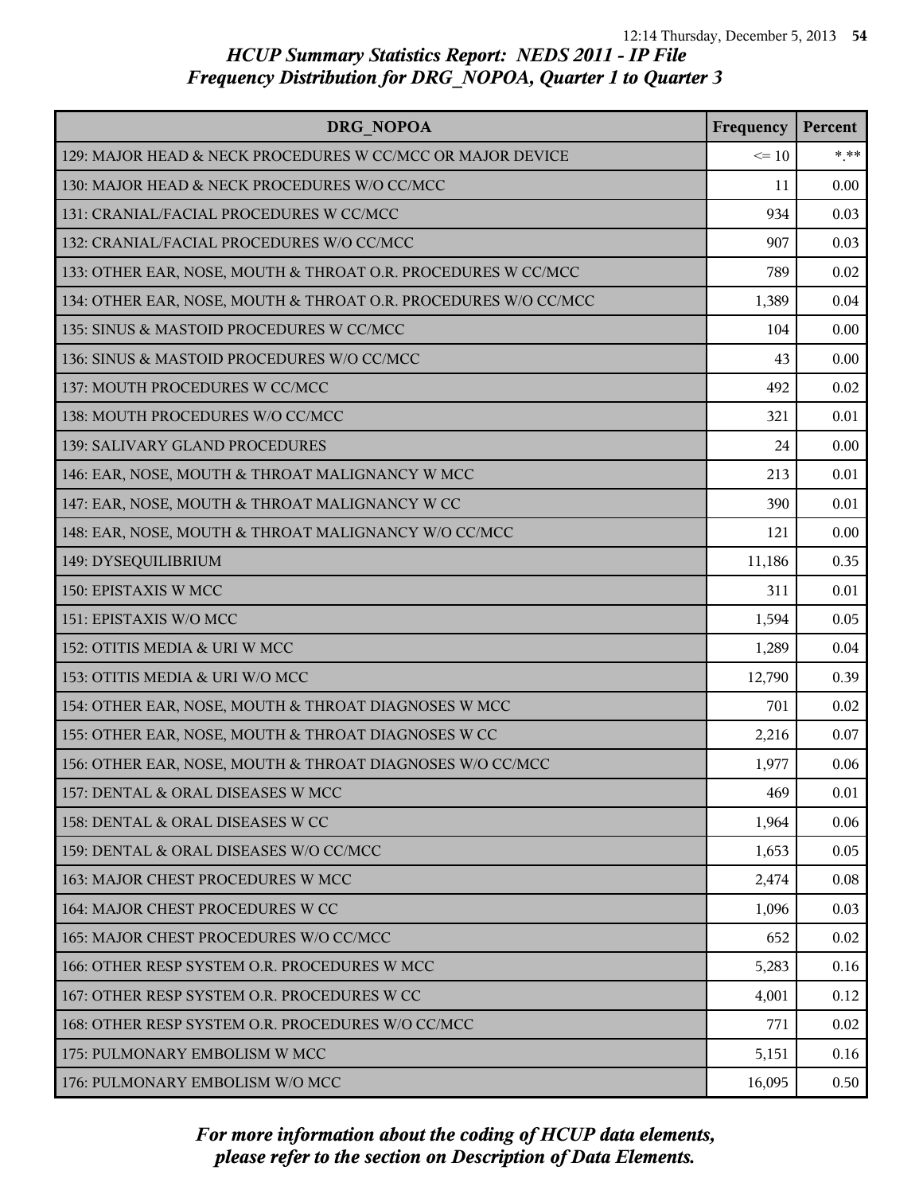## *HCUP Summary Statistics Report: NEDS 2011 - IP File*
## *Frequency Distribution for DRG_NOPOA, Quarter 1 to Quarter 3*

| DRG_NOPOA | Frequency | Percent |
|---|---|---|
| 129: MAJOR HEAD & NECK PROCEDURES W CC/MCC OR MAJOR DEVICE | <= 10 | *.** |
| 130: MAJOR HEAD & NECK PROCEDURES W/O CC/MCC | 11 | 0.00 |
| 131: CRANIAL/FACIAL PROCEDURES W CC/MCC | 934 | 0.03 |
| 132: CRANIAL/FACIAL PROCEDURES W/O CC/MCC | 907 | 0.03 |
| 133: OTHER EAR, NOSE, MOUTH & THROAT O.R. PROCEDURES W CC/MCC | 789 | 0.02 |
| 134: OTHER EAR, NOSE, MOUTH & THROAT O.R. PROCEDURES W/O CC/MCC | 1,389 | 0.04 |
| 135: SINUS & MASTOID PROCEDURES W CC/MCC | 104 | 0.00 |
| 136: SINUS & MASTOID PROCEDURES W/O CC/MCC | 43 | 0.00 |
| 137: MOUTH PROCEDURES W CC/MCC | 492 | 0.02 |
| 138: MOUTH PROCEDURES W/O CC/MCC | 321 | 0.01 |
| 139: SALIVARY GLAND PROCEDURES | 24 | 0.00 |
| 146: EAR, NOSE, MOUTH & THROAT MALIGNANCY W MCC | 213 | 0.01 |
| 147: EAR, NOSE, MOUTH & THROAT MALIGNANCY W CC | 390 | 0.01 |
| 148: EAR, NOSE, MOUTH & THROAT MALIGNANCY W/O CC/MCC | 121 | 0.00 |
| 149: DYSEQUILIBRIUM | 11,186 | 0.35 |
| 150: EPISTAXIS W MCC | 311 | 0.01 |
| 151: EPISTAXIS W/O MCC | 1,594 | 0.05 |
| 152: OTITIS MEDIA & URI W MCC | 1,289 | 0.04 |
| 153: OTITIS MEDIA & URI W/O MCC | 12,790 | 0.39 |
| 154: OTHER EAR, NOSE, MOUTH & THROAT DIAGNOSES W MCC | 701 | 0.02 |
| 155: OTHER EAR, NOSE, MOUTH & THROAT DIAGNOSES W CC | 2,216 | 0.07 |
| 156: OTHER EAR, NOSE, MOUTH & THROAT DIAGNOSES W/O CC/MCC | 1,977 | 0.06 |
| 157: DENTAL & ORAL DISEASES W MCC | 469 | 0.01 |
| 158: DENTAL & ORAL DISEASES W CC | 1,964 | 0.06 |
| 159: DENTAL & ORAL DISEASES W/O CC/MCC | 1,653 | 0.05 |
| 163: MAJOR CHEST PROCEDURES W MCC | 2,474 | 0.08 |
| 164: MAJOR CHEST PROCEDURES W CC | 1,096 | 0.03 |
| 165: MAJOR CHEST PROCEDURES W/O CC/MCC | 652 | 0.02 |
| 166: OTHER RESP SYSTEM O.R. PROCEDURES W MCC | 5,283 | 0.16 |
| 167: OTHER RESP SYSTEM O.R. PROCEDURES W CC | 4,001 | 0.12 |
| 168: OTHER RESP SYSTEM O.R. PROCEDURES W/O CC/MCC | 771 | 0.02 |
| 175: PULMONARY EMBOLISM W MCC | 5,151 | 0.16 |
| 176: PULMONARY EMBOLISM W/O MCC | 16,095 | 0.50 |

*For more information about the coding of HCUP data elements, please refer to the section on Description of Data Elements.*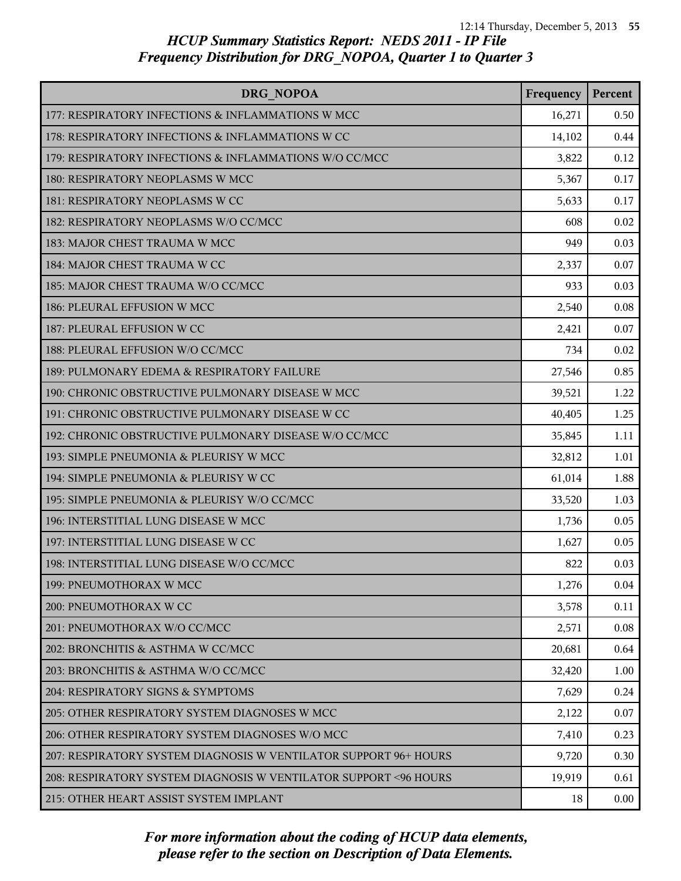## HCUP Summary Statistics Report: NEDS 2011 - IP File
## Frequency Distribution for DRG_NOPOA, Quarter 1 to Quarter 3

| DRG_NOPOA | Frequency | Percent |
|---|---|---|
| 177: RESPIRATORY INFECTIONS & INFLAMMATIONS W MCC | 16,271 | 0.50 |
| 178: RESPIRATORY INFECTIONS & INFLAMMATIONS W CC | 14,102 | 0.44 |
| 179: RESPIRATORY INFECTIONS & INFLAMMATIONS W/O CC/MCC | 3,822 | 0.12 |
| 180: RESPIRATORY NEOPLASMS W MCC | 5,367 | 0.17 |
| 181: RESPIRATORY NEOPLASMS W CC | 5,633 | 0.17 |
| 182: RESPIRATORY NEOPLASMS W/O CC/MCC | 608 | 0.02 |
| 183: MAJOR CHEST TRAUMA W MCC | 949 | 0.03 |
| 184: MAJOR CHEST TRAUMA W CC | 2,337 | 0.07 |
| 185: MAJOR CHEST TRAUMA W/O CC/MCC | 933 | 0.03 |
| 186: PLEURAL EFFUSION W MCC | 2,540 | 0.08 |
| 187: PLEURAL EFFUSION W CC | 2,421 | 0.07 |
| 188: PLEURAL EFFUSION W/O CC/MCC | 734 | 0.02 |
| 189: PULMONARY EDEMA & RESPIRATORY FAILURE | 27,546 | 0.85 |
| 190: CHRONIC OBSTRUCTIVE PULMONARY DISEASE W MCC | 39,521 | 1.22 |
| 191: CHRONIC OBSTRUCTIVE PULMONARY DISEASE W CC | 40,405 | 1.25 |
| 192: CHRONIC OBSTRUCTIVE PULMONARY DISEASE W/O CC/MCC | 35,845 | 1.11 |
| 193: SIMPLE PNEUMONIA & PLEURISY W MCC | 32,812 | 1.01 |
| 194: SIMPLE PNEUMONIA & PLEURISY W CC | 61,014 | 1.88 |
| 195: SIMPLE PNEUMONIA & PLEURISY W/O CC/MCC | 33,520 | 1.03 |
| 196: INTERSTITIAL LUNG DISEASE W MCC | 1,736 | 0.05 |
| 197: INTERSTITIAL LUNG DISEASE W CC | 1,627 | 0.05 |
| 198: INTERSTITIAL LUNG DISEASE W/O CC/MCC | 822 | 0.03 |
| 199: PNEUMOTHORAX W MCC | 1,276 | 0.04 |
| 200: PNEUMOTHORAX W CC | 3,578 | 0.11 |
| 201: PNEUMOTHORAX W/O CC/MCC | 2,571 | 0.08 |
| 202: BRONCHITIS & ASTHMA W CC/MCC | 20,681 | 0.64 |
| 203: BRONCHITIS & ASTHMA W/O CC/MCC | 32,420 | 1.00 |
| 204: RESPIRATORY SIGNS & SYMPTOMS | 7,629 | 0.24 |
| 205: OTHER RESPIRATORY SYSTEM DIAGNOSES W MCC | 2,122 | 0.07 |
| 206: OTHER RESPIRATORY SYSTEM DIAGNOSES W/O MCC | 7,410 | 0.23 |
| 207: RESPIRATORY SYSTEM DIAGNOSIS W VENTILATOR SUPPORT 96+ HOURS | 9,720 | 0.30 |
| 208: RESPIRATORY SYSTEM DIAGNOSIS W VENTILATOR SUPPORT <96 HOURS | 19,919 | 0.61 |
| 215: OTHER HEART ASSIST SYSTEM IMPLANT | 18 | 0.00 |

*For more information about the coding of HCUP data elements, please refer to the section on Description of Data Elements.*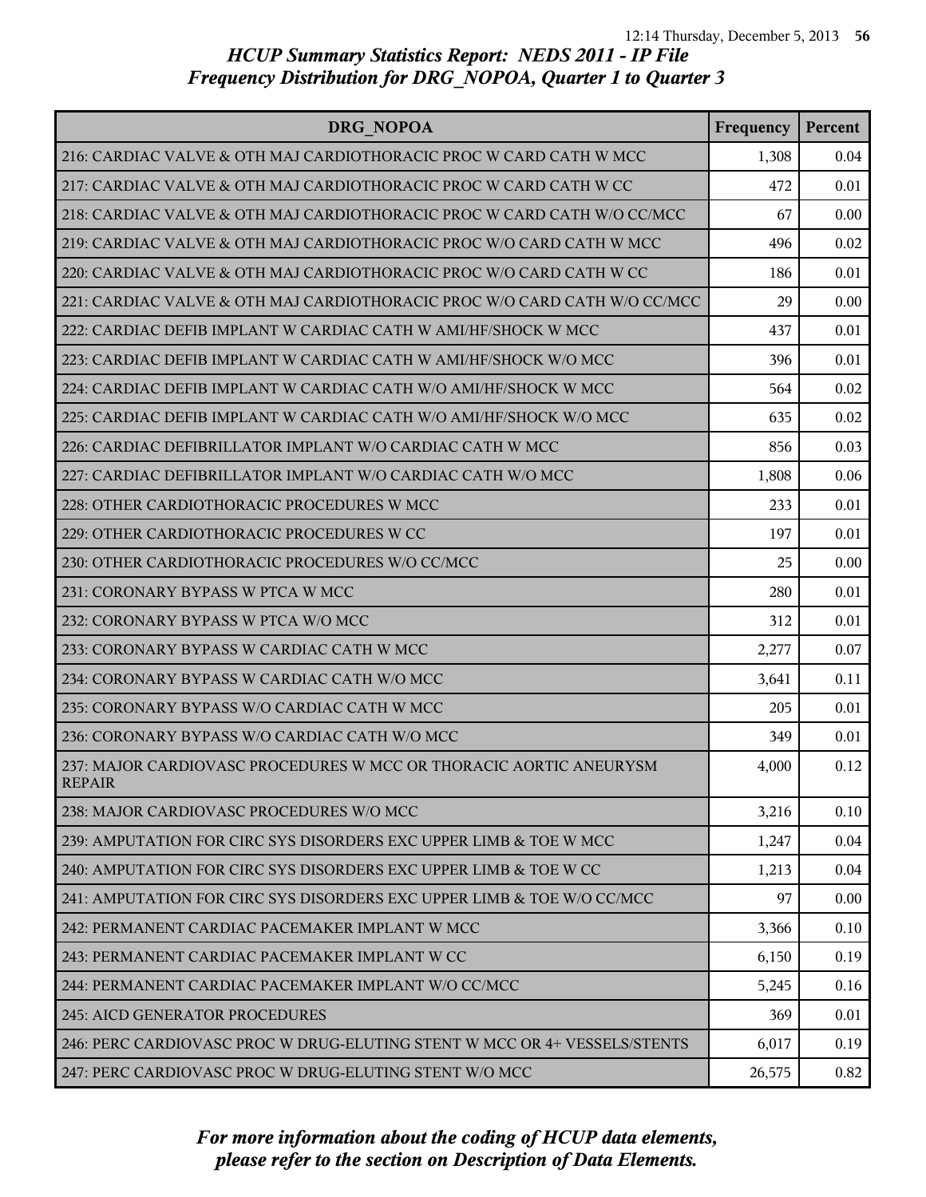## HCUP Summary Statistics Report: NEDS 2011 - IP File
## Frequency Distribution for DRG_NOPOA, Quarter 1 to Quarter 3

| DRG_NOPOA | Frequency | Percent |
|---|---|---|
| 216: CARDIAC VALVE & OTH MAJ CARDIOTHORACIC PROC W CARD CATH W MCC | 1,308 | 0.04 |
| 217: CARDIAC VALVE & OTH MAJ CARDIOTHORACIC PROC W CARD CATH W CC | 472 | 0.01 |
| 218: CARDIAC VALVE & OTH MAJ CARDIOTHORACIC PROC W CARD CATH W/O CC/MCC | 67 | 0.00 |
| 219: CARDIAC VALVE & OTH MAJ CARDIOTHORACIC PROC W/O CARD CATH W MCC | 496 | 0.02 |
| 220: CARDIAC VALVE & OTH MAJ CARDIOTHORACIC PROC W/O CARD CATH W CC | 186 | 0.01 |
| 221: CARDIAC VALVE & OTH MAJ CARDIOTHORACIC PROC W/O CARD CATH W/O CC/MCC | 29 | 0.00 |
| 222: CARDIAC DEFIB IMPLANT W CARDIAC CATH W AMI/HF/SHOCK W MCC | 437 | 0.01 |
| 223: CARDIAC DEFIB IMPLANT W CARDIAC CATH W AMI/HF/SHOCK W/O MCC | 396 | 0.01 |
| 224: CARDIAC DEFIB IMPLANT W CARDIAC CATH W/O AMI/HF/SHOCK W MCC | 564 | 0.02 |
| 225: CARDIAC DEFIB IMPLANT W CARDIAC CATH W/O AMI/HF/SHOCK W/O MCC | 635 | 0.02 |
| 226: CARDIAC DEFIBRILLATOR IMPLANT W/O CARDIAC CATH W MCC | 856 | 0.03 |
| 227: CARDIAC DEFIBRILLATOR IMPLANT W/O CARDIAC CATH W/O MCC | 1,808 | 0.06 |
| 228: OTHER CARDIOTHORACIC PROCEDURES W MCC | 233 | 0.01 |
| 229: OTHER CARDIOTHORACIC PROCEDURES W CC | 197 | 0.01 |
| 230: OTHER CARDIOTHORACIC PROCEDURES W/O CC/MCC | 25 | 0.00 |
| 231: CORONARY BYPASS W PTCA W MCC | 280 | 0.01 |
| 232: CORONARY BYPASS W PTCA W/O MCC | 312 | 0.01 |
| 233: CORONARY BYPASS W CARDIAC CATH W MCC | 2,277 | 0.07 |
| 234: CORONARY BYPASS W CARDIAC CATH W/O MCC | 3,641 | 0.11 |
| 235: CORONARY BYPASS W/O CARDIAC CATH W MCC | 205 | 0.01 |
| 236: CORONARY BYPASS W/O CARDIAC CATH W/O MCC | 349 | 0.01 |
| 237: MAJOR CARDIOVASC PROCEDURES W MCC OR THORACIC AORTIC ANEURYSM REPAIR | 4,000 | 0.12 |
| 238: MAJOR CARDIOVASC PROCEDURES W/O MCC | 3,216 | 0.10 |
| 239: AMPUTATION FOR CIRC SYS DISORDERS EXC UPPER LIMB & TOE W MCC | 1,247 | 0.04 |
| 240: AMPUTATION FOR CIRC SYS DISORDERS EXC UPPER LIMB & TOE W CC | 1,213 | 0.04 |
| 241: AMPUTATION FOR CIRC SYS DISORDERS EXC UPPER LIMB & TOE W/O CC/MCC | 97 | 0.00 |
| 242: PERMANENT CARDIAC PACEMAKER IMPLANT W MCC | 3,366 | 0.10 |
| 243: PERMANENT CARDIAC PACEMAKER IMPLANT W CC | 6,150 | 0.19 |
| 244: PERMANENT CARDIAC PACEMAKER IMPLANT W/O CC/MCC | 5,245 | 0.16 |
| 245: AICD GENERATOR PROCEDURES | 369 | 0.01 |
| 246: PERC CARDIOVASC PROC W DRUG-ELUTING STENT W MCC OR 4+ VESSELS/STENTS | 6,017 | 0.19 |
| 247: PERC CARDIOVASC PROC W DRUG-ELUTING STENT W/O MCC | 26,575 | 0.82 |

*For more information about the coding of HCUP data elements, please refer to the section on Description of Data Elements.*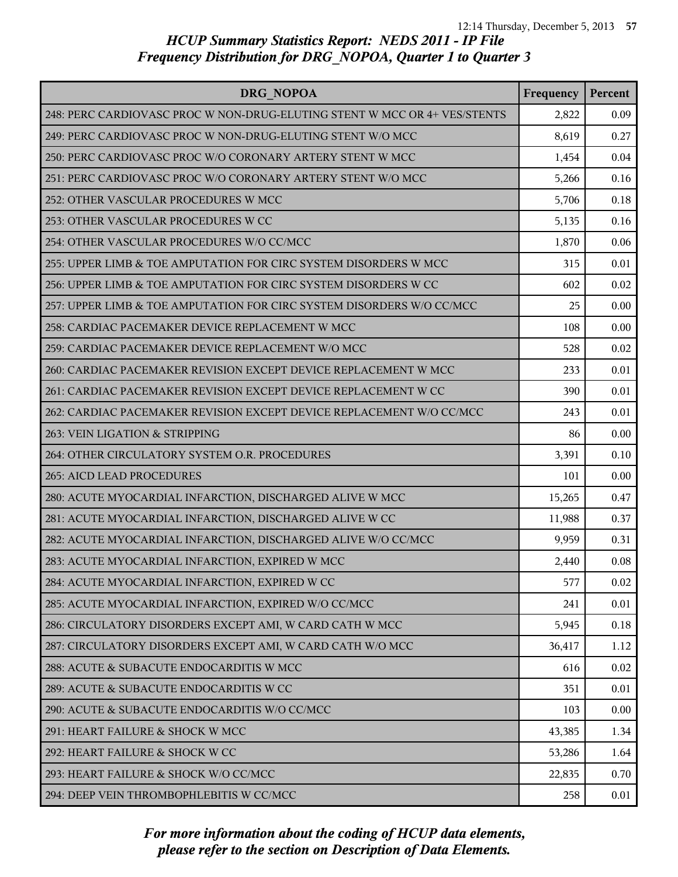# HCUP Summary Statistics Report: NEDS 2011 - IP File
## Frequency Distribution for DRG_NOPOA, Quarter 1 to Quarter 3

| DRG_NOPOA | Frequency | Percent |
|---|---|---|
| 248: PERC CARDIOVASC PROC W NON-DRUG-ELUTING STENT W MCC OR 4+ VES/STENTS | 2,822 | 0.09 |
| 249: PERC CARDIOVASC PROC W NON-DRUG-ELUTING STENT W/O MCC | 8,619 | 0.27 |
| 250: PERC CARDIOVASC PROC W/O CORONARY ARTERY STENT W MCC | 1,454 | 0.04 |
| 251: PERC CARDIOVASC PROC W/O CORONARY ARTERY STENT W/O MCC | 5,266 | 0.16 |
| 252: OTHER VASCULAR PROCEDURES W MCC | 5,706 | 0.18 |
| 253: OTHER VASCULAR PROCEDURES W CC | 5,135 | 0.16 |
| 254: OTHER VASCULAR PROCEDURES W/O CC/MCC | 1,870 | 0.06 |
| 255: UPPER LIMB & TOE AMPUTATION FOR CIRC SYSTEM DISORDERS W MCC | 315 | 0.01 |
| 256: UPPER LIMB & TOE AMPUTATION FOR CIRC SYSTEM DISORDERS W CC | 602 | 0.02 |
| 257: UPPER LIMB & TOE AMPUTATION FOR CIRC SYSTEM DISORDERS W/O CC/MCC | 25 | 0.00 |
| 258: CARDIAC PACEMAKER DEVICE REPLACEMENT W MCC | 108 | 0.00 |
| 259: CARDIAC PACEMAKER DEVICE REPLACEMENT W/O MCC | 528 | 0.02 |
| 260: CARDIAC PACEMAKER REVISION EXCEPT DEVICE REPLACEMENT W MCC | 233 | 0.01 |
| 261: CARDIAC PACEMAKER REVISION EXCEPT DEVICE REPLACEMENT W CC | 390 | 0.01 |
| 262: CARDIAC PACEMAKER REVISION EXCEPT DEVICE REPLACEMENT W/O CC/MCC | 243 | 0.01 |
| 263: VEIN LIGATION & STRIPPING | 86 | 0.00 |
| 264: OTHER CIRCULATORY SYSTEM O.R. PROCEDURES | 3,391 | 0.10 |
| 265: AICD LEAD PROCEDURES | 101 | 0.00 |
| 280: ACUTE MYOCARDIAL INFARCTION, DISCHARGED ALIVE W MCC | 15,265 | 0.47 |
| 281: ACUTE MYOCARDIAL INFARCTION, DISCHARGED ALIVE W CC | 11,988 | 0.37 |
| 282: ACUTE MYOCARDIAL INFARCTION, DISCHARGED ALIVE W/O CC/MCC | 9,959 | 0.31 |
| 283: ACUTE MYOCARDIAL INFARCTION, EXPIRED W MCC | 2,440 | 0.08 |
| 284: ACUTE MYOCARDIAL INFARCTION, EXPIRED W CC | 577 | 0.02 |
| 285: ACUTE MYOCARDIAL INFARCTION, EXPIRED W/O CC/MCC | 241 | 0.01 |
| 286: CIRCULATORY DISORDERS EXCEPT AMI, W CARD CATH W MCC | 5,945 | 0.18 |
| 287: CIRCULATORY DISORDERS EXCEPT AMI, W CARD CATH W/O MCC | 36,417 | 1.12 |
| 288: ACUTE & SUBACUTE ENDOCARDITIS W MCC | 616 | 0.02 |
| 289: ACUTE & SUBACUTE ENDOCARDITIS W CC | 351 | 0.01 |
| 290: ACUTE & SUBACUTE ENDOCARDITIS W/O CC/MCC | 103 | 0.00 |
| 291: HEART FAILURE & SHOCK W MCC | 43,385 | 1.34 |
| 292: HEART FAILURE & SHOCK W CC | 53,286 | 1.64 |
| 293: HEART FAILURE & SHOCK W/O CC/MCC | 22,835 | 0.70 |
| 294: DEEP VEIN THROMBOPHLEBITIS W CC/MCC | 258 | 0.01 |

*For more information about the coding of HCUP data elements, please refer to the section on Description of Data Elements.*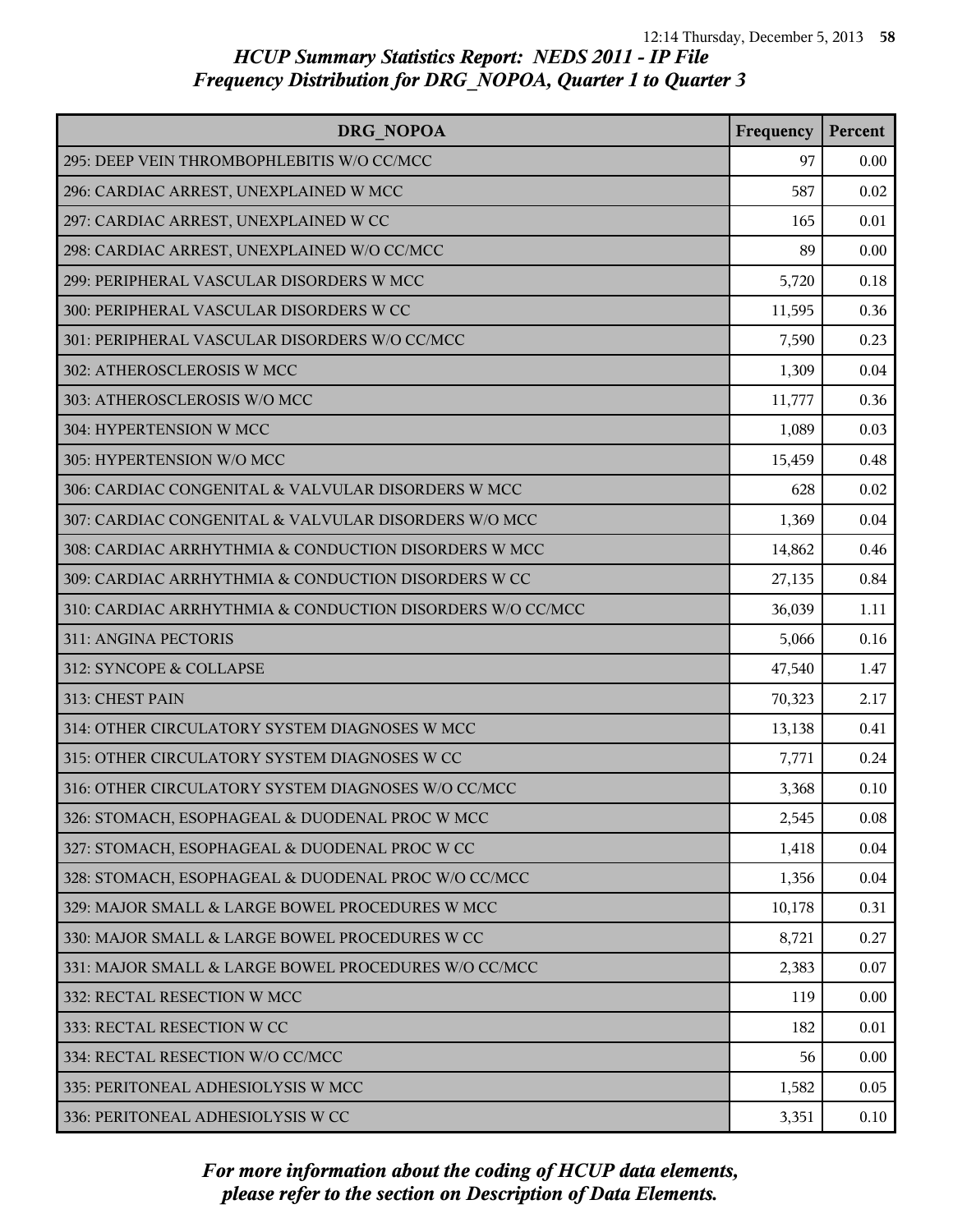## HCUP Summary Statistics Report: NEDS 2011 - IP File
## Frequency Distribution for DRG_NOPOA, Quarter 1 to Quarter 3

| DRG_NOPOA | Frequency | Percent |
|---|---|---|
| 295: DEEP VEIN THROMBOPHLEBITIS W/O CC/MCC | 97 | 0.00 |
| 296: CARDIAC ARREST, UNEXPLAINED W MCC | 587 | 0.02 |
| 297: CARDIAC ARREST, UNEXPLAINED W CC | 165 | 0.01 |
| 298: CARDIAC ARREST, UNEXPLAINED W/O CC/MCC | 89 | 0.00 |
| 299: PERIPHERAL VASCULAR DISORDERS W MCC | 5,720 | 0.18 |
| 300: PERIPHERAL VASCULAR DISORDERS W CC | 11,595 | 0.36 |
| 301: PERIPHERAL VASCULAR DISORDERS W/O CC/MCC | 7,590 | 0.23 |
| 302: ATHEROSCLEROSIS W MCC | 1,309 | 0.04 |
| 303: ATHEROSCLEROSIS W/O MCC | 11,777 | 0.36 |
| 304: HYPERTENSION W MCC | 1,089 | 0.03 |
| 305: HYPERTENSION W/O MCC | 15,459 | 0.48 |
| 306: CARDIAC CONGENITAL & VALVULAR DISORDERS W MCC | 628 | 0.02 |
| 307: CARDIAC CONGENITAL & VALVULAR DISORDERS W/O MCC | 1,369 | 0.04 |
| 308: CARDIAC ARRHYTHMIA & CONDUCTION DISORDERS W MCC | 14,862 | 0.46 |
| 309: CARDIAC ARRHYTHMIA & CONDUCTION DISORDERS W CC | 27,135 | 0.84 |
| 310: CARDIAC ARRHYTHMIA & CONDUCTION DISORDERS W/O CC/MCC | 36,039 | 1.11 |
| 311: ANGINA PECTORIS | 5,066 | 0.16 |
| 312: SYNCOPE & COLLAPSE | 47,540 | 1.47 |
| 313: CHEST PAIN | 70,323 | 2.17 |
| 314: OTHER CIRCULATORY SYSTEM DIAGNOSES W MCC | 13,138 | 0.41 |
| 315: OTHER CIRCULATORY SYSTEM DIAGNOSES W CC | 7,771 | 0.24 |
| 316: OTHER CIRCULATORY SYSTEM DIAGNOSES W/O CC/MCC | 3,368 | 0.10 |
| 326: STOMACH, ESOPHAGEAL & DUODENAL PROC W MCC | 2,545 | 0.08 |
| 327: STOMACH, ESOPHAGEAL & DUODENAL PROC W CC | 1,418 | 0.04 |
| 328: STOMACH, ESOPHAGEAL & DUODENAL PROC W/O CC/MCC | 1,356 | 0.04 |
| 329: MAJOR SMALL & LARGE BOWEL PROCEDURES W MCC | 10,178 | 0.31 |
| 330: MAJOR SMALL & LARGE BOWEL PROCEDURES W CC | 8,721 | 0.27 |
| 331: MAJOR SMALL & LARGE BOWEL PROCEDURES W/O CC/MCC | 2,383 | 0.07 |
| 332: RECTAL RESECTION W MCC | 119 | 0.00 |
| 333: RECTAL RESECTION W CC | 182 | 0.01 |
| 334: RECTAL RESECTION W/O CC/MCC | 56 | 0.00 |
| 335: PERITONEAL ADHESIOLYSIS W MCC | 1,582 | 0.05 |
| 336: PERITONEAL ADHESIOLYSIS W CC | 3,351 | 0.10 |

*For more information about the coding of HCUP data elements, please refer to the section on Description of Data Elements.*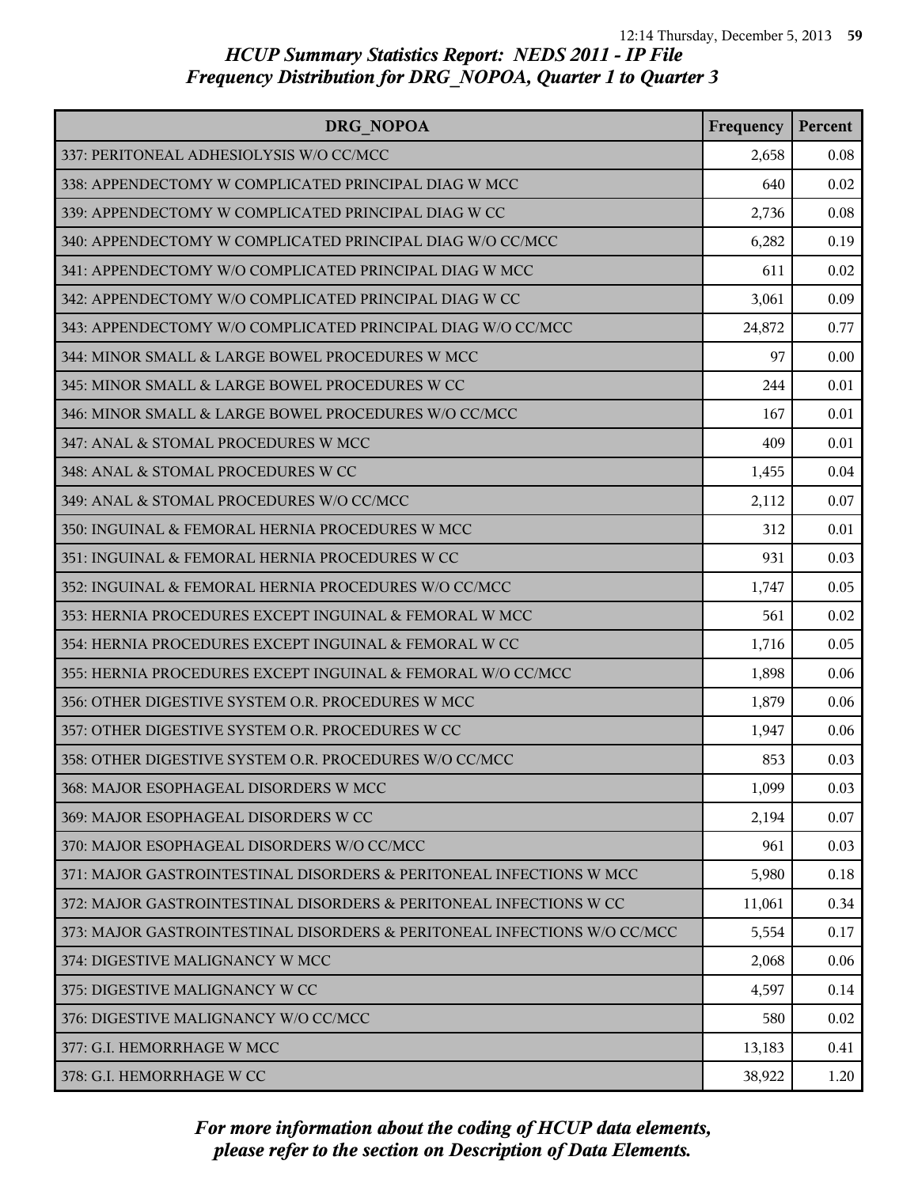## *HCUP Summary Statistics Report: NEDS 2011 - IP File*
## *Frequency Distribution for DRG_NOPOA, Quarter 1 to Quarter 3*

| DRG_NOPOA | Frequency | Percent |
|---|---|---|
| 337: PERITONEAL ADHESIOLYSIS W/O CC/MCC | 2,658 | 0.08 |
| 338: APPENDECTOMY W COMPLICATED PRINCIPAL DIAG W MCC | 640 | 0.02 |
| 339: APPENDECTOMY W COMPLICATED PRINCIPAL DIAG W CC | 2,736 | 0.08 |
| 340: APPENDECTOMY W COMPLICATED PRINCIPAL DIAG W/O CC/MCC | 6,282 | 0.19 |
| 341: APPENDECTOMY W/O COMPLICATED PRINCIPAL DIAG W MCC | 611 | 0.02 |
| 342: APPENDECTOMY W/O COMPLICATED PRINCIPAL DIAG W CC | 3,061 | 0.09 |
| 343: APPENDECTOMY W/O COMPLICATED PRINCIPAL DIAG W/O CC/MCC | 24,872 | 0.77 |
| 344: MINOR SMALL & LARGE BOWEL PROCEDURES W MCC | 97 | 0.00 |
| 345: MINOR SMALL & LARGE BOWEL PROCEDURES W CC | 244 | 0.01 |
| 346: MINOR SMALL & LARGE BOWEL PROCEDURES W/O CC/MCC | 167 | 0.01 |
| 347: ANAL & STOMAL PROCEDURES W MCC | 409 | 0.01 |
| 348: ANAL & STOMAL PROCEDURES W CC | 1,455 | 0.04 |
| 349: ANAL & STOMAL PROCEDURES W/O CC/MCC | 2,112 | 0.07 |
| 350: INGUINAL & FEMORAL HERNIA PROCEDURES W MCC | 312 | 0.01 |
| 351: INGUINAL & FEMORAL HERNIA PROCEDURES W CC | 931 | 0.03 |
| 352: INGUINAL & FEMORAL HERNIA PROCEDURES W/O CC/MCC | 1,747 | 0.05 |
| 353: HERNIA PROCEDURES EXCEPT INGUINAL & FEMORAL W MCC | 561 | 0.02 |
| 354: HERNIA PROCEDURES EXCEPT INGUINAL & FEMORAL W CC | 1,716 | 0.05 |
| 355: HERNIA PROCEDURES EXCEPT INGUINAL & FEMORAL W/O CC/MCC | 1,898 | 0.06 |
| 356: OTHER DIGESTIVE SYSTEM O.R. PROCEDURES W MCC | 1,879 | 0.06 |
| 357: OTHER DIGESTIVE SYSTEM O.R. PROCEDURES W CC | 1,947 | 0.06 |
| 358: OTHER DIGESTIVE SYSTEM O.R. PROCEDURES W/O CC/MCC | 853 | 0.03 |
| 368: MAJOR ESOPHAGEAL DISORDERS W MCC | 1,099 | 0.03 |
| 369: MAJOR ESOPHAGEAL DISORDERS W CC | 2,194 | 0.07 |
| 370: MAJOR ESOPHAGEAL DISORDERS W/O CC/MCC | 961 | 0.03 |
| 371: MAJOR GASTROINTESTINAL DISORDERS & PERITONEAL INFECTIONS W MCC | 5,980 | 0.18 |
| 372: MAJOR GASTROINTESTINAL DISORDERS & PERITONEAL INFECTIONS W CC | 11,061 | 0.34 |
| 373: MAJOR GASTROINTESTINAL DISORDERS & PERITONEAL INFECTIONS W/O CC/MCC | 5,554 | 0.17 |
| 374: DIGESTIVE MALIGNANCY W MCC | 2,068 | 0.06 |
| 375: DIGESTIVE MALIGNANCY W CC | 4,597 | 0.14 |
| 376: DIGESTIVE MALIGNANCY W/O CC/MCC | 580 | 0.02 |
| 377: G.I. HEMORRHAGE W MCC | 13,183 | 0.41 |
| 378: G.I. HEMORRHAGE W CC | 38,922 | 1.20 |

*For more information about the coding of HCUP data elements, please refer to the section on Description of Data Elements.*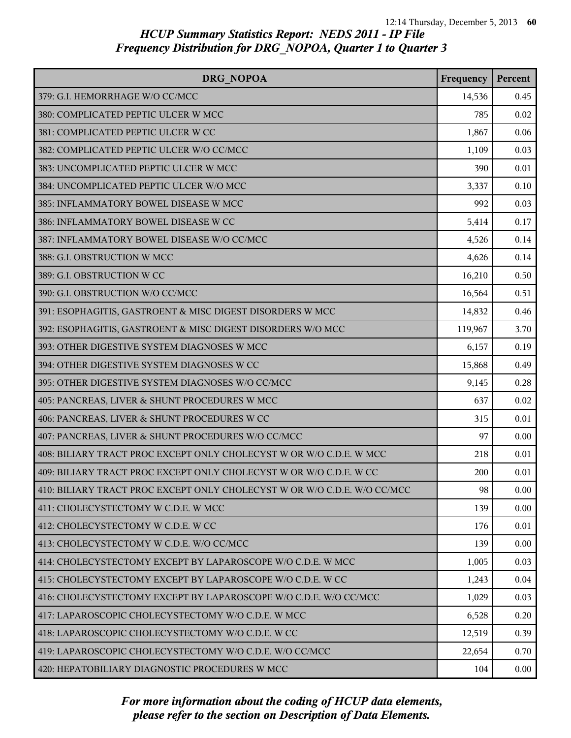## HCUP Summary Statistics Report: NEDS 2011 - IP File
### Frequency Distribution for DRG_NOPOA, Quarter 1 to Quarter 3

| DRG_NOPOA | Frequency | Percent |
|---|---|---|
| 379: G.I. HEMORRHAGE W/O CC/MCC | 14,536 | 0.45 |
| 380: COMPLICATED PEPTIC ULCER W MCC | 785 | 0.02 |
| 381: COMPLICATED PEPTIC ULCER W CC | 1,867 | 0.06 |
| 382: COMPLICATED PEPTIC ULCER W/O CC/MCC | 1,109 | 0.03 |
| 383: UNCOMPLICATED PEPTIC ULCER W MCC | 390 | 0.01 |
| 384: UNCOMPLICATED PEPTIC ULCER W/O MCC | 3,337 | 0.10 |
| 385: INFLAMMATORY BOWEL DISEASE W MCC | 992 | 0.03 |
| 386: INFLAMMATORY BOWEL DISEASE W CC | 5,414 | 0.17 |
| 387: INFLAMMATORY BOWEL DISEASE W/O CC/MCC | 4,526 | 0.14 |
| 388: G.I. OBSTRUCTION W MCC | 4,626 | 0.14 |
| 389: G.I. OBSTRUCTION W CC | 16,210 | 0.50 |
| 390: G.I. OBSTRUCTION W/O CC/MCC | 16,564 | 0.51 |
| 391: ESOPHAGITIS, GASTROENT & MISC DIGEST DISORDERS W MCC | 14,832 | 0.46 |
| 392: ESOPHAGITIS, GASTROENT & MISC DIGEST DISORDERS W/O MCC | 119,967 | 3.70 |
| 393: OTHER DIGESTIVE SYSTEM DIAGNOSES W MCC | 6,157 | 0.19 |
| 394: OTHER DIGESTIVE SYSTEM DIAGNOSES W CC | 15,868 | 0.49 |
| 395: OTHER DIGESTIVE SYSTEM DIAGNOSES W/O CC/MCC | 9,145 | 0.28 |
| 405: PANCREAS, LIVER & SHUNT PROCEDURES W MCC | 637 | 0.02 |
| 406: PANCREAS, LIVER & SHUNT PROCEDURES W CC | 315 | 0.01 |
| 407: PANCREAS, LIVER & SHUNT PROCEDURES W/O CC/MCC | 97 | 0.00 |
| 408: BILIARY TRACT PROC EXCEPT ONLY CHOLECYST W OR W/O C.D.E. W MCC | 218 | 0.01 |
| 409: BILIARY TRACT PROC EXCEPT ONLY CHOLECYST W OR W/O C.D.E. W CC | 200 | 0.01 |
| 410: BILIARY TRACT PROC EXCEPT ONLY CHOLECYST W OR W/O C.D.E. W/O CC/MCC | 98 | 0.00 |
| 411: CHOLECYSTECTOMY W C.D.E. W MCC | 139 | 0.00 |
| 412: CHOLECYSTECTOMY W C.D.E. W CC | 176 | 0.01 |
| 413: CHOLECYSTECTOMY W C.D.E. W/O CC/MCC | 139 | 0.00 |
| 414: CHOLECYSTECTOMY EXCEPT BY LAPAROSCOPE W/O C.D.E. W MCC | 1,005 | 0.03 |
| 415: CHOLECYSTECTOMY EXCEPT BY LAPAROSCOPE W/O C.D.E. W CC | 1,243 | 0.04 |
| 416: CHOLECYSTECTOMY EXCEPT BY LAPAROSCOPE W/O C.D.E. W/O CC/MCC | 1,029 | 0.03 |
| 417: LAPAROSCOPIC CHOLECYSTECTOMY W/O C.D.E. W MCC | 6,528 | 0.20 |
| 418: LAPAROSCOPIC CHOLECYSTECTOMY W/O C.D.E. W CC | 12,519 | 0.39 |
| 419: LAPAROSCOPIC CHOLECYSTECTOMY W/O C.D.E. W/O CC/MCC | 22,654 | 0.70 |
| 420: HEPATOBILIARY DIAGNOSTIC PROCEDURES W MCC | 104 | 0.00 |

*For more information about the coding of HCUP data elements, please refer to the section on Description of Data Elements.*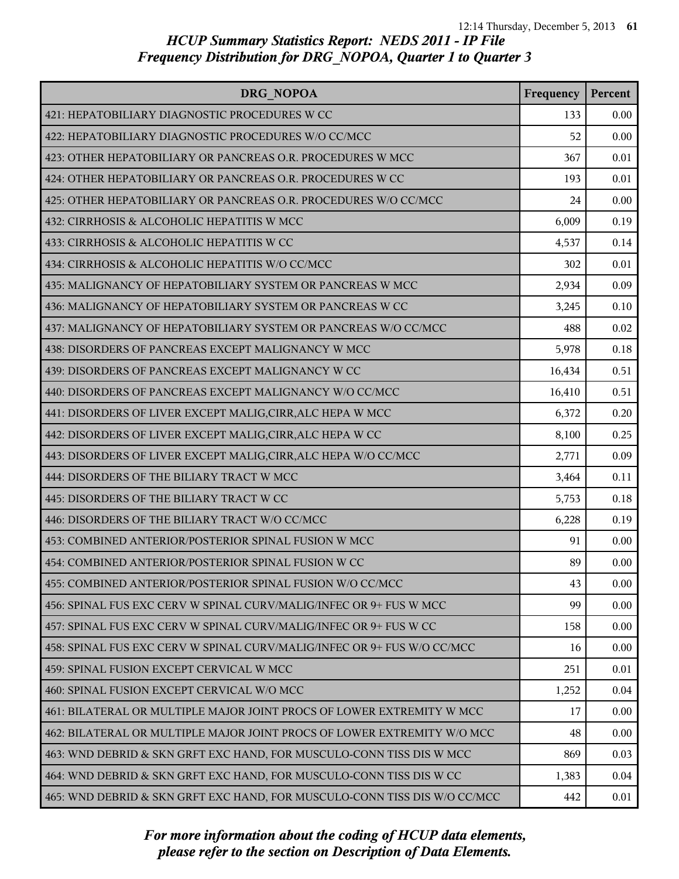## HCUP Summary Statistics Report: NEDS 2011 - IP File
## Frequency Distribution for DRG_NOPOA, Quarter 1 to Quarter 3

| DRG_NOPOA | Frequency | Percent |
|---|---|---|
| 421: HEPATOBILIARY DIAGNOSTIC PROCEDURES W CC | 133 | 0.00 |
| 422: HEPATOBILIARY DIAGNOSTIC PROCEDURES W/O CC/MCC | 52 | 0.00 |
| 423: OTHER HEPATOBILIARY OR PANCREAS O.R. PROCEDURES W MCC | 367 | 0.01 |
| 424: OTHER HEPATOBILIARY OR PANCREAS O.R. PROCEDURES W CC | 193 | 0.01 |
| 425: OTHER HEPATOBILIARY OR PANCREAS O.R. PROCEDURES W/O CC/MCC | 24 | 0.00 |
| 432: CIRRHOSIS & ALCOHOLIC HEPATITIS W MCC | 6,009 | 0.19 |
| 433: CIRRHOSIS & ALCOHOLIC HEPATITIS W CC | 4,537 | 0.14 |
| 434: CIRRHOSIS & ALCOHOLIC HEPATITIS W/O CC/MCC | 302 | 0.01 |
| 435: MALIGNANCY OF HEPATOBILIARY SYSTEM OR PANCREAS W MCC | 2,934 | 0.09 |
| 436: MALIGNANCY OF HEPATOBILIARY SYSTEM OR PANCREAS W CC | 3,245 | 0.10 |
| 437: MALIGNANCY OF HEPATOBILIARY SYSTEM OR PANCREAS W/O CC/MCC | 488 | 0.02 |
| 438: DISORDERS OF PANCREAS EXCEPT MALIGNANCY W MCC | 5,978 | 0.18 |
| 439: DISORDERS OF PANCREAS EXCEPT MALIGNANCY W CC | 16,434 | 0.51 |
| 440: DISORDERS OF PANCREAS EXCEPT MALIGNANCY W/O CC/MCC | 16,410 | 0.51 |
| 441: DISORDERS OF LIVER EXCEPT MALIG,CIRR,ALC HEPA W MCC | 6,372 | 0.20 |
| 442: DISORDERS OF LIVER EXCEPT MALIG,CIRR,ALC HEPA W CC | 8,100 | 0.25 |
| 443: DISORDERS OF LIVER EXCEPT MALIG,CIRR,ALC HEPA W/O CC/MCC | 2,771 | 0.09 |
| 444: DISORDERS OF THE BILIARY TRACT W MCC | 3,464 | 0.11 |
| 445: DISORDERS OF THE BILIARY TRACT W CC | 5,753 | 0.18 |
| 446: DISORDERS OF THE BILIARY TRACT W/O CC/MCC | 6,228 | 0.19 |
| 453: COMBINED ANTERIOR/POSTERIOR SPINAL FUSION W MCC | 91 | 0.00 |
| 454: COMBINED ANTERIOR/POSTERIOR SPINAL FUSION W CC | 89 | 0.00 |
| 455: COMBINED ANTERIOR/POSTERIOR SPINAL FUSION W/O CC/MCC | 43 | 0.00 |
| 456: SPINAL FUS EXC CERV W SPINAL CURV/MALIG/INFEC OR 9+ FUS W MCC | 99 | 0.00 |
| 457: SPINAL FUS EXC CERV W SPINAL CURV/MALIG/INFEC OR 9+ FUS W CC | 158 | 0.00 |
| 458: SPINAL FUS EXC CERV W SPINAL CURV/MALIG/INFEC OR 9+ FUS W/O CC/MCC | 16 | 0.00 |
| 459: SPINAL FUSION EXCEPT CERVICAL W MCC | 251 | 0.01 |
| 460: SPINAL FUSION EXCEPT CERVICAL W/O MCC | 1,252 | 0.04 |
| 461: BILATERAL OR MULTIPLE MAJOR JOINT PROCS OF LOWER EXTREMITY W MCC | 17 | 0.00 |
| 462: BILATERAL OR MULTIPLE MAJOR JOINT PROCS OF LOWER EXTREMITY W/O MCC | 48 | 0.00 |
| 463: WND DEBRID & SKN GRFT EXC HAND, FOR MUSCULO-CONN TISS DIS W MCC | 869 | 0.03 |
| 464: WND DEBRID & SKN GRFT EXC HAND, FOR MUSCULO-CONN TISS DIS W CC | 1,383 | 0.04 |
| 465: WND DEBRID & SKN GRFT EXC HAND, FOR MUSCULO-CONN TISS DIS W/O CC/MCC | 442 | 0.01 |

*For more information about the coding of HCUP data elements, please refer to the section on Description of Data Elements.*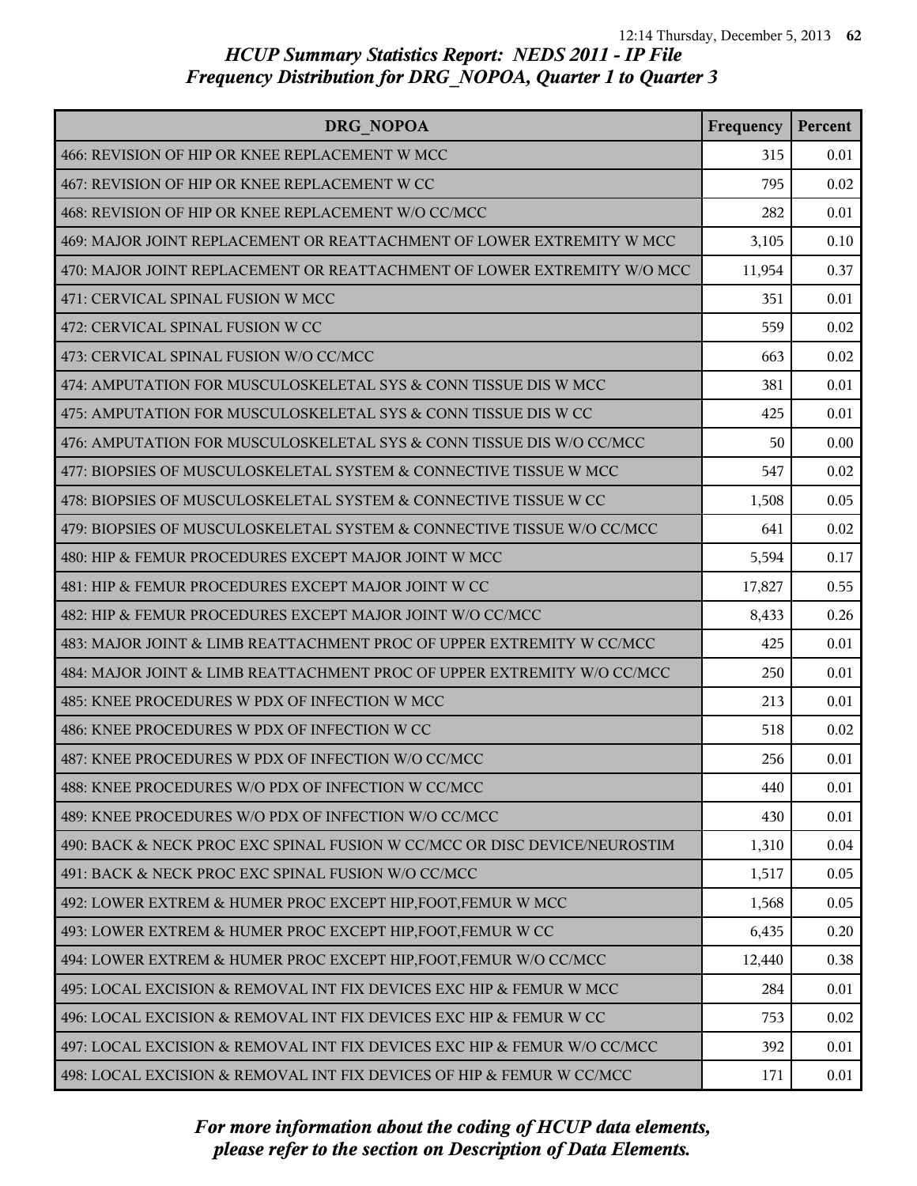*HCUP Summary Statistics Report: NEDS 2011 - IP File*
*Frequency Distribution for DRG_NOPOA, Quarter 1 to Quarter 3*

| DRG_NOPOA | Frequency | Percent |
|---|---|---|
| 466: REVISION OF HIP OR KNEE REPLACEMENT W MCC | 315 | 0.01 |
| 467: REVISION OF HIP OR KNEE REPLACEMENT W CC | 795 | 0.02 |
| 468: REVISION OF HIP OR KNEE REPLACEMENT W/O CC/MCC | 282 | 0.01 |
| 469: MAJOR JOINT REPLACEMENT OR REATTACHMENT OF LOWER EXTREMITY W MCC | 3,105 | 0.10 |
| 470: MAJOR JOINT REPLACEMENT OR REATTACHMENT OF LOWER EXTREMITY W/O MCC | 11,954 | 0.37 |
| 471: CERVICAL SPINAL FUSION W MCC | 351 | 0.01 |
| 472: CERVICAL SPINAL FUSION W CC | 559 | 0.02 |
| 473: CERVICAL SPINAL FUSION W/O CC/MCC | 663 | 0.02 |
| 474: AMPUTATION FOR MUSCULOSKELETAL SYS & CONN TISSUE DIS W MCC | 381 | 0.01 |
| 475: AMPUTATION FOR MUSCULOSKELETAL SYS & CONN TISSUE DIS W CC | 425 | 0.01 |
| 476: AMPUTATION FOR MUSCULOSKELETAL SYS & CONN TISSUE DIS W/O CC/MCC | 50 | 0.00 |
| 477: BIOPSIES OF MUSCULOSKELETAL SYSTEM & CONNECTIVE TISSUE W MCC | 547 | 0.02 |
| 478: BIOPSIES OF MUSCULOSKELETAL SYSTEM & CONNECTIVE TISSUE W CC | 1,508 | 0.05 |
| 479: BIOPSIES OF MUSCULOSKELETAL SYSTEM & CONNECTIVE TISSUE W/O CC/MCC | 641 | 0.02 |
| 480: HIP & FEMUR PROCEDURES EXCEPT MAJOR JOINT W MCC | 5,594 | 0.17 |
| 481: HIP & FEMUR PROCEDURES EXCEPT MAJOR JOINT W CC | 17,827 | 0.55 |
| 482: HIP & FEMUR PROCEDURES EXCEPT MAJOR JOINT W/O CC/MCC | 8,433 | 0.26 |
| 483: MAJOR JOINT & LIMB REATTACHMENT PROC OF UPPER EXTREMITY W CC/MCC | 425 | 0.01 |
| 484: MAJOR JOINT & LIMB REATTACHMENT PROC OF UPPER EXTREMITY W/O CC/MCC | 250 | 0.01 |
| 485: KNEE PROCEDURES W PDX OF INFECTION W MCC | 213 | 0.01 |
| 486: KNEE PROCEDURES W PDX OF INFECTION W CC | 518 | 0.02 |
| 487: KNEE PROCEDURES W PDX OF INFECTION W/O CC/MCC | 256 | 0.01 |
| 488: KNEE PROCEDURES W/O PDX OF INFECTION W CC/MCC | 440 | 0.01 |
| 489: KNEE PROCEDURES W/O PDX OF INFECTION W/O CC/MCC | 430 | 0.01 |
| 490: BACK & NECK PROC EXC SPINAL FUSION W CC/MCC OR DISC DEVICE/NEUROSTIM | 1,310 | 0.04 |
| 491: BACK & NECK PROC EXC SPINAL FUSION W/O CC/MCC | 1,517 | 0.05 |
| 492: LOWER EXTREM & HUMER PROC EXCEPT HIP,FOOT,FEMUR W MCC | 1,568 | 0.05 |
| 493: LOWER EXTREM & HUMER PROC EXCEPT HIP,FOOT,FEMUR W CC | 6,435 | 0.20 |
| 494: LOWER EXTREM & HUMER PROC EXCEPT HIP,FOOT,FEMUR W/O CC/MCC | 12,440 | 0.38 |
| 495: LOCAL EXCISION & REMOVAL INT FIX DEVICES EXC HIP & FEMUR W MCC | 284 | 0.01 |
| 496: LOCAL EXCISION & REMOVAL INT FIX DEVICES EXC HIP & FEMUR W CC | 753 | 0.02 |
| 497: LOCAL EXCISION & REMOVAL INT FIX DEVICES EXC HIP & FEMUR W/O CC/MCC | 392 | 0.01 |
| 498: LOCAL EXCISION & REMOVAL INT FIX DEVICES OF HIP & FEMUR W CC/MCC | 171 | 0.01 |

*For more information about the coding of HCUP data elements, please refer to the section on Description of Data Elements.*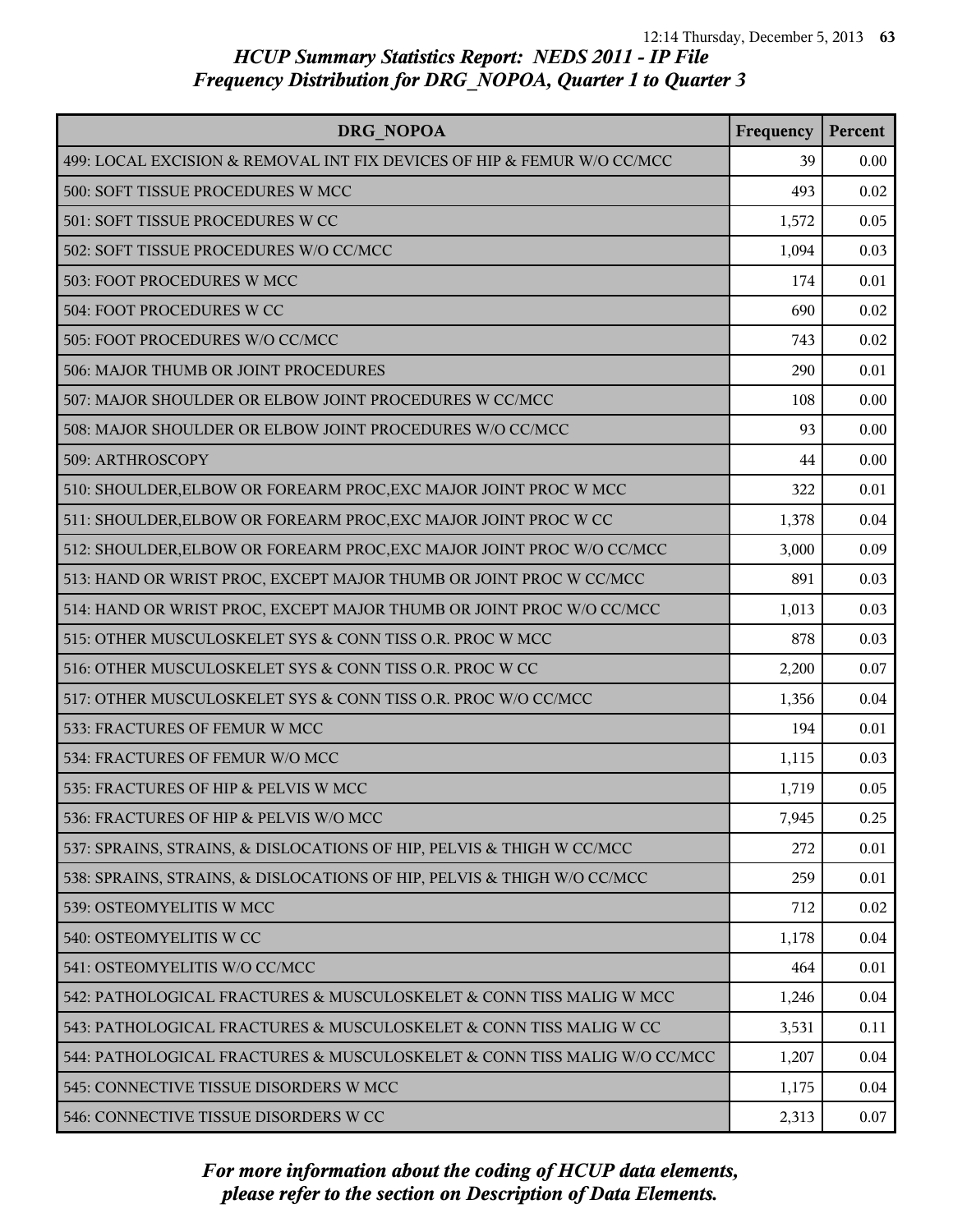# HCUP Summary Statistics Report: NEDS 2011 - IP File
## Frequency Distribution for DRG_NOPOA, Quarter 1 to Quarter 3

| DRG_NOPOA | Frequency | Percent |
|---|---|---|
| 499: LOCAL EXCISION & REMOVAL INT FIX DEVICES OF HIP & FEMUR W/O CC/MCC | 39 | 0.00 |
| 500: SOFT TISSUE PROCEDURES W MCC | 493 | 0.02 |
| 501: SOFT TISSUE PROCEDURES W CC | 1,572 | 0.05 |
| 502: SOFT TISSUE PROCEDURES W/O CC/MCC | 1,094 | 0.03 |
| 503: FOOT PROCEDURES W MCC | 174 | 0.01 |
| 504: FOOT PROCEDURES W CC | 690 | 0.02 |
| 505: FOOT PROCEDURES W/O CC/MCC | 743 | 0.02 |
| 506: MAJOR THUMB OR JOINT PROCEDURES | 290 | 0.01 |
| 507: MAJOR SHOULDER OR ELBOW JOINT PROCEDURES W CC/MCC | 108 | 0.00 |
| 508: MAJOR SHOULDER OR ELBOW JOINT PROCEDURES W/O CC/MCC | 93 | 0.00 |
| 509: ARTHROSCOPY | 44 | 0.00 |
| 510: SHOULDER,ELBOW OR FOREARM PROC,EXC MAJOR JOINT PROC W MCC | 322 | 0.01 |
| 511: SHOULDER,ELBOW OR FOREARM PROC,EXC MAJOR JOINT PROC W CC | 1,378 | 0.04 |
| 512: SHOULDER,ELBOW OR FOREARM PROC,EXC MAJOR JOINT PROC W/O CC/MCC | 3,000 | 0.09 |
| 513: HAND OR WRIST PROC, EXCEPT MAJOR THUMB OR JOINT PROC W CC/MCC | 891 | 0.03 |
| 514: HAND OR WRIST PROC, EXCEPT MAJOR THUMB OR JOINT PROC W/O CC/MCC | 1,013 | 0.03 |
| 515: OTHER MUSCULOSKELET SYS & CONN TISS O.R. PROC W MCC | 878 | 0.03 |
| 516: OTHER MUSCULOSKELET SYS & CONN TISS O.R. PROC W CC | 2,200 | 0.07 |
| 517: OTHER MUSCULOSKELET SYS & CONN TISS O.R. PROC W/O CC/MCC | 1,356 | 0.04 |
| 533: FRACTURES OF FEMUR W MCC | 194 | 0.01 |
| 534: FRACTURES OF FEMUR W/O MCC | 1,115 | 0.03 |
| 535: FRACTURES OF HIP & PELVIS W MCC | 1,719 | 0.05 |
| 536: FRACTURES OF HIP & PELVIS W/O MCC | 7,945 | 0.25 |
| 537: SPRAINS, STRAINS, & DISLOCATIONS OF HIP, PELVIS & THIGH W CC/MCC | 272 | 0.01 |
| 538: SPRAINS, STRAINS, & DISLOCATIONS OF HIP, PELVIS & THIGH W/O CC/MCC | 259 | 0.01 |
| 539: OSTEOMYELITIS W MCC | 712 | 0.02 |
| 540: OSTEOMYELITIS W CC | 1,178 | 0.04 |
| 541: OSTEOMYELITIS W/O CC/MCC | 464 | 0.01 |
| 542: PATHOLOGICAL FRACTURES & MUSCULOSKELET & CONN TISS MALIG W MCC | 1,246 | 0.04 |
| 543: PATHOLOGICAL FRACTURES & MUSCULOSKELET & CONN TISS MALIG W CC | 3,531 | 0.11 |
| 544: PATHOLOGICAL FRACTURES & MUSCULOSKELET & CONN TISS MALIG W/O CC/MCC | 1,207 | 0.04 |
| 545: CONNECTIVE TISSUE DISORDERS W MCC | 1,175 | 0.04 |
| 546: CONNECTIVE TISSUE DISORDERS W CC | 2,313 | 0.07 |

*For more information about the coding of HCUP data elements, please refer to the section on Description of Data Elements.*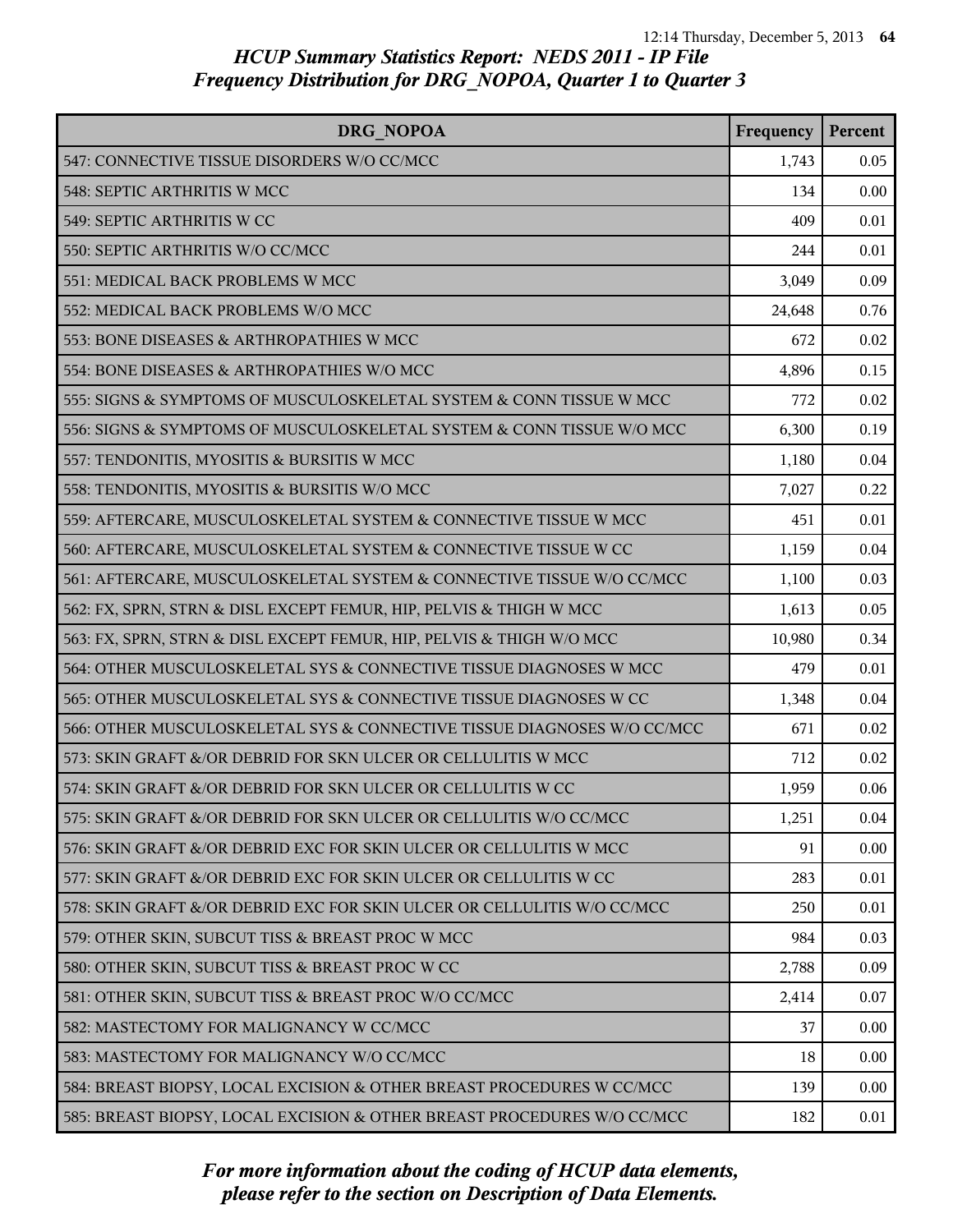## HCUP Summary Statistics Report: NEDS 2011 - IP File
## Frequency Distribution for DRG_NOPOA, Quarter 1 to Quarter 3

| DRG_NOPOA | Frequency | Percent |
|---|---|---|
| 547: CONNECTIVE TISSUE DISORDERS W/O CC/MCC | 1,743 | 0.05 |
| 548: SEPTIC ARTHRITIS W MCC | 134 | 0.00 |
| 549: SEPTIC ARTHRITIS W CC | 409 | 0.01 |
| 550: SEPTIC ARTHRITIS W/O CC/MCC | 244 | 0.01 |
| 551: MEDICAL BACK PROBLEMS W MCC | 3,049 | 0.09 |
| 552: MEDICAL BACK PROBLEMS W/O MCC | 24,648 | 0.76 |
| 553: BONE DISEASES & ARTHROPATHIES W MCC | 672 | 0.02 |
| 554: BONE DISEASES & ARTHROPATHIES W/O MCC | 4,896 | 0.15 |
| 555: SIGNS & SYMPTOMS OF MUSCULOSKELETAL SYSTEM & CONN TISSUE W MCC | 772 | 0.02 |
| 556: SIGNS & SYMPTOMS OF MUSCULOSKELETAL SYSTEM & CONN TISSUE W/O MCC | 6,300 | 0.19 |
| 557: TENDONITIS, MYOSITIS & BURSITIS W MCC | 1,180 | 0.04 |
| 558: TENDONITIS, MYOSITIS & BURSITIS W/O MCC | 7,027 | 0.22 |
| 559: AFTERCARE, MUSCULOSKELETAL SYSTEM & CONNECTIVE TISSUE W MCC | 451 | 0.01 |
| 560: AFTERCARE, MUSCULOSKELETAL SYSTEM & CONNECTIVE TISSUE W CC | 1,159 | 0.04 |
| 561: AFTERCARE, MUSCULOSKELETAL SYSTEM & CONNECTIVE TISSUE W/O CC/MCC | 1,100 | 0.03 |
| 562: FX, SPRN, STRN & DISL EXCEPT FEMUR, HIP, PELVIS & THIGH W MCC | 1,613 | 0.05 |
| 563: FX, SPRN, STRN & DISL EXCEPT FEMUR, HIP, PELVIS & THIGH W/O MCC | 10,980 | 0.34 |
| 564: OTHER MUSCULOSKELETAL SYS & CONNECTIVE TISSUE DIAGNOSES W MCC | 479 | 0.01 |
| 565: OTHER MUSCULOSKELETAL SYS & CONNECTIVE TISSUE DIAGNOSES W CC | 1,348 | 0.04 |
| 566: OTHER MUSCULOSKELETAL SYS & CONNECTIVE TISSUE DIAGNOSES W/O CC/MCC | 671 | 0.02 |
| 573: SKIN GRAFT &/OR DEBRID FOR SKN ULCER OR CELLULITIS W MCC | 712 | 0.02 |
| 574: SKIN GRAFT &/OR DEBRID FOR SKN ULCER OR CELLULITIS W CC | 1,959 | 0.06 |
| 575: SKIN GRAFT &/OR DEBRID FOR SKN ULCER OR CELLULITIS W/O CC/MCC | 1,251 | 0.04 |
| 576: SKIN GRAFT &/OR DEBRID EXC FOR SKIN ULCER OR CELLULITIS W MCC | 91 | 0.00 |
| 577: SKIN GRAFT &/OR DEBRID EXC FOR SKIN ULCER OR CELLULITIS W CC | 283 | 0.01 |
| 578: SKIN GRAFT &/OR DEBRID EXC FOR SKIN ULCER OR CELLULITIS W/O CC/MCC | 250 | 0.01 |
| 579: OTHER SKIN, SUBCUT TISS & BREAST PROC W MCC | 984 | 0.03 |
| 580: OTHER SKIN, SUBCUT TISS & BREAST PROC W CC | 2,788 | 0.09 |
| 581: OTHER SKIN, SUBCUT TISS & BREAST PROC W/O CC/MCC | 2,414 | 0.07 |
| 582: MASTECTOMY FOR MALIGNANCY W CC/MCC | 37 | 0.00 |
| 583: MASTECTOMY FOR MALIGNANCY W/O CC/MCC | 18 | 0.00 |
| 584: BREAST BIOPSY, LOCAL EXCISION & OTHER BREAST PROCEDURES W CC/MCC | 139 | 0.00 |
| 585: BREAST BIOPSY, LOCAL EXCISION & OTHER BREAST PROCEDURES W/O CC/MCC | 182 | 0.01 |

*For more information about the coding of HCUP data elements, please refer to the section on Description of Data Elements.*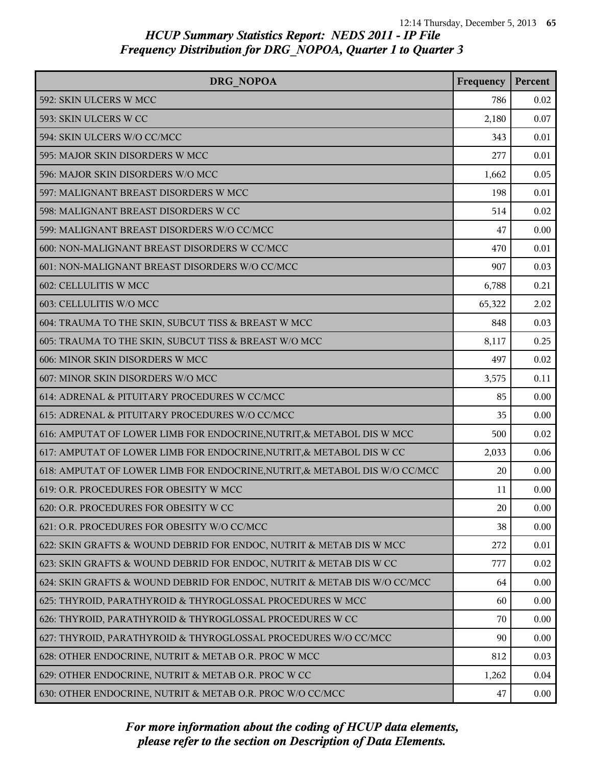# HCUP Summary Statistics Report: NEDS 2011 - IP File
## Frequency Distribution for DRG_NOPOA, Quarter 1 to Quarter 3

| DRG_NOPOA | Frequency | Percent |
|---|---|---|
| 592: SKIN ULCERS W MCC | 786 | 0.02 |
| 593: SKIN ULCERS W CC | 2,180 | 0.07 |
| 594: SKIN ULCERS W/O CC/MCC | 343 | 0.01 |
| 595: MAJOR SKIN DISORDERS W MCC | 277 | 0.01 |
| 596: MAJOR SKIN DISORDERS W/O MCC | 1,662 | 0.05 |
| 597: MALIGNANT BREAST DISORDERS W MCC | 198 | 0.01 |
| 598: MALIGNANT BREAST DISORDERS W CC | 514 | 0.02 |
| 599: MALIGNANT BREAST DISORDERS W/O CC/MCC | 47 | 0.00 |
| 600: NON-MALIGNANT BREAST DISORDERS W CC/MCC | 470 | 0.01 |
| 601: NON-MALIGNANT BREAST DISORDERS W/O CC/MCC | 907 | 0.03 |
| 602: CELLULITIS W MCC | 6,788 | 0.21 |
| 603: CELLULITIS W/O MCC | 65,322 | 2.02 |
| 604: TRAUMA TO THE SKIN, SUBCUT TISS & BREAST W MCC | 848 | 0.03 |
| 605: TRAUMA TO THE SKIN, SUBCUT TISS & BREAST W/O MCC | 8,117 | 0.25 |
| 606: MINOR SKIN DISORDERS W MCC | 497 | 0.02 |
| 607: MINOR SKIN DISORDERS W/O MCC | 3,575 | 0.11 |
| 614: ADRENAL & PITUITARY PROCEDURES W CC/MCC | 85 | 0.00 |
| 615: ADRENAL & PITUITARY PROCEDURES W/O CC/MCC | 35 | 0.00 |
| 616: AMPUTAT OF LOWER LIMB FOR ENDOCRINE,NUTRIT,& METABOL DIS W MCC | 500 | 0.02 |
| 617: AMPUTAT OF LOWER LIMB FOR ENDOCRINE,NUTRIT,& METABOL DIS W CC | 2,033 | 0.06 |
| 618: AMPUTAT OF LOWER LIMB FOR ENDOCRINE,NUTRIT,& METABOL DIS W/O CC/MCC | 20 | 0.00 |
| 619: O.R. PROCEDURES FOR OBESITY W MCC | 11 | 0.00 |
| 620: O.R. PROCEDURES FOR OBESITY W CC | 20 | 0.00 |
| 621: O.R. PROCEDURES FOR OBESITY W/O CC/MCC | 38 | 0.00 |
| 622: SKIN GRAFTS & WOUND DEBRID FOR ENDOC, NUTRIT & METAB DIS W MCC | 272 | 0.01 |
| 623: SKIN GRAFTS & WOUND DEBRID FOR ENDOC, NUTRIT & METAB DIS W CC | 777 | 0.02 |
| 624: SKIN GRAFTS & WOUND DEBRID FOR ENDOC, NUTRIT & METAB DIS W/O CC/MCC | 64 | 0.00 |
| 625: THYROID, PARATHYROID & THYROGLOSSAL PROCEDURES W MCC | 60 | 0.00 |
| 626: THYROID, PARATHYROID & THYROGLOSSAL PROCEDURES W CC | 70 | 0.00 |
| 627: THYROID, PARATHYROID & THYROGLOSSAL PROCEDURES W/O CC/MCC | 90 | 0.00 |
| 628: OTHER ENDOCRINE, NUTRIT & METAB O.R. PROC W MCC | 812 | 0.03 |
| 629: OTHER ENDOCRINE, NUTRIT & METAB O.R. PROC W CC | 1,262 | 0.04 |
| 630: OTHER ENDOCRINE, NUTRIT & METAB O.R. PROC W/O CC/MCC | 47 | 0.00 |

*For more information about the coding of HCUP data elements, please refer to the section on Description of Data Elements.*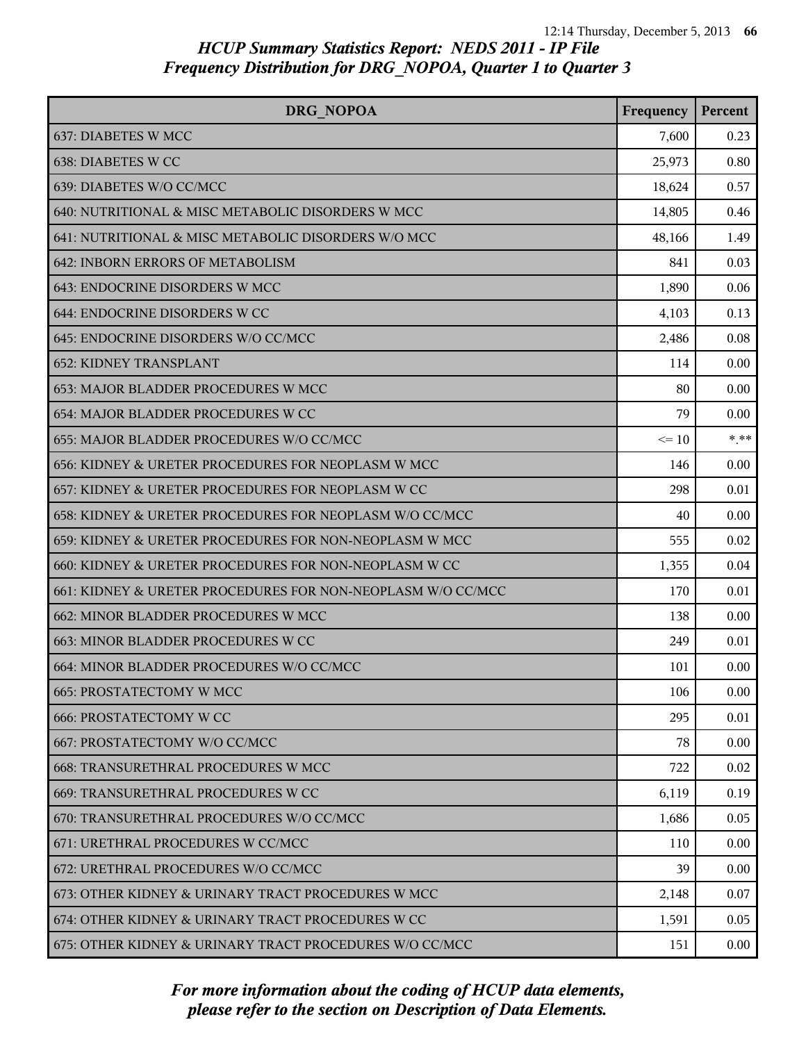## HCUP Summary Statistics Report: NEDS 2011 - IP File
## Frequency Distribution for DRG_NOPOA, Quarter 1 to Quarter 3

| DRG_NOPOA | Frequency | Percent |
|---|---|---|
| 637: DIABETES W MCC | 7,600 | 0.23 |
| 638: DIABETES W CC | 25,973 | 0.80 |
| 639: DIABETES W/O CC/MCC | 18,624 | 0.57 |
| 640: NUTRITIONAL & MISC METABOLIC DISORDERS W MCC | 14,805 | 0.46 |
| 641: NUTRITIONAL & MISC METABOLIC DISORDERS W/O MCC | 48,166 | 1.49 |
| 642: INBORN ERRORS OF METABOLISM | 841 | 0.03 |
| 643: ENDOCRINE DISORDERS W MCC | 1,890 | 0.06 |
| 644: ENDOCRINE DISORDERS W CC | 4,103 | 0.13 |
| 645: ENDOCRINE DISORDERS W/O CC/MCC | 2,486 | 0.08 |
| 652: KIDNEY TRANSPLANT | 114 | 0.00 |
| 653: MAJOR BLADDER PROCEDURES W MCC | 80 | 0.00 |
| 654: MAJOR BLADDER PROCEDURES W CC | 79 | 0.00 |
| 655: MAJOR BLADDER PROCEDURES W/O CC/MCC | <= 10 | *.** |
| 656: KIDNEY & URETER PROCEDURES FOR NEOPLASM W MCC | 146 | 0.00 |
| 657: KIDNEY & URETER PROCEDURES FOR NEOPLASM W CC | 298 | 0.01 |
| 658: KIDNEY & URETER PROCEDURES FOR NEOPLASM W/O CC/MCC | 40 | 0.00 |
| 659: KIDNEY & URETER PROCEDURES FOR NON-NEOPLASM W MCC | 555 | 0.02 |
| 660: KIDNEY & URETER PROCEDURES FOR NON-NEOPLASM W CC | 1,355 | 0.04 |
| 661: KIDNEY & URETER PROCEDURES FOR NON-NEOPLASM W/O CC/MCC | 170 | 0.01 |
| 662: MINOR BLADDER PROCEDURES W MCC | 138 | 0.00 |
| 663: MINOR BLADDER PROCEDURES W CC | 249 | 0.01 |
| 664: MINOR BLADDER PROCEDURES W/O CC/MCC | 101 | 0.00 |
| 665: PROSTATECTOMY W MCC | 106 | 0.00 |
| 666: PROSTATECTOMY W CC | 295 | 0.01 |
| 667: PROSTATECTOMY W/O CC/MCC | 78 | 0.00 |
| 668: TRANSURETHRAL PROCEDURES W MCC | 722 | 0.02 |
| 669: TRANSURETHRAL PROCEDURES W CC | 6,119 | 0.19 |
| 670: TRANSURETHRAL PROCEDURES W/O CC/MCC | 1,686 | 0.05 |
| 671: URETHRAL PROCEDURES W CC/MCC | 110 | 0.00 |
| 672: URETHRAL PROCEDURES W/O CC/MCC | 39 | 0.00 |
| 673: OTHER KIDNEY & URINARY TRACT PROCEDURES W MCC | 2,148 | 0.07 |
| 674: OTHER KIDNEY & URINARY TRACT PROCEDURES W CC | 1,591 | 0.05 |
| 675: OTHER KIDNEY & URINARY TRACT PROCEDURES W/O CC/MCC | 151 | 0.00 |

*For more information about the coding of HCUP data elements, please refer to the section on Description of Data Elements.*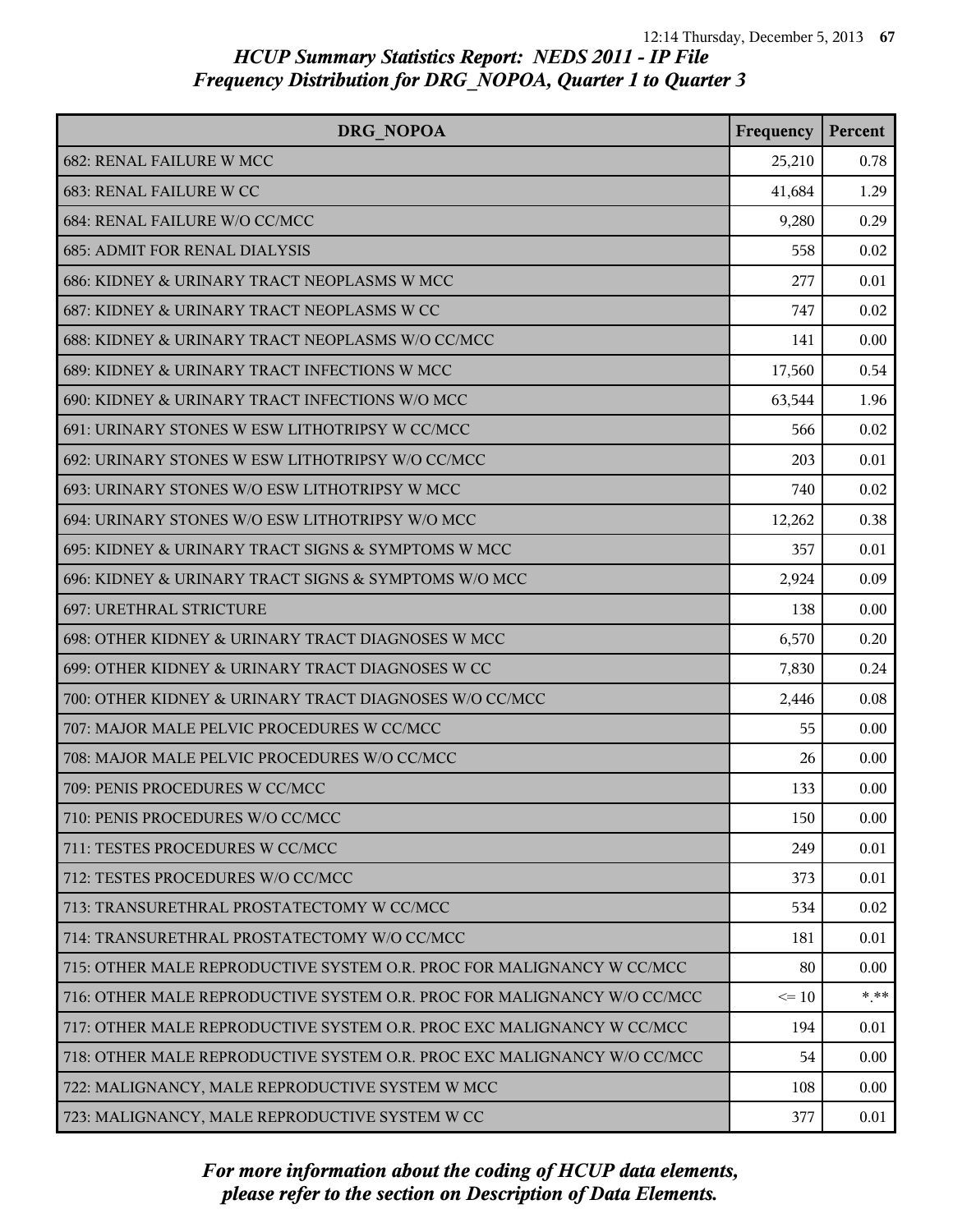# HCUP Summary Statistics Report: NEDS 2011 - IP File
## Frequency Distribution for DRG_NOPOA, Quarter 1 to Quarter 3

| DRG_NOPOA | Frequency | Percent |
|---|---|---|
| 682: RENAL FAILURE W MCC | 25,210 | 0.78 |
| 683: RENAL FAILURE W CC | 41,684 | 1.29 |
| 684: RENAL FAILURE W/O CC/MCC | 9,280 | 0.29 |
| 685: ADMIT FOR RENAL DIALYSIS | 558 | 0.02 |
| 686: KIDNEY & URINARY TRACT NEOPLASMS W MCC | 277 | 0.01 |
| 687: KIDNEY & URINARY TRACT NEOPLASMS W CC | 747 | 0.02 |
| 688: KIDNEY & URINARY TRACT NEOPLASMS W/O CC/MCC | 141 | 0.00 |
| 689: KIDNEY & URINARY TRACT INFECTIONS W MCC | 17,560 | 0.54 |
| 690: KIDNEY & URINARY TRACT INFECTIONS W/O MCC | 63,544 | 1.96 |
| 691: URINARY STONES W ESW LITHOTRIPSY W CC/MCC | 566 | 0.02 |
| 692: URINARY STONES W ESW LITHOTRIPSY W/O CC/MCC | 203 | 0.01 |
| 693: URINARY STONES W/O ESW LITHOTRIPSY W MCC | 740 | 0.02 |
| 694: URINARY STONES W/O ESW LITHOTRIPSY W/O MCC | 12,262 | 0.38 |
| 695: KIDNEY & URINARY TRACT SIGNS & SYMPTOMS W MCC | 357 | 0.01 |
| 696: KIDNEY & URINARY TRACT SIGNS & SYMPTOMS W/O MCC | 2,924 | 0.09 |
| 697: URETHRAL STRICTURE | 138 | 0.00 |
| 698: OTHER KIDNEY & URINARY TRACT DIAGNOSES W MCC | 6,570 | 0.20 |
| 699: OTHER KIDNEY & URINARY TRACT DIAGNOSES W CC | 7,830 | 0.24 |
| 700: OTHER KIDNEY & URINARY TRACT DIAGNOSES W/O CC/MCC | 2,446 | 0.08 |
| 707: MAJOR MALE PELVIC PROCEDURES W CC/MCC | 55 | 0.00 |
| 708: MAJOR MALE PELVIC PROCEDURES W/O CC/MCC | 26 | 0.00 |
| 709: PENIS PROCEDURES W CC/MCC | 133 | 0.00 |
| 710: PENIS PROCEDURES W/O CC/MCC | 150 | 0.00 |
| 711: TESTES PROCEDURES W CC/MCC | 249 | 0.01 |
| 712: TESTES PROCEDURES W/O CC/MCC | 373 | 0.01 |
| 713: TRANSURETHRAL PROSTATECTOMY W CC/MCC | 534 | 0.02 |
| 714: TRANSURETHRAL PROSTATECTOMY W/O CC/MCC | 181 | 0.01 |
| 715: OTHER MALE REPRODUCTIVE SYSTEM O.R. PROC FOR MALIGNANCY W CC/MCC | 80 | 0.00 |
| 716: OTHER MALE REPRODUCTIVE SYSTEM O.R. PROC FOR MALIGNANCY W/O CC/MCC | <= 10 | *.** |
| 717: OTHER MALE REPRODUCTIVE SYSTEM O.R. PROC EXC MALIGNANCY W CC/MCC | 194 | 0.01 |
| 718: OTHER MALE REPRODUCTIVE SYSTEM O.R. PROC EXC MALIGNANCY W/O CC/MCC | 54 | 0.00 |
| 722: MALIGNANCY, MALE REPRODUCTIVE SYSTEM W MCC | 108 | 0.00 |
| 723: MALIGNANCY, MALE REPRODUCTIVE SYSTEM W CC | 377 | 0.01 |

*For more information about the coding of HCUP data elements, please refer to the section on Description of Data Elements.*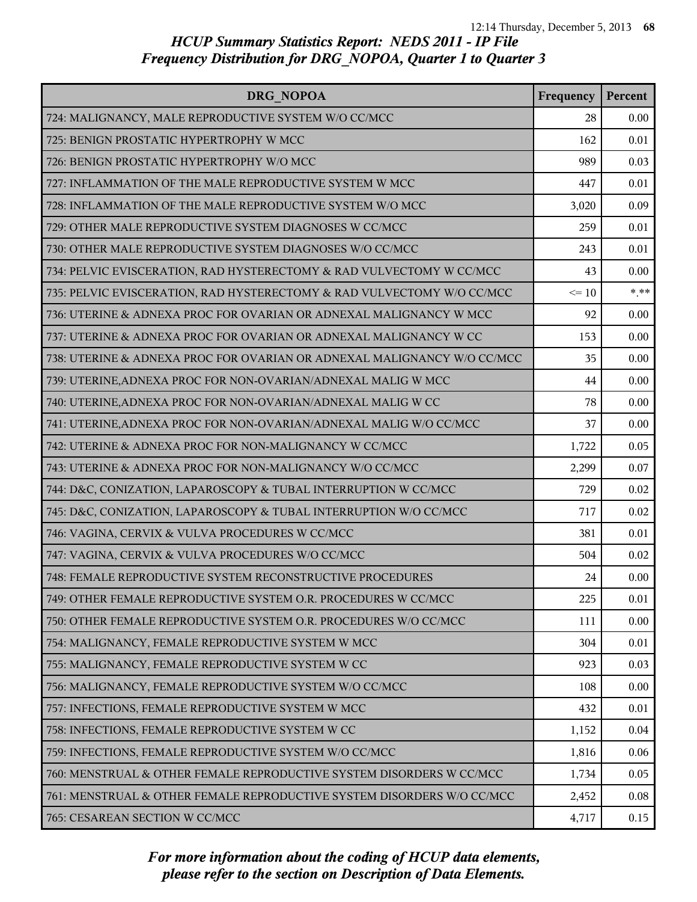# HCUP Summary Statistics Report: NEDS 2011 - IP File
## Frequency Distribution for DRG_NOPOA, Quarter 1 to Quarter 3

| DRG_NOPOA | Frequency | Percent |
|---|---|---|
| 724: MALIGNANCY, MALE REPRODUCTIVE SYSTEM W/O CC/MCC | 28 | 0.00 |
| 725: BENIGN PROSTATIC HYPERTROPHY W MCC | 162 | 0.01 |
| 726: BENIGN PROSTATIC HYPERTROPHY W/O MCC | 989 | 0.03 |
| 727: INFLAMMATION OF THE MALE REPRODUCTIVE SYSTEM W MCC | 447 | 0.01 |
| 728: INFLAMMATION OF THE MALE REPRODUCTIVE SYSTEM W/O MCC | 3,020 | 0.09 |
| 729: OTHER MALE REPRODUCTIVE SYSTEM DIAGNOSES W CC/MCC | 259 | 0.01 |
| 730: OTHER MALE REPRODUCTIVE SYSTEM DIAGNOSES W/O CC/MCC | 243 | 0.01 |
| 734: PELVIC EVISCERATION, RAD HYSTERECTOMY & RAD VULVECTOMY W CC/MCC | 43 | 0.00 |
| 735: PELVIC EVISCERATION, RAD HYSTERECTOMY & RAD VULVECTOMY W/O CC/MCC | <= 10 | *.** |
| 736: UTERINE & ADNEXA PROC FOR OVARIAN OR ADNEXAL MALIGNANCY W MCC | 92 | 0.00 |
| 737: UTERINE & ADNEXA PROC FOR OVARIAN OR ADNEXAL MALIGNANCY W CC | 153 | 0.00 |
| 738: UTERINE & ADNEXA PROC FOR OVARIAN OR ADNEXAL MALIGNANCY W/O CC/MCC | 35 | 0.00 |
| 739: UTERINE,ADNEXA PROC FOR NON-OVARIAN/ADNEXAL MALIG W MCC | 44 | 0.00 |
| 740: UTERINE,ADNEXA PROC FOR NON-OVARIAN/ADNEXAL MALIG W CC | 78 | 0.00 |
| 741: UTERINE,ADNEXA PROC FOR NON-OVARIAN/ADNEXAL MALIG W/O CC/MCC | 37 | 0.00 |
| 742: UTERINE & ADNEXA PROC FOR NON-MALIGNANCY W CC/MCC | 1,722 | 0.05 |
| 743: UTERINE & ADNEXA PROC FOR NON-MALIGNANCY W/O CC/MCC | 2,299 | 0.07 |
| 744: D&C, CONIZATION, LAPAROSCOPY & TUBAL INTERRUPTION W CC/MCC | 729 | 0.02 |
| 745: D&C, CONIZATION, LAPAROSCOPY & TUBAL INTERRUPTION W/O CC/MCC | 717 | 0.02 |
| 746: VAGINA, CERVIX & VULVA PROCEDURES W CC/MCC | 381 | 0.01 |
| 747: VAGINA, CERVIX & VULVA PROCEDURES W/O CC/MCC | 504 | 0.02 |
| 748: FEMALE REPRODUCTIVE SYSTEM RECONSTRUCTIVE PROCEDURES | 24 | 0.00 |
| 749: OTHER FEMALE REPRODUCTIVE SYSTEM O.R. PROCEDURES W CC/MCC | 225 | 0.01 |
| 750: OTHER FEMALE REPRODUCTIVE SYSTEM O.R. PROCEDURES W/O CC/MCC | 111 | 0.00 |
| 754: MALIGNANCY, FEMALE REPRODUCTIVE SYSTEM W MCC | 304 | 0.01 |
| 755: MALIGNANCY, FEMALE REPRODUCTIVE SYSTEM W CC | 923 | 0.03 |
| 756: MALIGNANCY, FEMALE REPRODUCTIVE SYSTEM W/O CC/MCC | 108 | 0.00 |
| 757: INFECTIONS, FEMALE REPRODUCTIVE SYSTEM W MCC | 432 | 0.01 |
| 758: INFECTIONS, FEMALE REPRODUCTIVE SYSTEM W CC | 1,152 | 0.04 |
| 759: INFECTIONS, FEMALE REPRODUCTIVE SYSTEM W/O CC/MCC | 1,816 | 0.06 |
| 760: MENSTRUAL & OTHER FEMALE REPRODUCTIVE SYSTEM DISORDERS W CC/MCC | 1,734 | 0.05 |
| 761: MENSTRUAL & OTHER FEMALE REPRODUCTIVE SYSTEM DISORDERS W/O CC/MCC | 2,452 | 0.08 |
| 765: CESAREAN SECTION W CC/MCC | 4,717 | 0.15 |

*For more information about the coding of HCUP data elements, please refer to the section on Description of Data Elements.*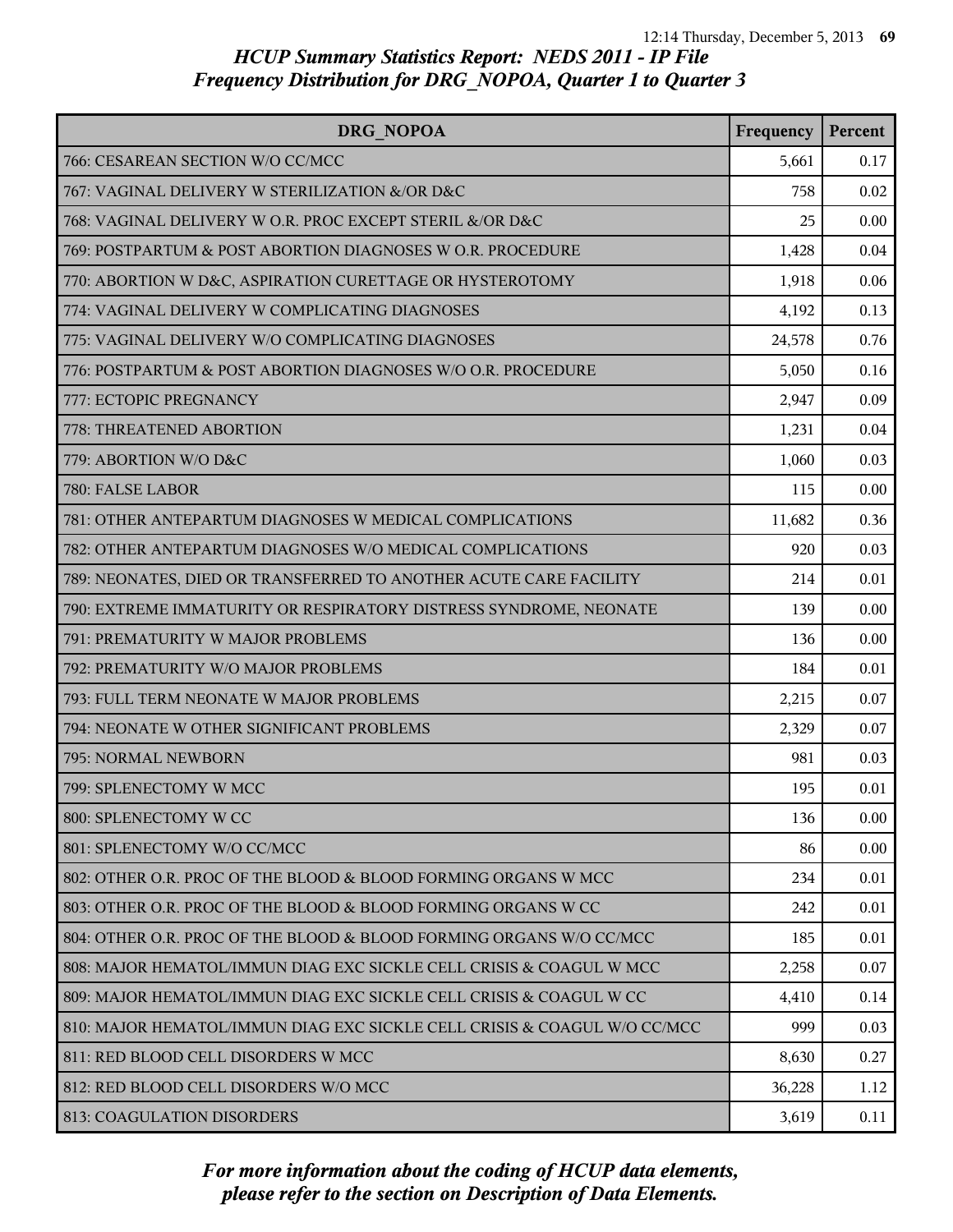*HCUP Summary Statistics Report: NEDS 2011 - IP File*
*Frequency Distribution for DRG_NOPOA, Quarter 1 to Quarter 3*

| DRG_NOPOA | Frequency | Percent |
|---|---|---|
| 766: CESAREAN SECTION W/O CC/MCC | 5,661 | 0.17 |
| 767: VAGINAL DELIVERY W STERILIZATION &/OR D&C | 758 | 0.02 |
| 768: VAGINAL DELIVERY W O.R. PROC EXCEPT STERIL &/OR D&C | 25 | 0.00 |
| 769: POSTPARTUM & POST ABORTION DIAGNOSES W O.R. PROCEDURE | 1,428 | 0.04 |
| 770: ABORTION W D&C, ASPIRATION CURETTAGE OR HYSTEROTOMY | 1,918 | 0.06 |
| 774: VAGINAL DELIVERY W COMPLICATING DIAGNOSES | 4,192 | 0.13 |
| 775: VAGINAL DELIVERY W/O COMPLICATING DIAGNOSES | 24,578 | 0.76 |
| 776: POSTPARTUM & POST ABORTION DIAGNOSES W/O O.R. PROCEDURE | 5,050 | 0.16 |
| 777: ECTOPIC PREGNANCY | 2,947 | 0.09 |
| 778: THREATENED ABORTION | 1,231 | 0.04 |
| 779: ABORTION W/O D&C | 1,060 | 0.03 |
| 780: FALSE LABOR | 115 | 0.00 |
| 781: OTHER ANTEPARTUM DIAGNOSES W MEDICAL COMPLICATIONS | 11,682 | 0.36 |
| 782: OTHER ANTEPARTUM DIAGNOSES W/O MEDICAL COMPLICATIONS | 920 | 0.03 |
| 789: NEONATES, DIED OR TRANSFERRED TO ANOTHER ACUTE CARE FACILITY | 214 | 0.01 |
| 790: EXTREME IMMATURITY OR RESPIRATORY DISTRESS SYNDROME, NEONATE | 139 | 0.00 |
| 791: PREMATURITY W MAJOR PROBLEMS | 136 | 0.00 |
| 792: PREMATURITY W/O MAJOR PROBLEMS | 184 | 0.01 |
| 793: FULL TERM NEONATE W MAJOR PROBLEMS | 2,215 | 0.07 |
| 794: NEONATE W OTHER SIGNIFICANT PROBLEMS | 2,329 | 0.07 |
| 795: NORMAL NEWBORN | 981 | 0.03 |
| 799: SPLENECTOMY W MCC | 195 | 0.01 |
| 800: SPLENECTOMY W CC | 136 | 0.00 |
| 801: SPLENECTOMY W/O CC/MCC | 86 | 0.00 |
| 802: OTHER O.R. PROC OF THE BLOOD & BLOOD FORMING ORGANS W MCC | 234 | 0.01 |
| 803: OTHER O.R. PROC OF THE BLOOD & BLOOD FORMING ORGANS W CC | 242 | 0.01 |
| 804: OTHER O.R. PROC OF THE BLOOD & BLOOD FORMING ORGANS W/O CC/MCC | 185 | 0.01 |
| 808: MAJOR HEMATOL/IMMUN DIAG EXC SICKLE CELL CRISIS & COAGUL W MCC | 2,258 | 0.07 |
| 809: MAJOR HEMATOL/IMMUN DIAG EXC SICKLE CELL CRISIS & COAGUL W CC | 4,410 | 0.14 |
| 810: MAJOR HEMATOL/IMMUN DIAG EXC SICKLE CELL CRISIS & COAGUL W/O CC/MCC | 999 | 0.03 |
| 811: RED BLOOD CELL DISORDERS W MCC | 8,630 | 0.27 |
| 812: RED BLOOD CELL DISORDERS W/O MCC | 36,228 | 1.12 |
| 813: COAGULATION DISORDERS | 3,619 | 0.11 |

*For more information about the coding of HCUP data elements, please refer to the section on Description of Data Elements.*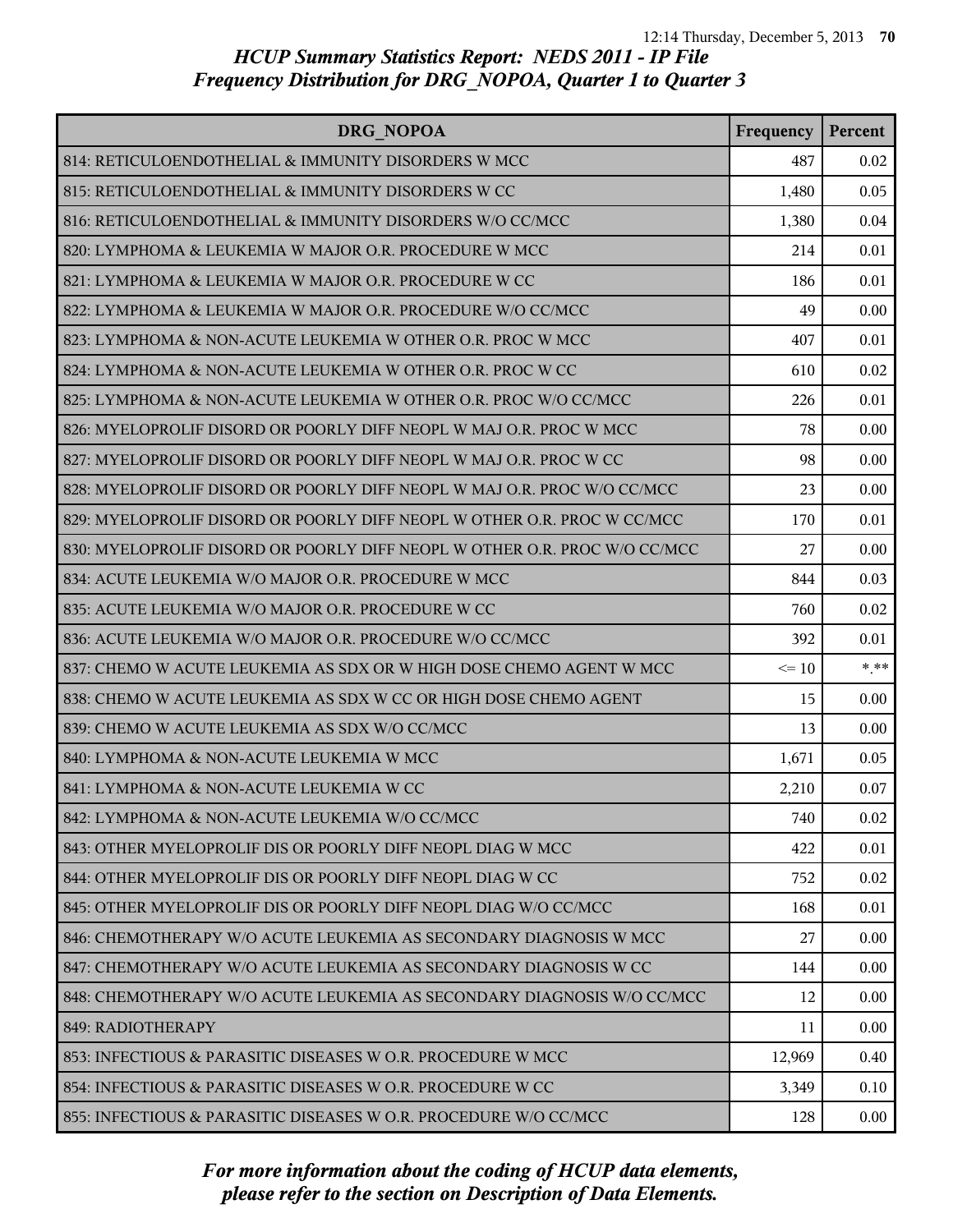# HCUP Summary Statistics Report: NEDS 2011 - IP File
## Frequency Distribution for DRG_NOPOA, Quarter 1 to Quarter 3

| DRG_NOPOA | Frequency | Percent |
|---|---|---|
| 814: RETICULOENDOTHELIAL & IMMUNITY DISORDERS W MCC | 487 | 0.02 |
| 815: RETICULOENDOTHELIAL & IMMUNITY DISORDERS W CC | 1,480 | 0.05 |
| 816: RETICULOENDOTHELIAL & IMMUNITY DISORDERS W/O CC/MCC | 1,380 | 0.04 |
| 820: LYMPHOMA & LEUKEMIA W MAJOR O.R. PROCEDURE W MCC | 214 | 0.01 |
| 821: LYMPHOMA & LEUKEMIA W MAJOR O.R. PROCEDURE W CC | 186 | 0.01 |
| 822: LYMPHOMA & LEUKEMIA W MAJOR O.R. PROCEDURE W/O CC/MCC | 49 | 0.00 |
| 823: LYMPHOMA & NON-ACUTE LEUKEMIA W OTHER O.R. PROC W MCC | 407 | 0.01 |
| 824: LYMPHOMA & NON-ACUTE LEUKEMIA W OTHER O.R. PROC W CC | 610 | 0.02 |
| 825: LYMPHOMA & NON-ACUTE LEUKEMIA W OTHER O.R. PROC W/O CC/MCC | 226 | 0.01 |
| 826: MYELOPROLIF DISORD OR POORLY DIFF NEOPL W MAJ O.R. PROC W MCC | 78 | 0.00 |
| 827: MYELOPROLIF DISORD OR POORLY DIFF NEOPL W MAJ O.R. PROC W CC | 98 | 0.00 |
| 828: MYELOPROLIF DISORD OR POORLY DIFF NEOPL W MAJ O.R. PROC W/O CC/MCC | 23 | 0.00 |
| 829: MYELOPROLIF DISORD OR POORLY DIFF NEOPL W OTHER O.R. PROC W CC/MCC | 170 | 0.01 |
| 830: MYELOPROLIF DISORD OR POORLY DIFF NEOPL W OTHER O.R. PROC W/O CC/MCC | 27 | 0.00 |
| 834: ACUTE LEUKEMIA W/O MAJOR O.R. PROCEDURE W MCC | 844 | 0.03 |
| 835: ACUTE LEUKEMIA W/O MAJOR O.R. PROCEDURE W CC | 760 | 0.02 |
| 836: ACUTE LEUKEMIA W/O MAJOR O.R. PROCEDURE W/O CC/MCC | 392 | 0.01 |
| 837: CHEMO W ACUTE LEUKEMIA AS SDX OR W HIGH DOSE CHEMO AGENT W MCC | <= 10 | *.** |
| 838: CHEMO W ACUTE LEUKEMIA AS SDX W CC OR HIGH DOSE CHEMO AGENT | 15 | 0.00 |
| 839: CHEMO W ACUTE LEUKEMIA AS SDX W/O CC/MCC | 13 | 0.00 |
| 840: LYMPHOMA & NON-ACUTE LEUKEMIA W MCC | 1,671 | 0.05 |
| 841: LYMPHOMA & NON-ACUTE LEUKEMIA W CC | 2,210 | 0.07 |
| 842: LYMPHOMA & NON-ACUTE LEUKEMIA W/O CC/MCC | 740 | 0.02 |
| 843: OTHER MYELOPROLIF DIS OR POORLY DIFF NEOPL DIAG W MCC | 422 | 0.01 |
| 844: OTHER MYELOPROLIF DIS OR POORLY DIFF NEOPL DIAG W CC | 752 | 0.02 |
| 845: OTHER MYELOPROLIF DIS OR POORLY DIFF NEOPL DIAG W/O CC/MCC | 168 | 0.01 |
| 846: CHEMOTHERAPY W/O ACUTE LEUKEMIA AS SECONDARY DIAGNOSIS W MCC | 27 | 0.00 |
| 847: CHEMOTHERAPY W/O ACUTE LEUKEMIA AS SECONDARY DIAGNOSIS W CC | 144 | 0.00 |
| 848: CHEMOTHERAPY W/O ACUTE LEUKEMIA AS SECONDARY DIAGNOSIS W/O CC/MCC | 12 | 0.00 |
| 849: RADIOTHERAPY | 11 | 0.00 |
| 853: INFECTIOUS & PARASITIC DISEASES W O.R. PROCEDURE W MCC | 12,969 | 0.40 |
| 854: INFECTIOUS & PARASITIC DISEASES W O.R. PROCEDURE W CC | 3,349 | 0.10 |
| 855: INFECTIOUS & PARASITIC DISEASES W O.R. PROCEDURE W/O CC/MCC | 128 | 0.00 |

*For more information about the coding of HCUP data elements, please refer to the section on Description of Data Elements.*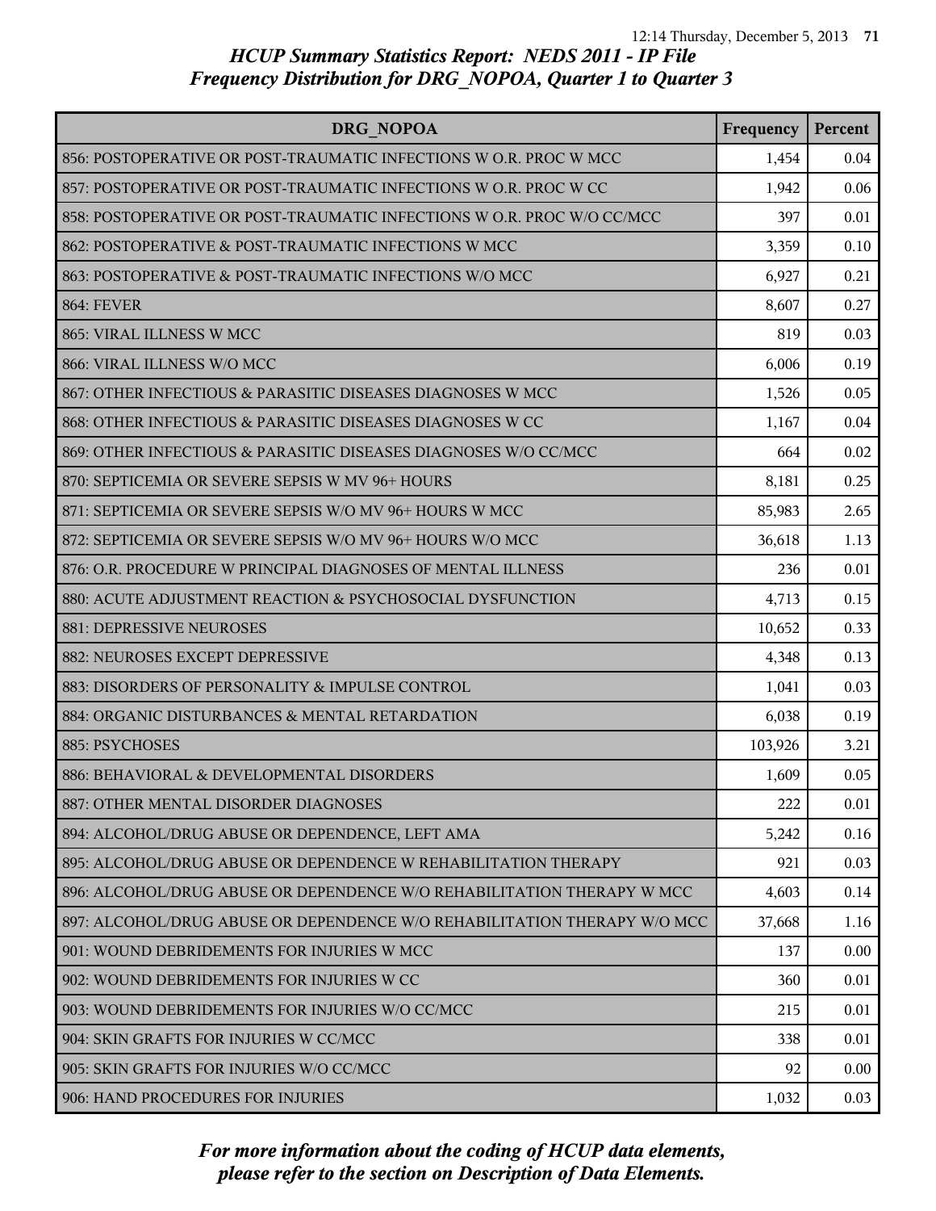# *HCUP Summary Statistics Report: NEDS 2011 - IP File*
## *Frequency Distribution for DRG_NOPOA, Quarter 1 to Quarter 3*

| DRG_NOPOA | Frequency | Percent |
|---|---|---|
| 856: POSTOPERATIVE OR POST-TRAUMATIC INFECTIONS W O.R. PROC W MCC | 1,454 | 0.04 |
| 857: POSTOPERATIVE OR POST-TRAUMATIC INFECTIONS W O.R. PROC W CC | 1,942 | 0.06 |
| 858: POSTOPERATIVE OR POST-TRAUMATIC INFECTIONS W O.R. PROC W/O CC/MCC | 397 | 0.01 |
| 862: POSTOPERATIVE & POST-TRAUMATIC INFECTIONS W MCC | 3,359 | 0.10 |
| 863: POSTOPERATIVE & POST-TRAUMATIC INFECTIONS W/O MCC | 6,927 | 0.21 |
| 864: FEVER | 8,607 | 0.27 |
| 865: VIRAL ILLNESS W MCC | 819 | 0.03 |
| 866: VIRAL ILLNESS W/O MCC | 6,006 | 0.19 |
| 867: OTHER INFECTIOUS & PARASITIC DISEASES DIAGNOSES W MCC | 1,526 | 0.05 |
| 868: OTHER INFECTIOUS & PARASITIC DISEASES DIAGNOSES W CC | 1,167 | 0.04 |
| 869: OTHER INFECTIOUS & PARASITIC DISEASES DIAGNOSES W/O CC/MCC | 664 | 0.02 |
| 870: SEPTICEMIA OR SEVERE SEPSIS W MV 96+ HOURS | 8,181 | 0.25 |
| 871: SEPTICEMIA OR SEVERE SEPSIS W/O MV 96+ HOURS W MCC | 85,983 | 2.65 |
| 872: SEPTICEMIA OR SEVERE SEPSIS W/O MV 96+ HOURS W/O MCC | 36,618 | 1.13 |
| 876: O.R. PROCEDURE W PRINCIPAL DIAGNOSES OF MENTAL ILLNESS | 236 | 0.01 |
| 880: ACUTE ADJUSTMENT REACTION & PSYCHOSOCIAL DYSFUNCTION | 4,713 | 0.15 |
| 881: DEPRESSIVE NEUROSES | 10,652 | 0.33 |
| 882: NEUROSES EXCEPT DEPRESSIVE | 4,348 | 0.13 |
| 883: DISORDERS OF PERSONALITY & IMPULSE CONTROL | 1,041 | 0.03 |
| 884: ORGANIC DISTURBANCES & MENTAL RETARDATION | 6,038 | 0.19 |
| 885: PSYCHOSES | 103,926 | 3.21 |
| 886: BEHAVIORAL & DEVELOPMENTAL DISORDERS | 1,609 | 0.05 |
| 887: OTHER MENTAL DISORDER DIAGNOSES | 222 | 0.01 |
| 894: ALCOHOL/DRUG ABUSE OR DEPENDENCE, LEFT AMA | 5,242 | 0.16 |
| 895: ALCOHOL/DRUG ABUSE OR DEPENDENCE W REHABILITATION THERAPY | 921 | 0.03 |
| 896: ALCOHOL/DRUG ABUSE OR DEPENDENCE W/O REHABILITATION THERAPY W MCC | 4,603 | 0.14 |
| 897: ALCOHOL/DRUG ABUSE OR DEPENDENCE W/O REHABILITATION THERAPY W/O MCC | 37,668 | 1.16 |
| 901: WOUND DEBRIDEMENTS FOR INJURIES W MCC | 137 | 0.00 |
| 902: WOUND DEBRIDEMENTS FOR INJURIES W CC | 360 | 0.01 |
| 903: WOUND DEBRIDEMENTS FOR INJURIES W/O CC/MCC | 215 | 0.01 |
| 904: SKIN GRAFTS FOR INJURIES W CC/MCC | 338 | 0.01 |
| 905: SKIN GRAFTS FOR INJURIES W/O CC/MCC | 92 | 0.00 |
| 906: HAND PROCEDURES FOR INJURIES | 1,032 | 0.03 |

*For more information about the coding of HCUP data elements, please refer to the section on Description of Data Elements.*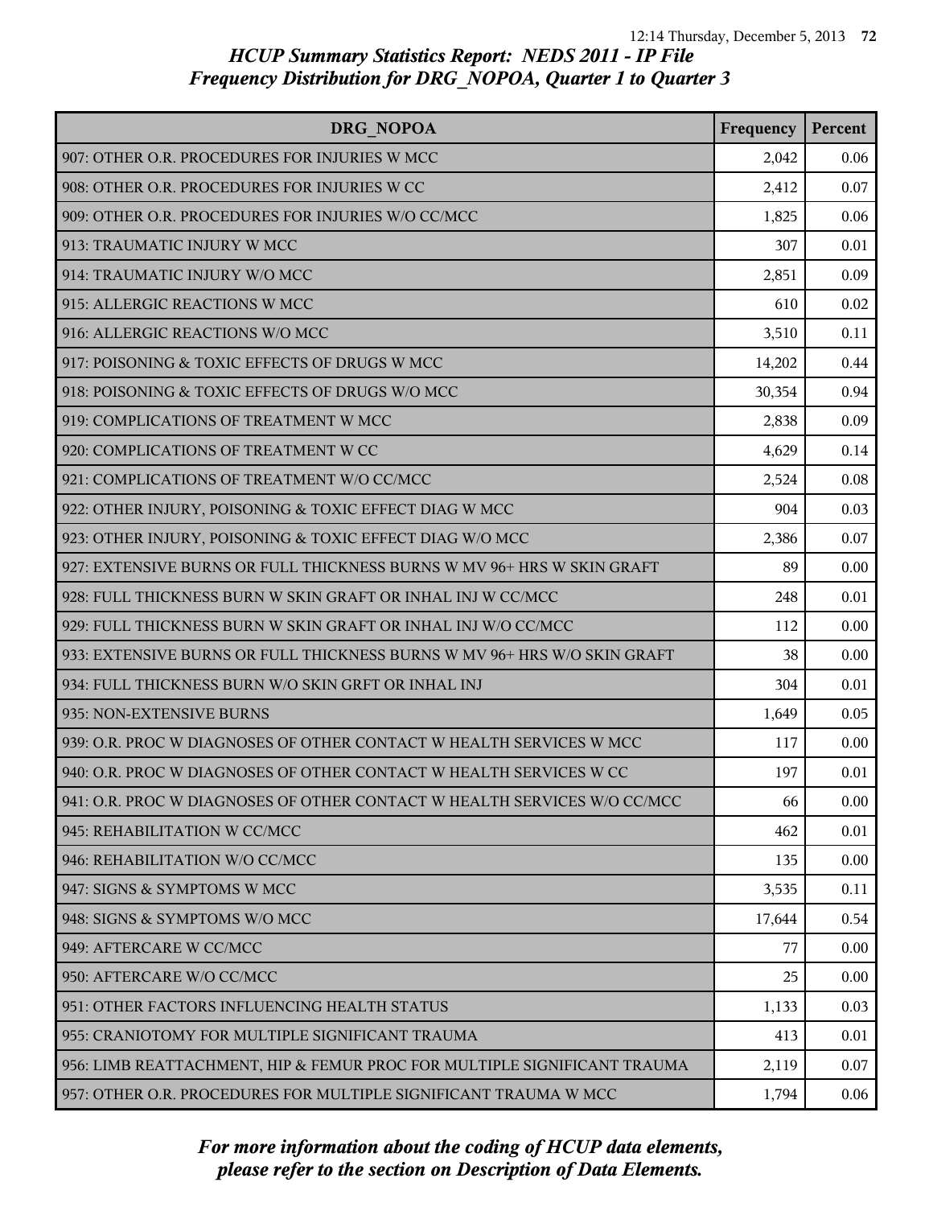# HCUP Summary Statistics Report: NEDS 2011 - IP File
## Frequency Distribution for DRG_NOPOA, Quarter 1 to Quarter 3

| DRG_NOPOA | Frequency | Percent |
|---|---|---|
| 907: OTHER O.R. PROCEDURES FOR INJURIES W MCC | 2,042 | 0.06 |
| 908: OTHER O.R. PROCEDURES FOR INJURIES W CC | 2,412 | 0.07 |
| 909: OTHER O.R. PROCEDURES FOR INJURIES W/O CC/MCC | 1,825 | 0.06 |
| 913: TRAUMATIC INJURY W MCC | 307 | 0.01 |
| 914: TRAUMATIC INJURY W/O MCC | 2,851 | 0.09 |
| 915: ALLERGIC REACTIONS W MCC | 610 | 0.02 |
| 916: ALLERGIC REACTIONS W/O MCC | 3,510 | 0.11 |
| 917: POISONING & TOXIC EFFECTS OF DRUGS W MCC | 14,202 | 0.44 |
| 918: POISONING & TOXIC EFFECTS OF DRUGS W/O MCC | 30,354 | 0.94 |
| 919: COMPLICATIONS OF TREATMENT W MCC | 2,838 | 0.09 |
| 920: COMPLICATIONS OF TREATMENT W CC | 4,629 | 0.14 |
| 921: COMPLICATIONS OF TREATMENT W/O CC/MCC | 2,524 | 0.08 |
| 922: OTHER INJURY, POISONING & TOXIC EFFECT DIAG W MCC | 904 | 0.03 |
| 923: OTHER INJURY, POISONING & TOXIC EFFECT DIAG W/O MCC | 2,386 | 0.07 |
| 927: EXTENSIVE BURNS OR FULL THICKNESS BURNS W MV 96+ HRS W SKIN GRAFT | 89 | 0.00 |
| 928: FULL THICKNESS BURN W SKIN GRAFT OR INHAL INJ W CC/MCC | 248 | 0.01 |
| 929: FULL THICKNESS BURN W SKIN GRAFT OR INHAL INJ W/O CC/MCC | 112 | 0.00 |
| 933: EXTENSIVE BURNS OR FULL THICKNESS BURNS W MV 96+ HRS W/O SKIN GRAFT | 38 | 0.00 |
| 934: FULL THICKNESS BURN W/O SKIN GRFT OR INHAL INJ | 304 | 0.01 |
| 935: NON-EXTENSIVE BURNS | 1,649 | 0.05 |
| 939: O.R. PROC W DIAGNOSES OF OTHER CONTACT W HEALTH SERVICES W MCC | 117 | 0.00 |
| 940: O.R. PROC W DIAGNOSES OF OTHER CONTACT W HEALTH SERVICES W CC | 197 | 0.01 |
| 941: O.R. PROC W DIAGNOSES OF OTHER CONTACT W HEALTH SERVICES W/O CC/MCC | 66 | 0.00 |
| 945: REHABILITATION W CC/MCC | 462 | 0.01 |
| 946: REHABILITATION W/O CC/MCC | 135 | 0.00 |
| 947: SIGNS & SYMPTOMS W MCC | 3,535 | 0.11 |
| 948: SIGNS & SYMPTOMS W/O MCC | 17,644 | 0.54 |
| 949: AFTERCARE W CC/MCC | 77 | 0.00 |
| 950: AFTERCARE W/O CC/MCC | 25 | 0.00 |
| 951: OTHER FACTORS INFLUENCING HEALTH STATUS | 1,133 | 0.03 |
| 955: CRANIOTOMY FOR MULTIPLE SIGNIFICANT TRAUMA | 413 | 0.01 |
| 956: LIMB REATTACHMENT, HIP & FEMUR PROC FOR MULTIPLE SIGNIFICANT TRAUMA | 2,119 | 0.07 |
| 957: OTHER O.R. PROCEDURES FOR MULTIPLE SIGNIFICANT TRAUMA W MCC | 1,794 | 0.06 |

*For more information about the coding of HCUP data elements, please refer to the section on Description of Data Elements.*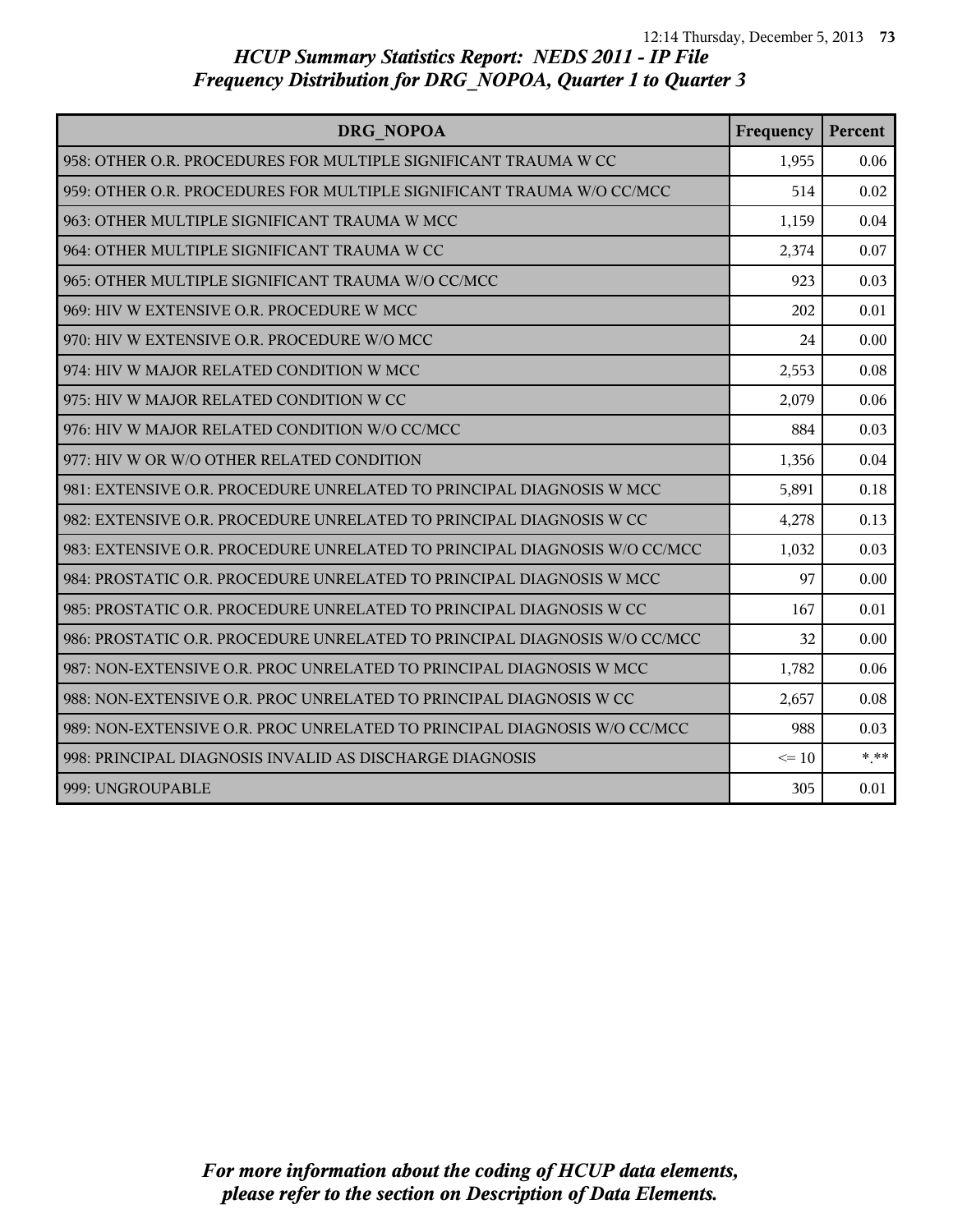# HCUP Summary Statistics Report: NEDS 2011 - IP File
## Frequency Distribution for DRG_NOPOA, Quarter 1 to Quarter 3

| DRG_NOPOA | Frequency | Percent |
|---|---|---|
| 958: OTHER O.R. PROCEDURES FOR MULTIPLE SIGNIFICANT TRAUMA W CC | 1,955 | 0.06 |
| 959: OTHER O.R. PROCEDURES FOR MULTIPLE SIGNIFICANT TRAUMA W/O CC/MCC | 514 | 0.02 |
| 963: OTHER MULTIPLE SIGNIFICANT TRAUMA W MCC | 1,159 | 0.04 |
| 964: OTHER MULTIPLE SIGNIFICANT TRAUMA W CC | 2,374 | 0.07 |
| 965: OTHER MULTIPLE SIGNIFICANT TRAUMA W/O CC/MCC | 923 | 0.03 |
| 969: HIV W EXTENSIVE O.R. PROCEDURE W MCC | 202 | 0.01 |
| 970: HIV W EXTENSIVE O.R. PROCEDURE W/O MCC | 24 | 0.00 |
| 974: HIV W MAJOR RELATED CONDITION W MCC | 2,553 | 0.08 |
| 975: HIV W MAJOR RELATED CONDITION W CC | 2,079 | 0.06 |
| 976: HIV W MAJOR RELATED CONDITION W/O CC/MCC | 884 | 0.03 |
| 977: HIV W OR W/O OTHER RELATED CONDITION | 1,356 | 0.04 |
| 981: EXTENSIVE O.R. PROCEDURE UNRELATED TO PRINCIPAL DIAGNOSIS W MCC | 5,891 | 0.18 |
| 982: EXTENSIVE O.R. PROCEDURE UNRELATED TO PRINCIPAL DIAGNOSIS W CC | 4,278 | 0.13 |
| 983: EXTENSIVE O.R. PROCEDURE UNRELATED TO PRINCIPAL DIAGNOSIS W/O CC/MCC | 1,032 | 0.03 |
| 984: PROSTATIC O.R. PROCEDURE UNRELATED TO PRINCIPAL DIAGNOSIS W MCC | 97 | 0.00 |
| 985: PROSTATIC O.R. PROCEDURE UNRELATED TO PRINCIPAL DIAGNOSIS W CC | 167 | 0.01 |
| 986: PROSTATIC O.R. PROCEDURE UNRELATED TO PRINCIPAL DIAGNOSIS W/O CC/MCC | 32 | 0.00 |
| 987: NON-EXTENSIVE O.R. PROC UNRELATED TO PRINCIPAL DIAGNOSIS W MCC | 1,782 | 0.06 |
| 988: NON-EXTENSIVE O.R. PROC UNRELATED TO PRINCIPAL DIAGNOSIS W CC | 2,657 | 0.08 |
| 989: NON-EXTENSIVE O.R. PROC UNRELATED TO PRINCIPAL DIAGNOSIS W/O CC/MCC | 988 | 0.03 |
| 998: PRINCIPAL DIAGNOSIS INVALID AS DISCHARGE DIAGNOSIS | <= 10 | *.** |
| 999: UNGROUPABLE | 305 | 0.01 |

*For more information about the coding of HCUP data elements, please refer to the section on Description of Data Elements.*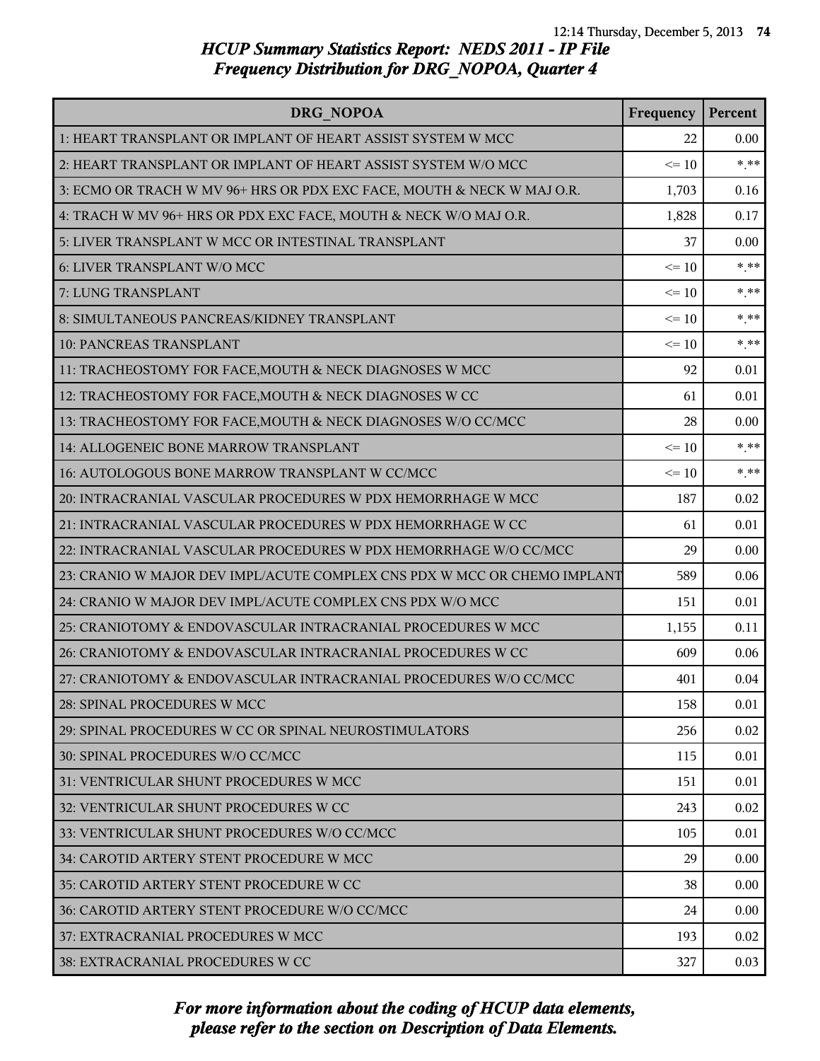## HCUP Summary Statistics Report: NEDS 2011 - IP File
## Frequency Distribution for DRG_NOPOA, Quarter 4

| DRG_NOPOA | Frequency | Percent |
|---|---|---|
| 1: HEART TRANSPLANT OR IMPLANT OF HEART ASSIST SYSTEM W MCC | 22 | 0.00 |
| 2: HEART TRANSPLANT OR IMPLANT OF HEART ASSIST SYSTEM W/O MCC | <= 10 | *.** |
| 3: ECMO OR TRACH W MV 96+ HRS OR PDX EXC FACE, MOUTH & NECK W MAJ O.R. | 1,703 | 0.16 |
| 4: TRACH W MV 96+ HRS OR PDX EXC FACE, MOUTH & NECK W/O MAJ O.R. | 1,828 | 0.17 |
| 5: LIVER TRANSPLANT W MCC OR INTESTINAL TRANSPLANT | 37 | 0.00 |
| 6: LIVER TRANSPLANT W/O MCC | <= 10 | *.** |
| 7: LUNG TRANSPLANT | <= 10 | *.** |
| 8: SIMULTANEOUS PANCREAS/KIDNEY TRANSPLANT | <= 10 | *.** |
| 10: PANCREAS TRANSPLANT | <= 10 | *.** |
| 11: TRACHEOSTOMY FOR FACE,MOUTH & NECK DIAGNOSES W MCC | 92 | 0.01 |
| 12: TRACHEOSTOMY FOR FACE,MOUTH & NECK DIAGNOSES W CC | 61 | 0.01 |
| 13: TRACHEOSTOMY FOR FACE,MOUTH & NECK DIAGNOSES W/O CC/MCC | 28 | 0.00 |
| 14: ALLOGENEIC BONE MARROW TRANSPLANT | <= 10 | *.** |
| 16: AUTOLOGOUS BONE MARROW TRANSPLANT W CC/MCC | <= 10 | *.** |
| 20: INTRACRANIAL VASCULAR PROCEDURES W PDX HEMORRHAGE W MCC | 187 | 0.02 |
| 21: INTRACRANIAL VASCULAR PROCEDURES W PDX HEMORRHAGE W CC | 61 | 0.01 |
| 22: INTRACRANIAL VASCULAR PROCEDURES W PDX HEMORRHAGE W/O CC/MCC | 29 | 0.00 |
| 23: CRANIO W MAJOR DEV IMPL/ACUTE COMPLEX CNS PDX W MCC OR CHEMO IMPLANT | 589 | 0.06 |
| 24: CRANIO W MAJOR DEV IMPL/ACUTE COMPLEX CNS PDX W/O MCC | 151 | 0.01 |
| 25: CRANIOTOMY & ENDOVASCULAR INTRACRANIAL PROCEDURES W MCC | 1,155 | 0.11 |
| 26: CRANIOTOMY & ENDOVASCULAR INTRACRANIAL PROCEDURES W CC | 609 | 0.06 |
| 27: CRANIOTOMY & ENDOVASCULAR INTRACRANIAL PROCEDURES W/O CC/MCC | 401 | 0.04 |
| 28: SPINAL PROCEDURES W MCC | 158 | 0.01 |
| 29: SPINAL PROCEDURES W CC OR SPINAL NEUROSTIMULATORS | 256 | 0.02 |
| 30: SPINAL PROCEDURES W/O CC/MCC | 115 | 0.01 |
| 31: VENTRICULAR SHUNT PROCEDURES W MCC | 151 | 0.01 |
| 32: VENTRICULAR SHUNT PROCEDURES W CC | 243 | 0.02 |
| 33: VENTRICULAR SHUNT PROCEDURES W/O CC/MCC | 105 | 0.01 |
| 34: CAROTID ARTERY STENT PROCEDURE W MCC | 29 | 0.00 |
| 35: CAROTID ARTERY STENT PROCEDURE W CC | 38 | 0.00 |
| 36: CAROTID ARTERY STENT PROCEDURE W/O CC/MCC | 24 | 0.00 |
| 37: EXTRACRANIAL PROCEDURES W MCC | 193 | 0.02 |
| 38: EXTRACRANIAL PROCEDURES W CC | 327 | 0.03 |

*For more information about the coding of HCUP data elements, please refer to the section on Description of Data Elements.*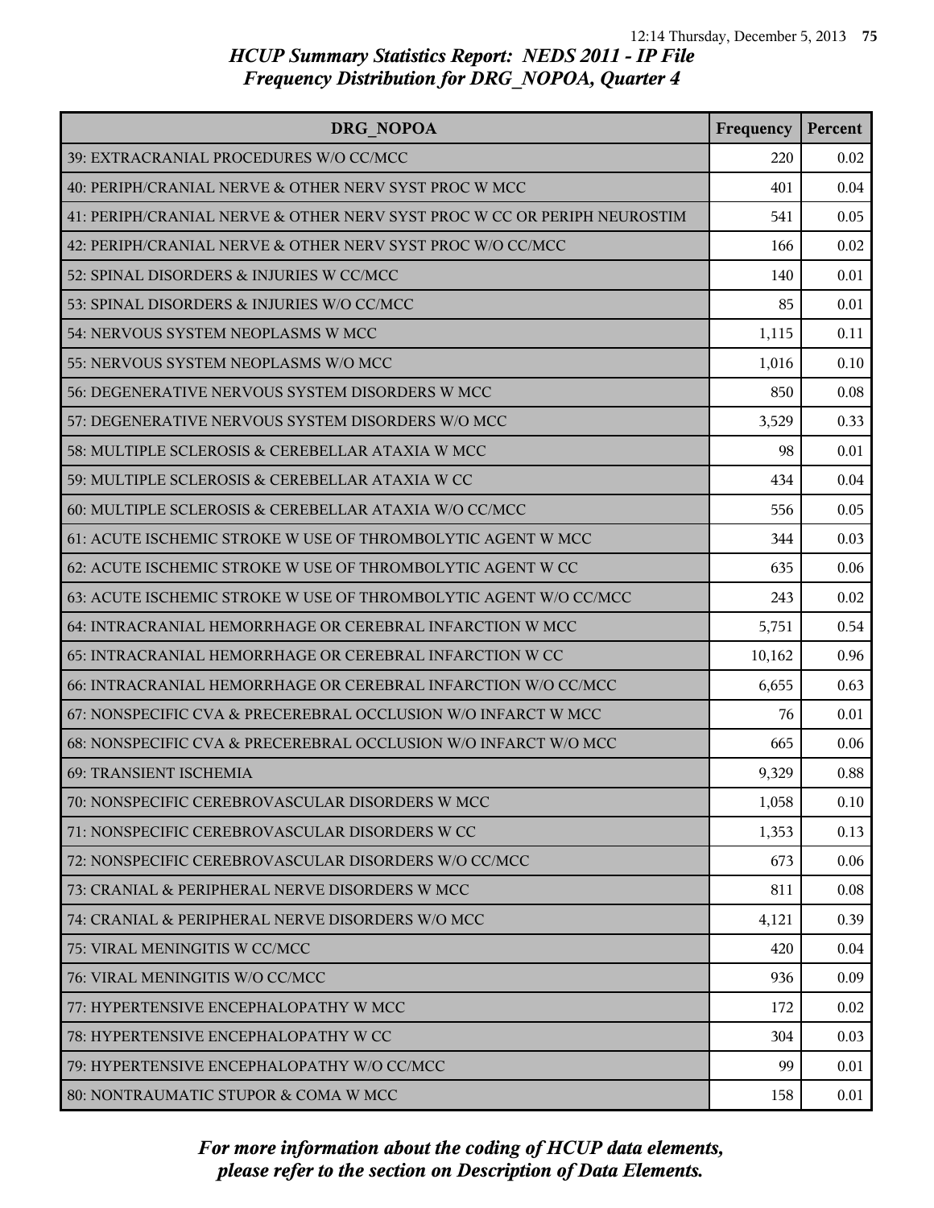# HCUP Summary Statistics Report: NEDS 2011 - IP File
## Frequency Distribution for DRG_NOPOA, Quarter 4

| DRG_NOPOA | Frequency | Percent |
|---|---|---|
| 39: EXTRACRANIAL PROCEDURES W/O CC/MCC | 220 | 0.02 |
| 40: PERIPH/CRANIAL NERVE & OTHER NERV SYST PROC W MCC | 401 | 0.04 |
| 41: PERIPH/CRANIAL NERVE & OTHER NERV SYST PROC W CC OR PERIPH NEUROSTIM | 541 | 0.05 |
| 42: PERIPH/CRANIAL NERVE & OTHER NERV SYST PROC W/O CC/MCC | 166 | 0.02 |
| 52: SPINAL DISORDERS & INJURIES W CC/MCC | 140 | 0.01 |
| 53: SPINAL DISORDERS & INJURIES W/O CC/MCC | 85 | 0.01 |
| 54: NERVOUS SYSTEM NEOPLASMS W MCC | 1,115 | 0.11 |
| 55: NERVOUS SYSTEM NEOPLASMS W/O MCC | 1,016 | 0.10 |
| 56: DEGENERATIVE NERVOUS SYSTEM DISORDERS W MCC | 850 | 0.08 |
| 57: DEGENERATIVE NERVOUS SYSTEM DISORDERS W/O MCC | 3,529 | 0.33 |
| 58: MULTIPLE SCLEROSIS & CEREBELLAR ATAXIA W MCC | 98 | 0.01 |
| 59: MULTIPLE SCLEROSIS & CEREBELLAR ATAXIA W CC | 434 | 0.04 |
| 60: MULTIPLE SCLEROSIS & CEREBELLAR ATAXIA W/O CC/MCC | 556 | 0.05 |
| 61: ACUTE ISCHEMIC STROKE W USE OF THROMBOLYTIC AGENT W MCC | 344 | 0.03 |
| 62: ACUTE ISCHEMIC STROKE W USE OF THROMBOLYTIC AGENT W CC | 635 | 0.06 |
| 63: ACUTE ISCHEMIC STROKE W USE OF THROMBOLYTIC AGENT W/O CC/MCC | 243 | 0.02 |
| 64: INTRACRANIAL HEMORRHAGE OR CEREBRAL INFARCTION W MCC | 5,751 | 0.54 |
| 65: INTRACRANIAL HEMORRHAGE OR CEREBRAL INFARCTION W CC | 10,162 | 0.96 |
| 66: INTRACRANIAL HEMORRHAGE OR CEREBRAL INFARCTION W/O CC/MCC | 6,655 | 0.63 |
| 67: NONSPECIFIC CVA & PRECEREBRAL OCCLUSION W/O INFARCT W MCC | 76 | 0.01 |
| 68: NONSPECIFIC CVA & PRECEREBRAL OCCLUSION W/O INFARCT W/O MCC | 665 | 0.06 |
| 69: TRANSIENT ISCHEMIA | 9,329 | 0.88 |
| 70: NONSPECIFIC CEREBROVASCULAR DISORDERS W MCC | 1,058 | 0.10 |
| 71: NONSPECIFIC CEREBROVASCULAR DISORDERS W CC | 1,353 | 0.13 |
| 72: NONSPECIFIC CEREBROVASCULAR DISORDERS W/O CC/MCC | 673 | 0.06 |
| 73: CRANIAL & PERIPHERAL NERVE DISORDERS W MCC | 811 | 0.08 |
| 74: CRANIAL & PERIPHERAL NERVE DISORDERS W/O MCC | 4,121 | 0.39 |
| 75: VIRAL MENINGITIS W CC/MCC | 420 | 0.04 |
| 76: VIRAL MENINGITIS W/O CC/MCC | 936 | 0.09 |
| 77: HYPERTENSIVE ENCEPHALOPATHY W MCC | 172 | 0.02 |
| 78: HYPERTENSIVE ENCEPHALOPATHY W CC | 304 | 0.03 |
| 79: HYPERTENSIVE ENCEPHALOPATHY W/O CC/MCC | 99 | 0.01 |
| 80: NONTRAUMATIC STUPOR & COMA W MCC | 158 | 0.01 |

*For more information about the coding of HCUP data elements, please refer to the section on Description of Data Elements.*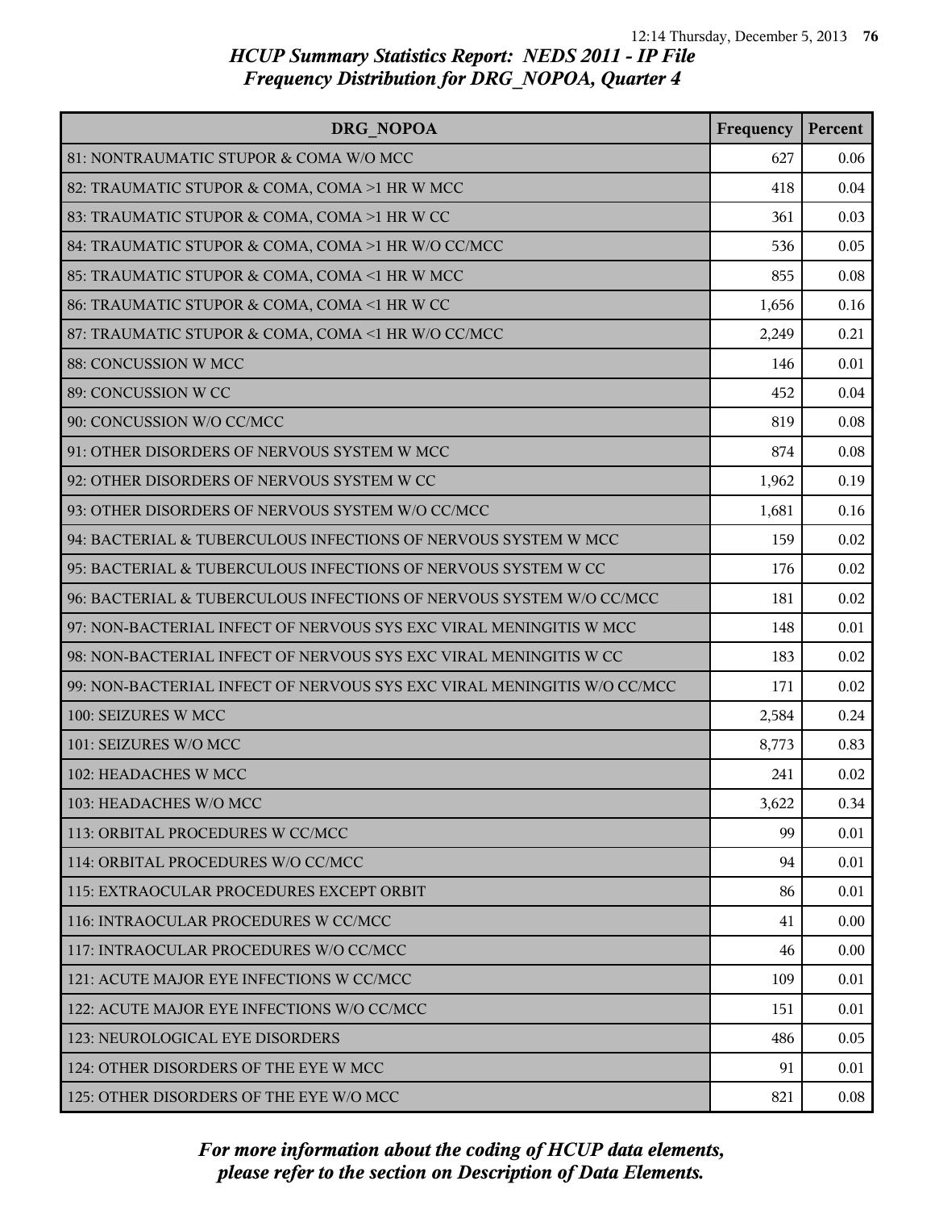*HCUP Summary Statistics Report: NEDS 2011 - IP File*
*Frequency Distribution for DRG_NOPOA, Quarter 4*

| DRG_NOPOA | Frequency | Percent |
|---|---|---|
| 81: NONTRAUMATIC STUPOR & COMA W/O MCC | 627 | 0.06 |
| 82: TRAUMATIC STUPOR & COMA, COMA >1 HR W MCC | 418 | 0.04 |
| 83: TRAUMATIC STUPOR & COMA, COMA >1 HR W CC | 361 | 0.03 |
| 84: TRAUMATIC STUPOR & COMA, COMA >1 HR W/O CC/MCC | 536 | 0.05 |
| 85: TRAUMATIC STUPOR & COMA, COMA <1 HR W MCC | 855 | 0.08 |
| 86: TRAUMATIC STUPOR & COMA, COMA <1 HR W CC | 1,656 | 0.16 |
| 87: TRAUMATIC STUPOR & COMA, COMA <1 HR W/O CC/MCC | 2,249 | 0.21 |
| 88: CONCUSSION W MCC | 146 | 0.01 |
| 89: CONCUSSION W CC | 452 | 0.04 |
| 90: CONCUSSION W/O CC/MCC | 819 | 0.08 |
| 91: OTHER DISORDERS OF NERVOUS SYSTEM W MCC | 874 | 0.08 |
| 92: OTHER DISORDERS OF NERVOUS SYSTEM W CC | 1,962 | 0.19 |
| 93: OTHER DISORDERS OF NERVOUS SYSTEM W/O CC/MCC | 1,681 | 0.16 |
| 94: BACTERIAL & TUBERCULOUS INFECTIONS OF NERVOUS SYSTEM W MCC | 159 | 0.02 |
| 95: BACTERIAL & TUBERCULOUS INFECTIONS OF NERVOUS SYSTEM W CC | 176 | 0.02 |
| 96: BACTERIAL & TUBERCULOUS INFECTIONS OF NERVOUS SYSTEM W/O CC/MCC | 181 | 0.02 |
| 97: NON-BACTERIAL INFECT OF NERVOUS SYS EXC VIRAL MENINGITIS W MCC | 148 | 0.01 |
| 98: NON-BACTERIAL INFECT OF NERVOUS SYS EXC VIRAL MENINGITIS W CC | 183 | 0.02 |
| 99: NON-BACTERIAL INFECT OF NERVOUS SYS EXC VIRAL MENINGITIS W/O CC/MCC | 171 | 0.02 |
| 100: SEIZURES W MCC | 2,584 | 0.24 |
| 101: SEIZURES W/O MCC | 8,773 | 0.83 |
| 102: HEADACHES W MCC | 241 | 0.02 |
| 103: HEADACHES W/O MCC | 3,622 | 0.34 |
| 113: ORBITAL PROCEDURES W CC/MCC | 99 | 0.01 |
| 114: ORBITAL PROCEDURES W/O CC/MCC | 94 | 0.01 |
| 115: EXTRAOCULAR PROCEDURES EXCEPT ORBIT | 86 | 0.01 |
| 116: INTRAOCULAR PROCEDURES W CC/MCC | 41 | 0.00 |
| 117: INTRAOCULAR PROCEDURES W/O CC/MCC | 46 | 0.00 |
| 121: ACUTE MAJOR EYE INFECTIONS W CC/MCC | 109 | 0.01 |
| 122: ACUTE MAJOR EYE INFECTIONS W/O CC/MCC | 151 | 0.01 |
| 123: NEUROLOGICAL EYE DISORDERS | 486 | 0.05 |
| 124: OTHER DISORDERS OF THE EYE W MCC | 91 | 0.01 |
| 125: OTHER DISORDERS OF THE EYE W/O MCC | 821 | 0.08 |

*For more information about the coding of HCUP data elements, please refer to the section on Description of Data Elements.*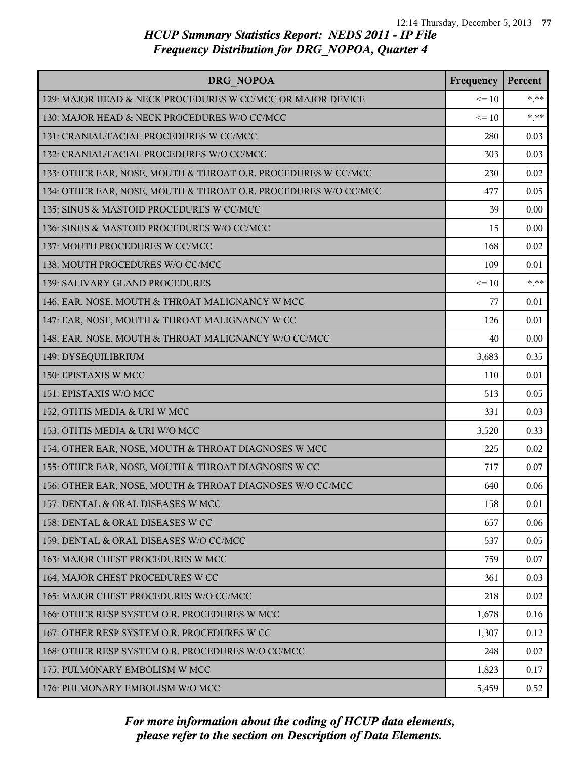## HCUP Summary Statistics Report: NEDS 2011 - IP File
## Frequency Distribution for DRG_NOPOA, Quarter 4

| DRG_NOPOA | Frequency | Percent |
|---|---|---|
| 129: MAJOR HEAD & NECK PROCEDURES W CC/MCC OR MAJOR DEVICE | <= 10 | *.** |
| 130: MAJOR HEAD & NECK PROCEDURES W/O CC/MCC | <= 10 | *.** |
| 131: CRANIAL/FACIAL PROCEDURES W CC/MCC | 280 | 0.03 |
| 132: CRANIAL/FACIAL PROCEDURES W/O CC/MCC | 303 | 0.03 |
| 133: OTHER EAR, NOSE, MOUTH & THROAT O.R. PROCEDURES W CC/MCC | 230 | 0.02 |
| 134: OTHER EAR, NOSE, MOUTH & THROAT O.R. PROCEDURES W/O CC/MCC | 477 | 0.05 |
| 135: SINUS & MASTOID PROCEDURES W CC/MCC | 39 | 0.00 |
| 136: SINUS & MASTOID PROCEDURES W/O CC/MCC | 15 | 0.00 |
| 137: MOUTH PROCEDURES W CC/MCC | 168 | 0.02 |
| 138: MOUTH PROCEDURES W/O CC/MCC | 109 | 0.01 |
| 139: SALIVARY GLAND PROCEDURES | <= 10 | *.** |
| 146: EAR, NOSE, MOUTH & THROAT MALIGNANCY W MCC | 77 | 0.01 |
| 147: EAR, NOSE, MOUTH & THROAT MALIGNANCY W CC | 126 | 0.01 |
| 148: EAR, NOSE, MOUTH & THROAT MALIGNANCY W/O CC/MCC | 40 | 0.00 |
| 149: DYSEQUILIBRIUM | 3,683 | 0.35 |
| 150: EPISTAXIS W MCC | 110 | 0.01 |
| 151: EPISTAXIS W/O MCC | 513 | 0.05 |
| 152: OTITIS MEDIA & URI W MCC | 331 | 0.03 |
| 153: OTITIS MEDIA & URI W/O MCC | 3,520 | 0.33 |
| 154: OTHER EAR, NOSE, MOUTH & THROAT DIAGNOSES W MCC | 225 | 0.02 |
| 155: OTHER EAR, NOSE, MOUTH & THROAT DIAGNOSES W CC | 717 | 0.07 |
| 156: OTHER EAR, NOSE, MOUTH & THROAT DIAGNOSES W/O CC/MCC | 640 | 0.06 |
| 157: DENTAL & ORAL DISEASES W MCC | 158 | 0.01 |
| 158: DENTAL & ORAL DISEASES W CC | 657 | 0.06 |
| 159: DENTAL & ORAL DISEASES W/O CC/MCC | 537 | 0.05 |
| 163: MAJOR CHEST PROCEDURES W MCC | 759 | 0.07 |
| 164: MAJOR CHEST PROCEDURES W CC | 361 | 0.03 |
| 165: MAJOR CHEST PROCEDURES W/O CC/MCC | 218 | 0.02 |
| 166: OTHER RESP SYSTEM O.R. PROCEDURES W MCC | 1,678 | 0.16 |
| 167: OTHER RESP SYSTEM O.R. PROCEDURES W CC | 1,307 | 0.12 |
| 168: OTHER RESP SYSTEM O.R. PROCEDURES W/O CC/MCC | 248 | 0.02 |
| 175: PULMONARY EMBOLISM W MCC | 1,823 | 0.17 |
| 176: PULMONARY EMBOLISM W/O MCC | 5,459 | 0.52 |

*For more information about the coding of HCUP data elements, please refer to the section on Description of Data Elements.*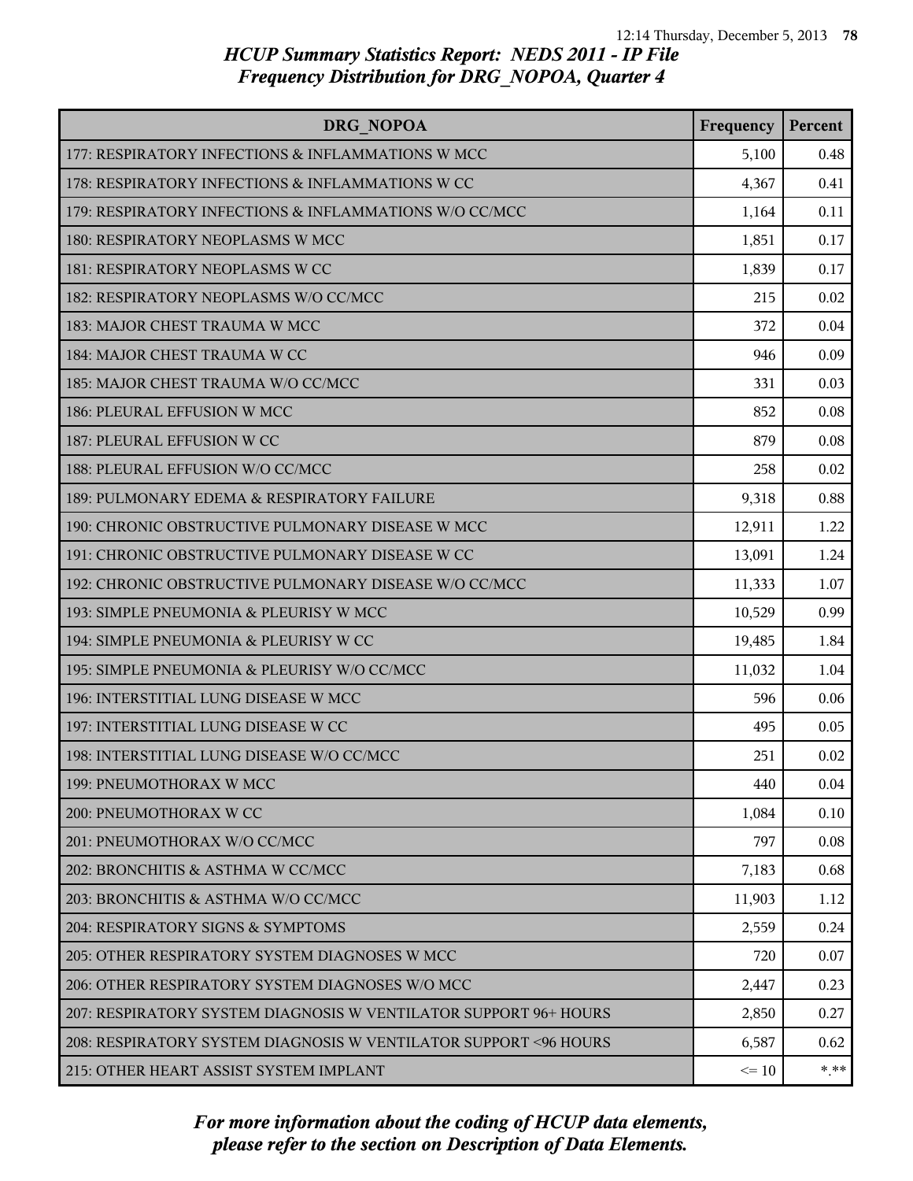## HCUP Summary Statistics Report: NEDS 2011 - IP File
## Frequency Distribution for DRG_NOPOA, Quarter 4

| DRG_NOPOA | Frequency | Percent |
|---|---|---|
| 177: RESPIRATORY INFECTIONS & INFLAMMATIONS W MCC | 5,100 | 0.48 |
| 178: RESPIRATORY INFECTIONS & INFLAMMATIONS W CC | 4,367 | 0.41 |
| 179: RESPIRATORY INFECTIONS & INFLAMMATIONS W/O CC/MCC | 1,164 | 0.11 |
| 180: RESPIRATORY NEOPLASMS W MCC | 1,851 | 0.17 |
| 181: RESPIRATORY NEOPLASMS W CC | 1,839 | 0.17 |
| 182: RESPIRATORY NEOPLASMS W/O CC/MCC | 215 | 0.02 |
| 183: MAJOR CHEST TRAUMA W MCC | 372 | 0.04 |
| 184: MAJOR CHEST TRAUMA W CC | 946 | 0.09 |
| 185: MAJOR CHEST TRAUMA W/O CC/MCC | 331 | 0.03 |
| 186: PLEURAL EFFUSION W MCC | 852 | 0.08 |
| 187: PLEURAL EFFUSION W CC | 879 | 0.08 |
| 188: PLEURAL EFFUSION W/O CC/MCC | 258 | 0.02 |
| 189: PULMONARY EDEMA & RESPIRATORY FAILURE | 9,318 | 0.88 |
| 190: CHRONIC OBSTRUCTIVE PULMONARY DISEASE W MCC | 12,911 | 1.22 |
| 191: CHRONIC OBSTRUCTIVE PULMONARY DISEASE W CC | 13,091 | 1.24 |
| 192: CHRONIC OBSTRUCTIVE PULMONARY DISEASE W/O CC/MCC | 11,333 | 1.07 |
| 193: SIMPLE PNEUMONIA & PLEURISY W MCC | 10,529 | 0.99 |
| 194: SIMPLE PNEUMONIA & PLEURISY W CC | 19,485 | 1.84 |
| 195: SIMPLE PNEUMONIA & PLEURISY W/O CC/MCC | 11,032 | 1.04 |
| 196: INTERSTITIAL LUNG DISEASE W MCC | 596 | 0.06 |
| 197: INTERSTITIAL LUNG DISEASE W CC | 495 | 0.05 |
| 198: INTERSTITIAL LUNG DISEASE W/O CC/MCC | 251 | 0.02 |
| 199: PNEUMOTHORAX W MCC | 440 | 0.04 |
| 200: PNEUMOTHORAX W CC | 1,084 | 0.10 |
| 201: PNEUMOTHORAX W/O CC/MCC | 797 | 0.08 |
| 202: BRONCHITIS & ASTHMA W CC/MCC | 7,183 | 0.68 |
| 203: BRONCHITIS & ASTHMA W/O CC/MCC | 11,903 | 1.12 |
| 204: RESPIRATORY SIGNS & SYMPTOMS | 2,559 | 0.24 |
| 205: OTHER RESPIRATORY SYSTEM DIAGNOSES W MCC | 720 | 0.07 |
| 206: OTHER RESPIRATORY SYSTEM DIAGNOSES W/O MCC | 2,447 | 0.23 |
| 207: RESPIRATORY SYSTEM DIAGNOSIS W VENTILATOR SUPPORT 96+ HOURS | 2,850 | 0.27 |
| 208: RESPIRATORY SYSTEM DIAGNOSIS W VENTILATOR SUPPORT <96 HOURS | 6,587 | 0.62 |
| 215: OTHER HEART ASSIST SYSTEM IMPLANT | <= 10 | *.** |

*For more information about the coding of HCUP data elements, please refer to the section on Description of Data Elements.*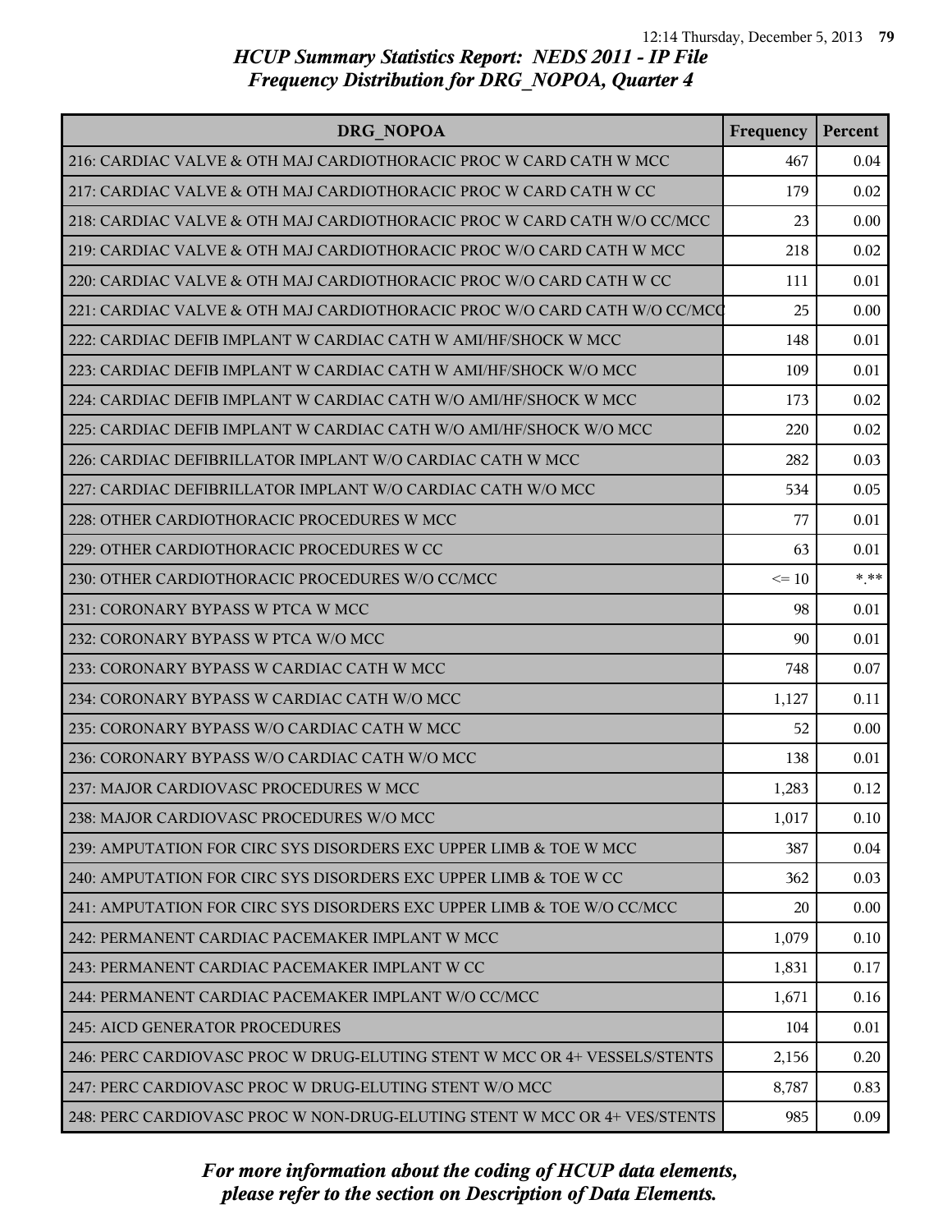# HCUP Summary Statistics Report: NEDS 2011 - IP File
## Frequency Distribution for DRG_NOPOA, Quarter 4

| DRG_NOPOA | Frequency | Percent |
|---|---|---|
| 216: CARDIAC VALVE & OTH MAJ CARDIOTHORACIC PROC W CARD CATH W MCC | 467 | 0.04 |
| 217: CARDIAC VALVE & OTH MAJ CARDIOTHORACIC PROC W CARD CATH W CC | 179 | 0.02 |
| 218: CARDIAC VALVE & OTH MAJ CARDIOTHORACIC PROC W CARD CATH W/O CC/MCC | 23 | 0.00 |
| 219: CARDIAC VALVE & OTH MAJ CARDIOTHORACIC PROC W/O CARD CATH W MCC | 218 | 0.02 |
| 220: CARDIAC VALVE & OTH MAJ CARDIOTHORACIC PROC W/O CARD CATH W CC | 111 | 0.01 |
| 221: CARDIAC VALVE & OTH MAJ CARDIOTHORACIC PROC W/O CARD CATH W/O CC/MCC | 25 | 0.00 |
| 222: CARDIAC DEFIB IMPLANT W CARDIAC CATH W AMI/HF/SHOCK W MCC | 148 | 0.01 |
| 223: CARDIAC DEFIB IMPLANT W CARDIAC CATH W AMI/HF/SHOCK W/O MCC | 109 | 0.01 |
| 224: CARDIAC DEFIB IMPLANT W CARDIAC CATH W/O AMI/HF/SHOCK W MCC | 173 | 0.02 |
| 225: CARDIAC DEFIB IMPLANT W CARDIAC CATH W/O AMI/HF/SHOCK W/O MCC | 220 | 0.02 |
| 226: CARDIAC DEFIBRILLATOR IMPLANT W/O CARDIAC CATH W MCC | 282 | 0.03 |
| 227: CARDIAC DEFIBRILLATOR IMPLANT W/O CARDIAC CATH W/O MCC | 534 | 0.05 |
| 228: OTHER CARDIOTHORACIC PROCEDURES W MCC | 77 | 0.01 |
| 229: OTHER CARDIOTHORACIC PROCEDURES W CC | 63 | 0.01 |
| 230: OTHER CARDIOTHORACIC PROCEDURES W/O CC/MCC | <= 10 | *.** |
| 231: CORONARY BYPASS W PTCA W MCC | 98 | 0.01 |
| 232: CORONARY BYPASS W PTCA W/O MCC | 90 | 0.01 |
| 233: CORONARY BYPASS W CARDIAC CATH W MCC | 748 | 0.07 |
| 234: CORONARY BYPASS W CARDIAC CATH W/O MCC | 1,127 | 0.11 |
| 235: CORONARY BYPASS W/O CARDIAC CATH W MCC | 52 | 0.00 |
| 236: CORONARY BYPASS W/O CARDIAC CATH W/O MCC | 138 | 0.01 |
| 237: MAJOR CARDIOVASC PROCEDURES W MCC | 1,283 | 0.12 |
| 238: MAJOR CARDIOVASC PROCEDURES W/O MCC | 1,017 | 0.10 |
| 239: AMPUTATION FOR CIRC SYS DISORDERS EXC UPPER LIMB & TOE W MCC | 387 | 0.04 |
| 240: AMPUTATION FOR CIRC SYS DISORDERS EXC UPPER LIMB & TOE W CC | 362 | 0.03 |
| 241: AMPUTATION FOR CIRC SYS DISORDERS EXC UPPER LIMB & TOE W/O CC/MCC | 20 | 0.00 |
| 242: PERMANENT CARDIAC PACEMAKER IMPLANT W MCC | 1,079 | 0.10 |
| 243: PERMANENT CARDIAC PACEMAKER IMPLANT W CC | 1,831 | 0.17 |
| 244: PERMANENT CARDIAC PACEMAKER IMPLANT W/O CC/MCC | 1,671 | 0.16 |
| 245: AICD GENERATOR PROCEDURES | 104 | 0.01 |
| 246: PERC CARDIOVASC PROC W DRUG-ELUTING STENT W MCC OR 4+ VESSELS/STENTS | 2,156 | 0.20 |
| 247: PERC CARDIOVASC PROC W DRUG-ELUTING STENT W/O MCC | 8,787 | 0.83 |
| 248: PERC CARDIOVASC PROC W NON-DRUG-ELUTING STENT W MCC OR 4+ VES/STENTS | 985 | 0.09 |

*For more information about the coding of HCUP data elements, please refer to the section on Description of Data Elements.*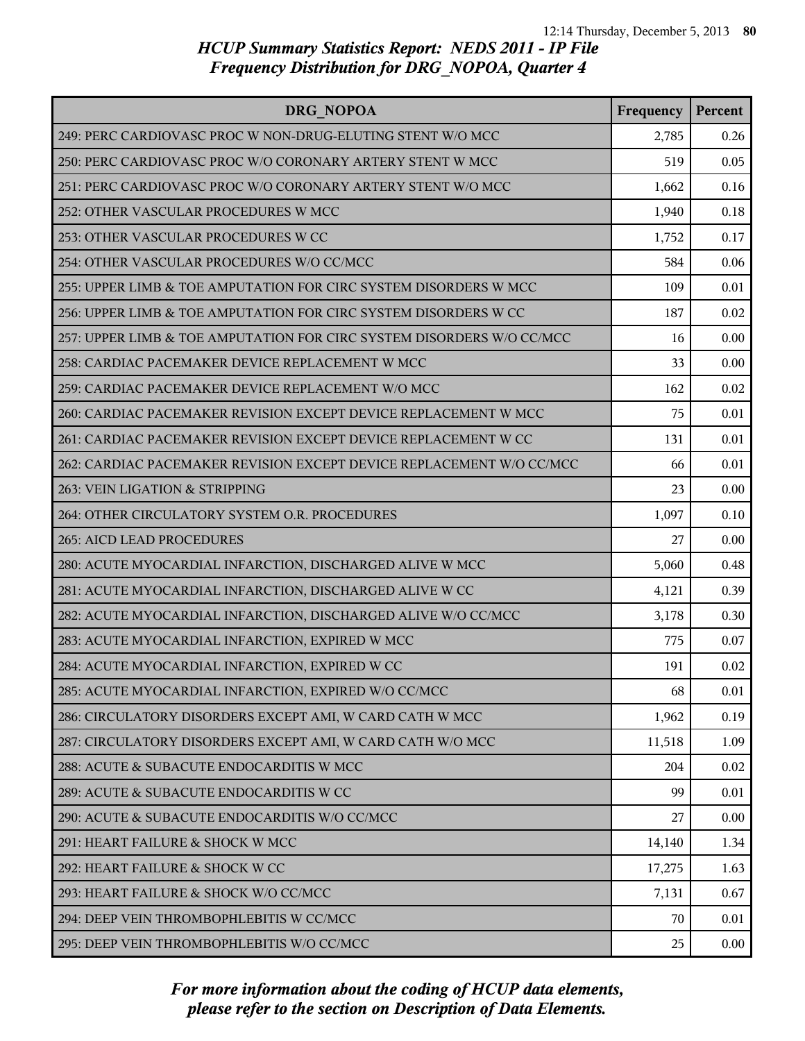## HCUP Summary Statistics Report: NEDS 2011 - IP File
## Frequency Distribution for DRG_NOPOA, Quarter 4

| DRG_NOPOA | Frequency | Percent |
|---|---|---|
| 249: PERC CARDIOVASC PROC W NON-DRUG-ELUTING STENT W/O MCC | 2,785 | 0.26 |
| 250: PERC CARDIOVASC PROC W/O CORONARY ARTERY STENT W MCC | 519 | 0.05 |
| 251: PERC CARDIOVASC PROC W/O CORONARY ARTERY STENT W/O MCC | 1,662 | 0.16 |
| 252: OTHER VASCULAR PROCEDURES W MCC | 1,940 | 0.18 |
| 253: OTHER VASCULAR PROCEDURES W CC | 1,752 | 0.17 |
| 254: OTHER VASCULAR PROCEDURES W/O CC/MCC | 584 | 0.06 |
| 255: UPPER LIMB & TOE AMPUTATION FOR CIRC SYSTEM DISORDERS W MCC | 109 | 0.01 |
| 256: UPPER LIMB & TOE AMPUTATION FOR CIRC SYSTEM DISORDERS W CC | 187 | 0.02 |
| 257: UPPER LIMB & TOE AMPUTATION FOR CIRC SYSTEM DISORDERS W/O CC/MCC | 16 | 0.00 |
| 258: CARDIAC PACEMAKER DEVICE REPLACEMENT W MCC | 33 | 0.00 |
| 259: CARDIAC PACEMAKER DEVICE REPLACEMENT W/O MCC | 162 | 0.02 |
| 260: CARDIAC PACEMAKER REVISION EXCEPT DEVICE REPLACEMENT W MCC | 75 | 0.01 |
| 261: CARDIAC PACEMAKER REVISION EXCEPT DEVICE REPLACEMENT W CC | 131 | 0.01 |
| 262: CARDIAC PACEMAKER REVISION EXCEPT DEVICE REPLACEMENT W/O CC/MCC | 66 | 0.01 |
| 263: VEIN LIGATION & STRIPPING | 23 | 0.00 |
| 264: OTHER CIRCULATORY SYSTEM O.R. PROCEDURES | 1,097 | 0.10 |
| 265: AICD LEAD PROCEDURES | 27 | 0.00 |
| 280: ACUTE MYOCARDIAL INFARCTION, DISCHARGED ALIVE W MCC | 5,060 | 0.48 |
| 281: ACUTE MYOCARDIAL INFARCTION, DISCHARGED ALIVE W CC | 4,121 | 0.39 |
| 282: ACUTE MYOCARDIAL INFARCTION, DISCHARGED ALIVE W/O CC/MCC | 3,178 | 0.30 |
| 283: ACUTE MYOCARDIAL INFARCTION, EXPIRED W MCC | 775 | 0.07 |
| 284: ACUTE MYOCARDIAL INFARCTION, EXPIRED W CC | 191 | 0.02 |
| 285: ACUTE MYOCARDIAL INFARCTION, EXPIRED W/O CC/MCC | 68 | 0.01 |
| 286: CIRCULATORY DISORDERS EXCEPT AMI, W CARD CATH W MCC | 1,962 | 0.19 |
| 287: CIRCULATORY DISORDERS EXCEPT AMI, W CARD CATH W/O MCC | 11,518 | 1.09 |
| 288: ACUTE & SUBACUTE ENDOCARDITIS W MCC | 204 | 0.02 |
| 289: ACUTE & SUBACUTE ENDOCARDITIS W CC | 99 | 0.01 |
| 290: ACUTE & SUBACUTE ENDOCARDITIS W/O CC/MCC | 27 | 0.00 |
| 291: HEART FAILURE & SHOCK W MCC | 14,140 | 1.34 |
| 292: HEART FAILURE & SHOCK W CC | 17,275 | 1.63 |
| 293: HEART FAILURE & SHOCK W/O CC/MCC | 7,131 | 0.67 |
| 294: DEEP VEIN THROMBOPHLEBITIS W CC/MCC | 70 | 0.01 |
| 295: DEEP VEIN THROMBOPHLEBITIS W/O CC/MCC | 25 | 0.00 |

*For more information about the coding of HCUP data elements, please refer to the section on Description of Data Elements.*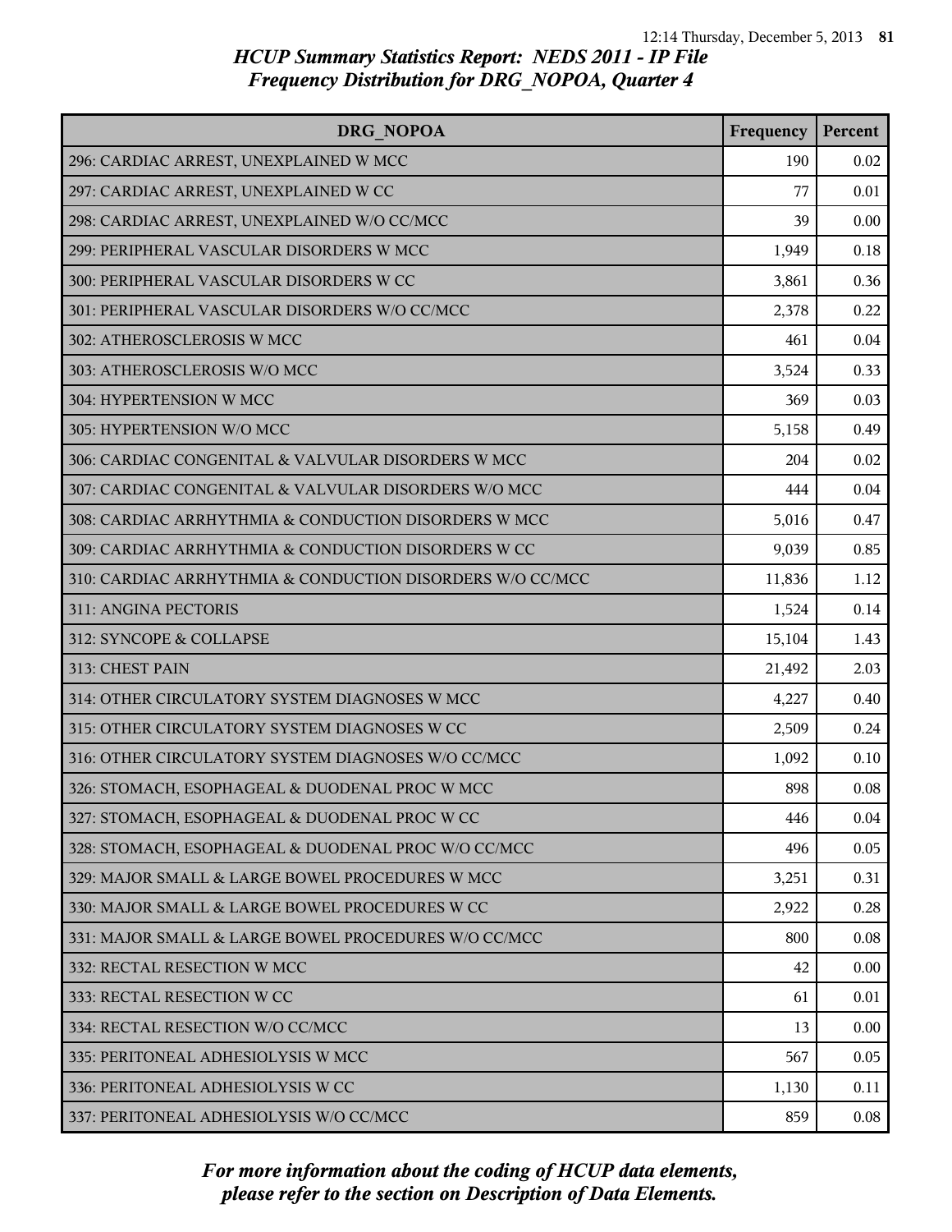## HCUP Summary Statistics Report: NEDS 2011 - IP File
## Frequency Distribution for DRG_NOPOA, Quarter 4

| DRG_NOPOA | Frequency | Percent |
|---|---|---|
| 296: CARDIAC ARREST, UNEXPLAINED W MCC | 190 | 0.02 |
| 297: CARDIAC ARREST, UNEXPLAINED W CC | 77 | 0.01 |
| 298: CARDIAC ARREST, UNEXPLAINED W/O CC/MCC | 39 | 0.00 |
| 299: PERIPHERAL VASCULAR DISORDERS W MCC | 1,949 | 0.18 |
| 300: PERIPHERAL VASCULAR DISORDERS W CC | 3,861 | 0.36 |
| 301: PERIPHERAL VASCULAR DISORDERS W/O CC/MCC | 2,378 | 0.22 |
| 302: ATHEROSCLEROSIS W MCC | 461 | 0.04 |
| 303: ATHEROSCLEROSIS W/O MCC | 3,524 | 0.33 |
| 304: HYPERTENSION W MCC | 369 | 0.03 |
| 305: HYPERTENSION W/O MCC | 5,158 | 0.49 |
| 306: CARDIAC CONGENITAL & VALVULAR DISORDERS W MCC | 204 | 0.02 |
| 307: CARDIAC CONGENITAL & VALVULAR DISORDERS W/O MCC | 444 | 0.04 |
| 308: CARDIAC ARRHYTHMIA & CONDUCTION DISORDERS W MCC | 5,016 | 0.47 |
| 309: CARDIAC ARRHYTHMIA & CONDUCTION DISORDERS W CC | 9,039 | 0.85 |
| 310: CARDIAC ARRHYTHMIA & CONDUCTION DISORDERS W/O CC/MCC | 11,836 | 1.12 |
| 311: ANGINA PECTORIS | 1,524 | 0.14 |
| 312: SYNCOPE & COLLAPSE | 15,104 | 1.43 |
| 313: CHEST PAIN | 21,492 | 2.03 |
| 314: OTHER CIRCULATORY SYSTEM DIAGNOSES W MCC | 4,227 | 0.40 |
| 315: OTHER CIRCULATORY SYSTEM DIAGNOSES W CC | 2,509 | 0.24 |
| 316: OTHER CIRCULATORY SYSTEM DIAGNOSES W/O CC/MCC | 1,092 | 0.10 |
| 326: STOMACH, ESOPHAGEAL & DUODENAL PROC W MCC | 898 | 0.08 |
| 327: STOMACH, ESOPHAGEAL & DUODENAL PROC W CC | 446 | 0.04 |
| 328: STOMACH, ESOPHAGEAL & DUODENAL PROC W/O CC/MCC | 496 | 0.05 |
| 329: MAJOR SMALL & LARGE BOWEL PROCEDURES W MCC | 3,251 | 0.31 |
| 330: MAJOR SMALL & LARGE BOWEL PROCEDURES W CC | 2,922 | 0.28 |
| 331: MAJOR SMALL & LARGE BOWEL PROCEDURES W/O CC/MCC | 800 | 0.08 |
| 332: RECTAL RESECTION W MCC | 42 | 0.00 |
| 333: RECTAL RESECTION W CC | 61 | 0.01 |
| 334: RECTAL RESECTION W/O CC/MCC | 13 | 0.00 |
| 335: PERITONEAL ADHESIOLYSIS W MCC | 567 | 0.05 |
| 336: PERITONEAL ADHESIOLYSIS W CC | 1,130 | 0.11 |
| 337: PERITONEAL ADHESIOLYSIS W/O CC/MCC | 859 | 0.08 |

*For more information about the coding of HCUP data elements, please refer to the section on Description of Data Elements.*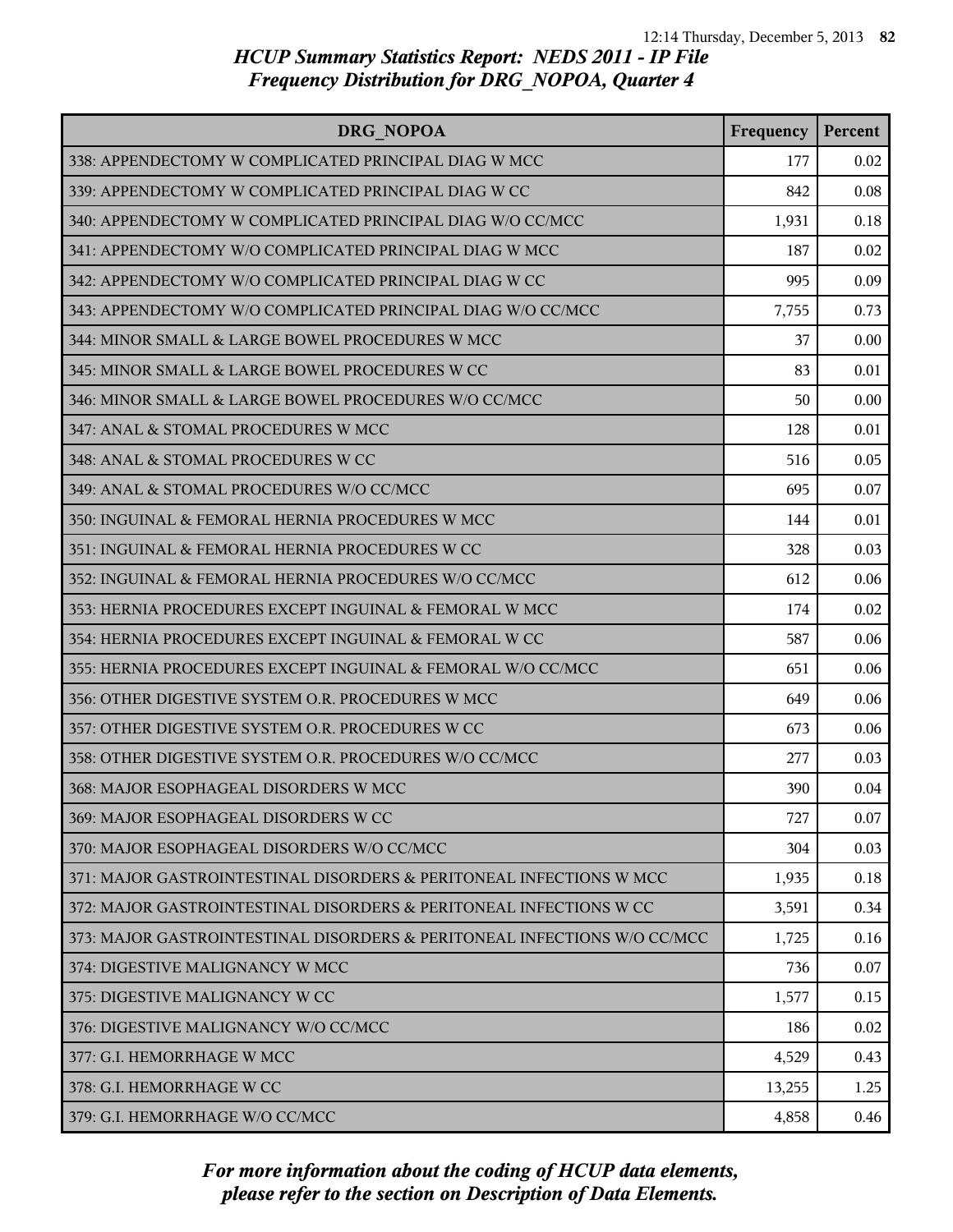# HCUP Summary Statistics Report: NEDS 2011 - IP File
## Frequency Distribution for DRG_NOPOA, Quarter 4

| DRG_NOPOA | Frequency | Percent |
|---|---|---|
| 338: APPENDECTOMY W COMPLICATED PRINCIPAL DIAG W MCC | 177 | 0.02 |
| 339: APPENDECTOMY W COMPLICATED PRINCIPAL DIAG W CC | 842 | 0.08 |
| 340: APPENDECTOMY W COMPLICATED PRINCIPAL DIAG W/O CC/MCC | 1,931 | 0.18 |
| 341: APPENDECTOMY W/O COMPLICATED PRINCIPAL DIAG W MCC | 187 | 0.02 |
| 342: APPENDECTOMY W/O COMPLICATED PRINCIPAL DIAG W CC | 995 | 0.09 |
| 343: APPENDECTOMY W/O COMPLICATED PRINCIPAL DIAG W/O CC/MCC | 7,755 | 0.73 |
| 344: MINOR SMALL & LARGE BOWEL PROCEDURES W MCC | 37 | 0.00 |
| 345: MINOR SMALL & LARGE BOWEL PROCEDURES W CC | 83 | 0.01 |
| 346: MINOR SMALL & LARGE BOWEL PROCEDURES W/O CC/MCC | 50 | 0.00 |
| 347: ANAL & STOMAL PROCEDURES W MCC | 128 | 0.01 |
| 348: ANAL & STOMAL PROCEDURES W CC | 516 | 0.05 |
| 349: ANAL & STOMAL PROCEDURES W/O CC/MCC | 695 | 0.07 |
| 350: INGUINAL & FEMORAL HERNIA PROCEDURES W MCC | 144 | 0.01 |
| 351: INGUINAL & FEMORAL HERNIA PROCEDURES W CC | 328 | 0.03 |
| 352: INGUINAL & FEMORAL HERNIA PROCEDURES W/O CC/MCC | 612 | 0.06 |
| 353: HERNIA PROCEDURES EXCEPT INGUINAL & FEMORAL W MCC | 174 | 0.02 |
| 354: HERNIA PROCEDURES EXCEPT INGUINAL & FEMORAL W CC | 587 | 0.06 |
| 355: HERNIA PROCEDURES EXCEPT INGUINAL & FEMORAL W/O CC/MCC | 651 | 0.06 |
| 356: OTHER DIGESTIVE SYSTEM O.R. PROCEDURES W MCC | 649 | 0.06 |
| 357: OTHER DIGESTIVE SYSTEM O.R. PROCEDURES W CC | 673 | 0.06 |
| 358: OTHER DIGESTIVE SYSTEM O.R. PROCEDURES W/O CC/MCC | 277 | 0.03 |
| 368: MAJOR ESOPHAGEAL DISORDERS W MCC | 390 | 0.04 |
| 369: MAJOR ESOPHAGEAL DISORDERS W CC | 727 | 0.07 |
| 370: MAJOR ESOPHAGEAL DISORDERS W/O CC/MCC | 304 | 0.03 |
| 371: MAJOR GASTROINTESTINAL DISORDERS & PERITONEAL INFECTIONS W MCC | 1,935 | 0.18 |
| 372: MAJOR GASTROINTESTINAL DISORDERS & PERITONEAL INFECTIONS W CC | 3,591 | 0.34 |
| 373: MAJOR GASTROINTESTINAL DISORDERS & PERITONEAL INFECTIONS W/O CC/MCC | 1,725 | 0.16 |
| 374: DIGESTIVE MALIGNANCY W MCC | 736 | 0.07 |
| 375: DIGESTIVE MALIGNANCY W CC | 1,577 | 0.15 |
| 376: DIGESTIVE MALIGNANCY W/O CC/MCC | 186 | 0.02 |
| 377: G.I. HEMORRHAGE W MCC | 4,529 | 0.43 |
| 378: G.I. HEMORRHAGE W CC | 13,255 | 1.25 |
| 379: G.I. HEMORRHAGE W/O CC/MCC | 4,858 | 0.46 |

*For more information about the coding of HCUP data elements, please refer to the section on Description of Data Elements.*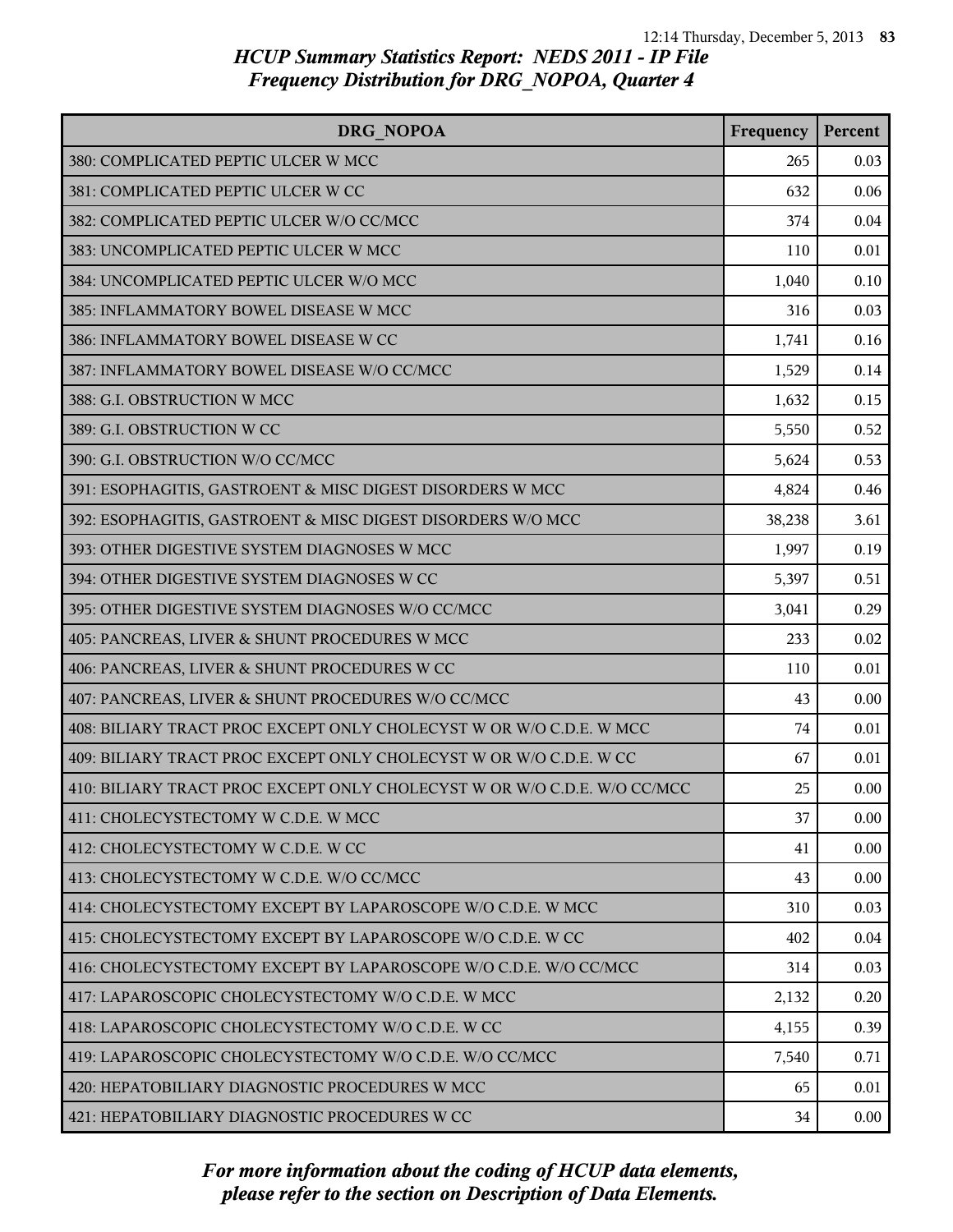## HCUP Summary Statistics Report: NEDS 2011 - IP File
## Frequency Distribution for DRG_NOPOA, Quarter 4

| DRG_NOPOA | Frequency | Percent |
|---|---|---|
| 380: COMPLICATED PEPTIC ULCER W MCC | 265 | 0.03 |
| 381: COMPLICATED PEPTIC ULCER W CC | 632 | 0.06 |
| 382: COMPLICATED PEPTIC ULCER W/O CC/MCC | 374 | 0.04 |
| 383: UNCOMPLICATED PEPTIC ULCER W MCC | 110 | 0.01 |
| 384: UNCOMPLICATED PEPTIC ULCER W/O MCC | 1,040 | 0.10 |
| 385: INFLAMMATORY BOWEL DISEASE W MCC | 316 | 0.03 |
| 386: INFLAMMATORY BOWEL DISEASE W CC | 1,741 | 0.16 |
| 387: INFLAMMATORY BOWEL DISEASE W/O CC/MCC | 1,529 | 0.14 |
| 388: G.I. OBSTRUCTION W MCC | 1,632 | 0.15 |
| 389: G.I. OBSTRUCTION W CC | 5,550 | 0.52 |
| 390: G.I. OBSTRUCTION W/O CC/MCC | 5,624 | 0.53 |
| 391: ESOPHAGITIS, GASTROENT & MISC DIGEST DISORDERS W MCC | 4,824 | 0.46 |
| 392: ESOPHAGITIS, GASTROENT & MISC DIGEST DISORDERS W/O MCC | 38,238 | 3.61 |
| 393: OTHER DIGESTIVE SYSTEM DIAGNOSES W MCC | 1,997 | 0.19 |
| 394: OTHER DIGESTIVE SYSTEM DIAGNOSES W CC | 5,397 | 0.51 |
| 395: OTHER DIGESTIVE SYSTEM DIAGNOSES W/O CC/MCC | 3,041 | 0.29 |
| 405: PANCREAS, LIVER & SHUNT PROCEDURES W MCC | 233 | 0.02 |
| 406: PANCREAS, LIVER & SHUNT PROCEDURES W CC | 110 | 0.01 |
| 407: PANCREAS, LIVER & SHUNT PROCEDURES W/O CC/MCC | 43 | 0.00 |
| 408: BILIARY TRACT PROC EXCEPT ONLY CHOLECYST W OR W/O C.D.E. W MCC | 74 | 0.01 |
| 409: BILIARY TRACT PROC EXCEPT ONLY CHOLECYST W OR W/O C.D.E. W CC | 67 | 0.01 |
| 410: BILIARY TRACT PROC EXCEPT ONLY CHOLECYST W OR W/O C.D.E. W/O CC/MCC | 25 | 0.00 |
| 411: CHOLECYSTECTOMY W C.D.E. W MCC | 37 | 0.00 |
| 412: CHOLECYSTECTOMY W C.D.E. W CC | 41 | 0.00 |
| 413: CHOLECYSTECTOMY W C.D.E. W/O CC/MCC | 43 | 0.00 |
| 414: CHOLECYSTECTOMY EXCEPT BY LAPAROSCOPE W/O C.D.E. W MCC | 310 | 0.03 |
| 415: CHOLECYSTECTOMY EXCEPT BY LAPAROSCOPE W/O C.D.E. W CC | 402 | 0.04 |
| 416: CHOLECYSTECTOMY EXCEPT BY LAPAROSCOPE W/O C.D.E. W/O CC/MCC | 314 | 0.03 |
| 417: LAPAROSCOPIC CHOLECYSTECTOMY W/O C.D.E. W MCC | 2,132 | 0.20 |
| 418: LAPAROSCOPIC CHOLECYSTECTOMY W/O C.D.E. W CC | 4,155 | 0.39 |
| 419: LAPAROSCOPIC CHOLECYSTECTOMY W/O C.D.E. W/O CC/MCC | 7,540 | 0.71 |
| 420: HEPATOBILIARY DIAGNOSTIC PROCEDURES W MCC | 65 | 0.01 |
| 421: HEPATOBILIARY DIAGNOSTIC PROCEDURES W CC | 34 | 0.00 |

*For more information about the coding of HCUP data elements, please refer to the section on Description of Data Elements.*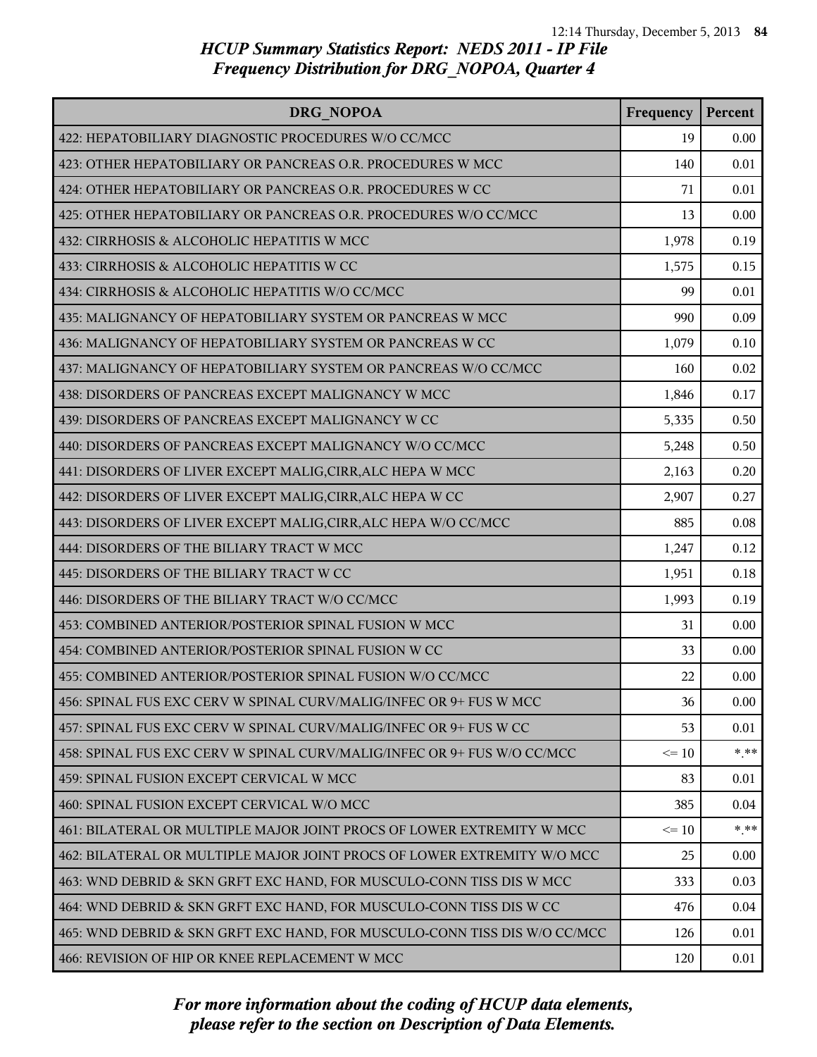# HCUP Summary Statistics Report: NEDS 2011 - IP File
## Frequency Distribution for DRG_NOPOA, Quarter 4

| DRG_NOPOA | Frequency | Percent |
|---|---|---|
| 422: HEPATOBILIARY DIAGNOSTIC PROCEDURES W/O CC/MCC | 19 | 0.00 |
| 423: OTHER HEPATOBILIARY OR PANCREAS O.R. PROCEDURES W MCC | 140 | 0.01 |
| 424: OTHER HEPATOBILIARY OR PANCREAS O.R. PROCEDURES W CC | 71 | 0.01 |
| 425: OTHER HEPATOBILIARY OR PANCREAS O.R. PROCEDURES W/O CC/MCC | 13 | 0.00 |
| 432: CIRRHOSIS & ALCOHOLIC HEPATITIS W MCC | 1,978 | 0.19 |
| 433: CIRRHOSIS & ALCOHOLIC HEPATITIS W CC | 1,575 | 0.15 |
| 434: CIRRHOSIS & ALCOHOLIC HEPATITIS W/O CC/MCC | 99 | 0.01 |
| 435: MALIGNANCY OF HEPATOBILIARY SYSTEM OR PANCREAS W MCC | 990 | 0.09 |
| 436: MALIGNANCY OF HEPATOBILIARY SYSTEM OR PANCREAS W CC | 1,079 | 0.10 |
| 437: MALIGNANCY OF HEPATOBILIARY SYSTEM OR PANCREAS W/O CC/MCC | 160 | 0.02 |
| 438: DISORDERS OF PANCREAS EXCEPT MALIGNANCY W MCC | 1,846 | 0.17 |
| 439: DISORDERS OF PANCREAS EXCEPT MALIGNANCY W CC | 5,335 | 0.50 |
| 440: DISORDERS OF PANCREAS EXCEPT MALIGNANCY W/O CC/MCC | 5,248 | 0.50 |
| 441: DISORDERS OF LIVER EXCEPT MALIG,CIRR,ALC HEPA W MCC | 2,163 | 0.20 |
| 442: DISORDERS OF LIVER EXCEPT MALIG,CIRR,ALC HEPA W CC | 2,907 | 0.27 |
| 443: DISORDERS OF LIVER EXCEPT MALIG,CIRR,ALC HEPA W/O CC/MCC | 885 | 0.08 |
| 444: DISORDERS OF THE BILIARY TRACT W MCC | 1,247 | 0.12 |
| 445: DISORDERS OF THE BILIARY TRACT W CC | 1,951 | 0.18 |
| 446: DISORDERS OF THE BILIARY TRACT W/O CC/MCC | 1,993 | 0.19 |
| 453: COMBINED ANTERIOR/POSTERIOR SPINAL FUSION W MCC | 31 | 0.00 |
| 454: COMBINED ANTERIOR/POSTERIOR SPINAL FUSION W CC | 33 | 0.00 |
| 455: COMBINED ANTERIOR/POSTERIOR SPINAL FUSION W/O CC/MCC | 22 | 0.00 |
| 456: SPINAL FUS EXC CERV W SPINAL CURV/MALIG/INFEC OR 9+ FUS W MCC | 36 | 0.00 |
| 457: SPINAL FUS EXC CERV W SPINAL CURV/MALIG/INFEC OR 9+ FUS W CC | 53 | 0.01 |
| 458: SPINAL FUS EXC CERV W SPINAL CURV/MALIG/INFEC OR 9+ FUS W/O CC/MCC | <= 10 | *.** |
| 459: SPINAL FUSION EXCEPT CERVICAL W MCC | 83 | 0.01 |
| 460: SPINAL FUSION EXCEPT CERVICAL W/O MCC | 385 | 0.04 |
| 461: BILATERAL OR MULTIPLE MAJOR JOINT PROCS OF LOWER EXTREMITY W MCC | <= 10 | *.** |
| 462: BILATERAL OR MULTIPLE MAJOR JOINT PROCS OF LOWER EXTREMITY W/O MCC | 25 | 0.00 |
| 463: WND DEBRID & SKN GRFT EXC HAND, FOR MUSCULO-CONN TISS DIS W MCC | 333 | 0.03 |
| 464: WND DEBRID & SKN GRFT EXC HAND, FOR MUSCULO-CONN TISS DIS W CC | 476 | 0.04 |
| 465: WND DEBRID & SKN GRFT EXC HAND, FOR MUSCULO-CONN TISS DIS W/O CC/MCC | 126 | 0.01 |
| 466: REVISION OF HIP OR KNEE REPLACEMENT W MCC | 120 | 0.01 |

*For more information about the coding of HCUP data elements, please refer to the section on Description of Data Elements.*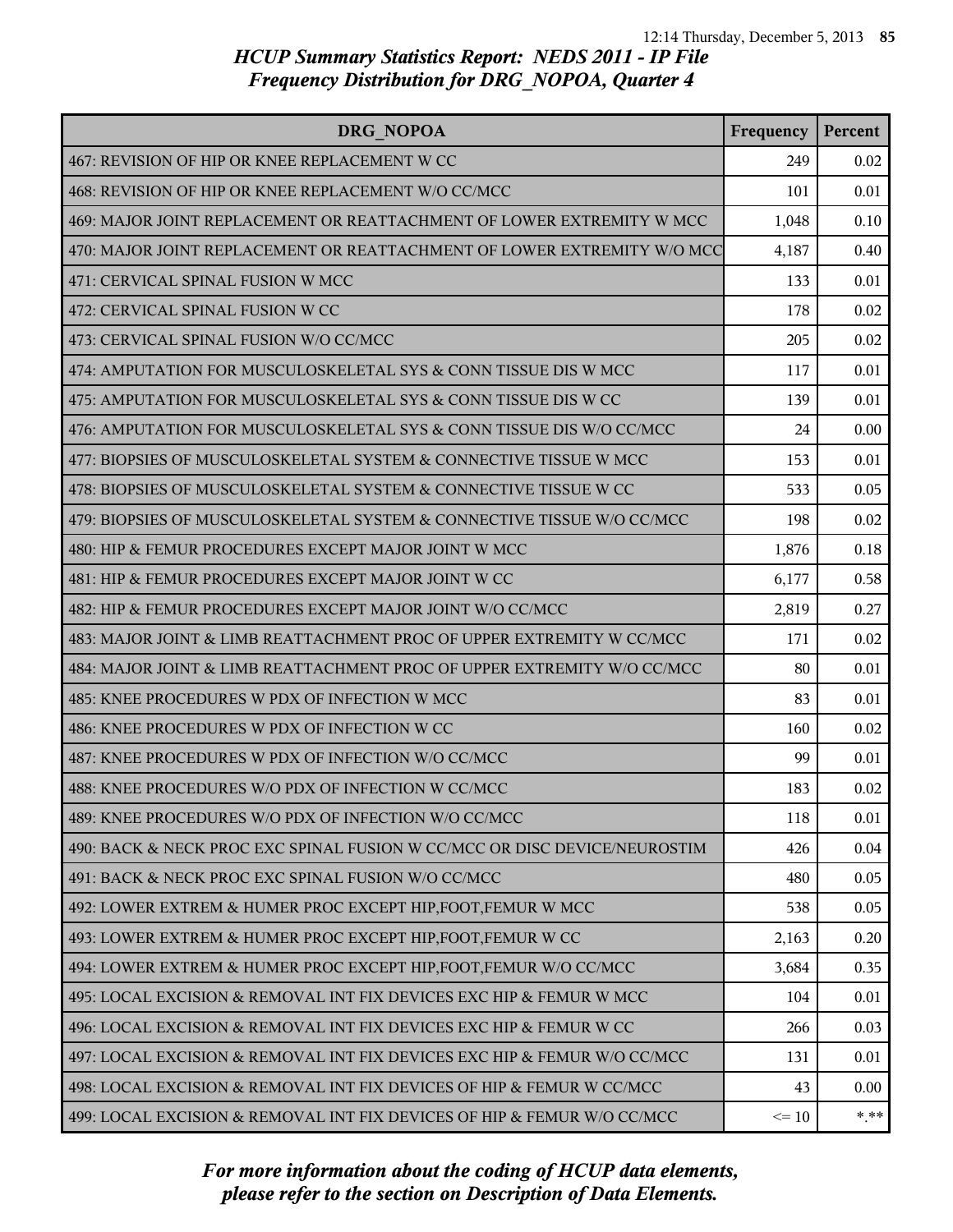# HCUP Summary Statistics Report: NEDS 2011 - IP File
## Frequency Distribution for DRG_NOPOA, Quarter 4

| DRG_NOPOA | Frequency | Percent |
|---|---|---|
| 467: REVISION OF HIP OR KNEE REPLACEMENT W CC | 249 | 0.02 |
| 468: REVISION OF HIP OR KNEE REPLACEMENT W/O CC/MCC | 101 | 0.01 |
| 469: MAJOR JOINT REPLACEMENT OR REATTACHMENT OF LOWER EXTREMITY W MCC | 1,048 | 0.10 |
| 470: MAJOR JOINT REPLACEMENT OR REATTACHMENT OF LOWER EXTREMITY W/O MCC | 4,187 | 0.40 |
| 471: CERVICAL SPINAL FUSION W MCC | 133 | 0.01 |
| 472: CERVICAL SPINAL FUSION W CC | 178 | 0.02 |
| 473: CERVICAL SPINAL FUSION W/O CC/MCC | 205 | 0.02 |
| 474: AMPUTATION FOR MUSCULOSKELETAL SYS & CONN TISSUE DIS W MCC | 117 | 0.01 |
| 475: AMPUTATION FOR MUSCULOSKELETAL SYS & CONN TISSUE DIS W CC | 139 | 0.01 |
| 476: AMPUTATION FOR MUSCULOSKELETAL SYS & CONN TISSUE DIS W/O CC/MCC | 24 | 0.00 |
| 477: BIOPSIES OF MUSCULOSKELETAL SYSTEM & CONNECTIVE TISSUE W MCC | 153 | 0.01 |
| 478: BIOPSIES OF MUSCULOSKELETAL SYSTEM & CONNECTIVE TISSUE W CC | 533 | 0.05 |
| 479: BIOPSIES OF MUSCULOSKELETAL SYSTEM & CONNECTIVE TISSUE W/O CC/MCC | 198 | 0.02 |
| 480: HIP & FEMUR PROCEDURES EXCEPT MAJOR JOINT W MCC | 1,876 | 0.18 |
| 481: HIP & FEMUR PROCEDURES EXCEPT MAJOR JOINT W CC | 6,177 | 0.58 |
| 482: HIP & FEMUR PROCEDURES EXCEPT MAJOR JOINT W/O CC/MCC | 2,819 | 0.27 |
| 483: MAJOR JOINT & LIMB REATTACHMENT PROC OF UPPER EXTREMITY W CC/MCC | 171 | 0.02 |
| 484: MAJOR JOINT & LIMB REATTACHMENT PROC OF UPPER EXTREMITY W/O CC/MCC | 80 | 0.01 |
| 485: KNEE PROCEDURES W PDX OF INFECTION W MCC | 83 | 0.01 |
| 486: KNEE PROCEDURES W PDX OF INFECTION W CC | 160 | 0.02 |
| 487: KNEE PROCEDURES W PDX OF INFECTION W/O CC/MCC | 99 | 0.01 |
| 488: KNEE PROCEDURES W/O PDX OF INFECTION W CC/MCC | 183 | 0.02 |
| 489: KNEE PROCEDURES W/O PDX OF INFECTION W/O CC/MCC | 118 | 0.01 |
| 490: BACK & NECK PROC EXC SPINAL FUSION W CC/MCC OR DISC DEVICE/NEUROSTIM | 426 | 0.04 |
| 491: BACK & NECK PROC EXC SPINAL FUSION W/O CC/MCC | 480 | 0.05 |
| 492: LOWER EXTREM & HUMER PROC EXCEPT HIP,FOOT,FEMUR W MCC | 538 | 0.05 |
| 493: LOWER EXTREM & HUMER PROC EXCEPT HIP,FOOT,FEMUR W CC | 2,163 | 0.20 |
| 494: LOWER EXTREM & HUMER PROC EXCEPT HIP,FOOT,FEMUR W/O CC/MCC | 3,684 | 0.35 |
| 495: LOCAL EXCISION & REMOVAL INT FIX DEVICES EXC HIP & FEMUR W MCC | 104 | 0.01 |
| 496: LOCAL EXCISION & REMOVAL INT FIX DEVICES EXC HIP & FEMUR W CC | 266 | 0.03 |
| 497: LOCAL EXCISION & REMOVAL INT FIX DEVICES EXC HIP & FEMUR W/O CC/MCC | 131 | 0.01 |
| 498: LOCAL EXCISION & REMOVAL INT FIX DEVICES OF HIP & FEMUR W CC/MCC | 43 | 0.00 |
| 499: LOCAL EXCISION & REMOVAL INT FIX DEVICES OF HIP & FEMUR W/O CC/MCC | <= 10 | *.** |

*For more information about the coding of HCUP data elements, please refer to the section on Description of Data Elements.*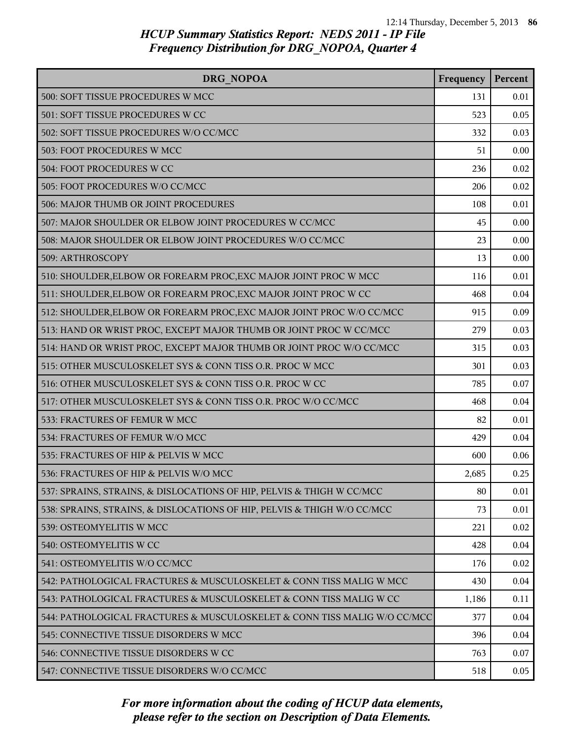*HCUP Summary Statistics Report: NEDS 2011 - IP File*
*Frequency Distribution for DRG_NOPOA, Quarter 4*

| DRG_NOPOA | Frequency | Percent |
|---|---|---|
| 500: SOFT TISSUE PROCEDURES W MCC | 131 | 0.01 |
| 501: SOFT TISSUE PROCEDURES W CC | 523 | 0.05 |
| 502: SOFT TISSUE PROCEDURES W/O CC/MCC | 332 | 0.03 |
| 503: FOOT PROCEDURES W MCC | 51 | 0.00 |
| 504: FOOT PROCEDURES W CC | 236 | 0.02 |
| 505: FOOT PROCEDURES W/O CC/MCC | 206 | 0.02 |
| 506: MAJOR THUMB OR JOINT PROCEDURES | 108 | 0.01 |
| 507: MAJOR SHOULDER OR ELBOW JOINT PROCEDURES W CC/MCC | 45 | 0.00 |
| 508: MAJOR SHOULDER OR ELBOW JOINT PROCEDURES W/O CC/MCC | 23 | 0.00 |
| 509: ARTHROSCOPY | 13 | 0.00 |
| 510: SHOULDER,ELBOW OR FOREARM PROC,EXC MAJOR JOINT PROC W MCC | 116 | 0.01 |
| 511: SHOULDER,ELBOW OR FOREARM PROC,EXC MAJOR JOINT PROC W CC | 468 | 0.04 |
| 512: SHOULDER,ELBOW OR FOREARM PROC,EXC MAJOR JOINT PROC W/O CC/MCC | 915 | 0.09 |
| 513: HAND OR WRIST PROC, EXCEPT MAJOR THUMB OR JOINT PROC W CC/MCC | 279 | 0.03 |
| 514: HAND OR WRIST PROC, EXCEPT MAJOR THUMB OR JOINT PROC W/O CC/MCC | 315 | 0.03 |
| 515: OTHER MUSCULOSKELET SYS & CONN TISS O.R. PROC W MCC | 301 | 0.03 |
| 516: OTHER MUSCULOSKELET SYS & CONN TISS O.R. PROC W CC | 785 | 0.07 |
| 517: OTHER MUSCULOSKELET SYS & CONN TISS O.R. PROC W/O CC/MCC | 468 | 0.04 |
| 533: FRACTURES OF FEMUR W MCC | 82 | 0.01 |
| 534: FRACTURES OF FEMUR W/O MCC | 429 | 0.04 |
| 535: FRACTURES OF HIP & PELVIS W MCC | 600 | 0.06 |
| 536: FRACTURES OF HIP & PELVIS W/O MCC | 2,685 | 0.25 |
| 537: SPRAINS, STRAINS, & DISLOCATIONS OF HIP, PELVIS & THIGH W CC/MCC | 80 | 0.01 |
| 538: SPRAINS, STRAINS, & DISLOCATIONS OF HIP, PELVIS & THIGH W/O CC/MCC | 73 | 0.01 |
| 539: OSTEOMYELITIS W MCC | 221 | 0.02 |
| 540: OSTEOMYELITIS W CC | 428 | 0.04 |
| 541: OSTEOMYELITIS W/O CC/MCC | 176 | 0.02 |
| 542: PATHOLOGICAL FRACTURES & MUSCULOSKELET & CONN TISS MALIG W MCC | 430 | 0.04 |
| 543: PATHOLOGICAL FRACTURES & MUSCULOSKELET & CONN TISS MALIG W CC | 1,186 | 0.11 |
| 544: PATHOLOGICAL FRACTURES & MUSCULOSKELET & CONN TISS MALIG W/O CC/MCC | 377 | 0.04 |
| 545: CONNECTIVE TISSUE DISORDERS W MCC | 396 | 0.04 |
| 546: CONNECTIVE TISSUE DISORDERS W CC | 763 | 0.07 |
| 547: CONNECTIVE TISSUE DISORDERS W/O CC/MCC | 518 | 0.05 |

*For more information about the coding of HCUP data elements, please refer to the section on Description of Data Elements.*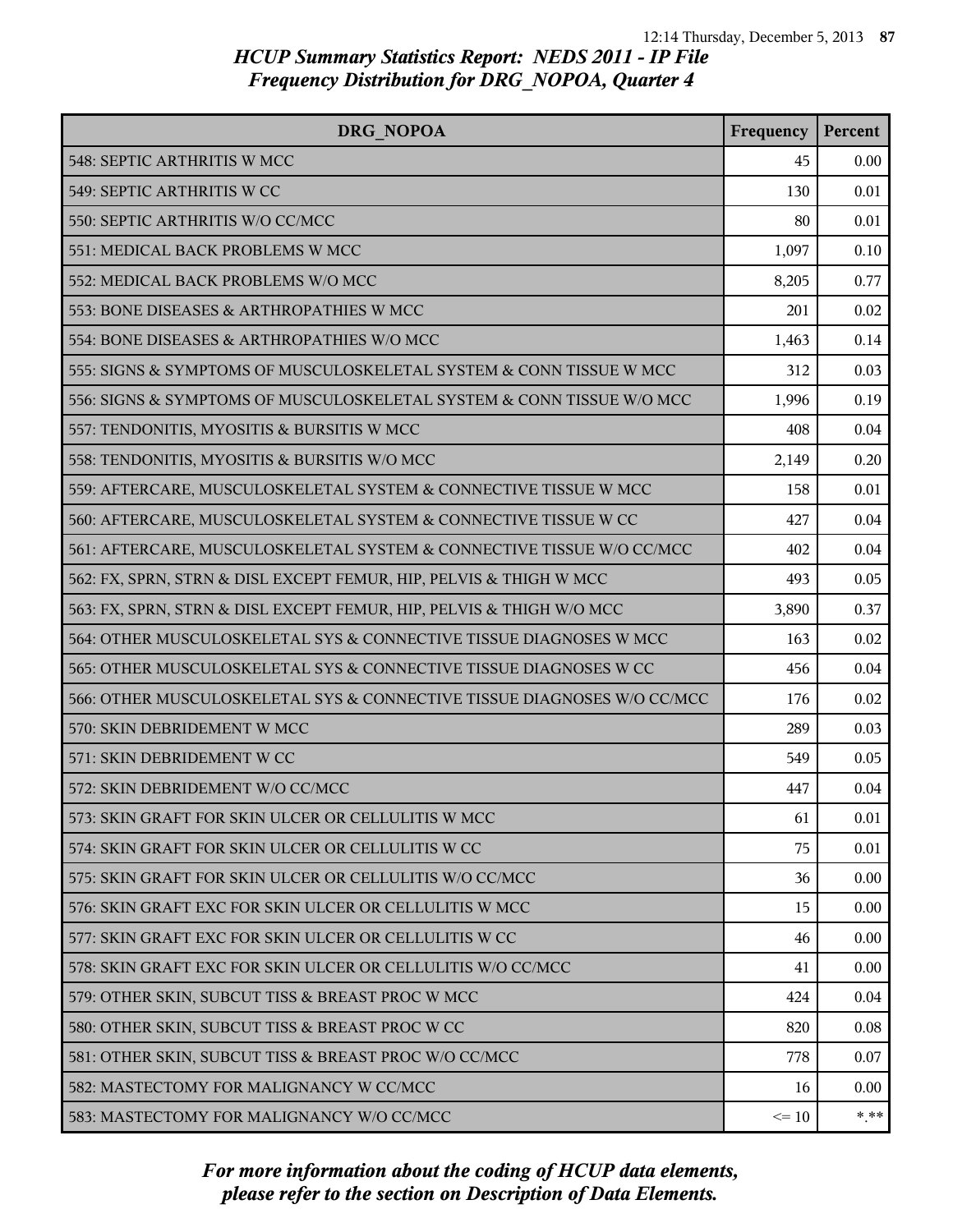# HCUP Summary Statistics Report: NEDS 2011 - IP File
## Frequency Distribution for DRG_NOPOA, Quarter 4

| DRG_NOPOA | Frequency | Percent |
|---|---|---|
| 548: SEPTIC ARTHRITIS W MCC | 45 | 0.00 |
| 549: SEPTIC ARTHRITIS W CC | 130 | 0.01 |
| 550: SEPTIC ARTHRITIS W/O CC/MCC | 80 | 0.01 |
| 551: MEDICAL BACK PROBLEMS W MCC | 1,097 | 0.10 |
| 552: MEDICAL BACK PROBLEMS W/O MCC | 8,205 | 0.77 |
| 553: BONE DISEASES & ARTHROPATHIES W MCC | 201 | 0.02 |
| 554: BONE DISEASES & ARTHROPATHIES W/O MCC | 1,463 | 0.14 |
| 555: SIGNS & SYMPTOMS OF MUSCULOSKELETAL SYSTEM & CONN TISSUE W MCC | 312 | 0.03 |
| 556: SIGNS & SYMPTOMS OF MUSCULOSKELETAL SYSTEM & CONN TISSUE W/O MCC | 1,996 | 0.19 |
| 557: TENDONITIS, MYOSITIS & BURSITIS W MCC | 408 | 0.04 |
| 558: TENDONITIS, MYOSITIS & BURSITIS W/O MCC | 2,149 | 0.20 |
| 559: AFTERCARE, MUSCULOSKELETAL SYSTEM & CONNECTIVE TISSUE W MCC | 158 | 0.01 |
| 560: AFTERCARE, MUSCULOSKELETAL SYSTEM & CONNECTIVE TISSUE W CC | 427 | 0.04 |
| 561: AFTERCARE, MUSCULOSKELETAL SYSTEM & CONNECTIVE TISSUE W/O CC/MCC | 402 | 0.04 |
| 562: FX, SPRN, STRN & DISL EXCEPT FEMUR, HIP, PELVIS & THIGH W MCC | 493 | 0.05 |
| 563: FX, SPRN, STRN & DISL EXCEPT FEMUR, HIP, PELVIS & THIGH W/O MCC | 3,890 | 0.37 |
| 564: OTHER MUSCULOSKELETAL SYS & CONNECTIVE TISSUE DIAGNOSES W MCC | 163 | 0.02 |
| 565: OTHER MUSCULOSKELETAL SYS & CONNECTIVE TISSUE DIAGNOSES W CC | 456 | 0.04 |
| 566: OTHER MUSCULOSKELETAL SYS & CONNECTIVE TISSUE DIAGNOSES W/O CC/MCC | 176 | 0.02 |
| 570: SKIN DEBRIDEMENT W MCC | 289 | 0.03 |
| 571: SKIN DEBRIDEMENT W CC | 549 | 0.05 |
| 572: SKIN DEBRIDEMENT W/O CC/MCC | 447 | 0.04 |
| 573: SKIN GRAFT FOR SKIN ULCER OR CELLULITIS W MCC | 61 | 0.01 |
| 574: SKIN GRAFT FOR SKIN ULCER OR CELLULITIS W CC | 75 | 0.01 |
| 575: SKIN GRAFT FOR SKIN ULCER OR CELLULITIS W/O CC/MCC | 36 | 0.00 |
| 576: SKIN GRAFT EXC FOR SKIN ULCER OR CELLULITIS W MCC | 15 | 0.00 |
| 577: SKIN GRAFT EXC FOR SKIN ULCER OR CELLULITIS W CC | 46 | 0.00 |
| 578: SKIN GRAFT EXC FOR SKIN ULCER OR CELLULITIS W/O CC/MCC | 41 | 0.00 |
| 579: OTHER SKIN, SUBCUT TISS & BREAST PROC W MCC | 424 | 0.04 |
| 580: OTHER SKIN, SUBCUT TISS & BREAST PROC W CC | 820 | 0.08 |
| 581: OTHER SKIN, SUBCUT TISS & BREAST PROC W/O CC/MCC | 778 | 0.07 |
| 582: MASTECTOMY FOR MALIGNANCY W CC/MCC | 16 | 0.00 |
| 583: MASTECTOMY FOR MALIGNANCY W/O CC/MCC | <= 10 | *.** |

*For more information about the coding of HCUP data elements, please refer to the section on Description of Data Elements.*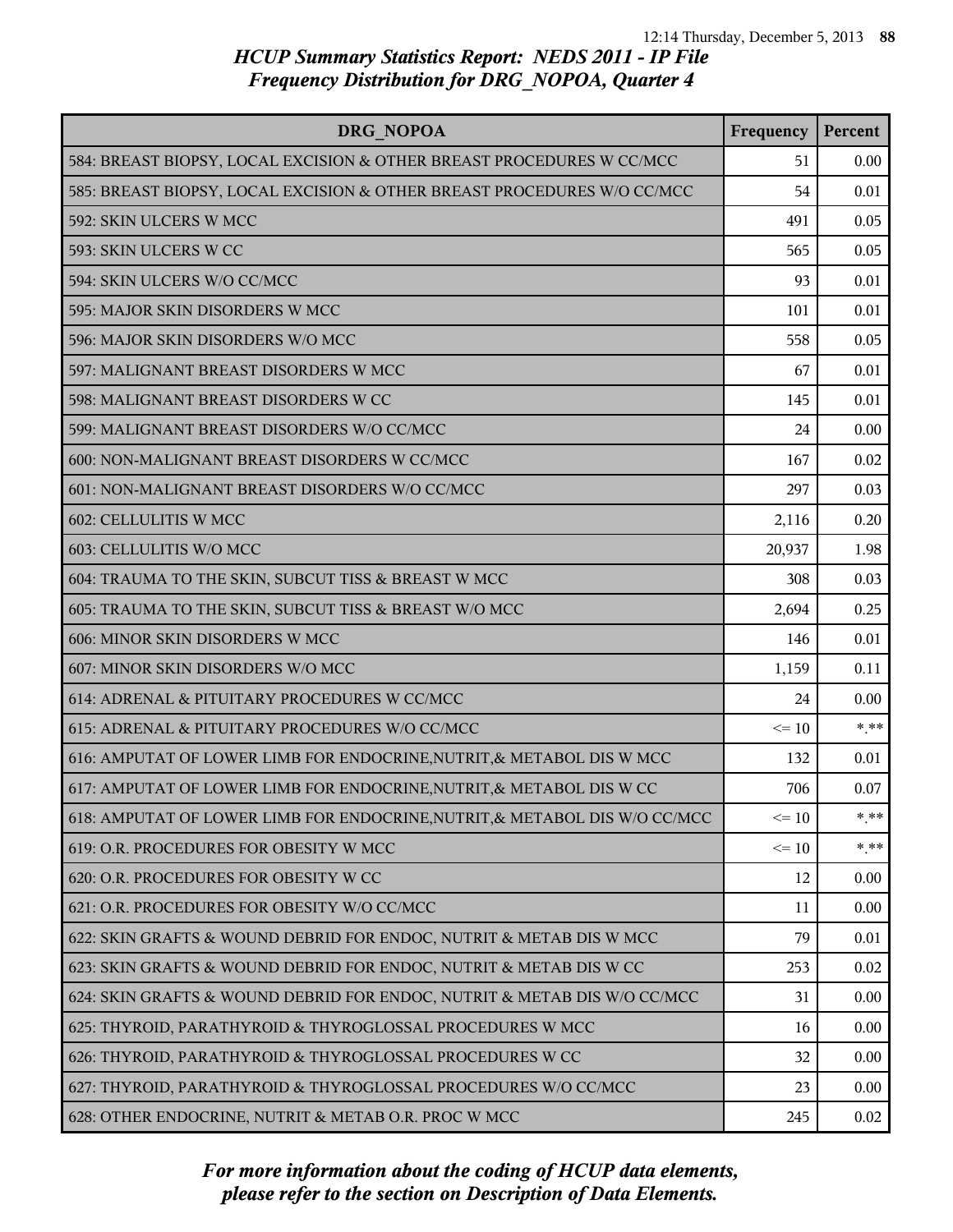## HCUP Summary Statistics Report: NEDS 2011 - IP File

## Frequency Distribution for DRG_NOPOA, Quarter 4

| DRG_NOPOA | Frequency | Percent |
| --- | --- | --- |
| 584: BREAST BIOPSY, LOCAL EXCISION & OTHER BREAST PROCEDURES W CC/MCC | 51 | 0.00 |
| 585: BREAST BIOPSY, LOCAL EXCISION & OTHER BREAST PROCEDURES W/O CC/MCC | 54 | 0.01 |
| 592: SKIN ULCERS W MCC | 491 | 0.05 |
| 593: SKIN ULCERS W CC | 565 | 0.05 |
| 594: SKIN ULCERS W/O CC/MCC | 93 | 0.01 |
| 595: MAJOR SKIN DISORDERS W MCC | 101 | 0.01 |
| 596: MAJOR SKIN DISORDERS W/O MCC | 558 | 0.05 |
| 597: MALIGNANT BREAST DISORDERS W MCC | 67 | 0.01 |
| 598: MALIGNANT BREAST DISORDERS W CC | 145 | 0.01 |
| 599: MALIGNANT BREAST DISORDERS W/O CC/MCC | 24 | 0.00 |
| 600: NON-MALIGNANT BREAST DISORDERS W CC/MCC | 167 | 0.02 |
| 601: NON-MALIGNANT BREAST DISORDERS W/O CC/MCC | 297 | 0.03 |
| 602: CELLULITIS W MCC | 2,116 | 0.20 |
| 603: CELLULITIS W/O MCC | 20,937 | 1.98 |
| 604: TRAUMA TO THE SKIN, SUBCUT TISS & BREAST W MCC | 308 | 0.03 |
| 605: TRAUMA TO THE SKIN, SUBCUT TISS & BREAST W/O MCC | 2,694 | 0.25 |
| 606: MINOR SKIN DISORDERS W MCC | 146 | 0.01 |
| 607: MINOR SKIN DISORDERS W/O MCC | 1,159 | 0.11 |
| 614: ADRENAL & PITUITARY PROCEDURES W CC/MCC | 24 | 0.00 |
| 615: ADRENAL & PITUITARY PROCEDURES W/O CC/MCC | <= 10 | *.** |
| 616: AMPUTAT OF LOWER LIMB FOR ENDOCRINE,NUTRIT,& METABOL DIS W MCC | 132 | 0.01 |
| 617: AMPUTAT OF LOWER LIMB FOR ENDOCRINE,NUTRIT,& METABOL DIS W CC | 706 | 0.07 |
| 618: AMPUTAT OF LOWER LIMB FOR ENDOCRINE,NUTRIT,& METABOL DIS W/O CC/MCC | <= 10 | *.** |
| 619: O.R. PROCEDURES FOR OBESITY W MCC | <= 10 | *.** |
| 620: O.R. PROCEDURES FOR OBESITY W CC | 12 | 0.00 |
| 621: O.R. PROCEDURES FOR OBESITY W/O CC/MCC | 11 | 0.00 |
| 622: SKIN GRAFTS & WOUND DEBRID FOR ENDOC, NUTRIT & METAB DIS W MCC | 79 | 0.01 |
| 623: SKIN GRAFTS & WOUND DEBRID FOR ENDOC, NUTRIT & METAB DIS W CC | 253 | 0.02 |
| 624: SKIN GRAFTS & WOUND DEBRID FOR ENDOC, NUTRIT & METAB DIS W/O CC/MCC | 31 | 0.00 |
| 625: THYROID, PARATHYROID & THYROGLOSSAL PROCEDURES W MCC | 16 | 0.00 |
| 626: THYROID, PARATHYROID & THYROGLOSSAL PROCEDURES W CC | 32 | 0.00 |
| 627: THYROID, PARATHYROID & THYROGLOSSAL PROCEDURES W/O CC/MCC | 23 | 0.00 |
| 628: OTHER ENDOCRINE, NUTRIT & METAB O.R. PROC W MCC | 245 | 0.02 |

*For more information about the coding of HCUP data elements, please refer to the section on Description of Data Elements.*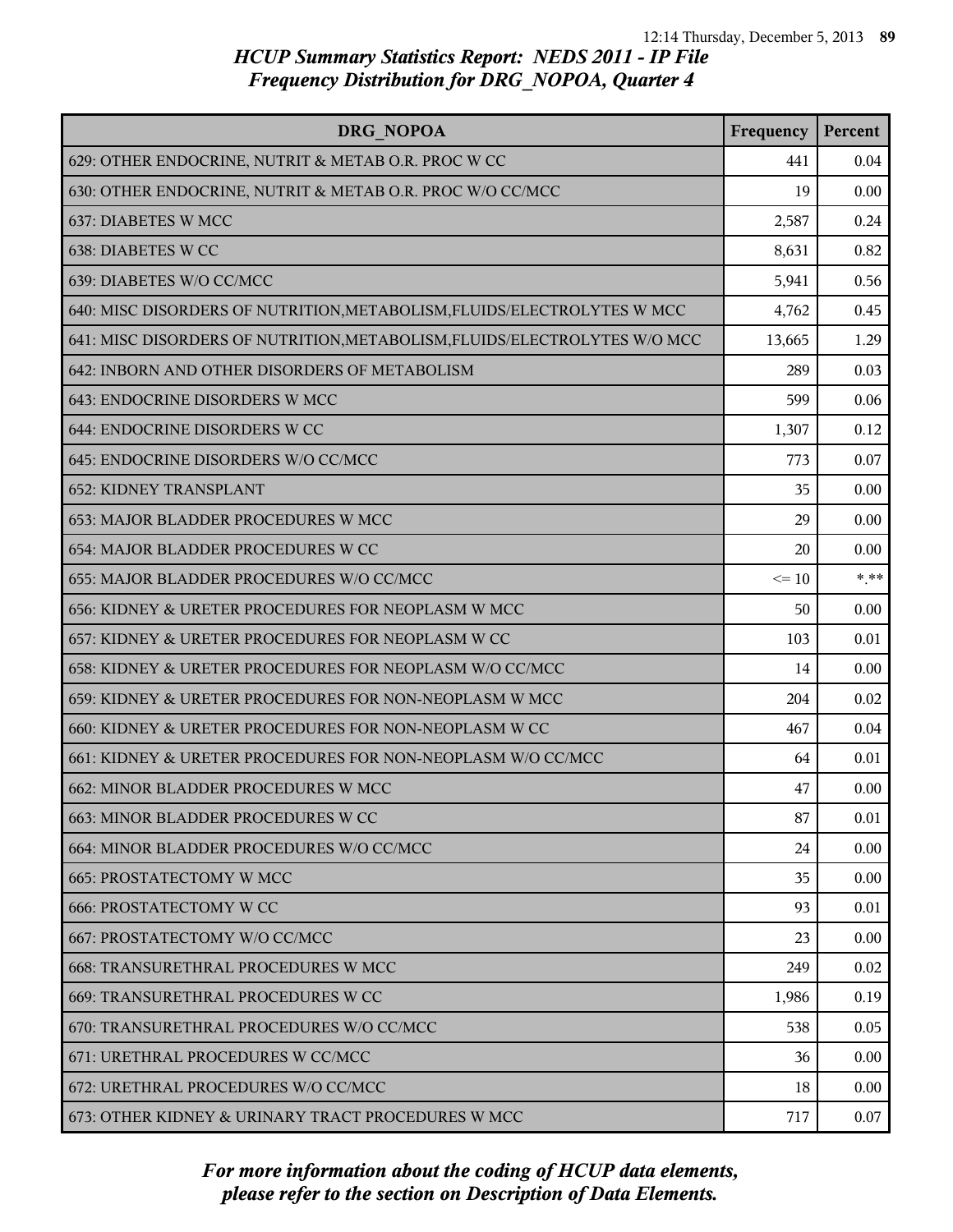# HCUP Summary Statistics Report: NEDS 2011 - IP File
## Frequency Distribution for DRG_NOPOA, Quarter 4

| DRG_NOPOA | Frequency | Percent |
|---|---|---|
| 629: OTHER ENDOCRINE, NUTRIT & METAB O.R. PROC W CC | 441 | 0.04 |
| 630: OTHER ENDOCRINE, NUTRIT & METAB O.R. PROC W/O CC/MCC | 19 | 0.00 |
| 637: DIABETES W MCC | 2,587 | 0.24 |
| 638: DIABETES W CC | 8,631 | 0.82 |
| 639: DIABETES W/O CC/MCC | 5,941 | 0.56 |
| 640: MISC DISORDERS OF NUTRITION,METABOLISM,FLUIDS/ELECTROLYTES W MCC | 4,762 | 0.45 |
| 641: MISC DISORDERS OF NUTRITION,METABOLISM,FLUIDS/ELECTROLYTES W/O MCC | 13,665 | 1.29 |
| 642: INBORN AND OTHER DISORDERS OF METABOLISM | 289 | 0.03 |
| 643: ENDOCRINE DISORDERS W MCC | 599 | 0.06 |
| 644: ENDOCRINE DISORDERS W CC | 1,307 | 0.12 |
| 645: ENDOCRINE DISORDERS W/O CC/MCC | 773 | 0.07 |
| 652: KIDNEY TRANSPLANT | 35 | 0.00 |
| 653: MAJOR BLADDER PROCEDURES W MCC | 29 | 0.00 |
| 654: MAJOR BLADDER PROCEDURES W CC | 20 | 0.00 |
| 655: MAJOR BLADDER PROCEDURES W/O CC/MCC | <= 10 | *.** |
| 656: KIDNEY & URETER PROCEDURES FOR NEOPLASM W MCC | 50 | 0.00 |
| 657: KIDNEY & URETER PROCEDURES FOR NEOPLASM W CC | 103 | 0.01 |
| 658: KIDNEY & URETER PROCEDURES FOR NEOPLASM W/O CC/MCC | 14 | 0.00 |
| 659: KIDNEY & URETER PROCEDURES FOR NON-NEOPLASM W MCC | 204 | 0.02 |
| 660: KIDNEY & URETER PROCEDURES FOR NON-NEOPLASM W CC | 467 | 0.04 |
| 661: KIDNEY & URETER PROCEDURES FOR NON-NEOPLASM W/O CC/MCC | 64 | 0.01 |
| 662: MINOR BLADDER PROCEDURES W MCC | 47 | 0.00 |
| 663: MINOR BLADDER PROCEDURES W CC | 87 | 0.01 |
| 664: MINOR BLADDER PROCEDURES W/O CC/MCC | 24 | 0.00 |
| 665: PROSTATECTOMY W MCC | 35 | 0.00 |
| 666: PROSTATECTOMY W CC | 93 | 0.01 |
| 667: PROSTATECTOMY W/O CC/MCC | 23 | 0.00 |
| 668: TRANSURETHRAL PROCEDURES W MCC | 249 | 0.02 |
| 669: TRANSURETHRAL PROCEDURES W CC | 1,986 | 0.19 |
| 670: TRANSURETHRAL PROCEDURES W/O CC/MCC | 538 | 0.05 |
| 671: URETHRAL PROCEDURES W CC/MCC | 36 | 0.00 |
| 672: URETHRAL PROCEDURES W/O CC/MCC | 18 | 0.00 |
| 673: OTHER KIDNEY & URINARY TRACT PROCEDURES W MCC | 717 | 0.07 |

*For more information about the coding of HCUP data elements, please refer to the section on Description of Data Elements.*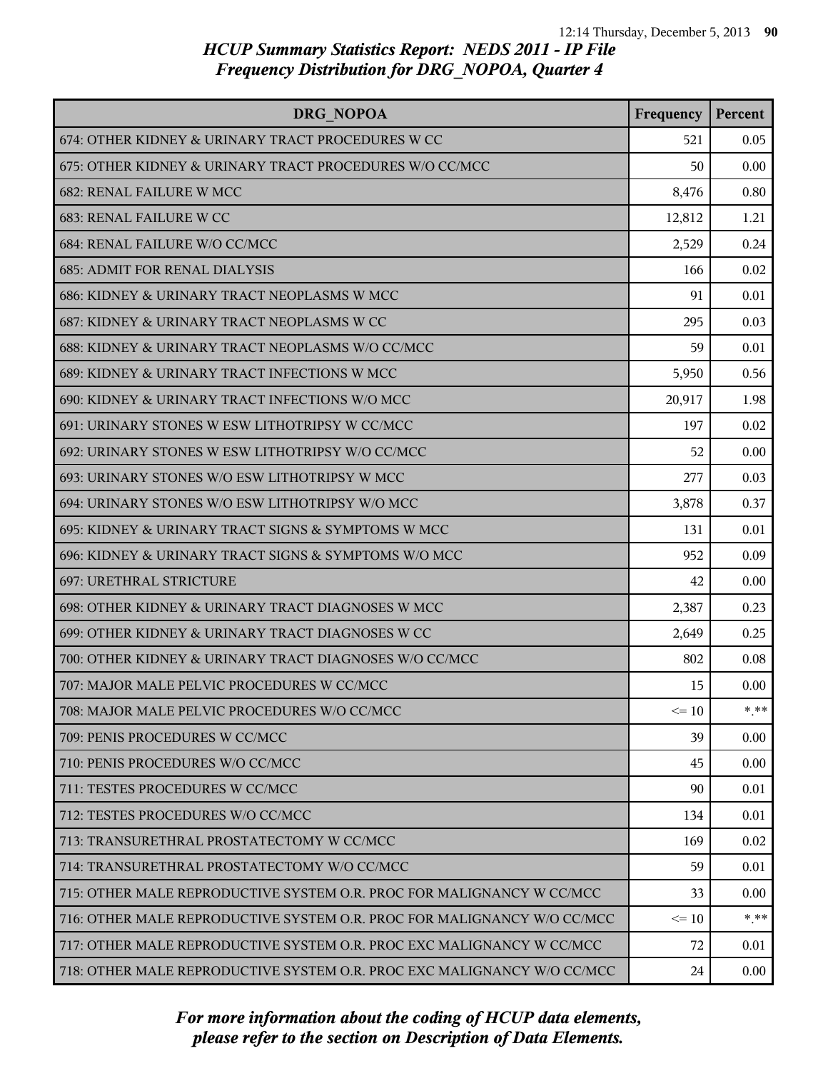## HCUP Summary Statistics Report: NEDS 2011 - IP File
## Frequency Distribution for DRG_NOPOA, Quarter 4

| DRG_NOPOA | Frequency | Percent |
|---|---|---|
| 674: OTHER KIDNEY & URINARY TRACT PROCEDURES W CC | 521 | 0.05 |
| 675: OTHER KIDNEY & URINARY TRACT PROCEDURES W/O CC/MCC | 50 | 0.00 |
| 682: RENAL FAILURE W MCC | 8,476 | 0.80 |
| 683: RENAL FAILURE W CC | 12,812 | 1.21 |
| 684: RENAL FAILURE W/O CC/MCC | 2,529 | 0.24 |
| 685: ADMIT FOR RENAL DIALYSIS | 166 | 0.02 |
| 686: KIDNEY & URINARY TRACT NEOPLASMS W MCC | 91 | 0.01 |
| 687: KIDNEY & URINARY TRACT NEOPLASMS W CC | 295 | 0.03 |
| 688: KIDNEY & URINARY TRACT NEOPLASMS W/O CC/MCC | 59 | 0.01 |
| 689: KIDNEY & URINARY TRACT INFECTIONS W MCC | 5,950 | 0.56 |
| 690: KIDNEY & URINARY TRACT INFECTIONS W/O MCC | 20,917 | 1.98 |
| 691: URINARY STONES W ESW LITHOTRIPSY W CC/MCC | 197 | 0.02 |
| 692: URINARY STONES W ESW LITHOTRIPSY W/O CC/MCC | 52 | 0.00 |
| 693: URINARY STONES W/O ESW LITHOTRIPSY W MCC | 277 | 0.03 |
| 694: URINARY STONES W/O ESW LITHOTRIPSY W/O MCC | 3,878 | 0.37 |
| 695: KIDNEY & URINARY TRACT SIGNS & SYMPTOMS W MCC | 131 | 0.01 |
| 696: KIDNEY & URINARY TRACT SIGNS & SYMPTOMS W/O MCC | 952 | 0.09 |
| 697: URETHRAL STRICTURE | 42 | 0.00 |
| 698: OTHER KIDNEY & URINARY TRACT DIAGNOSES W MCC | 2,387 | 0.23 |
| 699: OTHER KIDNEY & URINARY TRACT DIAGNOSES W CC | 2,649 | 0.25 |
| 700: OTHER KIDNEY & URINARY TRACT DIAGNOSES W/O CC/MCC | 802 | 0.08 |
| 707: MAJOR MALE PELVIC PROCEDURES W CC/MCC | 15 | 0.00 |
| 708: MAJOR MALE PELVIC PROCEDURES W/O CC/MCC | <= 10 | *.** |
| 709: PENIS PROCEDURES W CC/MCC | 39 | 0.00 |
| 710: PENIS PROCEDURES W/O CC/MCC | 45 | 0.00 |
| 711: TESTES PROCEDURES W CC/MCC | 90 | 0.01 |
| 712: TESTES PROCEDURES W/O CC/MCC | 134 | 0.01 |
| 713: TRANSURETHRAL PROSTATECTOMY W CC/MCC | 169 | 0.02 |
| 714: TRANSURETHRAL PROSTATECTOMY W/O CC/MCC | 59 | 0.01 |
| 715: OTHER MALE REPRODUCTIVE SYSTEM O.R. PROC FOR MALIGNANCY W CC/MCC | 33 | 0.00 |
| 716: OTHER MALE REPRODUCTIVE SYSTEM O.R. PROC FOR MALIGNANCY W/O CC/MCC | <= 10 | *.** |
| 717: OTHER MALE REPRODUCTIVE SYSTEM O.R. PROC EXC MALIGNANCY W CC/MCC | 72 | 0.01 |
| 718: OTHER MALE REPRODUCTIVE SYSTEM O.R. PROC EXC MALIGNANCY W/O CC/MCC | 24 | 0.00 |

*For more information about the coding of HCUP data elements, please refer to the section on Description of Data Elements.*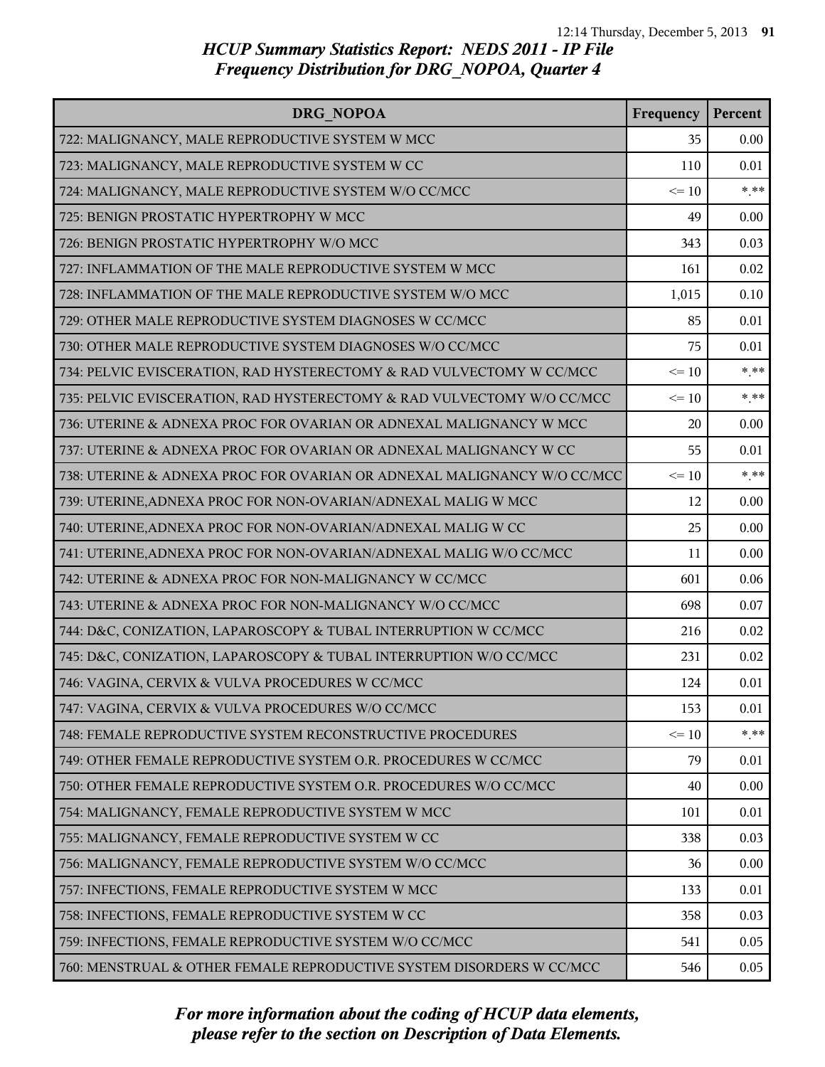# HCUP Summary Statistics Report: NEDS 2011 - IP File
## Frequency Distribution for DRG_NOPOA, Quarter 4

| DRG_NOPOA | Frequency | Percent |
|---|---|---|
| 722: MALIGNANCY, MALE REPRODUCTIVE SYSTEM W MCC | 35 | 0.00 |
| 723: MALIGNANCY, MALE REPRODUCTIVE SYSTEM W CC | 110 | 0.01 |
| 724: MALIGNANCY, MALE REPRODUCTIVE SYSTEM W/O CC/MCC | <= 10 | *.** |
| 725: BENIGN PROSTATIC HYPERTROPHY W MCC | 49 | 0.00 |
| 726: BENIGN PROSTATIC HYPERTROPHY W/O MCC | 343 | 0.03 |
| 727: INFLAMMATION OF THE MALE REPRODUCTIVE SYSTEM W MCC | 161 | 0.02 |
| 728: INFLAMMATION OF THE MALE REPRODUCTIVE SYSTEM W/O MCC | 1,015 | 0.10 |
| 729: OTHER MALE REPRODUCTIVE SYSTEM DIAGNOSES W CC/MCC | 85 | 0.01 |
| 730: OTHER MALE REPRODUCTIVE SYSTEM DIAGNOSES W/O CC/MCC | 75 | 0.01 |
| 734: PELVIC EVISCERATION, RAD HYSTERECTOMY & RAD VULVECTOMY W CC/MCC | <= 10 | *.** |
| 735: PELVIC EVISCERATION, RAD HYSTERECTOMY & RAD VULVECTOMY W/O CC/MCC | <= 10 | *.** |
| 736: UTERINE & ADNEXA PROC FOR OVARIAN OR ADNEXAL MALIGNANCY W MCC | 20 | 0.00 |
| 737: UTERINE & ADNEXA PROC FOR OVARIAN OR ADNEXAL MALIGNANCY W CC | 55 | 0.01 |
| 738: UTERINE & ADNEXA PROC FOR OVARIAN OR ADNEXAL MALIGNANCY W/O CC/MCC | <= 10 | *.** |
| 739: UTERINE,ADNEXA PROC FOR NON-OVARIAN/ADNEXAL MALIG W MCC | 12 | 0.00 |
| 740: UTERINE,ADNEXA PROC FOR NON-OVARIAN/ADNEXAL MALIG W CC | 25 | 0.00 |
| 741: UTERINE,ADNEXA PROC FOR NON-OVARIAN/ADNEXAL MALIG W/O CC/MCC | 11 | 0.00 |
| 742: UTERINE & ADNEXA PROC FOR NON-MALIGNANCY W CC/MCC | 601 | 0.06 |
| 743: UTERINE & ADNEXA PROC FOR NON-MALIGNANCY W/O CC/MCC | 698 | 0.07 |
| 744: D&C, CONIZATION, LAPAROSCOPY & TUBAL INTERRUPTION W CC/MCC | 216 | 0.02 |
| 745: D&C, CONIZATION, LAPAROSCOPY & TUBAL INTERRUPTION W/O CC/MCC | 231 | 0.02 |
| 746: VAGINA, CERVIX & VULVA PROCEDURES W CC/MCC | 124 | 0.01 |
| 747: VAGINA, CERVIX & VULVA PROCEDURES W/O CC/MCC | 153 | 0.01 |
| 748: FEMALE REPRODUCTIVE SYSTEM RECONSTRUCTIVE PROCEDURES | <= 10 | *.** |
| 749: OTHER FEMALE REPRODUCTIVE SYSTEM O.R. PROCEDURES W CC/MCC | 79 | 0.01 |
| 750: OTHER FEMALE REPRODUCTIVE SYSTEM O.R. PROCEDURES W/O CC/MCC | 40 | 0.00 |
| 754: MALIGNANCY, FEMALE REPRODUCTIVE SYSTEM W MCC | 101 | 0.01 |
| 755: MALIGNANCY, FEMALE REPRODUCTIVE SYSTEM W CC | 338 | 0.03 |
| 756: MALIGNANCY, FEMALE REPRODUCTIVE SYSTEM W/O CC/MCC | 36 | 0.00 |
| 757: INFECTIONS, FEMALE REPRODUCTIVE SYSTEM W MCC | 133 | 0.01 |
| 758: INFECTIONS, FEMALE REPRODUCTIVE SYSTEM W CC | 358 | 0.03 |
| 759: INFECTIONS, FEMALE REPRODUCTIVE SYSTEM W/O CC/MCC | 541 | 0.05 |
| 760: MENSTRUAL & OTHER FEMALE REPRODUCTIVE SYSTEM DISORDERS W CC/MCC | 546 | 0.05 |

*For more information about the coding of HCUP data elements, please refer to the section on Description of Data Elements.*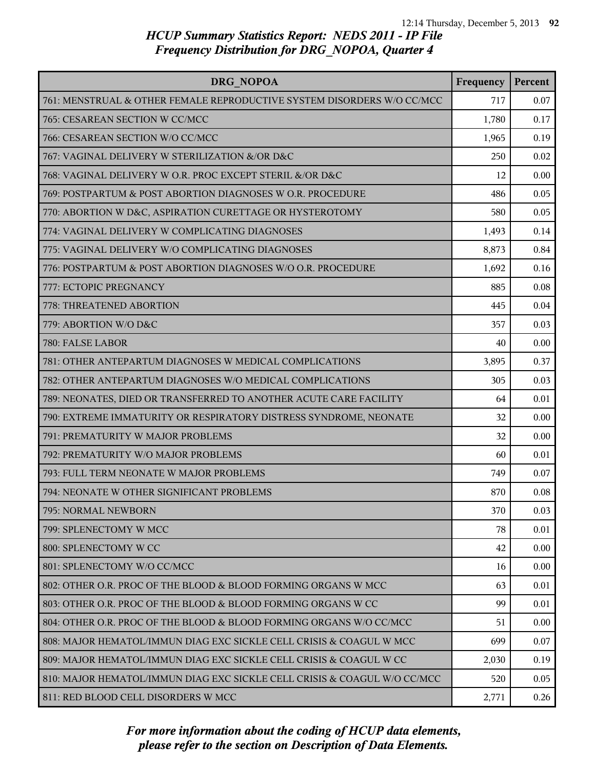# HCUP Summary Statistics Report: NEDS 2011 - IP File
## Frequency Distribution for DRG_NOPOA, Quarter 4

| DRG_NOPOA | Frequency | Percent |
|---|---|---|
| 761: MENSTRUAL & OTHER FEMALE REPRODUCTIVE SYSTEM DISORDERS W/O CC/MCC | 717 | 0.07 |
| 765: CESAREAN SECTION W CC/MCC | 1,780 | 0.17 |
| 766: CESAREAN SECTION W/O CC/MCC | 1,965 | 0.19 |
| 767: VAGINAL DELIVERY W STERILIZATION &/OR D&C | 250 | 0.02 |
| 768: VAGINAL DELIVERY W O.R. PROC EXCEPT STERIL &/OR D&C | 12 | 0.00 |
| 769: POSTPARTUM & POST ABORTION DIAGNOSES W O.R. PROCEDURE | 486 | 0.05 |
| 770: ABORTION W D&C, ASPIRATION CURETTAGE OR HYSTEROTOMY | 580 | 0.05 |
| 774: VAGINAL DELIVERY W COMPLICATING DIAGNOSES | 1,493 | 0.14 |
| 775: VAGINAL DELIVERY W/O COMPLICATING DIAGNOSES | 8,873 | 0.84 |
| 776: POSTPARTUM & POST ABORTION DIAGNOSES W/O O.R. PROCEDURE | 1,692 | 0.16 |
| 777: ECTOPIC PREGNANCY | 885 | 0.08 |
| 778: THREATENED ABORTION | 445 | 0.04 |
| 779: ABORTION W/O D&C | 357 | 0.03 |
| 780: FALSE LABOR | 40 | 0.00 |
| 781: OTHER ANTEPARTUM DIAGNOSES W MEDICAL COMPLICATIONS | 3,895 | 0.37 |
| 782: OTHER ANTEPARTUM DIAGNOSES W/O MEDICAL COMPLICATIONS | 305 | 0.03 |
| 789: NEONATES, DIED OR TRANSFERRED TO ANOTHER ACUTE CARE FACILITY | 64 | 0.01 |
| 790: EXTREME IMMATURITY OR RESPIRATORY DISTRESS SYNDROME, NEONATE | 32 | 0.00 |
| 791: PREMATURITY W MAJOR PROBLEMS | 32 | 0.00 |
| 792: PREMATURITY W/O MAJOR PROBLEMS | 60 | 0.01 |
| 793: FULL TERM NEONATE W MAJOR PROBLEMS | 749 | 0.07 |
| 794: NEONATE W OTHER SIGNIFICANT PROBLEMS | 870 | 0.08 |
| 795: NORMAL NEWBORN | 370 | 0.03 |
| 799: SPLENECTOMY W MCC | 78 | 0.01 |
| 800: SPLENECTOMY W CC | 42 | 0.00 |
| 801: SPLENECTOMY W/O CC/MCC | 16 | 0.00 |
| 802: OTHER O.R. PROC OF THE BLOOD & BLOOD FORMING ORGANS W MCC | 63 | 0.01 |
| 803: OTHER O.R. PROC OF THE BLOOD & BLOOD FORMING ORGANS W CC | 99 | 0.01 |
| 804: OTHER O.R. PROC OF THE BLOOD & BLOOD FORMING ORGANS W/O CC/MCC | 51 | 0.00 |
| 808: MAJOR HEMATOL/IMMUN DIAG EXC SICKLE CELL CRISIS & COAGUL W MCC | 699 | 0.07 |
| 809: MAJOR HEMATOL/IMMUN DIAG EXC SICKLE CELL CRISIS & COAGUL W CC | 2,030 | 0.19 |
| 810: MAJOR HEMATOL/IMMUN DIAG EXC SICKLE CELL CRISIS & COAGUL W/O CC/MCC | 520 | 0.05 |
| 811: RED BLOOD CELL DISORDERS W MCC | 2,771 | 0.26 |

*For more information about the coding of HCUP data elements, please refer to the section on Description of Data Elements.*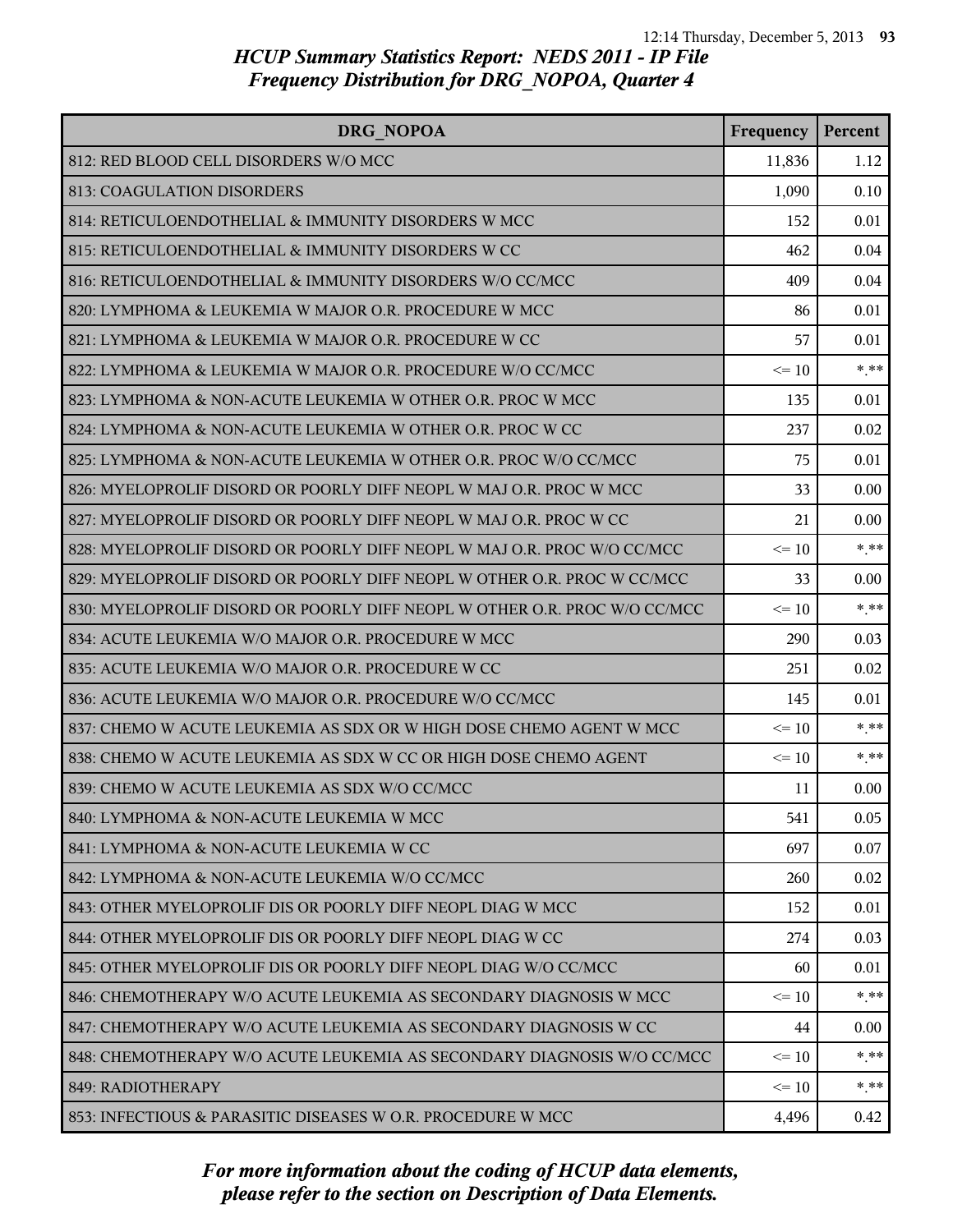# HCUP Summary Statistics Report: NEDS 2011 - IP File
## Frequency Distribution for DRG_NOPOA, Quarter 4

| DRG_NOPOA | Frequency | Percent |
|---|---|---|
| 812: RED BLOOD CELL DISORDERS W/O MCC | 11,836 | 1.12 |
| 813: COAGULATION DISORDERS | 1,090 | 0.10 |
| 814: RETICULOENDOTHELIAL & IMMUNITY DISORDERS W MCC | 152 | 0.01 |
| 815: RETICULOENDOTHELIAL & IMMUNITY DISORDERS W CC | 462 | 0.04 |
| 816: RETICULOENDOTHELIAL & IMMUNITY DISORDERS W/O CC/MCC | 409 | 0.04 |
| 820: LYMPHOMA & LEUKEMIA W MAJOR O.R. PROCEDURE W MCC | 86 | 0.01 |
| 821: LYMPHOMA & LEUKEMIA W MAJOR O.R. PROCEDURE W CC | 57 | 0.01 |
| 822: LYMPHOMA & LEUKEMIA W MAJOR O.R. PROCEDURE W/O CC/MCC | <= 10 | *.** |
| 823: LYMPHOMA & NON-ACUTE LEUKEMIA W OTHER O.R. PROC W MCC | 135 | 0.01 |
| 824: LYMPHOMA & NON-ACUTE LEUKEMIA W OTHER O.R. PROC W CC | 237 | 0.02 |
| 825: LYMPHOMA & NON-ACUTE LEUKEMIA W OTHER O.R. PROC W/O CC/MCC | 75 | 0.01 |
| 826: MYELOPROLIF DISORD OR POORLY DIFF NEOPL W MAJ O.R. PROC W MCC | 33 | 0.00 |
| 827: MYELOPROLIF DISORD OR POORLY DIFF NEOPL W MAJ O.R. PROC W CC | 21 | 0.00 |
| 828: MYELOPROLIF DISORD OR POORLY DIFF NEOPL W MAJ O.R. PROC W/O CC/MCC | <= 10 | *.** |
| 829: MYELOPROLIF DISORD OR POORLY DIFF NEOPL W OTHER O.R. PROC W CC/MCC | 33 | 0.00 |
| 830: MYELOPROLIF DISORD OR POORLY DIFF NEOPL W OTHER O.R. PROC W/O CC/MCC | <= 10 | *.** |
| 834: ACUTE LEUKEMIA W/O MAJOR O.R. PROCEDURE W MCC | 290 | 0.03 |
| 835: ACUTE LEUKEMIA W/O MAJOR O.R. PROCEDURE W CC | 251 | 0.02 |
| 836: ACUTE LEUKEMIA W/O MAJOR O.R. PROCEDURE W/O CC/MCC | 145 | 0.01 |
| 837: CHEMO W ACUTE LEUKEMIA AS SDX OR W HIGH DOSE CHEMO AGENT W MCC | <= 10 | *.** |
| 838: CHEMO W ACUTE LEUKEMIA AS SDX W CC OR HIGH DOSE CHEMO AGENT | <= 10 | *.** |
| 839: CHEMO W ACUTE LEUKEMIA AS SDX W/O CC/MCC | 11 | 0.00 |
| 840: LYMPHOMA & NON-ACUTE LEUKEMIA W MCC | 541 | 0.05 |
| 841: LYMPHOMA & NON-ACUTE LEUKEMIA W CC | 697 | 0.07 |
| 842: LYMPHOMA & NON-ACUTE LEUKEMIA W/O CC/MCC | 260 | 0.02 |
| 843: OTHER MYELOPROLIF DIS OR POORLY DIFF NEOPL DIAG W MCC | 152 | 0.01 |
| 844: OTHER MYELOPROLIF DIS OR POORLY DIFF NEOPL DIAG W CC | 274 | 0.03 |
| 845: OTHER MYELOPROLIF DIS OR POORLY DIFF NEOPL DIAG W/O CC/MCC | 60 | 0.01 |
| 846: CHEMOTHERAPY W/O ACUTE LEUKEMIA AS SECONDARY DIAGNOSIS W MCC | <= 10 | *.** |
| 847: CHEMOTHERAPY W/O ACUTE LEUKEMIA AS SECONDARY DIAGNOSIS W CC | 44 | 0.00 |
| 848: CHEMOTHERAPY W/O ACUTE LEUKEMIA AS SECONDARY DIAGNOSIS W/O CC/MCC | <= 10 | *.** |
| 849: RADIOTHERAPY | <= 10 | *.** |
| 853: INFECTIOUS & PARASITIC DISEASES W O.R. PROCEDURE W MCC | 4,496 | 0.42 |

*For more information about the coding of HCUP data elements, please refer to the section on Description of Data Elements.*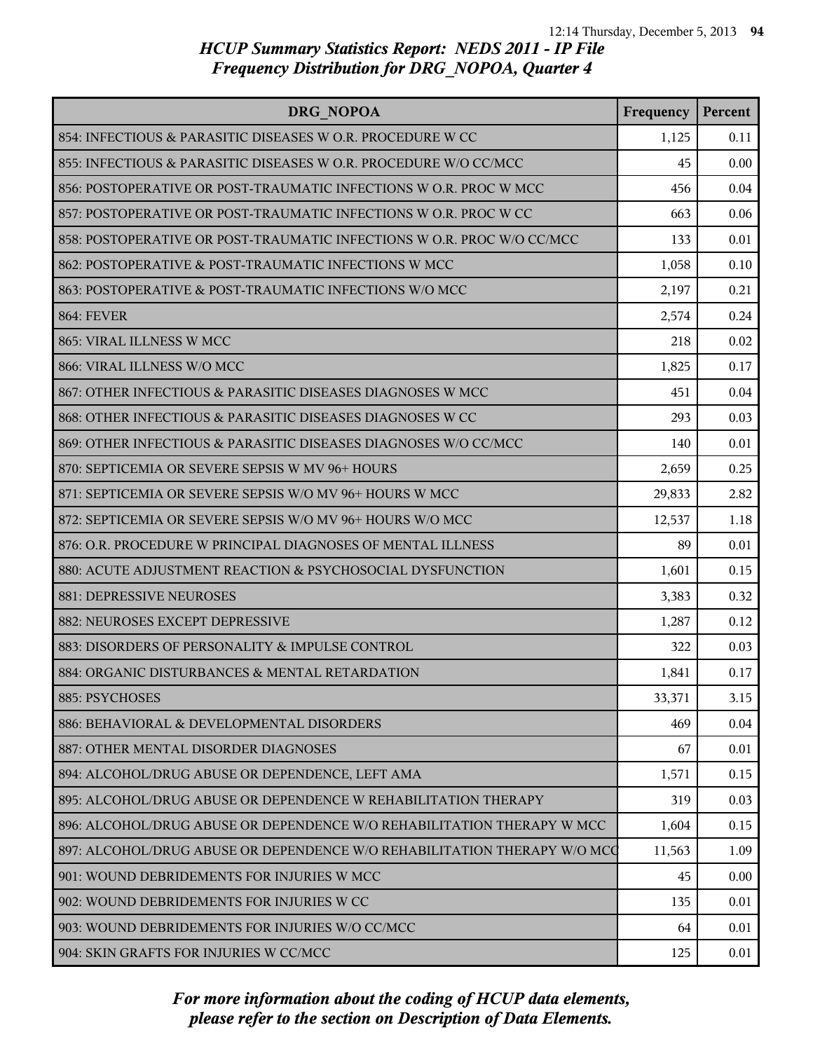## HCUP Summary Statistics Report: NEDS 2011 - IP File
### Frequency Distribution for DRG_NOPOA, Quarter 4

| DRG_NOPOA | Frequency | Percent |
|---|---|---|
| 854: INFECTIOUS & PARASITIC DISEASES W O.R. PROCEDURE W CC | 1,125 | 0.11 |
| 855: INFECTIOUS & PARASITIC DISEASES W O.R. PROCEDURE W/O CC/MCC | 45 | 0.00 |
| 856: POSTOPERATIVE OR POST-TRAUMATIC INFECTIONS W O.R. PROC W MCC | 456 | 0.04 |
| 857: POSTOPERATIVE OR POST-TRAUMATIC INFECTIONS W O.R. PROC W CC | 663 | 0.06 |
| 858: POSTOPERATIVE OR POST-TRAUMATIC INFECTIONS W O.R. PROC W/O CC/MCC | 133 | 0.01 |
| 862: POSTOPERATIVE & POST-TRAUMATIC INFECTIONS W MCC | 1,058 | 0.10 |
| 863: POSTOPERATIVE & POST-TRAUMATIC INFECTIONS W/O MCC | 2,197 | 0.21 |
| 864: FEVER | 2,574 | 0.24 |
| 865: VIRAL ILLNESS W MCC | 218 | 0.02 |
| 866: VIRAL ILLNESS W/O MCC | 1,825 | 0.17 |
| 867: OTHER INFECTIOUS & PARASITIC DISEASES DIAGNOSES W MCC | 451 | 0.04 |
| 868: OTHER INFECTIOUS & PARASITIC DISEASES DIAGNOSES W CC | 293 | 0.03 |
| 869: OTHER INFECTIOUS & PARASITIC DISEASES DIAGNOSES W/O CC/MCC | 140 | 0.01 |
| 870: SEPTICEMIA OR SEVERE SEPSIS W MV 96+ HOURS | 2,659 | 0.25 |
| 871: SEPTICEMIA OR SEVERE SEPSIS W/O MV 96+ HOURS W MCC | 29,833 | 2.82 |
| 872: SEPTICEMIA OR SEVERE SEPSIS W/O MV 96+ HOURS W/O MCC | 12,537 | 1.18 |
| 876: O.R. PROCEDURE W PRINCIPAL DIAGNOSES OF MENTAL ILLNESS | 89 | 0.01 |
| 880: ACUTE ADJUSTMENT REACTION & PSYCHOSOCIAL DYSFUNCTION | 1,601 | 0.15 |
| 881: DEPRESSIVE NEUROSES | 3,383 | 0.32 |
| 882: NEUROSES EXCEPT DEPRESSIVE | 1,287 | 0.12 |
| 883: DISORDERS OF PERSONALITY & IMPULSE CONTROL | 322 | 0.03 |
| 884: ORGANIC DISTURBANCES & MENTAL RETARDATION | 1,841 | 0.17 |
| 885: PSYCHOSES | 33,371 | 3.15 |
| 886: BEHAVIORAL & DEVELOPMENTAL DISORDERS | 469 | 0.04 |
| 887: OTHER MENTAL DISORDER DIAGNOSES | 67 | 0.01 |
| 894: ALCOHOL/DRUG ABUSE OR DEPENDENCE, LEFT AMA | 1,571 | 0.15 |
| 895: ALCOHOL/DRUG ABUSE OR DEPENDENCE W REHABILITATION THERAPY | 319 | 0.03 |
| 896: ALCOHOL/DRUG ABUSE OR DEPENDENCE W/O REHABILITATION THERAPY W MCC | 1,604 | 0.15 |
| 897: ALCOHOL/DRUG ABUSE OR DEPENDENCE W/O REHABILITATION THERAPY W/O MCC | 11,563 | 1.09 |
| 901: WOUND DEBRIDEMENTS FOR INJURIES W MCC | 45 | 0.00 |
| 902: WOUND DEBRIDEMENTS FOR INJURIES W CC | 135 | 0.01 |
| 903: WOUND DEBRIDEMENTS FOR INJURIES W/O CC/MCC | 64 | 0.01 |
| 904: SKIN GRAFTS FOR INJURIES W CC/MCC | 125 | 0.01 |

*For more information about the coding of HCUP data elements, please refer to the section on Description of Data Elements.*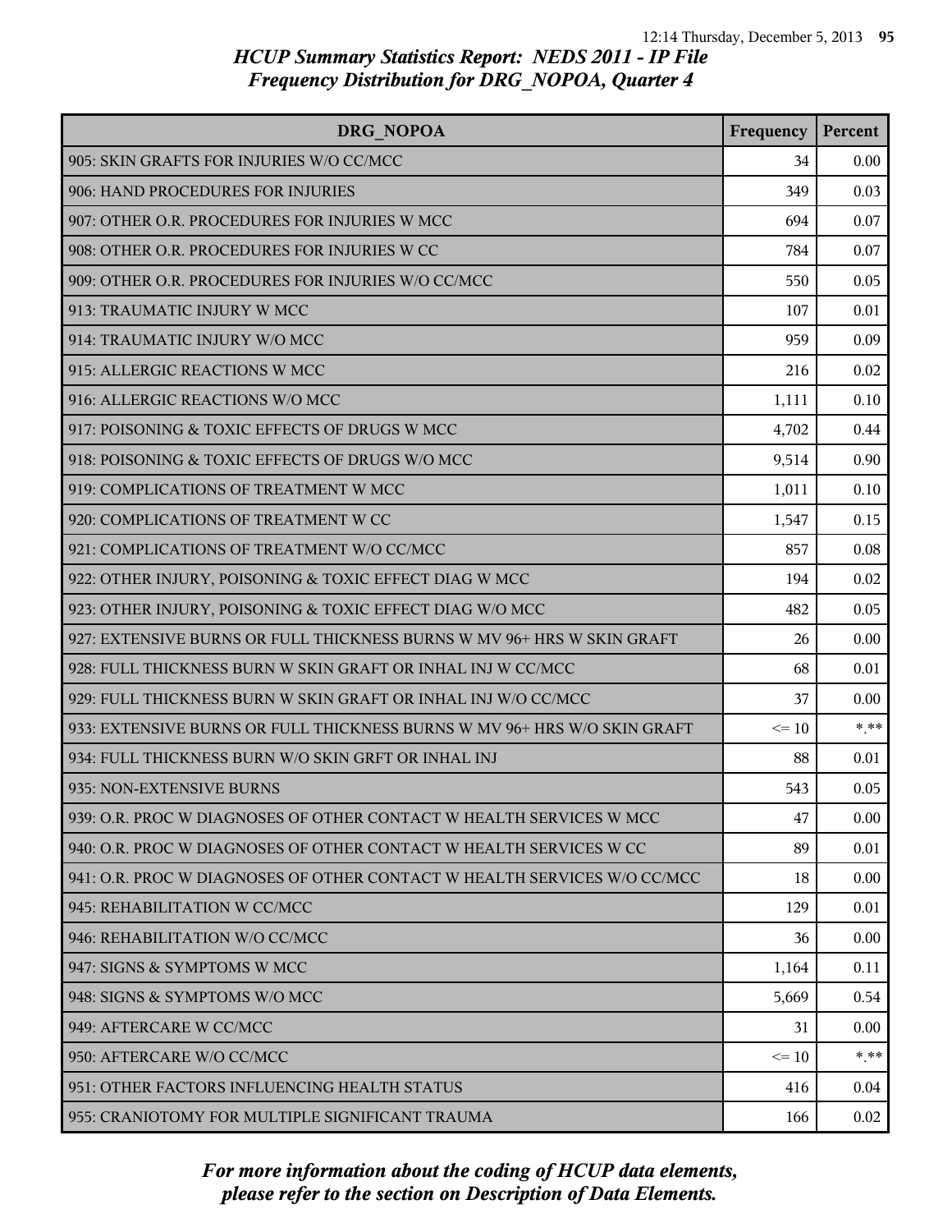## HCUP Summary Statistics Report: NEDS 2011 - IP File
## Frequency Distribution for DRG_NOPOA, Quarter 4

| DRG_NOPOA | Frequency | Percent |
|---|---|---|
| 905: SKIN GRAFTS FOR INJURIES W/O CC/MCC | 34 | 0.00 |
| 906: HAND PROCEDURES FOR INJURIES | 349 | 0.03 |
| 907: OTHER O.R. PROCEDURES FOR INJURIES W MCC | 694 | 0.07 |
| 908: OTHER O.R. PROCEDURES FOR INJURIES W CC | 784 | 0.07 |
| 909: OTHER O.R. PROCEDURES FOR INJURIES W/O CC/MCC | 550 | 0.05 |
| 913: TRAUMATIC INJURY W MCC | 107 | 0.01 |
| 914: TRAUMATIC INJURY W/O MCC | 959 | 0.09 |
| 915: ALLERGIC REACTIONS W MCC | 216 | 0.02 |
| 916: ALLERGIC REACTIONS W/O MCC | 1,111 | 0.10 |
| 917: POISONING & TOXIC EFFECTS OF DRUGS W MCC | 4,702 | 0.44 |
| 918: POISONING & TOXIC EFFECTS OF DRUGS W/O MCC | 9,514 | 0.90 |
| 919: COMPLICATIONS OF TREATMENT W MCC | 1,011 | 0.10 |
| 920: COMPLICATIONS OF TREATMENT W CC | 1,547 | 0.15 |
| 921: COMPLICATIONS OF TREATMENT W/O CC/MCC | 857 | 0.08 |
| 922: OTHER INJURY, POISONING & TOXIC EFFECT DIAG W MCC | 194 | 0.02 |
| 923: OTHER INJURY, POISONING & TOXIC EFFECT DIAG W/O MCC | 482 | 0.05 |
| 927: EXTENSIVE BURNS OR FULL THICKNESS BURNS W MV 96+ HRS W SKIN GRAFT | 26 | 0.00 |
| 928: FULL THICKNESS BURN W SKIN GRAFT OR INHAL INJ W CC/MCC | 68 | 0.01 |
| 929: FULL THICKNESS BURN W SKIN GRAFT OR INHAL INJ W/O CC/MCC | 37 | 0.00 |
| 933: EXTENSIVE BURNS OR FULL THICKNESS BURNS W MV 96+ HRS W/O SKIN GRAFT | <= 10 | *.** |
| 934: FULL THICKNESS BURN W/O SKIN GRFT OR INHAL INJ | 88 | 0.01 |
| 935: NON-EXTENSIVE BURNS | 543 | 0.05 |
| 939: O.R. PROC W DIAGNOSES OF OTHER CONTACT W HEALTH SERVICES W MCC | 47 | 0.00 |
| 940: O.R. PROC W DIAGNOSES OF OTHER CONTACT W HEALTH SERVICES W CC | 89 | 0.01 |
| 941: O.R. PROC W DIAGNOSES OF OTHER CONTACT W HEALTH SERVICES W/O CC/MCC | 18 | 0.00 |
| 945: REHABILITATION W CC/MCC | 129 | 0.01 |
| 946: REHABILITATION W/O CC/MCC | 36 | 0.00 |
| 947: SIGNS & SYMPTOMS W MCC | 1,164 | 0.11 |
| 948: SIGNS & SYMPTOMS W/O MCC | 5,669 | 0.54 |
| 949: AFTERCARE W CC/MCC | 31 | 0.00 |
| 950: AFTERCARE W/O CC/MCC | <= 10 | *.** |
| 951: OTHER FACTORS INFLUENCING HEALTH STATUS | 416 | 0.04 |
| 955: CRANIOTOMY FOR MULTIPLE SIGNIFICANT TRAUMA | 166 | 0.02 |

*For more information about the coding of HCUP data elements, please refer to the section on Description of Data Elements.*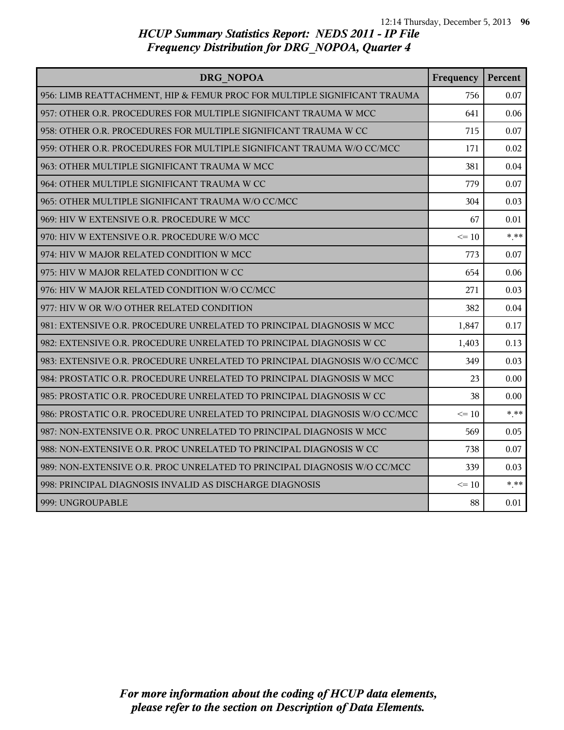# HCUP Summary Statistics Report: NEDS 2011 - IP File
## Frequency Distribution for DRG_NOPOA, Quarter 4

| DRG_NOPOA | Frequency | Percent |
|---|---|---|
| 956: LIMB REATTACHMENT, HIP & FEMUR PROC FOR MULTIPLE SIGNIFICANT TRAUMA | 756 | 0.07 |
| 957: OTHER O.R. PROCEDURES FOR MULTIPLE SIGNIFICANT TRAUMA W MCC | 641 | 0.06 |
| 958: OTHER O.R. PROCEDURES FOR MULTIPLE SIGNIFICANT TRAUMA W CC | 715 | 0.07 |
| 959: OTHER O.R. PROCEDURES FOR MULTIPLE SIGNIFICANT TRAUMA W/O CC/MCC | 171 | 0.02 |
| 963: OTHER MULTIPLE SIGNIFICANT TRAUMA W MCC | 381 | 0.04 |
| 964: OTHER MULTIPLE SIGNIFICANT TRAUMA W CC | 779 | 0.07 |
| 965: OTHER MULTIPLE SIGNIFICANT TRAUMA W/O CC/MCC | 304 | 0.03 |
| 969: HIV W EXTENSIVE O.R. PROCEDURE W MCC | 67 | 0.01 |
| 970: HIV W EXTENSIVE O.R. PROCEDURE W/O MCC | <= 10 | *.** |
| 974: HIV W MAJOR RELATED CONDITION W MCC | 773 | 0.07 |
| 975: HIV W MAJOR RELATED CONDITION W CC | 654 | 0.06 |
| 976: HIV W MAJOR RELATED CONDITION W/O CC/MCC | 271 | 0.03 |
| 977: HIV W OR W/O OTHER RELATED CONDITION | 382 | 0.04 |
| 981: EXTENSIVE O.R. PROCEDURE UNRELATED TO PRINCIPAL DIAGNOSIS W MCC | 1,847 | 0.17 |
| 982: EXTENSIVE O.R. PROCEDURE UNRELATED TO PRINCIPAL DIAGNOSIS W CC | 1,403 | 0.13 |
| 983: EXTENSIVE O.R. PROCEDURE UNRELATED TO PRINCIPAL DIAGNOSIS W/O CC/MCC | 349 | 0.03 |
| 984: PROSTATIC O.R. PROCEDURE UNRELATED TO PRINCIPAL DIAGNOSIS W MCC | 23 | 0.00 |
| 985: PROSTATIC O.R. PROCEDURE UNRELATED TO PRINCIPAL DIAGNOSIS W CC | 38 | 0.00 |
| 986: PROSTATIC O.R. PROCEDURE UNRELATED TO PRINCIPAL DIAGNOSIS W/O CC/MCC | <= 10 | *.** |
| 987: NON-EXTENSIVE O.R. PROC UNRELATED TO PRINCIPAL DIAGNOSIS W MCC | 569 | 0.05 |
| 988: NON-EXTENSIVE O.R. PROC UNRELATED TO PRINCIPAL DIAGNOSIS W CC | 738 | 0.07 |
| 989: NON-EXTENSIVE O.R. PROC UNRELATED TO PRINCIPAL DIAGNOSIS W/O CC/MCC | 339 | 0.03 |
| 998: PRINCIPAL DIAGNOSIS INVALID AS DISCHARGE DIAGNOSIS | <= 10 | *.** |
| 999: UNGROUPABLE | 88 | 0.01 |

*For more information about the coding of HCUP data elements, please refer to the section on Description of Data Elements.*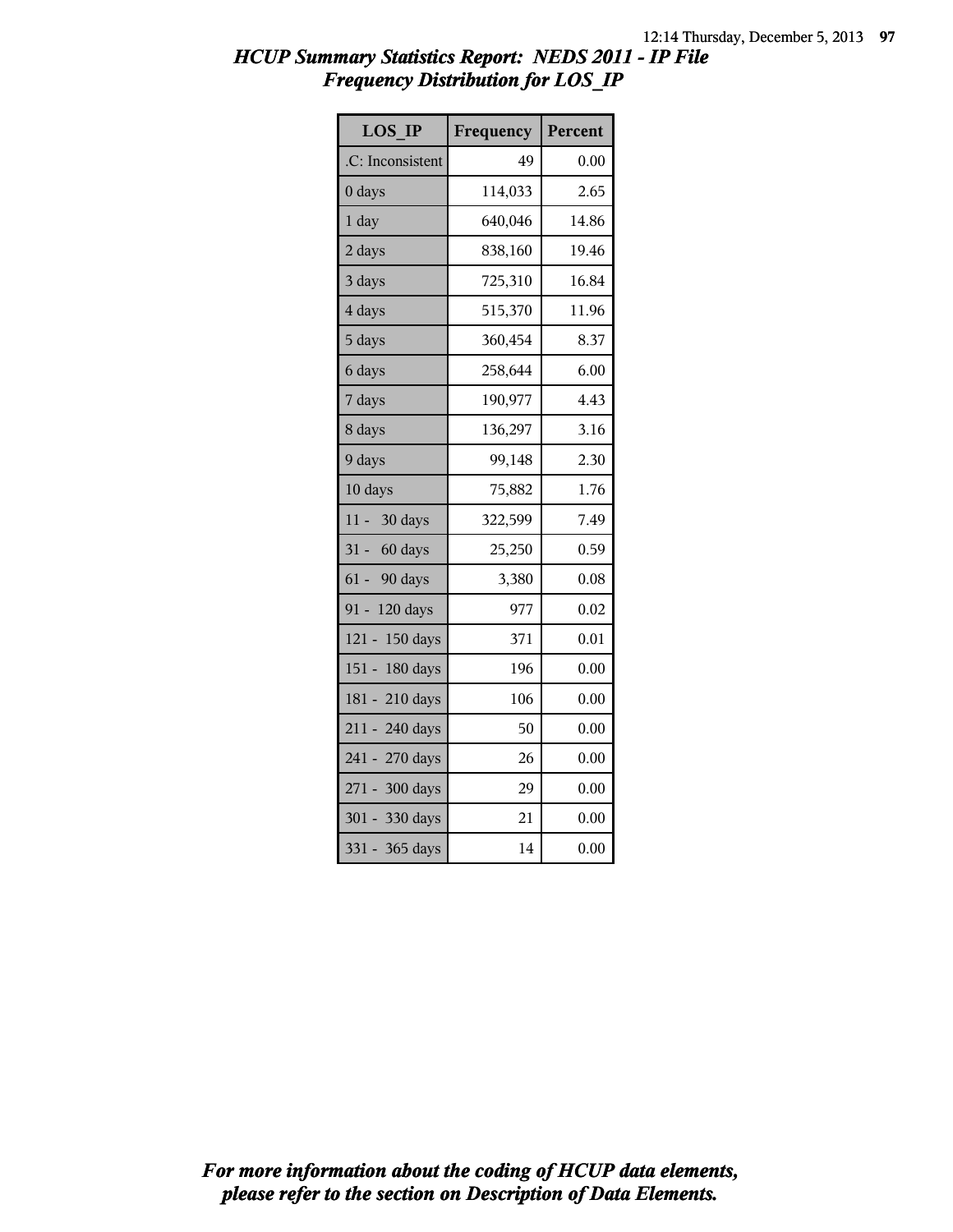## *HCUP Summary Statistics Report: NEDS 2011 - IP File*
## *Frequency Distribution for LOS_IP*

| LOS_IP | Frequency | Percent |
|---|---|---|
| .C: Inconsistent | 49 | 0.00 |
| 0 days | 114,033 | 2.65 |
| 1 day | 640,046 | 14.86 |
| 2 days | 838,160 | 19.46 |
| 3 days | 725,310 | 16.84 |
| 4 days | 515,370 | 11.96 |
| 5 days | 360,454 | 8.37 |
| 6 days | 258,644 | 6.00 |
| 7 days | 190,977 | 4.43 |
| 8 days | 136,297 | 3.16 |
| 9 days | 99,148 | 2.30 |
| 10 days | 75,882 | 1.76 |
| 11 - 30 days | 322,599 | 7.49 |
| 31 - 60 days | 25,250 | 0.59 |
| 61 - 90 days | 3,380 | 0.08 |
| 91 - 120 days | 977 | 0.02 |
| 121 - 150 days | 371 | 0.01 |
| 151 - 180 days | 196 | 0.00 |
| 181 - 210 days | 106 | 0.00 |
| 211 - 240 days | 50 | 0.00 |
| 241 - 270 days | 26 | 0.00 |
| 271 - 300 days | 29 | 0.00 |
| 301 - 330 days | 21 | 0.00 |
| 331 - 365 days | 14 | 0.00 |

*For more information about the coding of HCUP data elements, please refer to the section on Description of Data Elements.*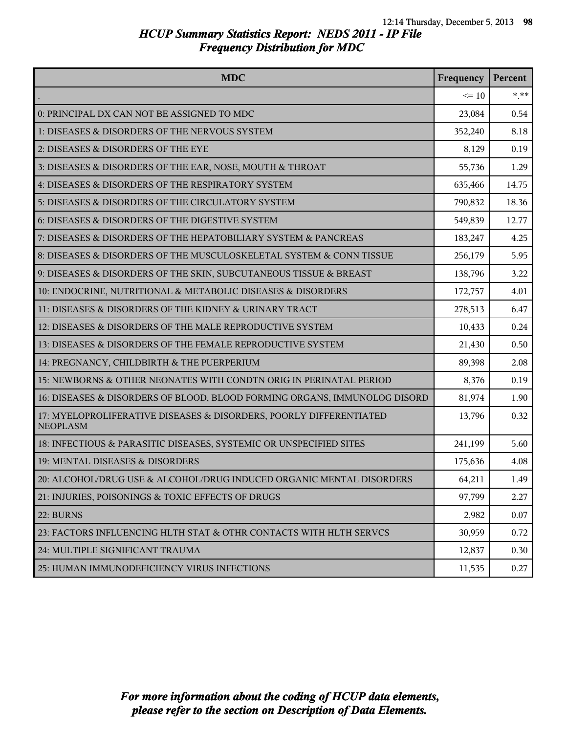# HCUP Summary Statistics Report: NEDS 2011 - IP File

## Frequency Distribution for MDC

| MDC | Frequency | Percent |
|---|---|---|
| . | <= 10 | *.** |
| 0: PRINCIPAL DX CAN NOT BE ASSIGNED TO MDC | 23,084 | 0.54 |
| 1: DISEASES & DISORDERS OF THE NERVOUS SYSTEM | 352,240 | 8.18 |
| 2: DISEASES & DISORDERS OF THE EYE | 8,129 | 0.19 |
| 3: DISEASES & DISORDERS OF THE EAR, NOSE, MOUTH & THROAT | 55,736 | 1.29 |
| 4: DISEASES & DISORDERS OF THE RESPIRATORY SYSTEM | 635,466 | 14.75 |
| 5: DISEASES & DISORDERS OF THE CIRCULATORY SYSTEM | 790,832 | 18.36 |
| 6: DISEASES & DISORDERS OF THE DIGESTIVE SYSTEM | 549,839 | 12.77 |
| 7: DISEASES & DISORDERS OF THE HEPATOBILIARY SYSTEM & PANCREAS | 183,247 | 4.25 |
| 8: DISEASES & DISORDERS OF THE MUSCULOSKELETAL SYSTEM & CONN TISSUE | 256,179 | 5.95 |
| 9: DISEASES & DISORDERS OF THE SKIN, SUBCUTANEOUS TISSUE & BREAST | 138,796 | 3.22 |
| 10: ENDOCRINE, NUTRITIONAL & METABOLIC DISEASES & DISORDERS | 172,757 | 4.01 |
| 11: DISEASES & DISORDERS OF THE KIDNEY & URINARY TRACT | 278,513 | 6.47 |
| 12: DISEASES & DISORDERS OF THE MALE REPRODUCTIVE SYSTEM | 10,433 | 0.24 |
| 13: DISEASES & DISORDERS OF THE FEMALE REPRODUCTIVE SYSTEM | 21,430 | 0.50 |
| 14: PREGNANCY, CHILDBIRTH & THE PUERPERIUM | 89,398 | 2.08 |
| 15: NEWBORNS & OTHER NEONATES WITH CONDTN ORIG IN PERINATAL PERIOD | 8,376 | 0.19 |
| 16: DISEASES & DISORDERS OF BLOOD, BLOOD FORMING ORGANS, IMMUNOLOG DISORD | 81,974 | 1.90 |
| 17: MYELOPROLIFERATIVE DISEASES & DISORDERS, POORLY DIFFERENTIATED NEOPLASM | 13,796 | 0.32 |
| 18: INFECTIOUS & PARASITIC DISEASES, SYSTEMIC OR UNSPECIFIED SITES | 241,199 | 5.60 |
| 19: MENTAL DISEASES & DISORDERS | 175,636 | 4.08 |
| 20: ALCOHOL/DRUG USE & ALCOHOL/DRUG INDUCED ORGANIC MENTAL DISORDERS | 64,211 | 1.49 |
| 21: INJURIES, POISONINGS & TOXIC EFFECTS OF DRUGS | 97,799 | 2.27 |
| 22: BURNS | 2,982 | 0.07 |
| 23: FACTORS INFLUENCING HLTH STAT & OTHR CONTACTS WITH HLTH SERVCS | 30,959 | 0.72 |
| 24: MULTIPLE SIGNIFICANT TRAUMA | 12,837 | 0.30 |
| 25: HUMAN IMMUNODEFICIENCY VIRUS INFECTIONS | 11,535 | 0.27 |

*For more information about the coding of HCUP data elements, please refer to the section on Description of Data Elements.*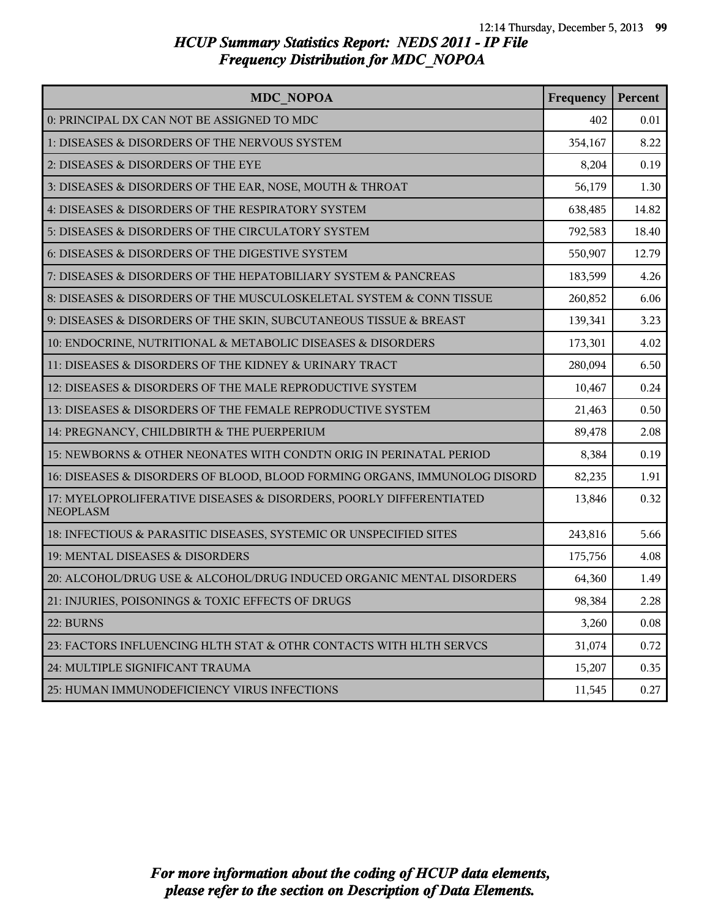# HCUP Summary Statistics Report: NEDS 2011 - IP File
## Frequency Distribution for MDC_NOPOA

| MDC_NOPOA | Frequency | Percent |
|---|---|---|
| 0: PRINCIPAL DX CAN NOT BE ASSIGNED TO MDC | 402 | 0.01 |
| 1: DISEASES & DISORDERS OF THE NERVOUS SYSTEM | 354,167 | 8.22 |
| 2: DISEASES & DISORDERS OF THE EYE | 8,204 | 0.19 |
| 3: DISEASES & DISORDERS OF THE EAR, NOSE, MOUTH & THROAT | 56,179 | 1.30 |
| 4: DISEASES & DISORDERS OF THE RESPIRATORY SYSTEM | 638,485 | 14.82 |
| 5: DISEASES & DISORDERS OF THE CIRCULATORY SYSTEM | 792,583 | 18.40 |
| 6: DISEASES & DISORDERS OF THE DIGESTIVE SYSTEM | 550,907 | 12.79 |
| 7: DISEASES & DISORDERS OF THE HEPATOBILIARY SYSTEM & PANCREAS | 183,599 | 4.26 |
| 8: DISEASES & DISORDERS OF THE MUSCULOSKELETAL SYSTEM & CONN TISSUE | 260,852 | 6.06 |
| 9: DISEASES & DISORDERS OF THE SKIN, SUBCUTANEOUS TISSUE & BREAST | 139,341 | 3.23 |
| 10: ENDOCRINE, NUTRITIONAL & METABOLIC DISEASES & DISORDERS | 173,301 | 4.02 |
| 11: DISEASES & DISORDERS OF THE KIDNEY & URINARY TRACT | 280,094 | 6.50 |
| 12: DISEASES & DISORDERS OF THE MALE REPRODUCTIVE SYSTEM | 10,467 | 0.24 |
| 13: DISEASES & DISORDERS OF THE FEMALE REPRODUCTIVE SYSTEM | 21,463 | 0.50 |
| 14: PREGNANCY, CHILDBIRTH & THE PUERPERIUM | 89,478 | 2.08 |
| 15: NEWBORNS & OTHER NEONATES WITH CONDTN ORIG IN PERINATAL PERIOD | 8,384 | 0.19 |
| 16: DISEASES & DISORDERS OF BLOOD, BLOOD FORMING ORGANS, IMMUNOLOG DISORD | 82,235 | 1.91 |
| 17: MYELOPROLIFERATIVE DISEASES & DISORDERS, POORLY DIFFERENTIATED NEOPLASM | 13,846 | 0.32 |
| 18: INFECTIOUS & PARASITIC DISEASES, SYSTEMIC OR UNSPECIFIED SITES | 243,816 | 5.66 |
| 19: MENTAL DISEASES & DISORDERS | 175,756 | 4.08 |
| 20: ALCOHOL/DRUG USE & ALCOHOL/DRUG INDUCED ORGANIC MENTAL DISORDERS | 64,360 | 1.49 |
| 21: INJURIES, POISONINGS & TOXIC EFFECTS OF DRUGS | 98,384 | 2.28 |
| 22: BURNS | 3,260 | 0.08 |
| 23: FACTORS INFLUENCING HLTH STAT & OTHR CONTACTS WITH HLTH SERVCS | 31,074 | 0.72 |
| 24: MULTIPLE SIGNIFICANT TRAUMA | 15,207 | 0.35 |
| 25: HUMAN IMMUNODEFICIENCY VIRUS INFECTIONS | 11,545 | 0.27 |

*For more information about the coding of HCUP data elements, please refer to the section on Description of Data Elements.*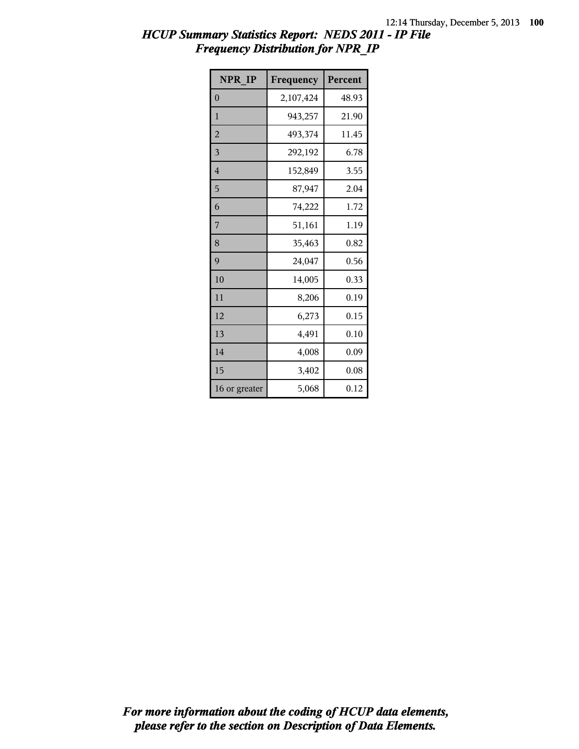# *HCUP Summary Statistics Report: NEDS 2011 - IP File*
## *Frequency Distribution for NPR_IP*

| NPR_IP | Frequency | Percent |
|---|---|---|
| 0 | 2,107,424 | 48.93 |
| 1 | 943,257 | 21.90 |
| 2 | 493,374 | 11.45 |
| 3 | 292,192 | 6.78 |
| 4 | 152,849 | 3.55 |
| 5 | 87,947 | 2.04 |
| 6 | 74,222 | 1.72 |
| 7 | 51,161 | 1.19 |
| 8 | 35,463 | 0.82 |
| 9 | 24,047 | 0.56 |
| 10 | 14,005 | 0.33 |
| 11 | 8,206 | 0.19 |
| 12 | 6,273 | 0.15 |
| 13 | 4,491 | 0.10 |
| 14 | 4,008 | 0.09 |
| 15 | 3,402 | 0.08 |
| 16 or greater | 5,068 | 0.12 |

***For more information about the coding of HCUP data elements, please refer to the section on Description of Data Elements.***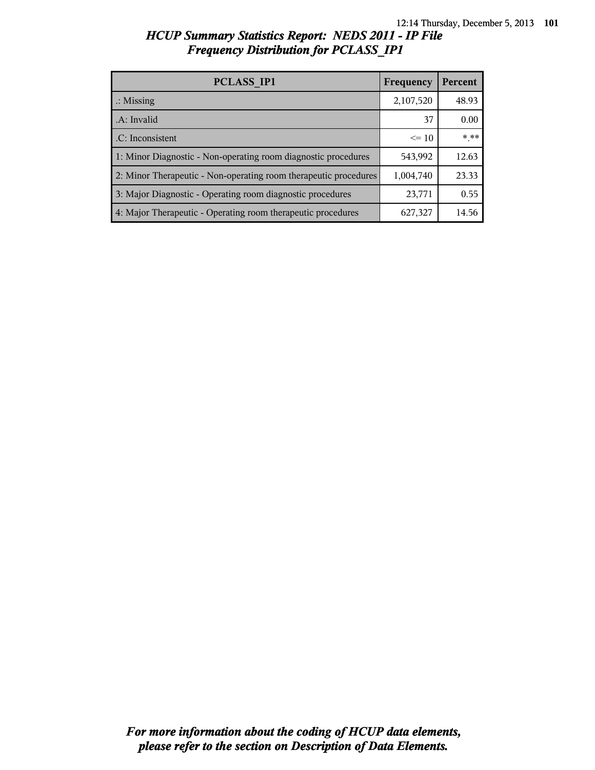# *HCUP Summary Statistics Report: NEDS 2011 - IP File*
## *Frequency Distribution for PCLASS_IP1*

| PCLASS_IP1 | Frequency | Percent |
|---|---|---|
| .: Missing | 2,107,520 | 48.93 |
| .A: Invalid | 37 | 0.00 |
| .C: Inconsistent | <= 10 | *.** |
| 1: Minor Diagnostic - Non-operating room diagnostic procedures | 543,992 | 12.63 |
| 2: Minor Therapeutic - Non-operating room therapeutic procedures | 1,004,740 | 23.33 |
| 3: Major Diagnostic - Operating room diagnostic procedures | 23,771 | 0.55 |
| 4: Major Therapeutic - Operating room therapeutic procedures | 627,327 | 14.56 |

***For more information about the coding of HCUP data elements, please refer to the section on Description of Data Elements.***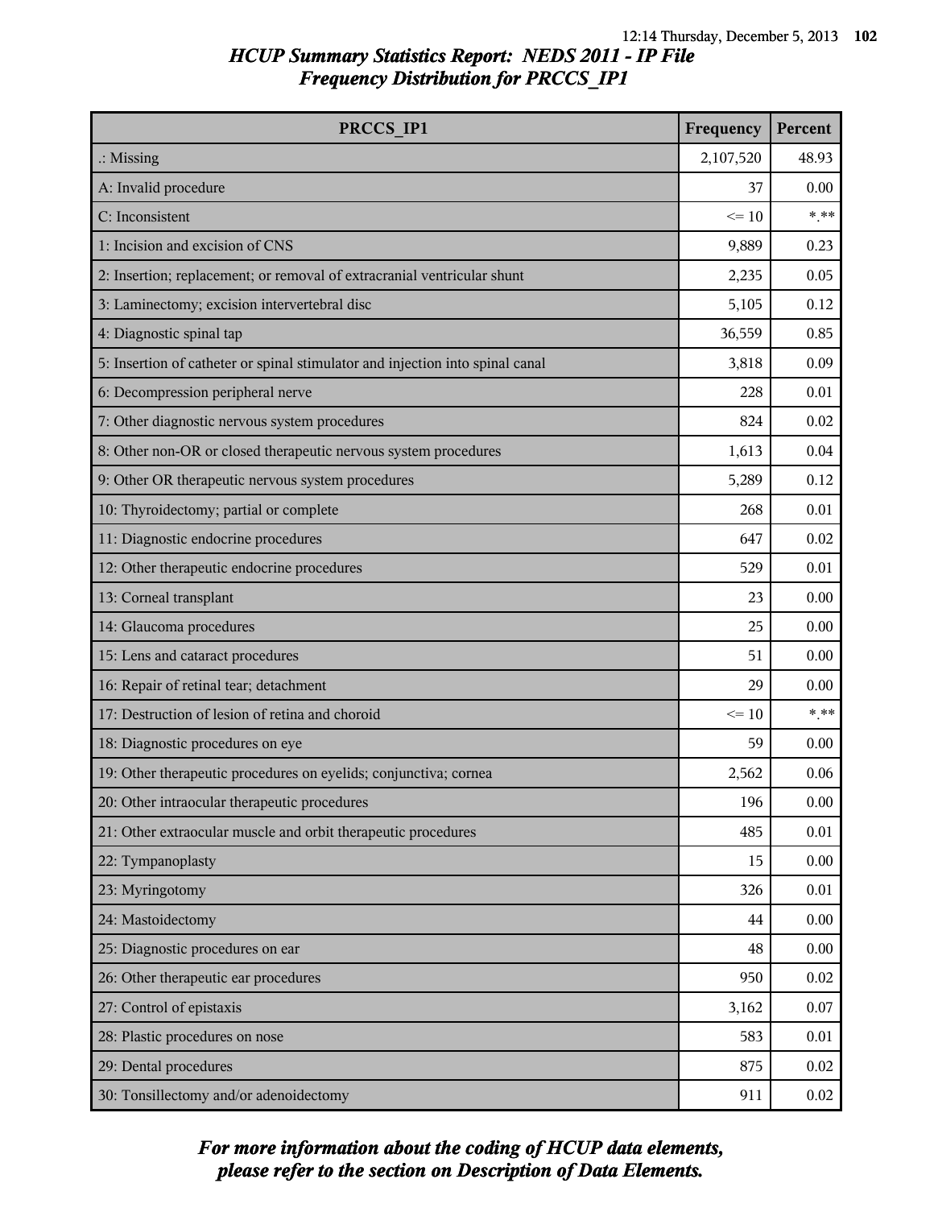# HCUP Summary Statistics Report: NEDS 2011 - IP File

## Frequency Distribution for PRCCS_IP1

| PRCCS_IP1 | Frequency | Percent |
|---|---|---|
| .: Missing | 2,107,520 | 48.93 |
| A: Invalid procedure | 37 | 0.00 |
| C: Inconsistent | <= 10 | *.** |
| 1: Incision and excision of CNS | 9,889 | 0.23 |
| 2: Insertion; replacement; or removal of extracranial ventricular shunt | 2,235 | 0.05 |
| 3: Laminectomy; excision intervertebral disc | 5,105 | 0.12 |
| 4: Diagnostic spinal tap | 36,559 | 0.85 |
| 5: Insertion of catheter or spinal stimulator and injection into spinal canal | 3,818 | 0.09 |
| 6: Decompression peripheral nerve | 228 | 0.01 |
| 7: Other diagnostic nervous system procedures | 824 | 0.02 |
| 8: Other non-OR or closed therapeutic nervous system procedures | 1,613 | 0.04 |
| 9: Other OR therapeutic nervous system procedures | 5,289 | 0.12 |
| 10: Thyroidectomy; partial or complete | 268 | 0.01 |
| 11: Diagnostic endocrine procedures | 647 | 0.02 |
| 12: Other therapeutic endocrine procedures | 529 | 0.01 |
| 13: Corneal transplant | 23 | 0.00 |
| 14: Glaucoma procedures | 25 | 0.00 |
| 15: Lens and cataract procedures | 51 | 0.00 |
| 16: Repair of retinal tear; detachment | 29 | 0.00 |
| 17: Destruction of lesion of retina and choroid | <= 10 | *.** |
| 18: Diagnostic procedures on eye | 59 | 0.00 |
| 19: Other therapeutic procedures on eyelids; conjunctiva; cornea | 2,562 | 0.06 |
| 20: Other intraocular therapeutic procedures | 196 | 0.00 |
| 21: Other extraocular muscle and orbit therapeutic procedures | 485 | 0.01 |
| 22: Tympanoplasty | 15 | 0.00 |
| 23: Myringotomy | 326 | 0.01 |
| 24: Mastoidectomy | 44 | 0.00 |
| 25: Diagnostic procedures on ear | 48 | 0.00 |
| 26: Other therapeutic ear procedures | 950 | 0.02 |
| 27: Control of epistaxis | 3,162 | 0.07 |
| 28: Plastic procedures on nose | 583 | 0.01 |
| 29: Dental procedures | 875 | 0.02 |
| 30: Tonsillectomy and/or adenoidectomy | 911 | 0.02 |

***For more information about the coding of HCUP data elements, please refer to the section on Description of Data Elements.***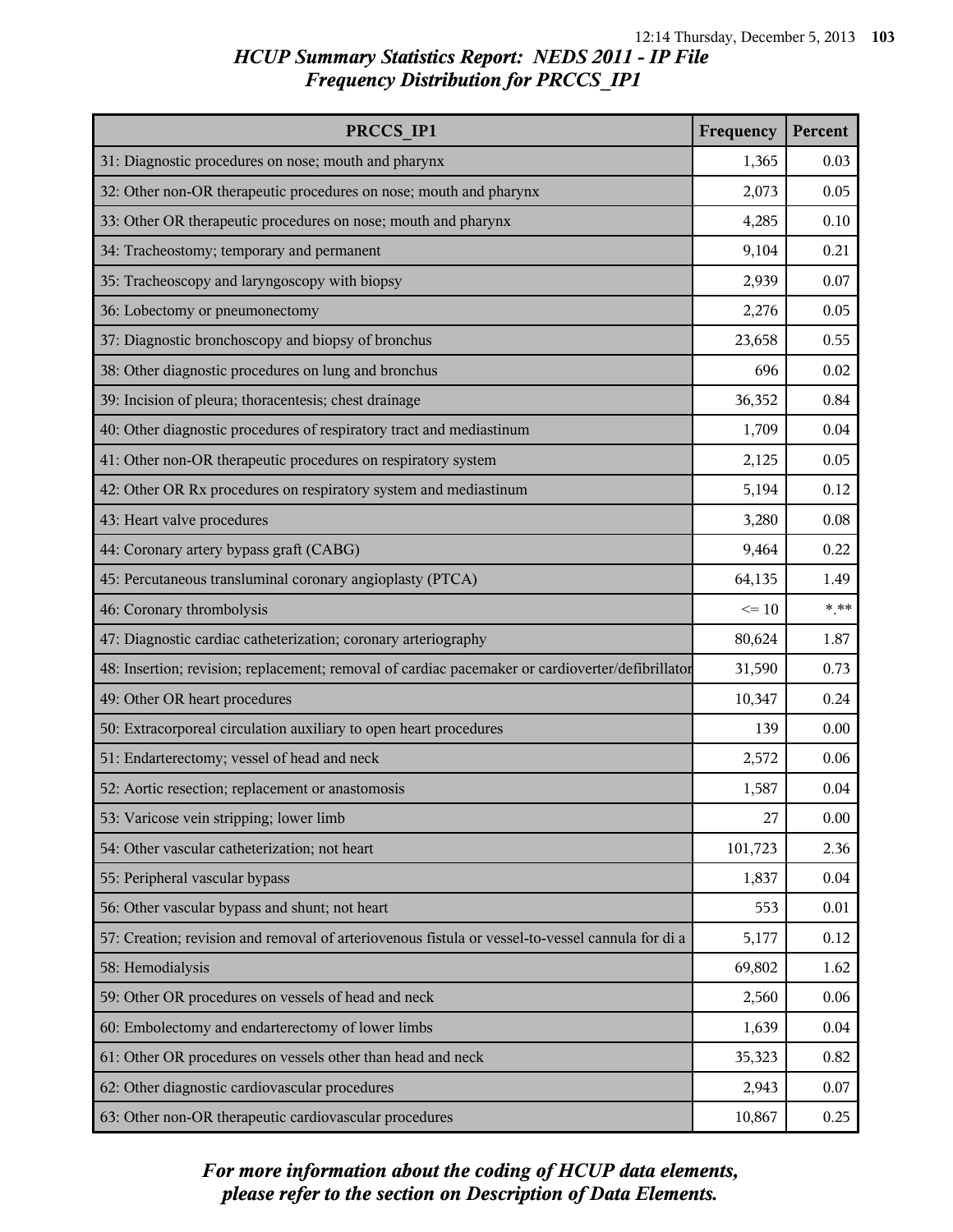# HCUP Summary Statistics Report: NEDS 2011 - IP File
## Frequency Distribution for PRCCS_IP1

| PRCCS_IP1 | Frequency | Percent |
|---|---|---|
| 31: Diagnostic procedures on nose; mouth and pharynx | 1,365 | 0.03 |
| 32: Other non-OR therapeutic procedures on nose; mouth and pharynx | 2,073 | 0.05 |
| 33: Other OR therapeutic procedures on nose; mouth and pharynx | 4,285 | 0.10 |
| 34: Tracheostomy; temporary and permanent | 9,104 | 0.21 |
| 35: Tracheoscopy and laryngoscopy with biopsy | 2,939 | 0.07 |
| 36: Lobectomy or pneumonectomy | 2,276 | 0.05 |
| 37: Diagnostic bronchoscopy and biopsy of bronchus | 23,658 | 0.55 |
| 38: Other diagnostic procedures on lung and bronchus | 696 | 0.02 |
| 39: Incision of pleura; thoracentesis; chest drainage | 36,352 | 0.84 |
| 40: Other diagnostic procedures of respiratory tract and mediastinum | 1,709 | 0.04 |
| 41: Other non-OR therapeutic procedures on respiratory system | 2,125 | 0.05 |
| 42: Other OR Rx procedures on respiratory system and mediastinum | 5,194 | 0.12 |
| 43: Heart valve procedures | 3,280 | 0.08 |
| 44: Coronary artery bypass graft (CABG) | 9,464 | 0.22 |
| 45: Percutaneous transluminal coronary angioplasty (PTCA) | 64,135 | 1.49 |
| 46: Coronary thrombolysis | <= 10 | *.** |
| 47: Diagnostic cardiac catheterization; coronary arteriography | 80,624 | 1.87 |
| 48: Insertion; revision; replacement; removal of cardiac pacemaker or cardioverter/defibrillator | 31,590 | 0.73 |
| 49: Other OR heart procedures | 10,347 | 0.24 |
| 50: Extracorporeal circulation auxiliary to open heart procedures | 139 | 0.00 |
| 51: Endarterectomy; vessel of head and neck | 2,572 | 0.06 |
| 52: Aortic resection; replacement or anastomosis | 1,587 | 0.04 |
| 53: Varicose vein stripping; lower limb | 27 | 0.00 |
| 54: Other vascular catheterization; not heart | 101,723 | 2.36 |
| 55: Peripheral vascular bypass | 1,837 | 0.04 |
| 56: Other vascular bypass and shunt; not heart | 553 | 0.01 |
| 57: Creation; revision and removal of arteriovenous fistula or vessel-to-vessel cannula for di a | 5,177 | 0.12 |
| 58: Hemodialysis | 69,802 | 1.62 |
| 59: Other OR procedures on vessels of head and neck | 2,560 | 0.06 |
| 60: Embolectomy and endarterectomy of lower limbs | 1,639 | 0.04 |
| 61: Other OR procedures on vessels other than head and neck | 35,323 | 0.82 |
| 62: Other diagnostic cardiovascular procedures | 2,943 | 0.07 |
| 63: Other non-OR therapeutic cardiovascular procedures | 10,867 | 0.25 |

*For more information about the coding of HCUP data elements, please refer to the section on Description of Data Elements.*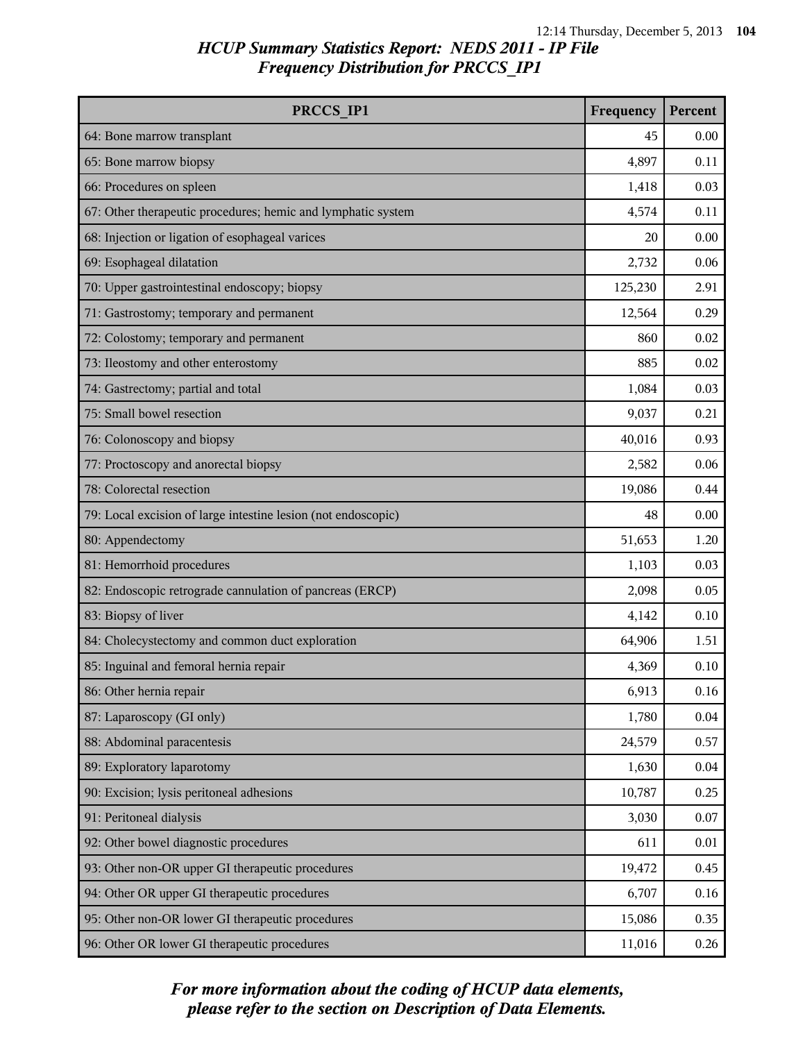## HCUP Summary Statistics Report: NEDS 2011 - IP File
## Frequency Distribution for PRCCS_IP1

| PRCCS_IP1 | Frequency | Percent |
|---|---|---|
| 64: Bone marrow transplant | 45 | 0.00 |
| 65: Bone marrow biopsy | 4,897 | 0.11 |
| 66: Procedures on spleen | 1,418 | 0.03 |
| 67: Other therapeutic procedures; hemic and lymphatic system | 4,574 | 0.11 |
| 68: Injection or ligation of esophageal varices | 20 | 0.00 |
| 69: Esophageal dilatation | 2,732 | 0.06 |
| 70: Upper gastrointestinal endoscopy; biopsy | 125,230 | 2.91 |
| 71: Gastrostomy; temporary and permanent | 12,564 | 0.29 |
| 72: Colostomy; temporary and permanent | 860 | 0.02 |
| 73: Ileostomy and other enterostomy | 885 | 0.02 |
| 74: Gastrectomy; partial and total | 1,084 | 0.03 |
| 75: Small bowel resection | 9,037 | 0.21 |
| 76: Colonoscopy and biopsy | 40,016 | 0.93 |
| 77: Proctoscopy and anorectal biopsy | 2,582 | 0.06 |
| 78: Colorectal resection | 19,086 | 0.44 |
| 79: Local excision of large intestine lesion (not endoscopic) | 48 | 0.00 |
| 80: Appendectomy | 51,653 | 1.20 |
| 81: Hemorrhoid procedures | 1,103 | 0.03 |
| 82: Endoscopic retrograde cannulation of pancreas (ERCP) | 2,098 | 0.05 |
| 83: Biopsy of liver | 4,142 | 0.10 |
| 84: Cholecystectomy and common duct exploration | 64,906 | 1.51 |
| 85: Inguinal and femoral hernia repair | 4,369 | 0.10 |
| 86: Other hernia repair | 6,913 | 0.16 |
| 87: Laparoscopy (GI only) | 1,780 | 0.04 |
| 88: Abdominal paracentesis | 24,579 | 0.57 |
| 89: Exploratory laparotomy | 1,630 | 0.04 |
| 90: Excision; lysis peritoneal adhesions | 10,787 | 0.25 |
| 91: Peritoneal dialysis | 3,030 | 0.07 |
| 92: Other bowel diagnostic procedures | 611 | 0.01 |
| 93: Other non-OR upper GI therapeutic procedures | 19,472 | 0.45 |
| 94: Other OR upper GI therapeutic procedures | 6,707 | 0.16 |
| 95: Other non-OR lower GI therapeutic procedures | 15,086 | 0.35 |
| 96: Other OR lower GI therapeutic procedures | 11,016 | 0.26 |

*For more information about the coding of HCUP data elements, please refer to the section on Description of Data Elements.*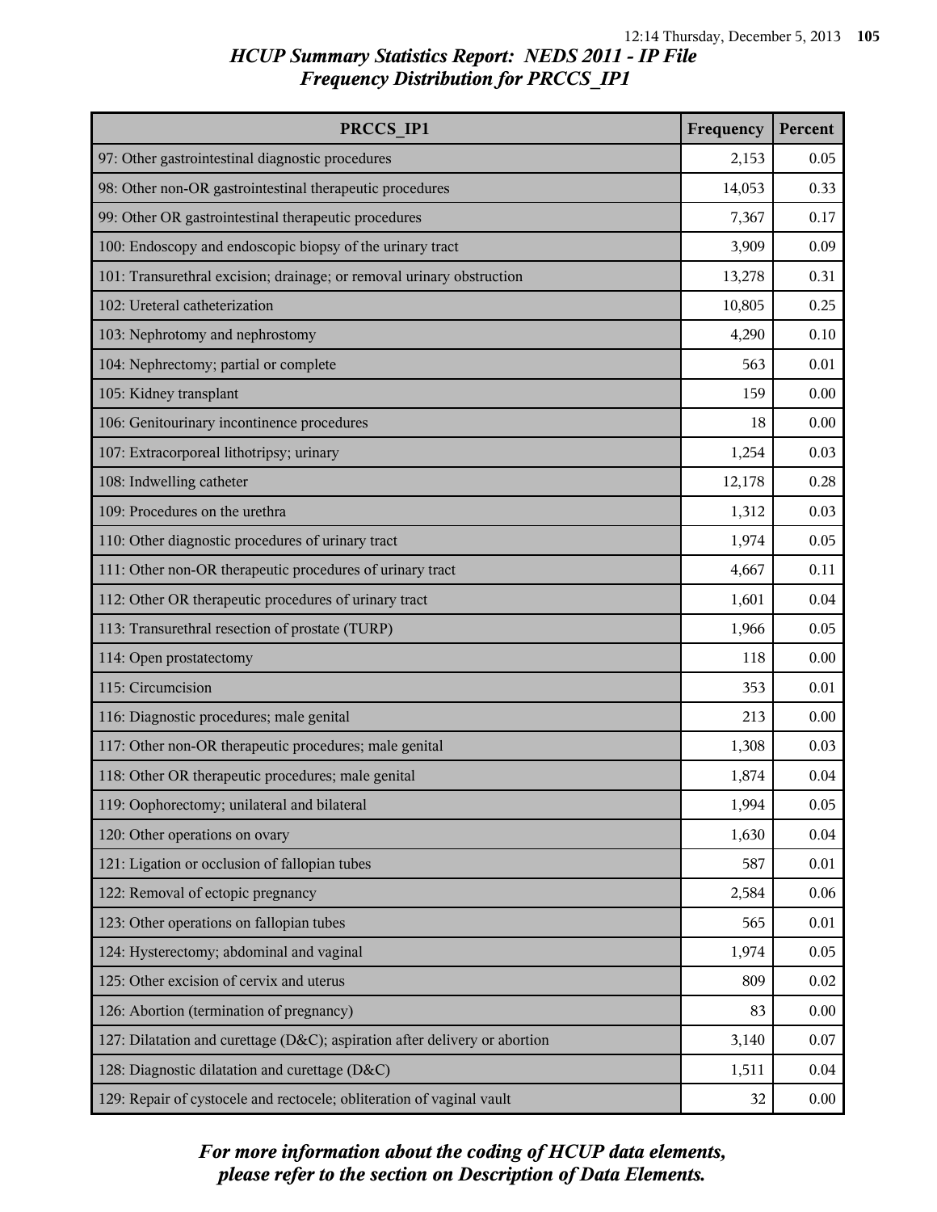*HCUP Summary Statistics Report: NEDS 2011 - IP File*
*Frequency Distribution for PRCCS_IP1*

| PRCCS_IP1 | Frequency | Percent |
|---|---|---|
| 97: Other gastrointestinal diagnostic procedures | 2,153 | 0.05 |
| 98: Other non-OR gastrointestinal therapeutic procedures | 14,053 | 0.33 |
| 99: Other OR gastrointestinal therapeutic procedures | 7,367 | 0.17 |
| 100: Endoscopy and endoscopic biopsy of the urinary tract | 3,909 | 0.09 |
| 101: Transurethral excision; drainage; or removal urinary obstruction | 13,278 | 0.31 |
| 102: Ureteral catheterization | 10,805 | 0.25 |
| 103: Nephrotomy and nephrostomy | 4,290 | 0.10 |
| 104: Nephrectomy; partial or complete | 563 | 0.01 |
| 105: Kidney transplant | 159 | 0.00 |
| 106: Genitourinary incontinence procedures | 18 | 0.00 |
| 107: Extracorporeal lithotripsy; urinary | 1,254 | 0.03 |
| 108: Indwelling catheter | 12,178 | 0.28 |
| 109: Procedures on the urethra | 1,312 | 0.03 |
| 110: Other diagnostic procedures of urinary tract | 1,974 | 0.05 |
| 111: Other non-OR therapeutic procedures of urinary tract | 4,667 | 0.11 |
| 112: Other OR therapeutic procedures of urinary tract | 1,601 | 0.04 |
| 113: Transurethral resection of prostate (TURP) | 1,966 | 0.05 |
| 114: Open prostatectomy | 118 | 0.00 |
| 115: Circumcision | 353 | 0.01 |
| 116: Diagnostic procedures; male genital | 213 | 0.00 |
| 117: Other non-OR therapeutic procedures; male genital | 1,308 | 0.03 |
| 118: Other OR therapeutic procedures; male genital | 1,874 | 0.04 |
| 119: Oophorectomy; unilateral and bilateral | 1,994 | 0.05 |
| 120: Other operations on ovary | 1,630 | 0.04 |
| 121: Ligation or occlusion of fallopian tubes | 587 | 0.01 |
| 122: Removal of ectopic pregnancy | 2,584 | 0.06 |
| 123: Other operations on fallopian tubes | 565 | 0.01 |
| 124: Hysterectomy; abdominal and vaginal | 1,974 | 0.05 |
| 125: Other excision of cervix and uterus | 809 | 0.02 |
| 126: Abortion (termination of pregnancy) | 83 | 0.00 |
| 127: Dilatation and curettage (D&C); aspiration after delivery or abortion | 3,140 | 0.07 |
| 128: Diagnostic dilatation and curettage (D&C) | 1,511 | 0.04 |
| 129: Repair of cystocele and rectocele; obliteration of vaginal vault | 32 | 0.00 |

*For more information about the coding of HCUP data elements, please refer to the section on Description of Data Elements.*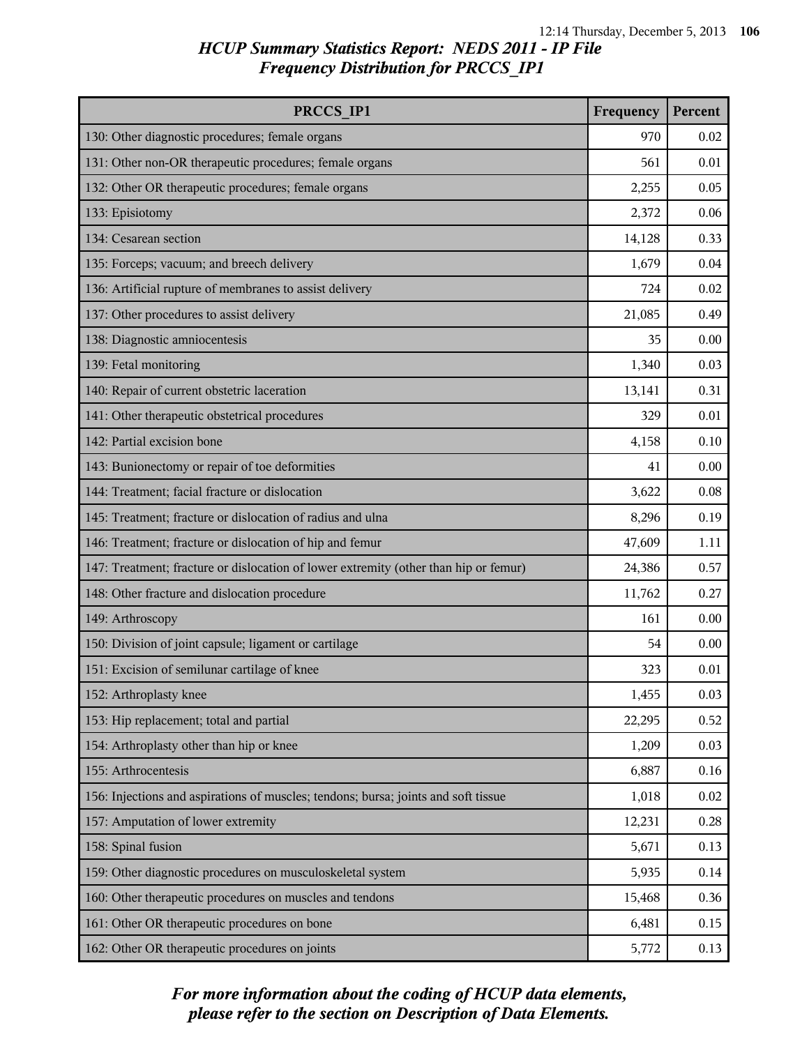# HCUP Summary Statistics Report: NEDS 2011 - IP File
## Frequency Distribution for PRCCS_IP1

| PRCCS_IP1 | Frequency | Percent |
|---|---|---|
| 130: Other diagnostic procedures; female organs | 970 | 0.02 |
| 131: Other non-OR therapeutic procedures; female organs | 561 | 0.01 |
| 132: Other OR therapeutic procedures; female organs | 2,255 | 0.05 |
| 133: Episiotomy | 2,372 | 0.06 |
| 134: Cesarean section | 14,128 | 0.33 |
| 135: Forceps; vacuum; and breech delivery | 1,679 | 0.04 |
| 136: Artificial rupture of membranes to assist delivery | 724 | 0.02 |
| 137: Other procedures to assist delivery | 21,085 | 0.49 |
| 138: Diagnostic amniocentesis | 35 | 0.00 |
| 139: Fetal monitoring | 1,340 | 0.03 |
| 140: Repair of current obstetric laceration | 13,141 | 0.31 |
| 141: Other therapeutic obstetrical procedures | 329 | 0.01 |
| 142: Partial excision bone | 4,158 | 0.10 |
| 143: Bunionectomy or repair of toe deformities | 41 | 0.00 |
| 144: Treatment; facial fracture or dislocation | 3,622 | 0.08 |
| 145: Treatment; fracture or dislocation of radius and ulna | 8,296 | 0.19 |
| 146: Treatment; fracture or dislocation of hip and femur | 47,609 | 1.11 |
| 147: Treatment; fracture or dislocation of lower extremity (other than hip or femur) | 24,386 | 0.57 |
| 148: Other fracture and dislocation procedure | 11,762 | 0.27 |
| 149: Arthroscopy | 161 | 0.00 |
| 150: Division of joint capsule; ligament or cartilage | 54 | 0.00 |
| 151: Excision of semilunar cartilage of knee | 323 | 0.01 |
| 152: Arthroplasty knee | 1,455 | 0.03 |
| 153: Hip replacement; total and partial | 22,295 | 0.52 |
| 154: Arthroplasty other than hip or knee | 1,209 | 0.03 |
| 155: Arthrocentesis | 6,887 | 0.16 |
| 156: Injections and aspirations of muscles; tendons; bursa; joints and soft tissue | 1,018 | 0.02 |
| 157: Amputation of lower extremity | 12,231 | 0.28 |
| 158: Spinal fusion | 5,671 | 0.13 |
| 159: Other diagnostic procedures on musculoskeletal system | 5,935 | 0.14 |
| 160: Other therapeutic procedures on muscles and tendons | 15,468 | 0.36 |
| 161: Other OR therapeutic procedures on bone | 6,481 | 0.15 |
| 162: Other OR therapeutic procedures on joints | 5,772 | 0.13 |

*For more information about the coding of HCUP data elements, please refer to the section on Description of Data Elements.*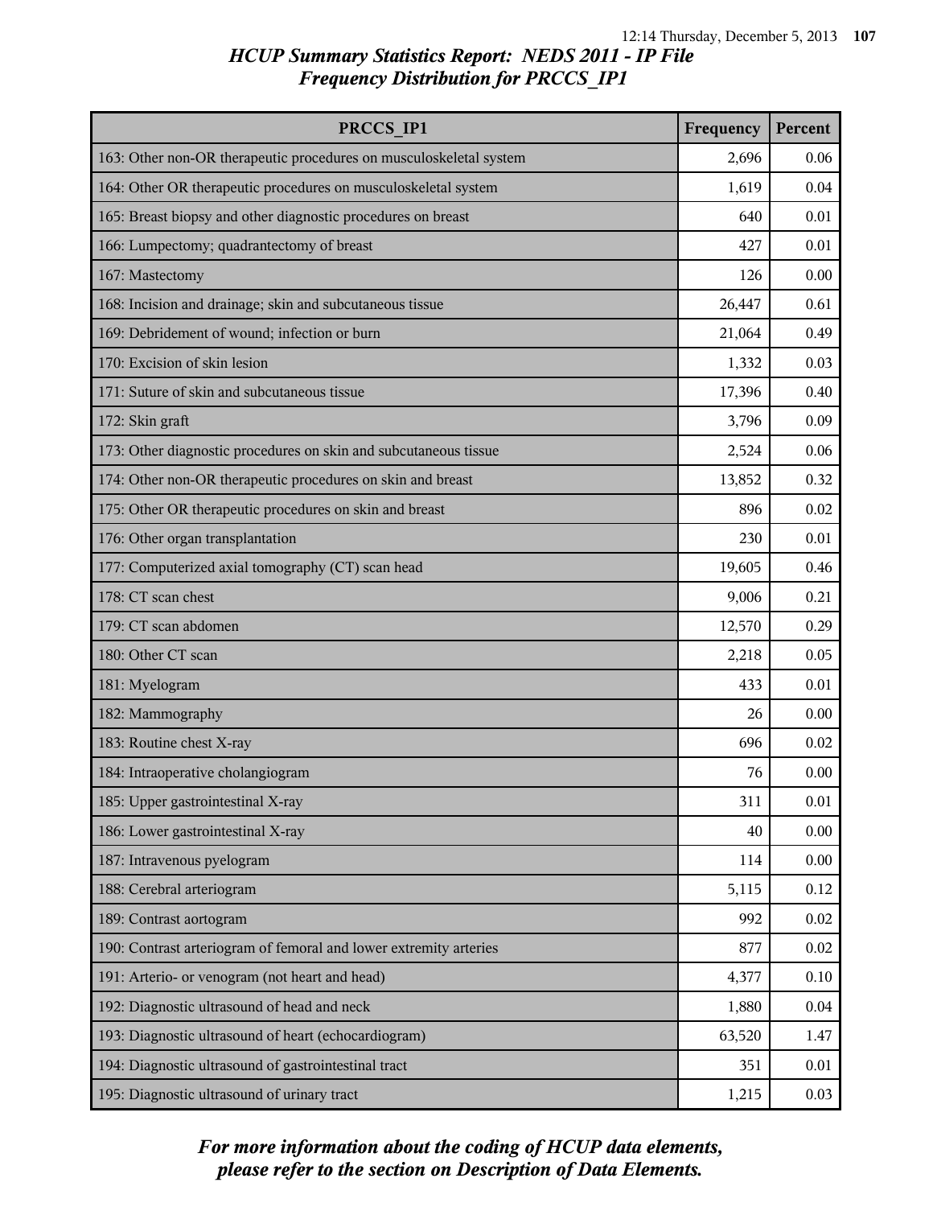# HCUP Summary Statistics Report: NEDS 2011 - IP File
## Frequency Distribution for PRCCS_IP1

| PRCCS_IP1 | Frequency | Percent |
|---|---|---|
| 163: Other non-OR therapeutic procedures on musculoskeletal system | 2,696 | 0.06 |
| 164: Other OR therapeutic procedures on musculoskeletal system | 1,619 | 0.04 |
| 165: Breast biopsy and other diagnostic procedures on breast | 640 | 0.01 |
| 166: Lumpectomy; quadrantectomy of breast | 427 | 0.01 |
| 167: Mastectomy | 126 | 0.00 |
| 168: Incision and drainage; skin and subcutaneous tissue | 26,447 | 0.61 |
| 169: Debridement of wound; infection or burn | 21,064 | 0.49 |
| 170: Excision of skin lesion | 1,332 | 0.03 |
| 171: Suture of skin and subcutaneous tissue | 17,396 | 0.40 |
| 172: Skin graft | 3,796 | 0.09 |
| 173: Other diagnostic procedures on skin and subcutaneous tissue | 2,524 | 0.06 |
| 174: Other non-OR therapeutic procedures on skin and breast | 13,852 | 0.32 |
| 175: Other OR therapeutic procedures on skin and breast | 896 | 0.02 |
| 176: Other organ transplantation | 230 | 0.01 |
| 177: Computerized axial tomography (CT) scan head | 19,605 | 0.46 |
| 178: CT scan chest | 9,006 | 0.21 |
| 179: CT scan abdomen | 12,570 | 0.29 |
| 180: Other CT scan | 2,218 | 0.05 |
| 181: Myelogram | 433 | 0.01 |
| 182: Mammography | 26 | 0.00 |
| 183: Routine chest X-ray | 696 | 0.02 |
| 184: Intraoperative cholangiogram | 76 | 0.00 |
| 185: Upper gastrointestinal X-ray | 311 | 0.01 |
| 186: Lower gastrointestinal X-ray | 40 | 0.00 |
| 187: Intravenous pyelogram | 114 | 0.00 |
| 188: Cerebral arteriogram | 5,115 | 0.12 |
| 189: Contrast aortogram | 992 | 0.02 |
| 190: Contrast arteriogram of femoral and lower extremity arteries | 877 | 0.02 |
| 191: Arterio- or venogram (not heart and head) | 4,377 | 0.10 |
| 192: Diagnostic ultrasound of head and neck | 1,880 | 0.04 |
| 193: Diagnostic ultrasound of heart (echocardiogram) | 63,520 | 1.47 |
| 194: Diagnostic ultrasound of gastrointestinal tract | 351 | 0.01 |
| 195: Diagnostic ultrasound of urinary tract | 1,215 | 0.03 |

*For more information about the coding of HCUP data elements, please refer to the section on Description of Data Elements.*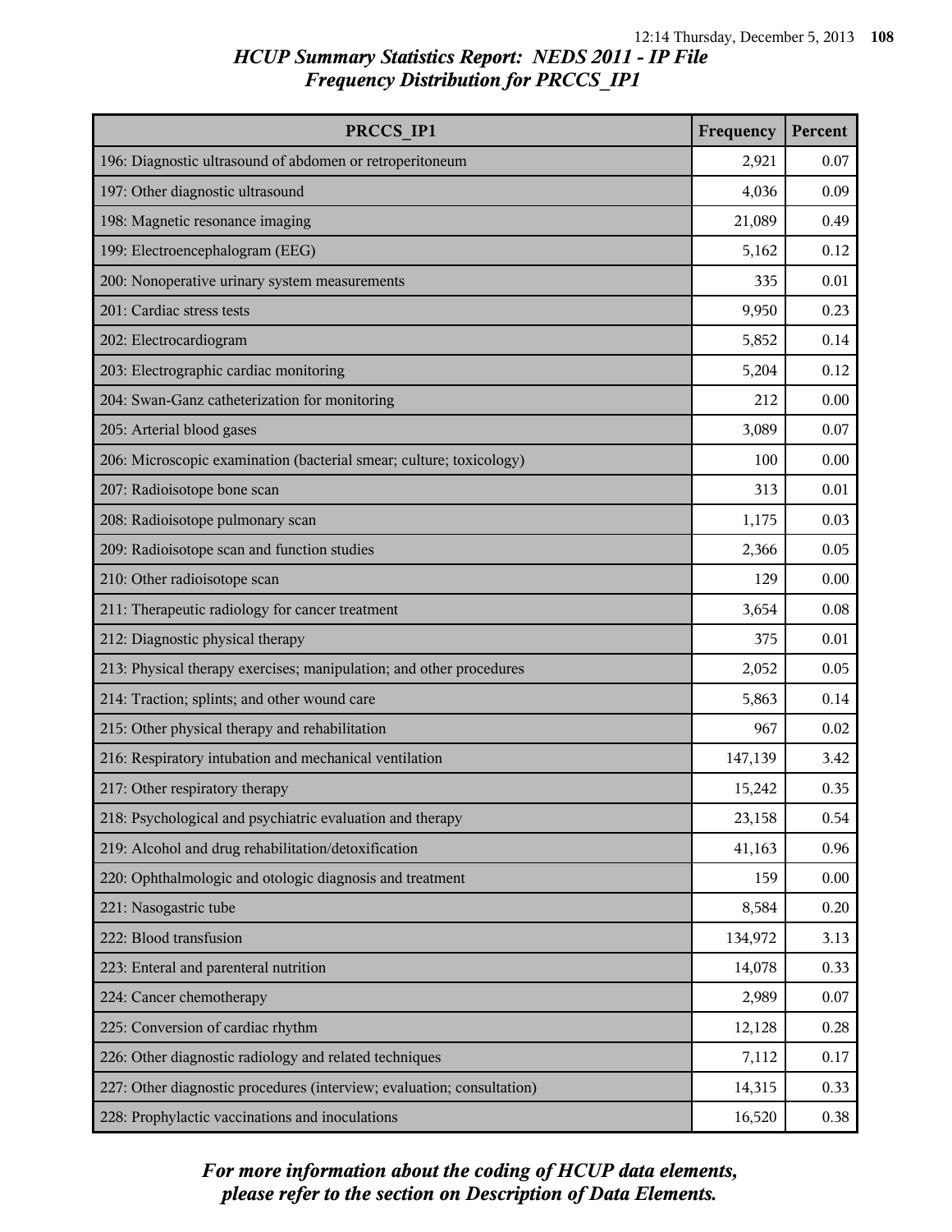## HCUP Summary Statistics Report: NEDS 2011 - IP File
## Frequency Distribution for PRCCS_IP1

| PRCCS_IP1 | Frequency | Percent |
|---|---|---|
| 196: Diagnostic ultrasound of abdomen or retroperitoneum | 2,921 | 0.07 |
| 197: Other diagnostic ultrasound | 4,036 | 0.09 |
| 198: Magnetic resonance imaging | 21,089 | 0.49 |
| 199: Electroencephalogram (EEG) | 5,162 | 0.12 |
| 200: Nonoperative urinary system measurements | 335 | 0.01 |
| 201: Cardiac stress tests | 9,950 | 0.23 |
| 202: Electrocardiogram | 5,852 | 0.14 |
| 203: Electrographic cardiac monitoring | 5,204 | 0.12 |
| 204: Swan-Ganz catheterization for monitoring | 212 | 0.00 |
| 205: Arterial blood gases | 3,089 | 0.07 |
| 206: Microscopic examination (bacterial smear; culture; toxicology) | 100 | 0.00 |
| 207: Radioisotope bone scan | 313 | 0.01 |
| 208: Radioisotope pulmonary scan | 1,175 | 0.03 |
| 209: Radioisotope scan and function studies | 2,366 | 0.05 |
| 210: Other radioisotope scan | 129 | 0.00 |
| 211: Therapeutic radiology for cancer treatment | 3,654 | 0.08 |
| 212: Diagnostic physical therapy | 375 | 0.01 |
| 213: Physical therapy exercises; manipulation; and other procedures | 2,052 | 0.05 |
| 214: Traction; splints; and other wound care | 5,863 | 0.14 |
| 215: Other physical therapy and rehabilitation | 967 | 0.02 |
| 216: Respiratory intubation and mechanical ventilation | 147,139 | 3.42 |
| 217: Other respiratory therapy | 15,242 | 0.35 |
| 218: Psychological and psychiatric evaluation and therapy | 23,158 | 0.54 |
| 219: Alcohol and drug rehabilitation/detoxification | 41,163 | 0.96 |
| 220: Ophthalmologic and otologic diagnosis and treatment | 159 | 0.00 |
| 221: Nasogastric tube | 8,584 | 0.20 |
| 222: Blood transfusion | 134,972 | 3.13 |
| 223: Enteral and parenteral nutrition | 14,078 | 0.33 |
| 224: Cancer chemotherapy | 2,989 | 0.07 |
| 225: Conversion of cardiac rhythm | 12,128 | 0.28 |
| 226: Other diagnostic radiology and related techniques | 7,112 | 0.17 |
| 227: Other diagnostic procedures (interview; evaluation; consultation) | 14,315 | 0.33 |
| 228: Prophylactic vaccinations and inoculations | 16,520 | 0.38 |

*For more information about the coding of HCUP data elements, please refer to the section on Description of Data Elements.*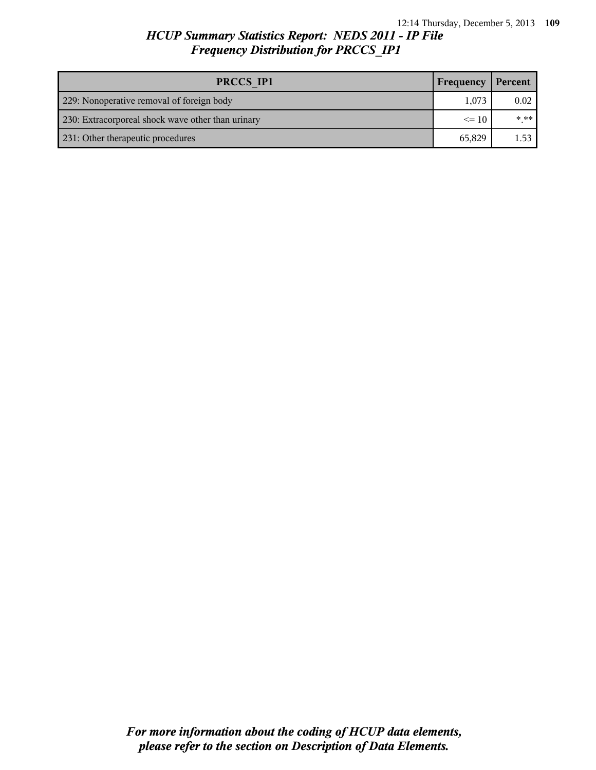## HCUP Summary Statistics Report: NEDS 2011 - IP File
### Frequency Distribution for PRCCS_IP1

| PRCCS_IP1 | Frequency | Percent |
|---|---|---|
| 229: Nonoperative removal of foreign body | 1,073 | 0.02 |
| 230: Extracorporeal shock wave other than urinary | <= 10 | *.** |
| 231: Other therapeutic procedures | 65,829 | 1.53 |

*For more information about the coding of HCUP data elements, please refer to the section on Description of Data Elements.*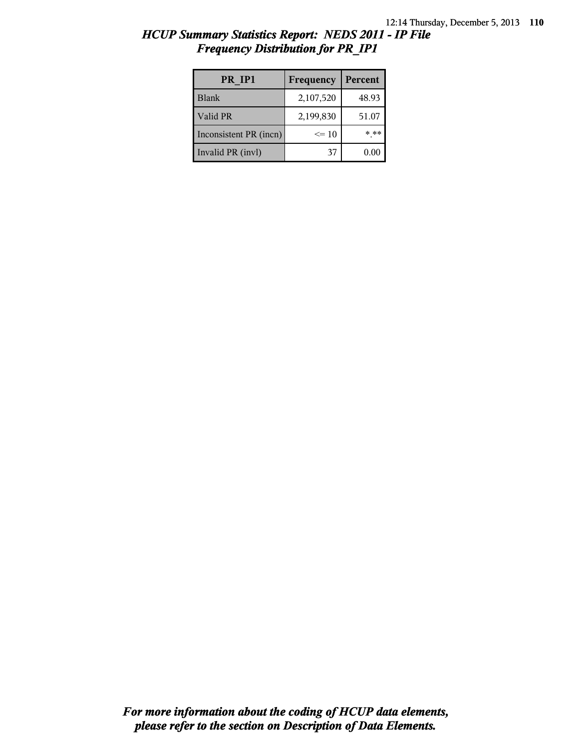# *HCUP Summary Statistics Report: NEDS 2011 - IP File*
## *Frequency Distribution for PR_IP1*

| PR_IP1 | Frequency | Percent |
|---|---|---|
| Blank | 2,107,520 | 48.93 |
| Valid PR | 2,199,830 | 51.07 |
| Inconsistent PR (incn) | <= 10 | *.** |
| Invalid PR (invl) | 37 | 0.00 |

***For more information about the coding of HCUP data elements, please refer to the section on Description of Data Elements.***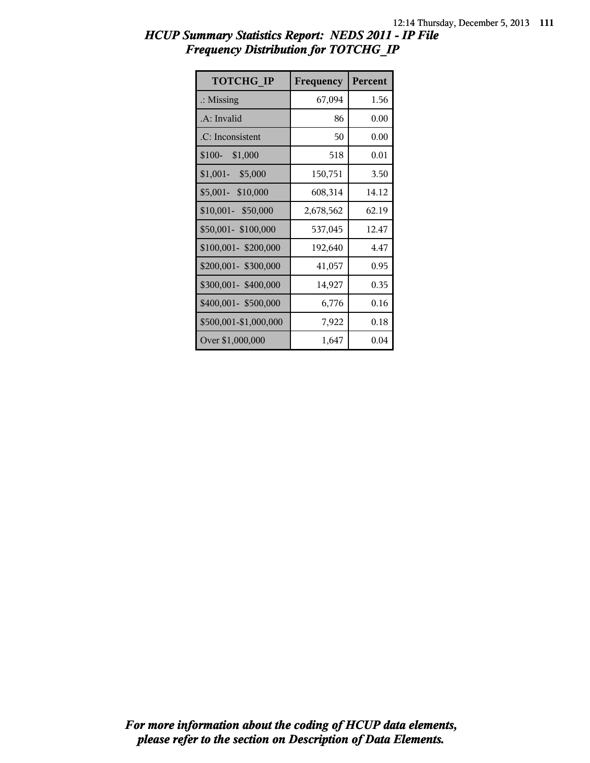# *HCUP Summary Statistics Report: NEDS 2011 - IP File*
## *Frequency Distribution for TOTCHG_IP*

| TOTCHG_IP | Frequency | Percent |
|---|---|---|
| .: Missing | 67,094 | 1.56 |
| .A: Invalid | 86 | 0.00 |
| .C: Inconsistent | 50 | 0.00 |
| $100- $1,000 | 518 | 0.01 |
| $1,001- $5,000 | 150,751 | 3.50 |
| $5,001- $10,000 | 608,314 | 14.12 |
| $10,001- $50,000 | 2,678,562 | 62.19 |
| $50,001- $100,000 | 537,045 | 12.47 |
| $100,001- $200,000 | 192,640 | 4.47 |
| $200,001- $300,000 | 41,057 | 0.95 |
| $300,001- $400,000 | 14,927 | 0.35 |
| $400,001- $500,000 | 6,776 | 0.16 |
| $500,001-$1,000,000 | 7,922 | 0.18 |
| Over $1,000,000 | 1,647 | 0.04 |

***For more information about the coding of HCUP data elements, please refer to the section on Description of Data Elements.***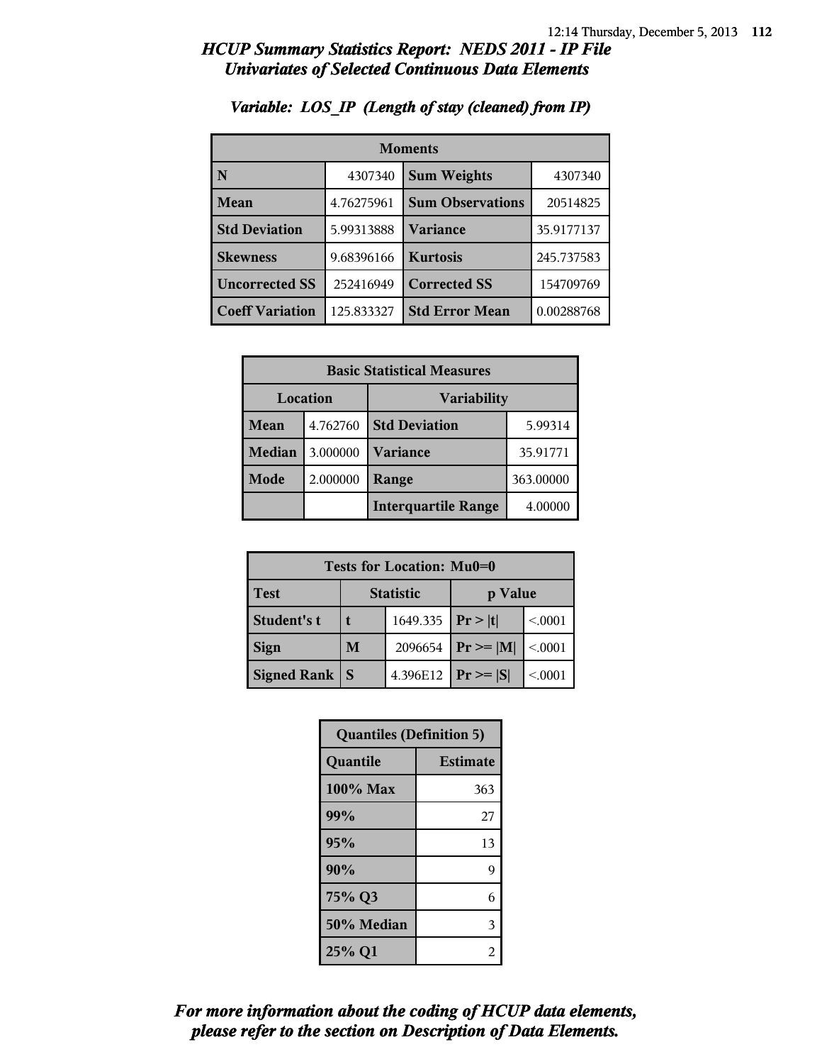# *HCUP Summary Statistics Report: NEDS 2011 - IP File*
## *Univariates of Selected Continuous Data Elements*

### *Variable: LOS_IP (Length of stay (cleaned) from IP)*

| Moments | | | |
|---|---|---|---|
| **N** | 4307340 | **Sum Weights** | 4307340 |
| **Mean** | 4.76275961 | **Sum Observations** | 20514825 |
| **Std Deviation** | 5.99313888 | **Variance** | 35.9177137 |
| **Skewness** | 9.68396166 | **Kurtosis** | 245.737583 |
| **Uncorrected SS** | 252416949 | **Corrected SS** | 154709769 |
| **Coeff Variation** | 125.833327 | **Std Error Mean** | 0.00288768 |

| Basic Statistical Measures | | | |
|---|---|---|---|
| Location | | Variability | |
| **Mean** | 4.762760 | **Std Deviation** | 5.99314 |
| **Median** | 3.000000 | **Variance** | 35.91771 |
| **Mode** | 2.000000 | **Range** | 363.00000 |
| | | **Interquartile Range** | 4.00000 |

| Tests for Location: Mu0=0 | | | | |
|---|---|---|---|---|
| **Test** | Statistic | | p Value | |
| **Student's t** | t | 1649.335 | Pr > \|t\| | <.0001 |
| **Sign** | M | 2096654 | Pr >= \|M\| | <.0001 |
| **Signed Rank** | S | 4.396E12 | Pr >= \|S\| | <.0001 |

| Quantiles (Definition 5) | |
|---|---|
| **Quantile** | **Estimate** |
| **100% Max** | 363 |
| **99%** | 27 |
| **95%** | 13 |
| **90%** | 9 |
| **75% Q3** | 6 |
| **50% Median** | 3 |
| **25% Q1** | 2 |

***For more information about the coding of HCUP data elements, please refer to the section on Description of Data Elements.***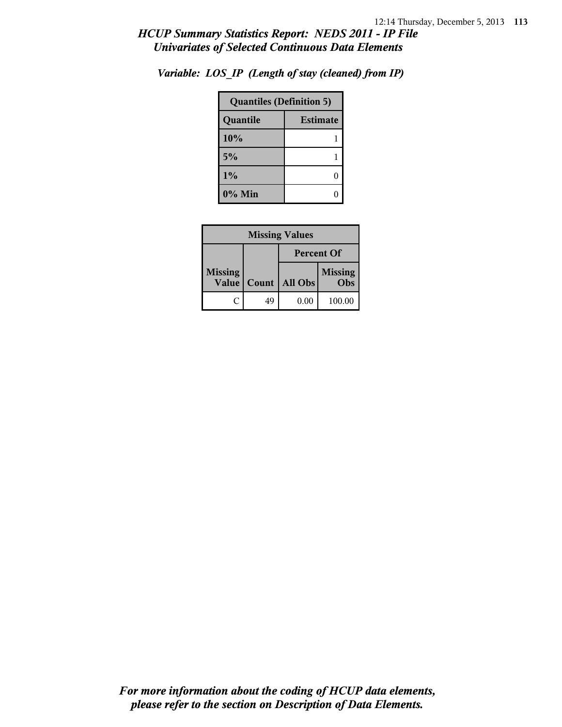*HCUP Summary Statistics Report: NEDS 2011 - IP File*
*Univariates of Selected Continuous Data Elements*

*Variable: LOS_IP (Length of stay (cleaned) from IP)*

| Quantiles (Definition 5) | |
|---|---|
| **Quantile** | **Estimate** |
| **10%** | 1 |
| **5%** | 1 |
| **1%** | 0 |
| **0% Min** | 0 |

| Missing Values | | | |
|---|---|---|---|
| | | **Percent Of** | |
| **Missing Value** | **Count** | **All Obs** | **Missing Obs** |
| C | 49 | 0.00 | 100.00 |

*For more information about the coding of HCUP data elements, please refer to the section on Description of Data Elements.*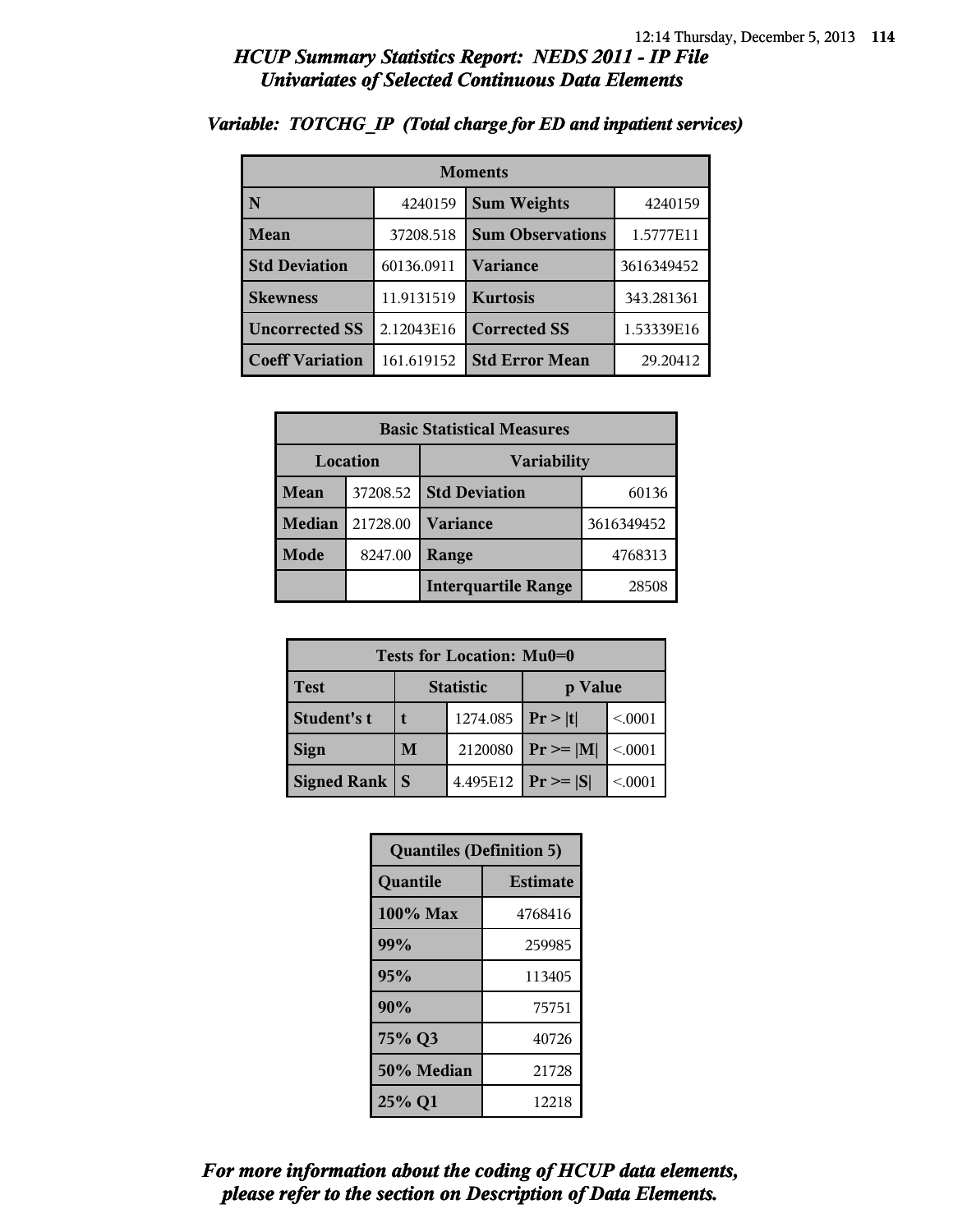# *HCUP Summary Statistics Report: NEDS 2011 - IP File*
## *Univariates of Selected Continuous Data Elements*

### *Variable: TOTCHG_IP (Total charge for ED and inpatient services)*

| Moments | | | |
|---|---|---|---|
| **N** | 4240159 | **Sum Weights** | 4240159 |
| **Mean** | 37208.518 | **Sum Observations** | 1.5777E11 |
| **Std Deviation** | 60136.0911 | **Variance** | 3616349452 |
| **Skewness** | 11.9131519 | **Kurtosis** | 343.281361 |
| **Uncorrected SS** | 2.12043E16 | **Corrected SS** | 1.53339E16 |
| **Coeff Variation** | 161.619152 | **Std Error Mean** | 29.20412 |

| Basic Statistical Measures | | | |
|---|---|---|---|
| **Location** | | **Variability** | |
| **Mean** | 37208.52 | **Std Deviation** | 60136 |
| **Median** | 21728.00 | **Variance** | 3616349452 |
| **Mode** | 8247.00 | **Range** | 4768313 |
| | | **Interquartile Range** | 28508 |

| Tests for Location: Mu0=0 | | | | |
|---|---|---|---|---|
| **Test** | **Statistic** | | **p Value** | |
| **Student's t** | **t** | 1274.085 | **Pr > \|t\|** | <.0001 |
| **Sign** | **M** | 2120080 | **Pr >= \|M\|** | <.0001 |
| **Signed Rank** | **S** | 4.495E12 | **Pr >= \|S\|** | <.0001 |

| Quantiles (Definition 5) | |
|---|---|
| **Quantile** | **Estimate** |
| **100% Max** | 4768416 |
| **99%** | 259985 |
| **95%** | 113405 |
| **90%** | 75751 |
| **75% Q3** | 40726 |
| **50% Median** | 21728 |
| **25% Q1** | 12218 |

***For more information about the coding of HCUP data elements, please refer to the section on Description of Data Elements.***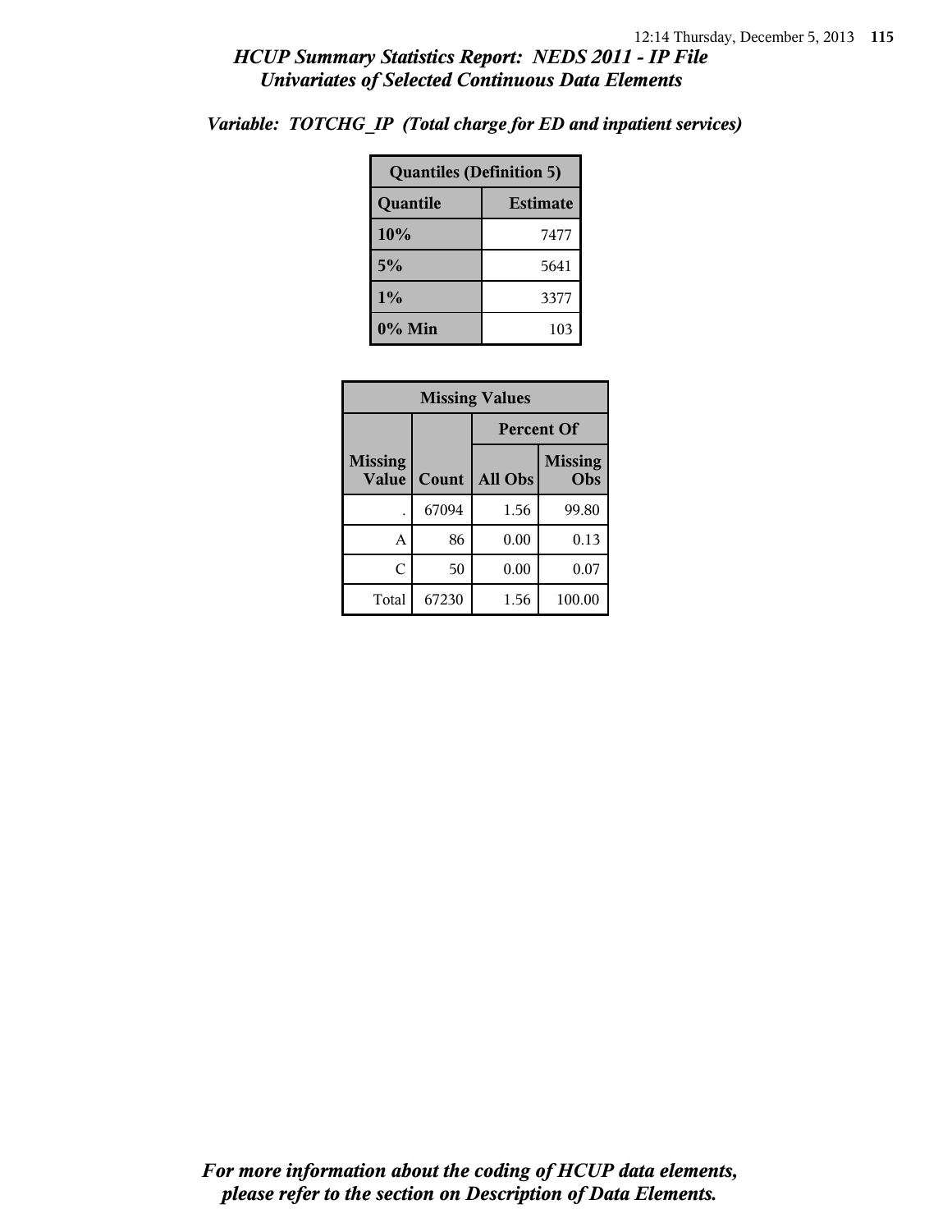*Variable: TOTCHG_IP (Total charge for ED and inpatient services)*

| Quantiles (Definition 5) | |
|---|---|
| **Quantile** | **Estimate** |
| 10% | 7477 |
| 5% | 5641 |
| 1% | 3377 |
| 0% Min | 103 |

| Missing Values | | | |
|---|---|---|---|
| | | Percent Of | |
| Missing Value | Count | All Obs | Missing Obs |
| . | 67094 | 1.56 | 99.80 |
| A | 86 | 0.00 | 0.13 |
| C | 50 | 0.00 | 0.07 |
| Total | 67230 | 1.56 | 100.00 |

*For more information about the coding of HCUP data elements, please refer to the section on Description of Data Elements.*